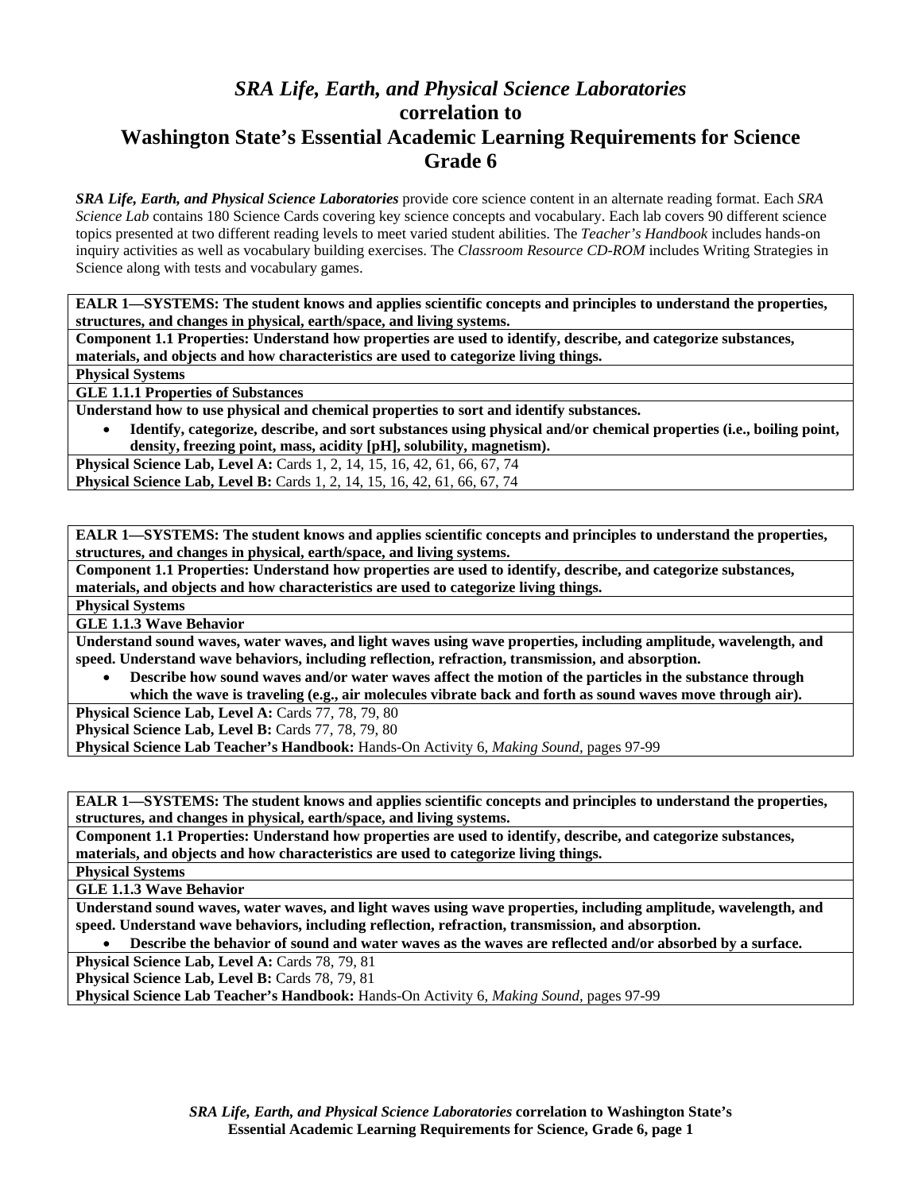# *SRA Life, Earth, and Physical Science Laboratories* correlation to Washington State's Essential Academic Learning Requirements for Science Grade 6

***SRA Life, Earth, and Physical Science Laboratories*** provide core science content in an alternate reading format. Each *SRA Science Lab* contains 180 Science Cards covering key science concepts and vocabulary. Each lab covers 90 different science topics presented at two different reading levels to meet varied student abilities. The *Teacher's Handbook* includes hands-on inquiry activities as well as vocabulary building exercises. The *Classroom Resource CD-ROM* includes Writing Strategies in Science along with tests and vocabulary games.

---

**EALR 1—SYSTEMS: The student knows and applies scientific concepts and principles to understand the properties, structures, and changes in physical, earth/space, and living systems.**

**Component 1.1 Properties: Understand how properties are used to identify, describe, and categorize substances, materials, and objects and how characteristics are used to categorize living things.**

**Physical Systems**

**GLE 1.1.1 Properties of Substances**

**Understand how to use physical and chemical properties to sort and identify substances.**

- **Identify, categorize, describe, and sort substances using physical and/or chemical properties (i.e., boiling point, density, freezing point, mass, acidity [pH], solubility, magnetism).**

**Physical Science Lab, Level A:** Cards 1, 2, 14, 15, 16, 42, 61, 66, 67, 74
**Physical Science Lab, Level B:** Cards 1, 2, 14, 15, 16, 42, 61, 66, 67, 74

---

**EALR 1—SYSTEMS: The student knows and applies scientific concepts and principles to understand the properties, structures, and changes in physical, earth/space, and living systems.**

**Component 1.1 Properties: Understand how properties are used to identify, describe, and categorize substances, materials, and objects and how characteristics are used to categorize living things.**

**Physical Systems**

**GLE 1.1.3 Wave Behavior**

**Understand sound waves, water waves, and light waves using wave properties, including amplitude, wavelength, and speed. Understand wave behaviors, including reflection, refraction, transmission, and absorption.**

- **Describe how sound waves and/or water waves affect the motion of the particles in the substance through which the wave is traveling (e.g., air molecules vibrate back and forth as sound waves move through air).**

**Physical Science Lab, Level A:** Cards 77, 78, 79, 80
**Physical Science Lab, Level B:** Cards 77, 78, 79, 80
**Physical Science Lab Teacher's Handbook:** Hands-On Activity 6, *Making Sound,* pages 97-99

---

**EALR 1—SYSTEMS: The student knows and applies scientific concepts and principles to understand the properties, structures, and changes in physical, earth/space, and living systems.**

**Component 1.1 Properties: Understand how properties are used to identify, describe, and categorize substances, materials, and objects and how characteristics are used to categorize living things.**

**Physical Systems**

**GLE 1.1.3 Wave Behavior**

**Understand sound waves, water waves, and light waves using wave properties, including amplitude, wavelength, and speed. Understand wave behaviors, including reflection, refraction, transmission, and absorption.**

- **Describe the behavior of sound and water waves as the waves are reflected and/or absorbed by a surface.**

**Physical Science Lab, Level A:** Cards 78, 79, 81
**Physical Science Lab, Level B:** Cards 78, 79, 81
**Physical Science Lab Teacher's Handbook:** Hands-On Activity 6, *Making Sound,* pages 97-99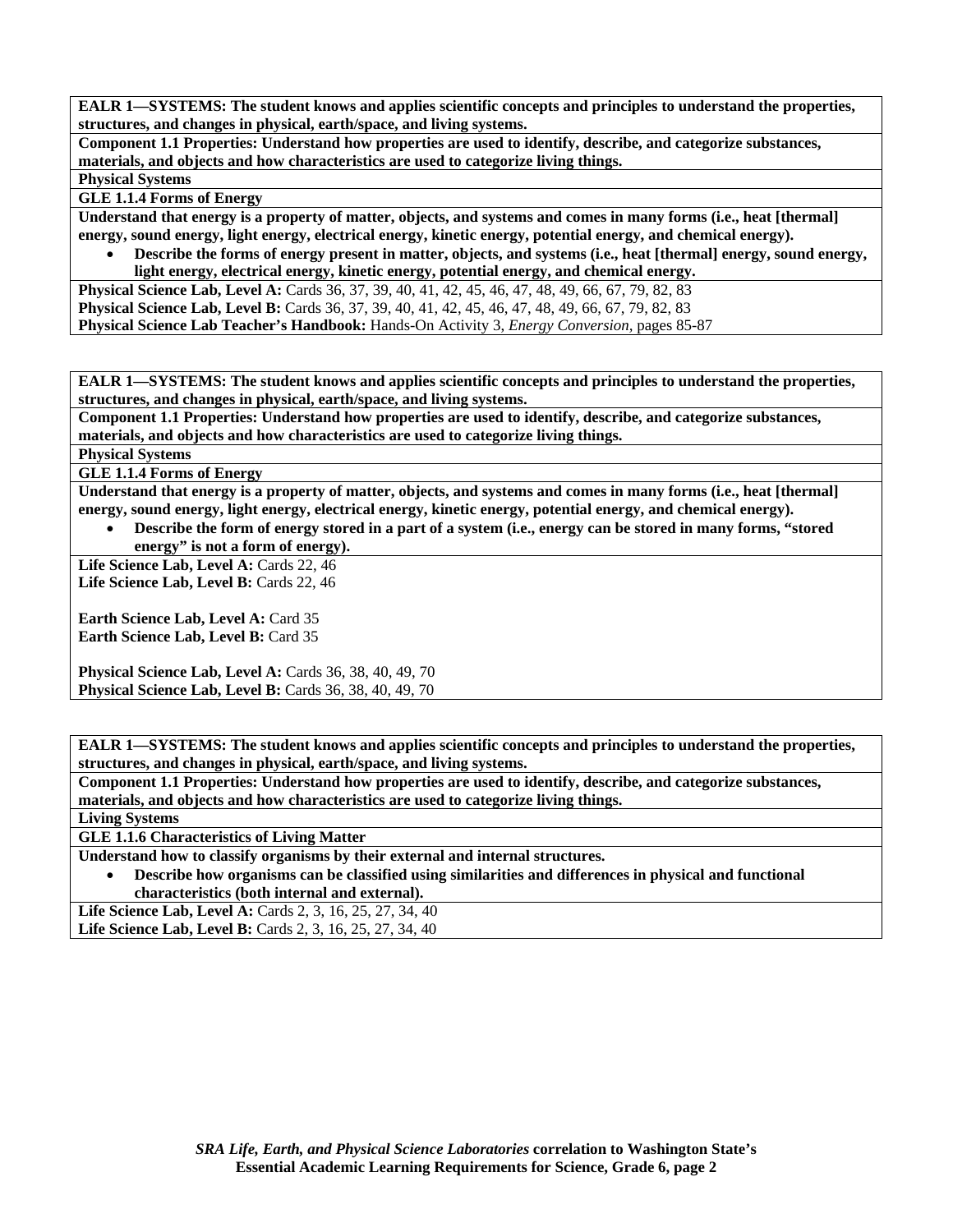**EALR 1—SYSTEMS: The student knows and applies scientific concepts and principles to understand the properties, structures, and changes in physical, earth/space, and living systems.**

**Component 1.1 Properties: Understand how properties are used to identify, describe, and categorize substances, materials, and objects and how characteristics are used to categorize living things.**

**Physical Systems**

**GLE 1.1.4 Forms of Energy**

**Understand that energy is a property of matter, objects, and systems and comes in many forms (i.e., heat [thermal] energy, sound energy, light energy, electrical energy, kinetic energy, potential energy, and chemical energy).**

- **Describe the forms of energy present in matter, objects, and systems (i.e., heat [thermal] energy, sound energy, light energy, electrical energy, kinetic energy, potential energy, and chemical energy.**

**Physical Science Lab, Level A:** Cards 36, 37, 39, 40, 41, 42, 45, 46, 47, 48, 49, 66, 67, 79, 82, 83
**Physical Science Lab, Level B:** Cards 36, 37, 39, 40, 41, 42, 45, 46, 47, 48, 49, 66, 67, 79, 82, 83
**Physical Science Lab Teacher's Handbook:** Hands-On Activity 3, *Energy Conversion,* pages 85-87

---

**EALR 1—SYSTEMS: The student knows and applies scientific concepts and principles to understand the properties, structures, and changes in physical, earth/space, and living systems.**

**Component 1.1 Properties: Understand how properties are used to identify, describe, and categorize substances, materials, and objects and how characteristics are used to categorize living things.**

**Physical Systems**

**GLE 1.1.4 Forms of Energy**

**Understand that energy is a property of matter, objects, and systems and comes in many forms (i.e., heat [thermal] energy, sound energy, light energy, electrical energy, kinetic energy, potential energy, and chemical energy).**

- **Describe the form of energy stored in a part of a system (i.e., energy can be stored in many forms, "stored energy" is not a form of energy).**

**Life Science Lab, Level A:** Cards 22, 46
**Life Science Lab, Level B:** Cards 22, 46

**Earth Science Lab, Level A:** Card 35
**Earth Science Lab, Level B:** Card 35

**Physical Science Lab, Level A:** Cards 36, 38, 40, 49, 70
**Physical Science Lab, Level B:** Cards 36, 38, 40, 49, 70

---

**EALR 1—SYSTEMS: The student knows and applies scientific concepts and principles to understand the properties, structures, and changes in physical, earth/space, and living systems.**

**Component 1.1 Properties: Understand how properties are used to identify, describe, and categorize substances, materials, and objects and how characteristics are used to categorize living things.**

**Living Systems**

**GLE 1.1.6 Characteristics of Living Matter**

**Understand how to classify organisms by their external and internal structures.**

- **Describe how organisms can be classified using similarities and differences in physical and functional characteristics (both internal and external).**

**Life Science Lab, Level A:** Cards 2, 3, 16, 25, 27, 34, 40
**Life Science Lab, Level B:** Cards 2, 3, 16, 25, 27, 34, 40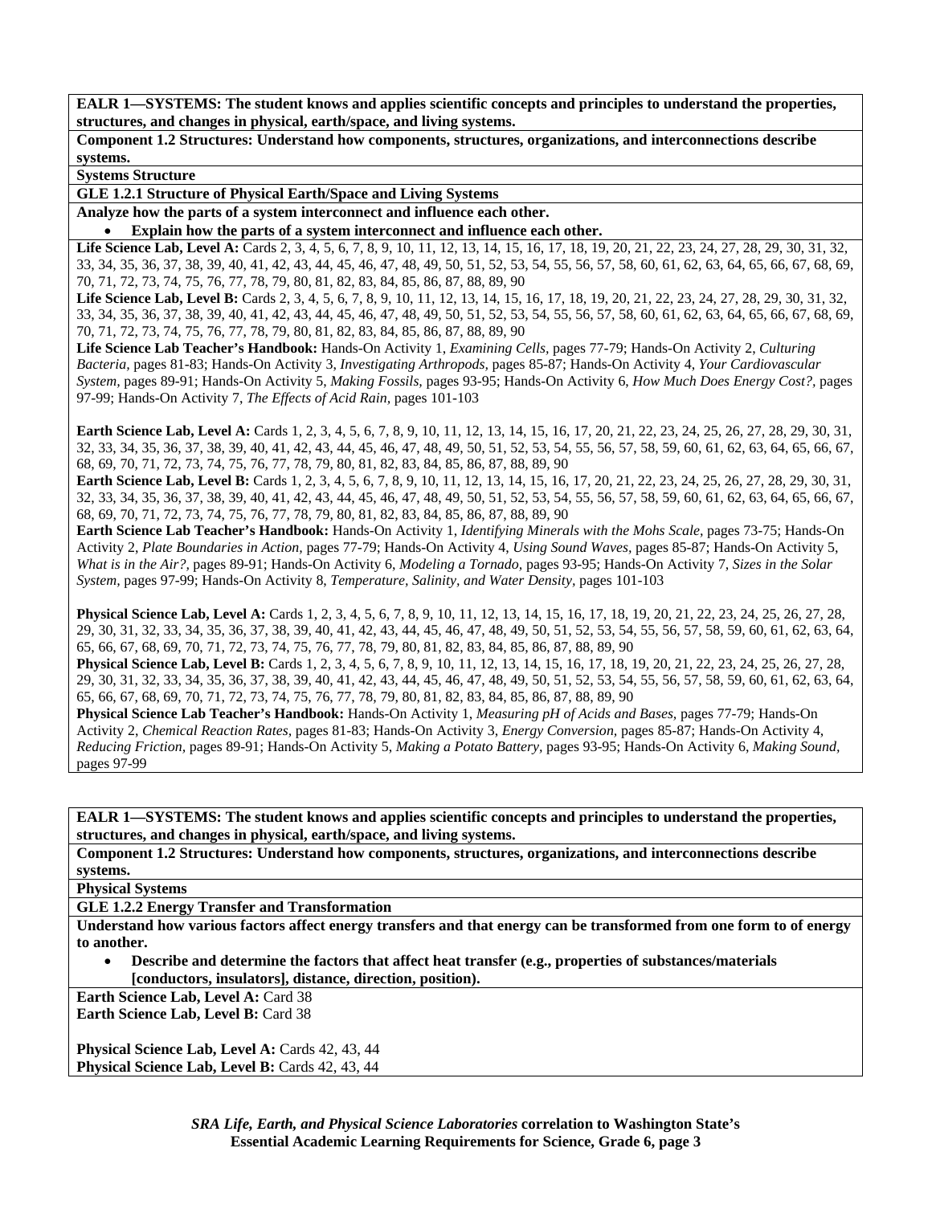**EALR 1—SYSTEMS: The student knows and applies scientific concepts and principles to understand the properties, structures, and changes in physical, earth/space, and living systems.**

**Component 1.2 Structures: Understand how components, structures, organizations, and interconnections describe systems.**

**Systems Structure**

**GLE 1.2.1 Structure of Physical Earth/Space and Living Systems**

**Analyze how the parts of a system interconnect and influence each other.**

- **Explain how the parts of a system interconnect and influence each other.**

**Life Science Lab, Level A:** Cards 2, 3, 4, 5, 6, 7, 8, 9, 10, 11, 12, 13, 14, 15, 16, 17, 18, 19, 20, 21, 22, 23, 24, 27, 28, 29, 30, 31, 32, 33, 34, 35, 36, 37, 38, 39, 40, 41, 42, 43, 44, 45, 46, 47, 48, 49, 50, 51, 52, 53, 54, 55, 56, 57, 58, 60, 61, 62, 63, 64, 65, 66, 67, 68, 69, 70, 71, 72, 73, 74, 75, 76, 77, 78, 79, 80, 81, 82, 83, 84, 85, 86, 87, 88, 89, 90

**Life Science Lab, Level B:** Cards 2, 3, 4, 5, 6, 7, 8, 9, 10, 11, 12, 13, 14, 15, 16, 17, 18, 19, 20, 21, 22, 23, 24, 27, 28, 29, 30, 31, 32, 33, 34, 35, 36, 37, 38, 39, 40, 41, 42, 43, 44, 45, 46, 47, 48, 49, 50, 51, 52, 53, 54, 55, 56, 57, 58, 60, 61, 62, 63, 64, 65, 66, 67, 68, 69, 70, 71, 72, 73, 74, 75, 76, 77, 78, 79, 80, 81, 82, 83, 84, 85, 86, 87, 88, 89, 90

**Life Science Lab Teacher's Handbook:** Hands-On Activity 1, *Examining Cells,* pages 77-79; Hands-On Activity 2, *Culturing Bacteria,* pages 81-83; Hands-On Activity 3, *Investigating Arthropods,* pages 85-87; Hands-On Activity 4, *Your Cardiovascular System,* pages 89-91; Hands-On Activity 5, *Making Fossils,* pages 93-95; Hands-On Activity 6, *How Much Does Energy Cost?,* pages 97-99; Hands-On Activity 7, *The Effects of Acid Rain,* pages 101-103

**Earth Science Lab, Level A:** Cards 1, 2, 3, 4, 5, 6, 7, 8, 9, 10, 11, 12, 13, 14, 15, 16, 17, 20, 21, 22, 23, 24, 25, 26, 27, 28, 29, 30, 31, 32, 33, 34, 35, 36, 37, 38, 39, 40, 41, 42, 43, 44, 45, 46, 47, 48, 49, 50, 51, 52, 53, 54, 55, 56, 57, 58, 59, 60, 61, 62, 63, 64, 65, 66, 67, 68, 69, 70, 71, 72, 73, 74, 75, 76, 77, 78, 79, 80, 81, 82, 83, 84, 85, 86, 87, 88, 89, 90

**Earth Science Lab, Level B:** Cards 1, 2, 3, 4, 5, 6, 7, 8, 9, 10, 11, 12, 13, 14, 15, 16, 17, 20, 21, 22, 23, 24, 25, 26, 27, 28, 29, 30, 31, 32, 33, 34, 35, 36, 37, 38, 39, 40, 41, 42, 43, 44, 45, 46, 47, 48, 49, 50, 51, 52, 53, 54, 55, 56, 57, 58, 59, 60, 61, 62, 63, 64, 65, 66, 67, 68, 69, 70, 71, 72, 73, 74, 75, 76, 77, 78, 79, 80, 81, 82, 83, 84, 85, 86, 87, 88, 89, 90

**Earth Science Lab Teacher's Handbook:** Hands-On Activity 1, *Identifying Minerals with the Mohs Scale,* pages 73-75; Hands-On Activity 2, *Plate Boundaries in Action,* pages 77-79; Hands-On Activity 4, *Using Sound Waves,* pages 85-87; Hands-On Activity 5, *What is in the Air?,* pages 89-91; Hands-On Activity 6, *Modeling a Tornado,* pages 93-95; Hands-On Activity 7, *Sizes in the Solar System,* pages 97-99; Hands-On Activity 8, *Temperature, Salinity, and Water Density,* pages 101-103

**Physical Science Lab, Level A:** Cards 1, 2, 3, 4, 5, 6, 7, 8, 9, 10, 11, 12, 13, 14, 15, 16, 17, 18, 19, 20, 21, 22, 23, 24, 25, 26, 27, 28, 29, 30, 31, 32, 33, 34, 35, 36, 37, 38, 39, 40, 41, 42, 43, 44, 45, 46, 47, 48, 49, 50, 51, 52, 53, 54, 55, 56, 57, 58, 59, 60, 61, 62, 63, 64, 65, 66, 67, 68, 69, 70, 71, 72, 73, 74, 75, 76, 77, 78, 79, 80, 81, 82, 83, 84, 85, 86, 87, 88, 89, 90

**Physical Science Lab, Level B:** Cards 1, 2, 3, 4, 5, 6, 7, 8, 9, 10, 11, 12, 13, 14, 15, 16, 17, 18, 19, 20, 21, 22, 23, 24, 25, 26, 27, 28, 29, 30, 31, 32, 33, 34, 35, 36, 37, 38, 39, 40, 41, 42, 43, 44, 45, 46, 47, 48, 49, 50, 51, 52, 53, 54, 55, 56, 57, 58, 59, 60, 61, 62, 63, 64, 65, 66, 67, 68, 69, 70, 71, 72, 73, 74, 75, 76, 77, 78, 79, 80, 81, 82, 83, 84, 85, 86, 87, 88, 89, 90

**Physical Science Lab Teacher's Handbook:** Hands-On Activity 1, *Measuring pH of Acids and Bases,* pages 77-79; Hands-On Activity 2, *Chemical Reaction Rates,* pages 81-83; Hands-On Activity 3, *Energy Conversion,* pages 85-87; Hands-On Activity 4, *Reducing Friction,* pages 89-91; Hands-On Activity 5, *Making a Potato Battery,* pages 93-95; Hands-On Activity 6, *Making Sound,* pages 97-99

---

**EALR 1—SYSTEMS: The student knows and applies scientific concepts and principles to understand the properties, structures, and changes in physical, earth/space, and living systems.**

**Component 1.2 Structures: Understand how components, structures, organizations, and interconnections describe systems.**

**Physical Systems**

**GLE 1.2.2 Energy Transfer and Transformation**

**Understand how various factors affect energy transfers and that energy can be transformed from one form to of energy to another.**

- **Describe and determine the factors that affect heat transfer (e.g., properties of substances/materials [conductors, insulators], distance, direction, position).**

**Earth Science Lab, Level A:** Card 38
**Earth Science Lab, Level B:** Card 38

**Physical Science Lab, Level A:** Cards 42, 43, 44
**Physical Science Lab, Level B:** Cards 42, 43, 44

***SRA Life, Earth, and Physical Science Laboratories* correlation to Washington State's Essential Academic Learning Requirements for Science, Grade 6**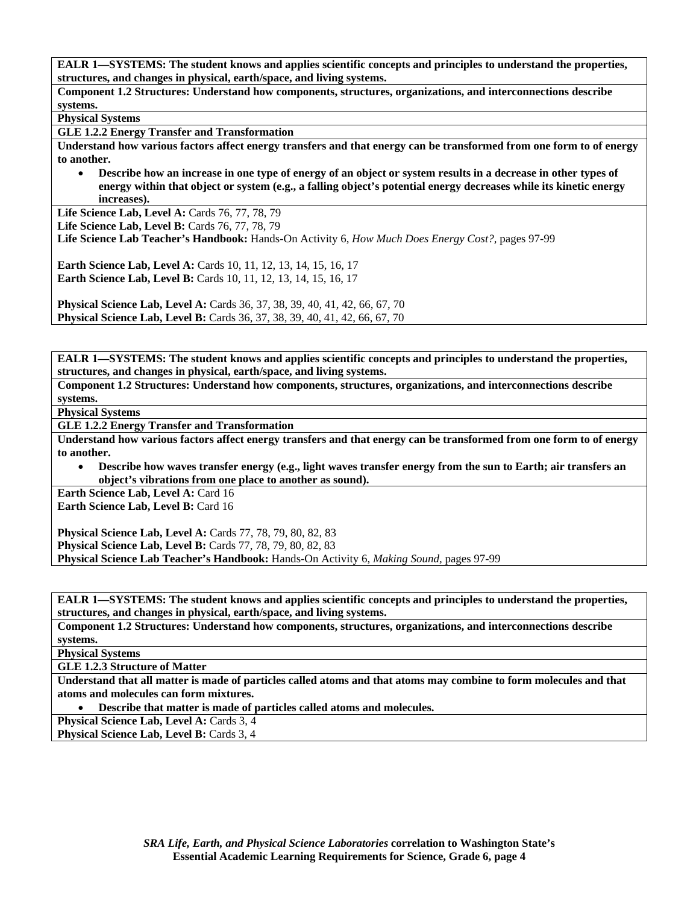**EALR 1—SYSTEMS: The student knows and applies scientific concepts and principles to understand the properties, structures, and changes in physical, earth/space, and living systems.**

**Component 1.2 Structures: Understand how components, structures, organizations, and interconnections describe systems.**

**Physical Systems**

**GLE 1.2.2 Energy Transfer and Transformation**

**Understand how various factors affect energy transfers and that energy can be transformed from one form to of energy to another.**

- **Describe how an increase in one type of energy of an object or system results in a decrease in other types of energy within that object or system (e.g., a falling object's potential energy decreases while its kinetic energy increases).**

**Life Science Lab, Level A:** Cards 76, 77, 78, 79
**Life Science Lab, Level B:** Cards 76, 77, 78, 79
**Life Science Lab Teacher's Handbook:** Hands-On Activity 6, *How Much Does Energy Cost?,* pages 97-99

**Earth Science Lab, Level A:** Cards 10, 11, 12, 13, 14, 15, 16, 17
**Earth Science Lab, Level B:** Cards 10, 11, 12, 13, 14, 15, 16, 17

**Physical Science Lab, Level A:** Cards 36, 37, 38, 39, 40, 41, 42, 66, 67, 70
**Physical Science Lab, Level B:** Cards 36, 37, 38, 39, 40, 41, 42, 66, 67, 70

---

**EALR 1—SYSTEMS: The student knows and applies scientific concepts and principles to understand the properties, structures, and changes in physical, earth/space, and living systems.**

**Component 1.2 Structures: Understand how components, structures, organizations, and interconnections describe systems.**

**Physical Systems**

**GLE 1.2.2 Energy Transfer and Transformation**

**Understand how various factors affect energy transfers and that energy can be transformed from one form to of energy to another.**

- **Describe how waves transfer energy (e.g., light waves transfer energy from the sun to Earth; air transfers an object's vibrations from one place to another as sound).**

**Earth Science Lab, Level A:** Card 16
**Earth Science Lab, Level B:** Card 16

**Physical Science Lab, Level A:** Cards 77, 78, 79, 80, 82, 83
**Physical Science Lab, Level B:** Cards 77, 78, 79, 80, 82, 83
**Physical Science Lab Teacher's Handbook:** Hands-On Activity 6, *Making Sound,* pages 97-99

---

**EALR 1—SYSTEMS: The student knows and applies scientific concepts and principles to understand the properties, structures, and changes in physical, earth/space, and living systems.**

**Component 1.2 Structures: Understand how components, structures, organizations, and interconnections describe systems.**

**Physical Systems**

**GLE 1.2.3 Structure of Matter**

**Understand that all matter is made of particles called atoms and that atoms may combine to form molecules and that atoms and molecules can form mixtures.**

- **Describe that matter is made of particles called atoms and molecules.**

**Physical Science Lab, Level A:** Cards 3, 4
**Physical Science Lab, Level B:** Cards 3, 4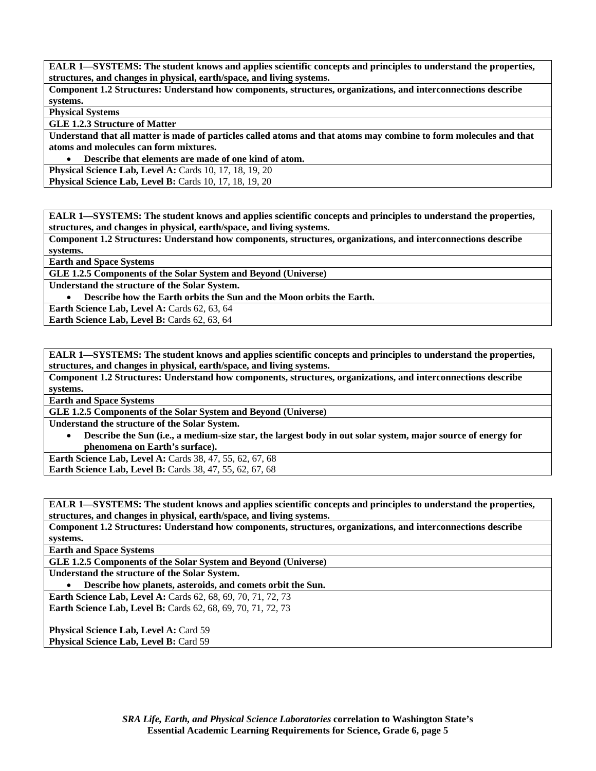**EALR 1—SYSTEMS: The student knows and applies scientific concepts and principles to understand the properties, structures, and changes in physical, earth/space, and living systems.**

**Component 1.2 Structures: Understand how components, structures, organizations, and interconnections describe systems.**

**Physical Systems**

**GLE 1.2.3 Structure of Matter**

**Understand that all matter is made of particles called atoms and that atoms may combine to form molecules and that atoms and molecules can form mixtures.**

- **Describe that elements are made of one kind of atom.**

**Physical Science Lab, Level A:** Cards 10, 17, 18, 19, 20
**Physical Science Lab, Level B:** Cards 10, 17, 18, 19, 20

---

**EALR 1—SYSTEMS: The student knows and applies scientific concepts and principles to understand the properties, structures, and changes in physical, earth/space, and living systems.**

**Component 1.2 Structures: Understand how components, structures, organizations, and interconnections describe systems.**

**Earth and Space Systems**

**GLE 1.2.5 Components of the Solar System and Beyond (Universe)**

**Understand the structure of the Solar System.**

- **Describe how the Earth orbits the Sun and the Moon orbits the Earth.**

**Earth Science Lab, Level A:** Cards 62, 63, 64
**Earth Science Lab, Level B:** Cards 62, 63, 64

---

**EALR 1—SYSTEMS: The student knows and applies scientific concepts and principles to understand the properties, structures, and changes in physical, earth/space, and living systems.**

**Component 1.2 Structures: Understand how components, structures, organizations, and interconnections describe systems.**

**Earth and Space Systems**

**GLE 1.2.5 Components of the Solar System and Beyond (Universe)**

**Understand the structure of the Solar System.**

- **Describe the Sun (i.e., a medium-size star, the largest body in out solar system, major source of energy for phenomena on Earth's surface).**

**Earth Science Lab, Level A:** Cards 38, 47, 55, 62, 67, 68
**Earth Science Lab, Level B:** Cards 38, 47, 55, 62, 67, 68

---

**EALR 1—SYSTEMS: The student knows and applies scientific concepts and principles to understand the properties, structures, and changes in physical, earth/space, and living systems.**

**Component 1.2 Structures: Understand how components, structures, organizations, and interconnections describe systems.**

**Earth and Space Systems**

**GLE 1.2.5 Components of the Solar System and Beyond (Universe)**

**Understand the structure of the Solar System.**

- **Describe how planets, asteroids, and comets orbit the Sun.**

**Earth Science Lab, Level A:** Cards 62, 68, 69, 70, 71, 72, 73
**Earth Science Lab, Level B:** Cards 62, 68, 69, 70, 71, 72, 73

**Physical Science Lab, Level A:** Card 59
**Physical Science Lab, Level B:** Card 59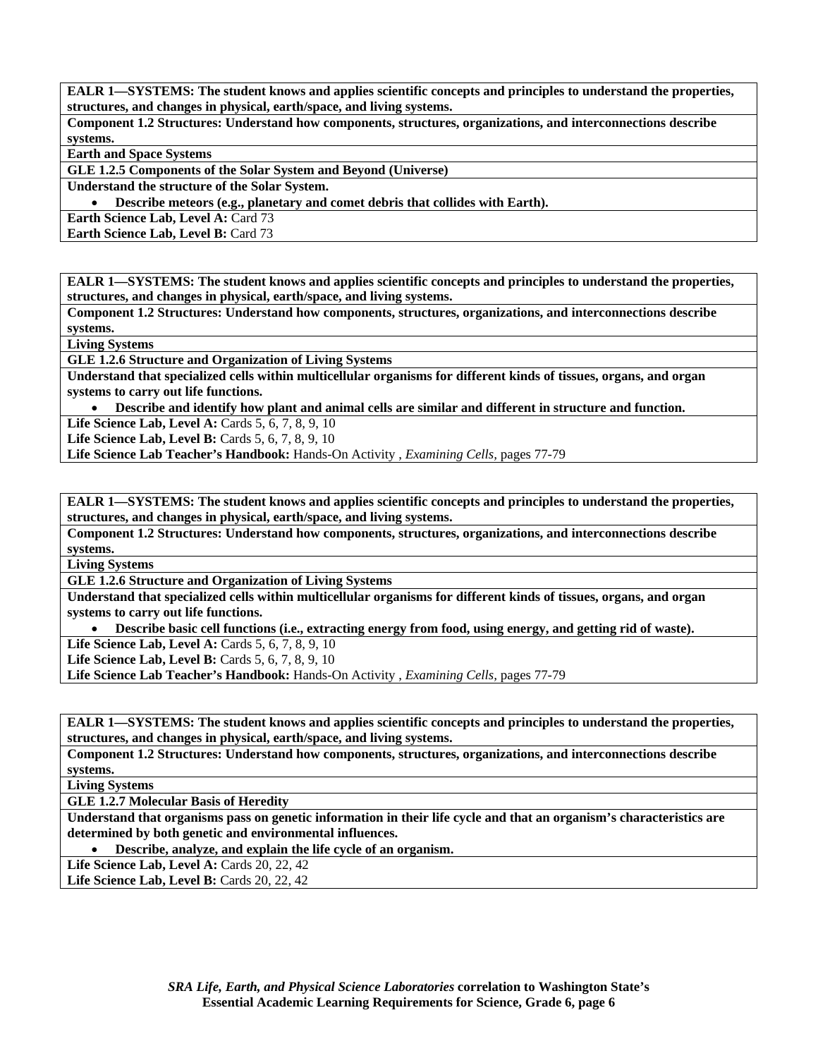**EALR 1—SYSTEMS: The student knows and applies scientific concepts and principles to understand the properties, structures, and changes in physical, earth/space, and living systems.**

**Component 1.2 Structures: Understand how components, structures, organizations, and interconnections describe systems.**

**Earth and Space Systems**

**GLE 1.2.5 Components of the Solar System and Beyond (Universe)**

**Understand the structure of the Solar System.**

- **Describe meteors (e.g., planetary and comet debris that collides with Earth).**

**Earth Science Lab, Level A:** Card 73
**Earth Science Lab, Level B:** Card 73

---

**EALR 1—SYSTEMS: The student knows and applies scientific concepts and principles to understand the properties, structures, and changes in physical, earth/space, and living systems.**

**Component 1.2 Structures: Understand how components, structures, organizations, and interconnections describe systems.**

**Living Systems**

**GLE 1.2.6 Structure and Organization of Living Systems**

**Understand that specialized cells within multicellular organisms for different kinds of tissues, organs, and organ systems to carry out life functions.**

- **Describe and identify how plant and animal cells are similar and different in structure and function.**

**Life Science Lab, Level A:** Cards 5, 6, 7, 8, 9, 10
**Life Science Lab, Level B:** Cards 5, 6, 7, 8, 9, 10
**Life Science Lab Teacher's Handbook:** Hands-On Activity , *Examining Cells,* pages 77-79

---

**EALR 1—SYSTEMS: The student knows and applies scientific concepts and principles to understand the properties, structures, and changes in physical, earth/space, and living systems.**

**Component 1.2 Structures: Understand how components, structures, organizations, and interconnections describe systems.**

**Living Systems**

**GLE 1.2.6 Structure and Organization of Living Systems**

**Understand that specialized cells within multicellular organisms for different kinds of tissues, organs, and organ systems to carry out life functions.**

- **Describe basic cell functions (i.e., extracting energy from food, using energy, and getting rid of waste).**

**Life Science Lab, Level A:** Cards 5, 6, 7, 8, 9, 10
**Life Science Lab, Level B:** Cards 5, 6, 7, 8, 9, 10
**Life Science Lab Teacher's Handbook:** Hands-On Activity , *Examining Cells,* pages 77-79

---

**EALR 1—SYSTEMS: The student knows and applies scientific concepts and principles to understand the properties, structures, and changes in physical, earth/space, and living systems.**

**Component 1.2 Structures: Understand how components, structures, organizations, and interconnections describe systems.**

**Living Systems**

**GLE 1.2.7 Molecular Basis of Heredity**

**Understand that organisms pass on genetic information in their life cycle and that an organism's characteristics are determined by both genetic and environmental influences.**

- **Describe, analyze, and explain the life cycle of an organism.**

**Life Science Lab, Level A:** Cards 20, 22, 42
**Life Science Lab, Level B:** Cards 20, 22, 42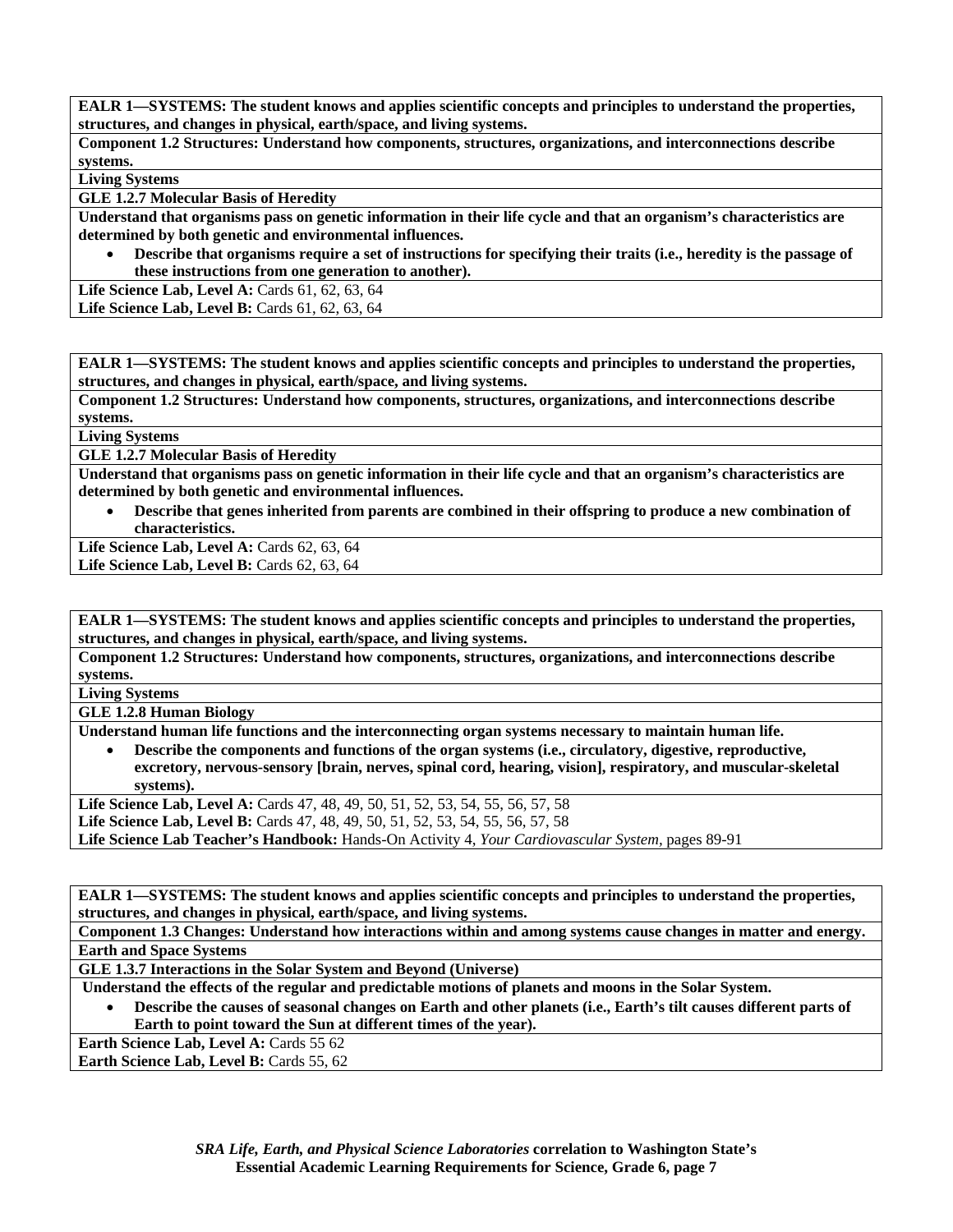**EALR 1—SYSTEMS: The student knows and applies scientific concepts and principles to understand the properties, structures, and changes in physical, earth/space, and living systems.**

**Component 1.2 Structures: Understand how components, structures, organizations, and interconnections describe systems.**

**Living Systems**

**GLE 1.2.7 Molecular Basis of Heredity**

**Understand that organisms pass on genetic information in their life cycle and that an organism's characteristics are determined by both genetic and environmental influences.**

- **Describe that organisms require a set of instructions for specifying their traits (i.e., heredity is the passage of these instructions from one generation to another).**

**Life Science Lab, Level A:** Cards 61, 62, 63, 64
**Life Science Lab, Level B:** Cards 61, 62, 63, 64

---

**EALR 1—SYSTEMS: The student knows and applies scientific concepts and principles to understand the properties, structures, and changes in physical, earth/space, and living systems.**

**Component 1.2 Structures: Understand how components, structures, organizations, and interconnections describe systems.**

**Living Systems**

**GLE 1.2.7 Molecular Basis of Heredity**

**Understand that organisms pass on genetic information in their life cycle and that an organism's characteristics are determined by both genetic and environmental influences.**

- **Describe that genes inherited from parents are combined in their offspring to produce a new combination of characteristics.**

**Life Science Lab, Level A:** Cards 62, 63, 64
**Life Science Lab, Level B:** Cards 62, 63, 64

---

**EALR 1—SYSTEMS: The student knows and applies scientific concepts and principles to understand the properties, structures, and changes in physical, earth/space, and living systems.**

**Component 1.2 Structures: Understand how components, structures, organizations, and interconnections describe systems.**

**Living Systems**

**GLE 1.2.8 Human Biology**

**Understand human life functions and the interconnecting organ systems necessary to maintain human life.**

- **Describe the components and functions of the organ systems (i.e., circulatory, digestive, reproductive, excretory, nervous-sensory [brain, nerves, spinal cord, hearing, vision], respiratory, and muscular-skeletal systems).**

**Life Science Lab, Level A:** Cards 47, 48, 49, 50, 51, 52, 53, 54, 55, 56, 57, 58
**Life Science Lab, Level B:** Cards 47, 48, 49, 50, 51, 52, 53, 54, 55, 56, 57, 58
**Life Science Lab Teacher's Handbook:** Hands-On Activity 4, *Your Cardiovascular System,* pages 89-91

---

**EALR 1—SYSTEMS: The student knows and applies scientific concepts and principles to understand the properties, structures, and changes in physical, earth/space, and living systems.**

**Component 1.3 Changes: Understand how interactions within and among systems cause changes in matter and energy.**

**Earth and Space Systems**

**GLE 1.3.7 Interactions in the Solar System and Beyond (Universe)**

**Understand the effects of the regular and predictable motions of planets and moons in the Solar System.**

- **Describe the causes of seasonal changes on Earth and other planets (i.e., Earth's tilt causes different parts of Earth to point toward the Sun at different times of the year).**

**Earth Science Lab, Level A:** Cards 55 62
**Earth Science Lab, Level B:** Cards 55, 62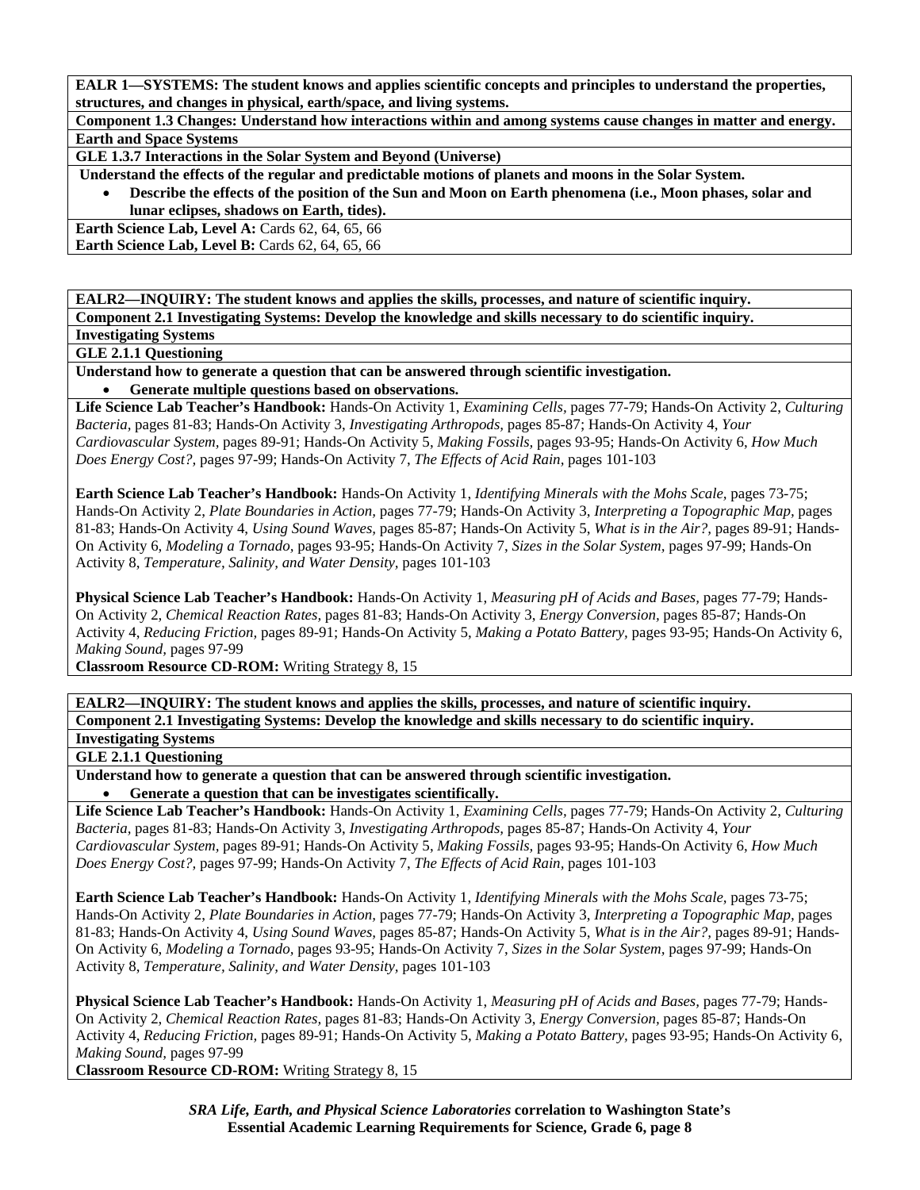**EALR 1—SYSTEMS: The student knows and applies scientific concepts and principles to understand the properties, structures, and changes in physical, earth/space, and living systems.**

**Component 1.3 Changes: Understand how interactions within and among systems cause changes in matter and energy.**

**Earth and Space Systems**

**GLE 1.3.7 Interactions in the Solar System and Beyond (Universe)**

**Understand the effects of the regular and predictable motions of planets and moons in the Solar System.**

- **Describe the effects of the position of the Sun and Moon on Earth phenomena (i.e., Moon phases, solar and lunar eclipses, shadows on Earth, tides).**

**Earth Science Lab, Level A:** Cards 62, 64, 65, 66
**Earth Science Lab, Level B:** Cards 62, 64, 65, 66

---

**EALR2—INQUIRY: The student knows and applies the skills, processes, and nature of scientific inquiry.**

**Component 2.1 Investigating Systems: Develop the knowledge and skills necessary to do scientific inquiry.**

**Investigating Systems**

**GLE 2.1.1 Questioning**

**Understand how to generate a question that can be answered through scientific investigation.**

- **Generate multiple questions based on observations.**

**Life Science Lab Teacher's Handbook:** Hands-On Activity 1, *Examining Cells,* pages 77-79; Hands-On Activity 2, *Culturing Bacteria,* pages 81-83; Hands-On Activity 3, *Investigating Arthropods,* pages 85-87; Hands-On Activity 4, *Your Cardiovascular System,* pages 89-91; Hands-On Activity 5, *Making Fossils,* pages 93-95; Hands-On Activity 6, *How Much Does Energy Cost?,* pages 97-99; Hands-On Activity 7, *The Effects of Acid Rain,* pages 101-103

**Earth Science Lab Teacher's Handbook:** Hands-On Activity 1, *Identifying Minerals with the Mohs Scale,* pages 73-75; Hands-On Activity 2, *Plate Boundaries in Action,* pages 77-79; Hands-On Activity 3, *Interpreting a Topographic Map,* pages 81-83; Hands-On Activity 4, *Using Sound Waves,* pages 85-87; Hands-On Activity 5, *What is in the Air?,* pages 89-91; Hands-On Activity 6, *Modeling a Tornado,* pages 93-95; Hands-On Activity 7, *Sizes in the Solar System,* pages 97-99; Hands-On Activity 8, *Temperature, Salinity, and Water Density,* pages 101-103

**Physical Science Lab Teacher's Handbook:** Hands-On Activity 1, *Measuring pH of Acids and Bases,* pages 77-79; Hands-On Activity 2, *Chemical Reaction Rates,* pages 81-83; Hands-On Activity 3, *Energy Conversion,* pages 85-87; Hands-On Activity 4, *Reducing Friction,* pages 89-91; Hands-On Activity 5, *Making a Potato Battery,* pages 93-95; Hands-On Activity 6, *Making Sound,* pages 97-99
**Classroom Resource CD-ROM:** Writing Strategy 8, 15

---

**EALR2—INQUIRY: The student knows and applies the skills, processes, and nature of scientific inquiry.**

**Component 2.1 Investigating Systems: Develop the knowledge and skills necessary to do scientific inquiry.**

**Investigating Systems**

**GLE 2.1.1 Questioning**

**Understand how to generate a question that can be answered through scientific investigation.**

- **Generate a question that can be investigates scientifically.**

**Life Science Lab Teacher's Handbook:** Hands-On Activity 1, *Examining Cells,* pages 77-79; Hands-On Activity 2, *Culturing Bacteria,* pages 81-83; Hands-On Activity 3, *Investigating Arthropods,* pages 85-87; Hands-On Activity 4, *Your Cardiovascular System,* pages 89-91; Hands-On Activity 5, *Making Fossils,* pages 93-95; Hands-On Activity 6, *How Much Does Energy Cost?,* pages 97-99; Hands-On Activity 7, *The Effects of Acid Rain,* pages 101-103

**Earth Science Lab Teacher's Handbook:** Hands-On Activity 1, *Identifying Minerals with the Mohs Scale,* pages 73-75; Hands-On Activity 2, *Plate Boundaries in Action,* pages 77-79; Hands-On Activity 3, *Interpreting a Topographic Map,* pages 81-83; Hands-On Activity 4, *Using Sound Waves,* pages 85-87; Hands-On Activity 5, *What is in the Air?,* pages 89-91; Hands-On Activity 6, *Modeling a Tornado,* pages 93-95; Hands-On Activity 7, *Sizes in the Solar System,* pages 97-99; Hands-On Activity 8, *Temperature, Salinity, and Water Density,* pages 101-103

**Physical Science Lab Teacher's Handbook:** Hands-On Activity 1, *Measuring pH of Acids and Bases,* pages 77-79; Hands-On Activity 2, *Chemical Reaction Rates,* pages 81-83; Hands-On Activity 3, *Energy Conversion,* pages 85-87; Hands-On Activity 4, *Reducing Friction,* pages 89-91; Hands-On Activity 5, *Making a Potato Battery,* pages 93-95; Hands-On Activity 6, *Making Sound,* pages 97-99
**Classroom Resource CD-ROM:** Writing Strategy 8, 15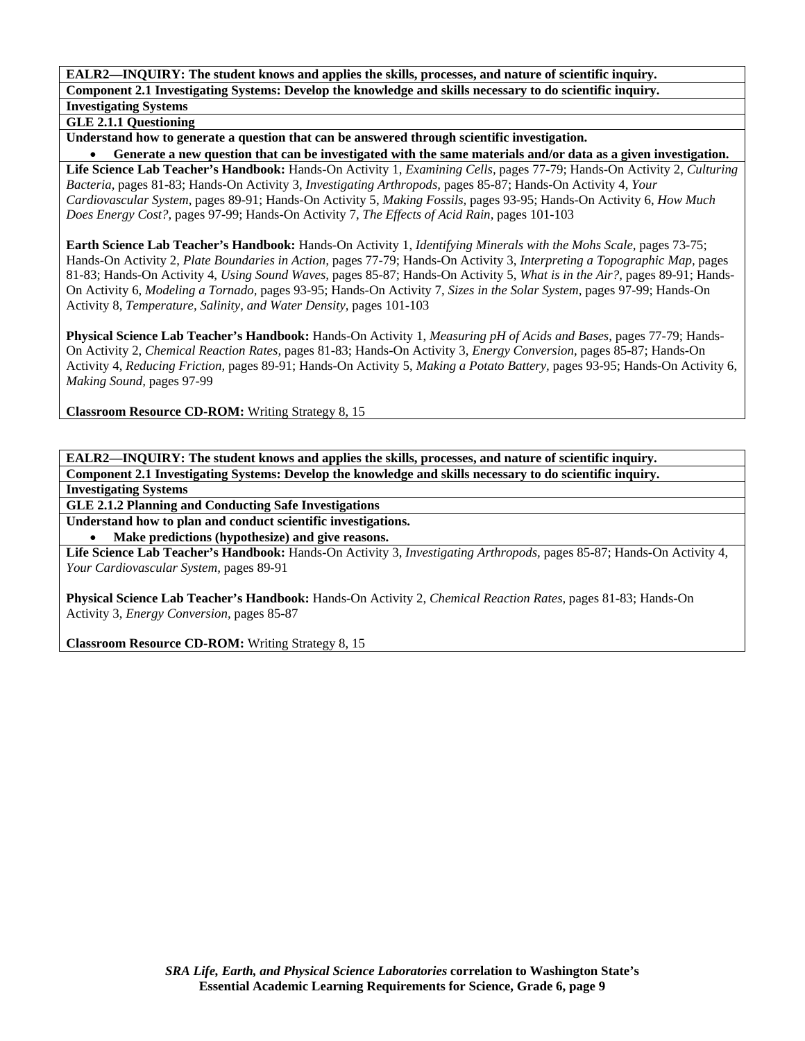**EALR2—INQUIRY: The student knows and applies the skills, processes, and nature of scientific inquiry.**

**Component 2.1 Investigating Systems: Develop the knowledge and skills necessary to do scientific inquiry.**

**Investigating Systems**

**GLE 2.1.1 Questioning**

**Understand how to generate a question that can be answered through scientific investigation.**

- **Generate a new question that can be investigated with the same materials and/or data as a given investigation.**

**Life Science Lab Teacher's Handbook:** Hands-On Activity 1, *Examining Cells*, pages 77-79; Hands-On Activity 2, *Culturing Bacteria*, pages 81-83; Hands-On Activity 3, *Investigating Arthropods*, pages 85-87; Hands-On Activity 4, *Your Cardiovascular System*, pages 89-91; Hands-On Activity 5, *Making Fossils*, pages 93-95; Hands-On Activity 6, *How Much Does Energy Cost?*, pages 97-99; Hands-On Activity 7, *The Effects of Acid Rain*, pages 101-103

**Earth Science Lab Teacher's Handbook:** Hands-On Activity 1, *Identifying Minerals with the Mohs Scale*, pages 73-75; Hands-On Activity 2, *Plate Boundaries in Action*, pages 77-79; Hands-On Activity 3, *Interpreting a Topographic Map*, pages 81-83; Hands-On Activity 4, *Using Sound Waves*, pages 85-87; Hands-On Activity 5, *What is in the Air?*, pages 89-91; Hands-On Activity 6, *Modeling a Tornado*, pages 93-95; Hands-On Activity 7, *Sizes in the Solar System*, pages 97-99; Hands-On Activity 8, *Temperature, Salinity, and Water Density*, pages 101-103

**Physical Science Lab Teacher's Handbook:** Hands-On Activity 1, *Measuring pH of Acids and Bases*, pages 77-79; Hands-On Activity 2, *Chemical Reaction Rates*, pages 81-83; Hands-On Activity 3, *Energy Conversion*, pages 85-87; Hands-On Activity 4, *Reducing Friction*, pages 89-91; Hands-On Activity 5, *Making a Potato Battery*, pages 93-95; Hands-On Activity 6, *Making Sound*, pages 97-99

**Classroom Resource CD-ROM:** Writing Strategy 8, 15

---

**EALR2—INQUIRY: The student knows and applies the skills, processes, and nature of scientific inquiry.**

**Component 2.1 Investigating Systems: Develop the knowledge and skills necessary to do scientific inquiry.**

**Investigating Systems**

**GLE 2.1.2 Planning and Conducting Safe Investigations**

**Understand how to plan and conduct scientific investigations.**

- **Make predictions (hypothesize) and give reasons.**

**Life Science Lab Teacher's Handbook:** Hands-On Activity 3, *Investigating Arthropods*, pages 85-87; Hands-On Activity 4, *Your Cardiovascular System*, pages 89-91

**Physical Science Lab Teacher's Handbook:** Hands-On Activity 2, *Chemical Reaction Rates*, pages 81-83; Hands-On Activity 3, *Energy Conversion*, pages 85-87

**Classroom Resource CD-ROM:** Writing Strategy 8, 15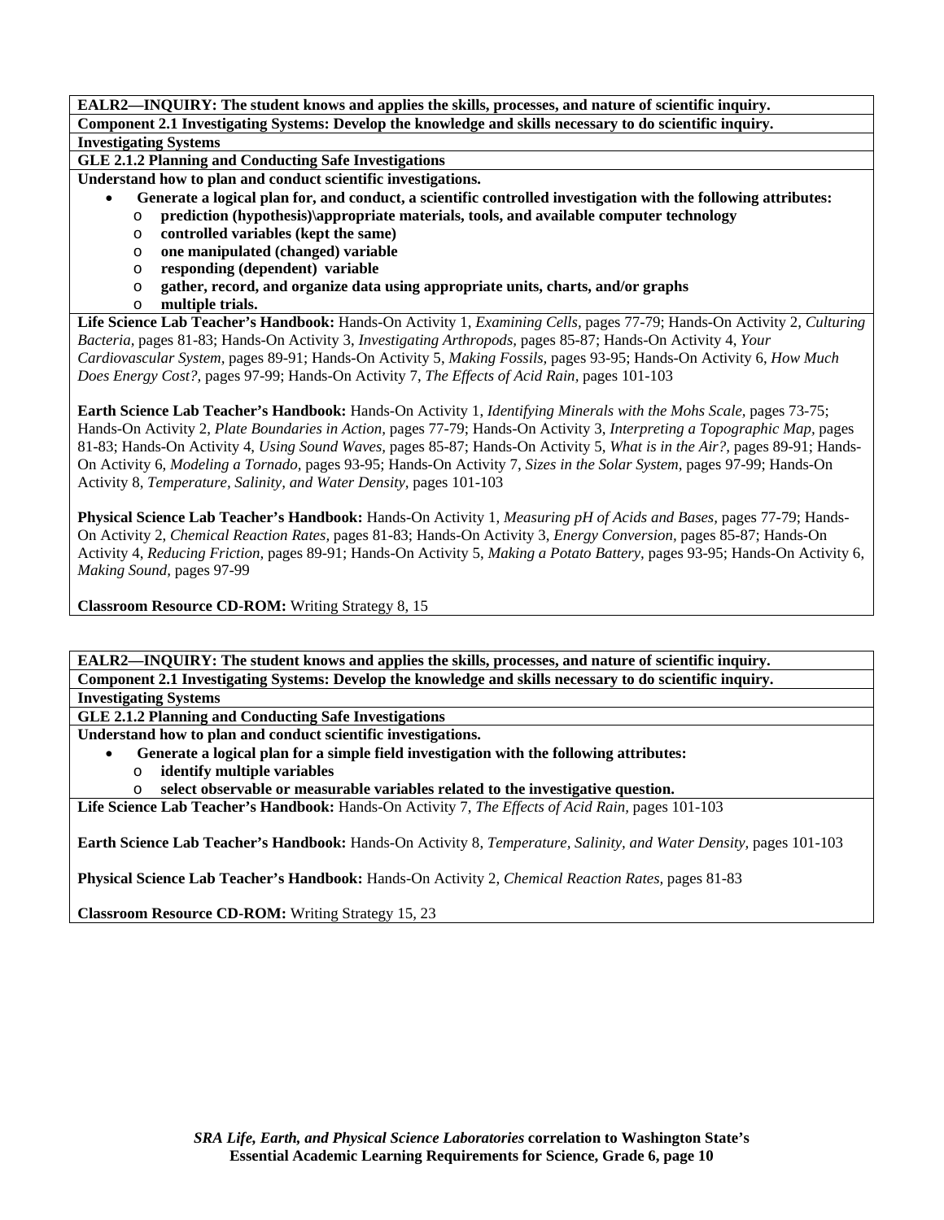**EALR2—INQUIRY: The student knows and applies the skills, processes, and nature of scientific inquiry.**

**Component 2.1 Investigating Systems: Develop the knowledge and skills necessary to do scientific inquiry.**

**Investigating Systems**

**GLE 2.1.2 Planning and Conducting Safe Investigations**

**Understand how to plan and conduct scientific investigations.**

- **Generate a logical plan for, and conduct, a scientific controlled investigation with the following attributes:**
  - **prediction (hypothesis)\appropriate materials, tools, and available computer technology**
  - **controlled variables (kept the same)**
  - **one manipulated (changed) variable**
  - **responding (dependent) variable**
  - **gather, record, and organize data using appropriate units, charts, and/or graphs**
  - **multiple trials.**

**Life Science Lab Teacher's Handbook:** Hands-On Activity 1, *Examining Cells,* pages 77-79; Hands-On Activity 2, *Culturing Bacteria,* pages 81-83; Hands-On Activity 3, *Investigating Arthropods,* pages 85-87; Hands-On Activity 4, *Your Cardiovascular System,* pages 89-91; Hands-On Activity 5, *Making Fossils,* pages 93-95; Hands-On Activity 6, *How Much Does Energy Cost?,* pages 97-99; Hands-On Activity 7, *The Effects of Acid Rain,* pages 101-103

**Earth Science Lab Teacher's Handbook:** Hands-On Activity 1, *Identifying Minerals with the Mohs Scale,* pages 73-75; Hands-On Activity 2, *Plate Boundaries in Action,* pages 77-79; Hands-On Activity 3, *Interpreting a Topographic Map,* pages 81-83; Hands-On Activity 4, *Using Sound Waves,* pages 85-87; Hands-On Activity 5, *What is in the Air?,* pages 89-91; Hands-On Activity 6, *Modeling a Tornado,* pages 93-95; Hands-On Activity 7, *Sizes in the Solar System,* pages 97-99; Hands-On Activity 8, *Temperature, Salinity, and Water Density,* pages 101-103

**Physical Science Lab Teacher's Handbook:** Hands-On Activity 1, *Measuring pH of Acids and Bases,* pages 77-79; Hands-On Activity 2, *Chemical Reaction Rates,* pages 81-83; Hands-On Activity 3, *Energy Conversion,* pages 85-87; Hands-On Activity 4, *Reducing Friction,* pages 89-91; Hands-On Activity 5, *Making a Potato Battery,* pages 93-95; Hands-On Activity 6, *Making Sound,* pages 97-99

**Classroom Resource CD-ROM:** Writing Strategy 8, 15

---

**EALR2—INQUIRY: The student knows and applies the skills, processes, and nature of scientific inquiry.**

**Component 2.1 Investigating Systems: Develop the knowledge and skills necessary to do scientific inquiry.**

**Investigating Systems**

**GLE 2.1.2 Planning and Conducting Safe Investigations**

**Understand how to plan and conduct scientific investigations.**

- **Generate a logical plan for a simple field investigation with the following attributes:**
  - **identify multiple variables**
  - **select observable or measurable variables related to the investigative question.**

**Life Science Lab Teacher's Handbook:** Hands-On Activity 7, *The Effects of Acid Rain,* pages 101-103

**Earth Science Lab Teacher's Handbook:** Hands-On Activity 8, *Temperature, Salinity, and Water Density,* pages 101-103

**Physical Science Lab Teacher's Handbook:** Hands-On Activity 2, *Chemical Reaction Rates,* pages 81-83

**Classroom Resource CD-ROM:** Writing Strategy 15, 23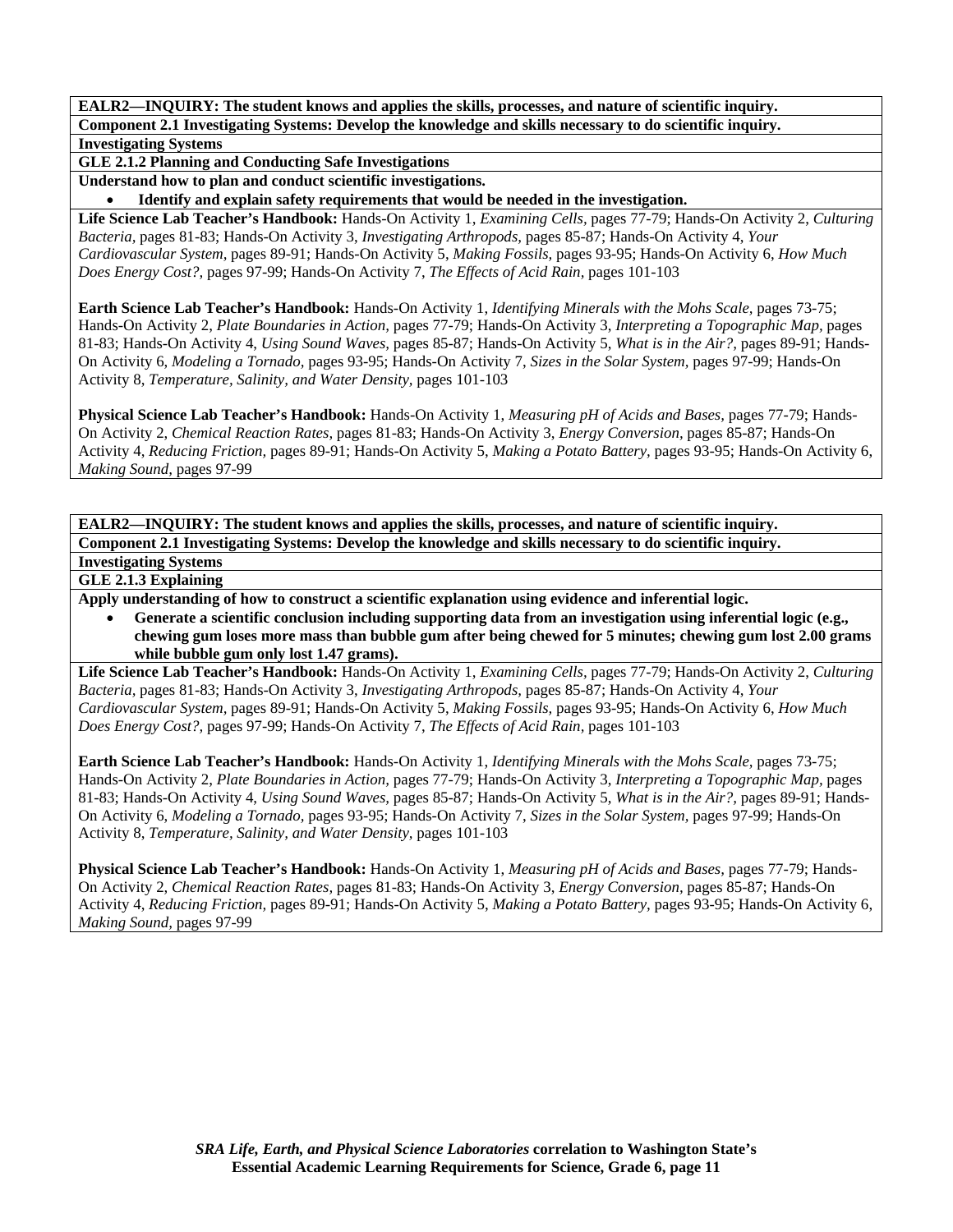**EALR2—INQUIRY: The student knows and applies the skills, processes, and nature of scientific inquiry.**

**Component 2.1 Investigating Systems: Develop the knowledge and skills necessary to do scientific inquiry.**

**Investigating Systems**

**GLE 2.1.2 Planning and Conducting Safe Investigations**

**Understand how to plan and conduct scientific investigations.**

- **Identify and explain safety requirements that would be needed in the investigation.**

**Life Science Lab Teacher's Handbook:** Hands-On Activity 1, *Examining Cells,* pages 77-79; Hands-On Activity 2, *Culturing Bacteria,* pages 81-83; Hands-On Activity 3, *Investigating Arthropods,* pages 85-87; Hands-On Activity 4, *Your Cardiovascular System,* pages 89-91; Hands-On Activity 5, *Making Fossils,* pages 93-95; Hands-On Activity 6, *How Much Does Energy Cost?,* pages 97-99; Hands-On Activity 7, *The Effects of Acid Rain,* pages 101-103

**Earth Science Lab Teacher's Handbook:** Hands-On Activity 1, *Identifying Minerals with the Mohs Scale,* pages 73-75; Hands-On Activity 2, *Plate Boundaries in Action,* pages 77-79; Hands-On Activity 3, *Interpreting a Topographic Map,* pages 81-83; Hands-On Activity 4, *Using Sound Waves,* pages 85-87; Hands-On Activity 5, *What is in the Air?,* pages 89-91; Hands-On Activity 6, *Modeling a Tornado,* pages 93-95; Hands-On Activity 7, *Sizes in the Solar System,* pages 97-99; Hands-On Activity 8, *Temperature, Salinity, and Water Density,* pages 101-103

**Physical Science Lab Teacher's Handbook:** Hands-On Activity 1, *Measuring pH of Acids and Bases,* pages 77-79; Hands-On Activity 2, *Chemical Reaction Rates,* pages 81-83; Hands-On Activity 3, *Energy Conversion,* pages 85-87; Hands-On Activity 4, *Reducing Friction,* pages 89-91; Hands-On Activity 5, *Making a Potato Battery,* pages 93-95; Hands-On Activity 6, *Making Sound,* pages 97-99

**EALR2—INQUIRY: The student knows and applies the skills, processes, and nature of scientific inquiry.**

**Component 2.1 Investigating Systems: Develop the knowledge and skills necessary to do scientific inquiry.**

**Investigating Systems**

**GLE 2.1.3 Explaining**

**Apply understanding of how to construct a scientific explanation using evidence and inferential logic.**

- **Generate a scientific conclusion including supporting data from an investigation using inferential logic (e.g., chewing gum loses more mass than bubble gum after being chewed for 5 minutes; chewing gum lost 2.00 grams while bubble gum only lost 1.47 grams).**

**Life Science Lab Teacher's Handbook:** Hands-On Activity 1, *Examining Cells,* pages 77-79; Hands-On Activity 2, *Culturing Bacteria,* pages 81-83; Hands-On Activity 3, *Investigating Arthropods,* pages 85-87; Hands-On Activity 4, *Your Cardiovascular System,* pages 89-91; Hands-On Activity 5, *Making Fossils,* pages 93-95; Hands-On Activity 6, *How Much Does Energy Cost?,* pages 97-99; Hands-On Activity 7, *The Effects of Acid Rain,* pages 101-103

**Earth Science Lab Teacher's Handbook:** Hands-On Activity 1, *Identifying Minerals with the Mohs Scale,* pages 73-75; Hands-On Activity 2, *Plate Boundaries in Action,* pages 77-79; Hands-On Activity 3, *Interpreting a Topographic Map,* pages 81-83; Hands-On Activity 4, *Using Sound Waves,* pages 85-87; Hands-On Activity 5, *What is in the Air?,* pages 89-91; Hands-On Activity 6, *Modeling a Tornado,* pages 93-95; Hands-On Activity 7, *Sizes in the Solar System,* pages 97-99; Hands-On Activity 8, *Temperature, Salinity, and Water Density,* pages 101-103

**Physical Science Lab Teacher's Handbook:** Hands-On Activity 1, *Measuring pH of Acids and Bases,* pages 77-79; Hands-On Activity 2, *Chemical Reaction Rates,* pages 81-83; Hands-On Activity 3, *Energy Conversion,* pages 85-87; Hands-On Activity 4, *Reducing Friction,* pages 89-91; Hands-On Activity 5, *Making a Potato Battery,* pages 93-95; Hands-On Activity 6, *Making Sound,* pages 97-99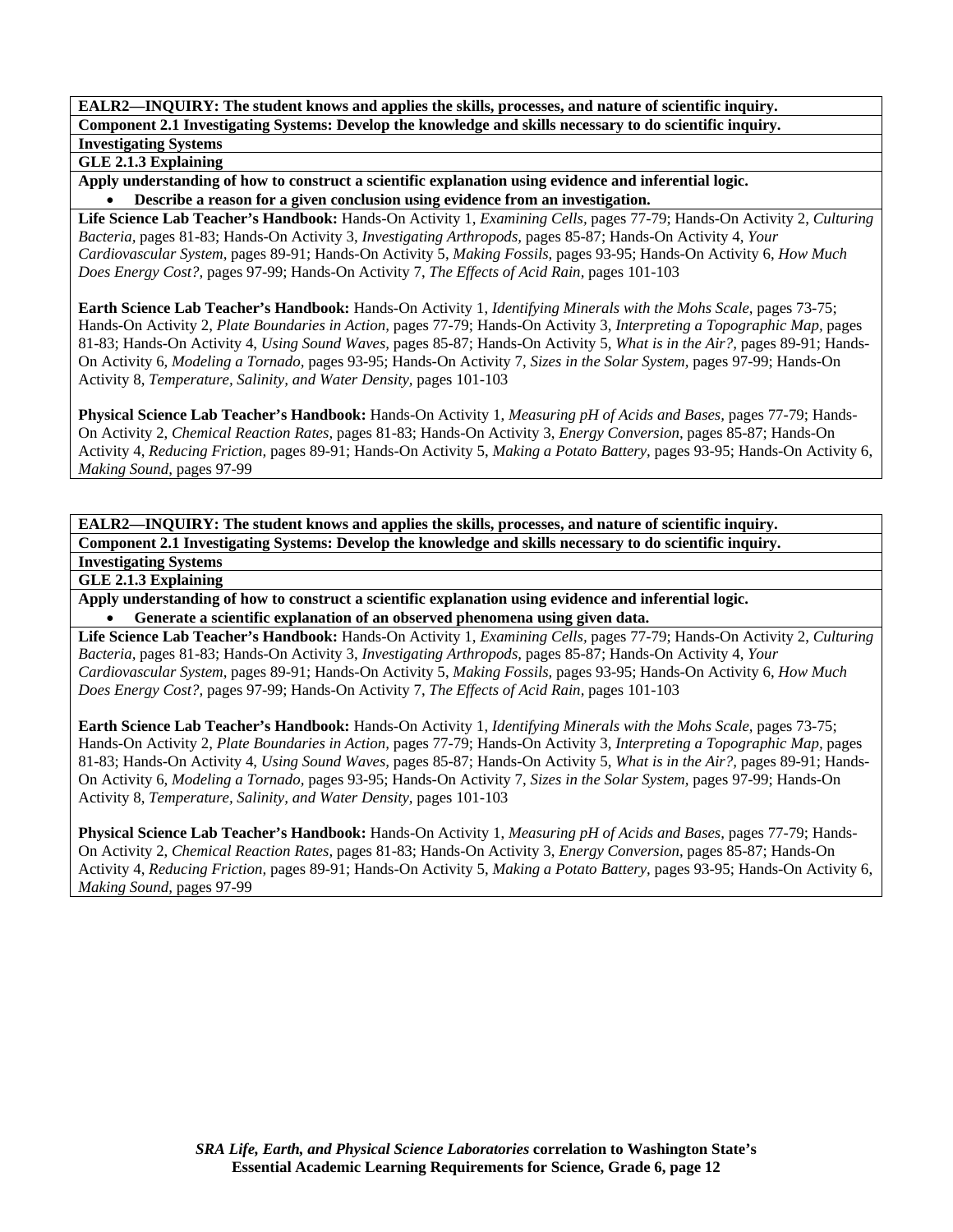**EALR2—INQUIRY: The student knows and applies the skills, processes, and nature of scientific inquiry.**

**Component 2.1 Investigating Systems: Develop the knowledge and skills necessary to do scientific inquiry.**

**Investigating Systems**

**GLE 2.1.3 Explaining**

**Apply understanding of how to construct a scientific explanation using evidence and inferential logic.**

- **Describe a reason for a given conclusion using evidence from an investigation.**

**Life Science Lab Teacher's Handbook:** Hands-On Activity 1, *Examining Cells,* pages 77-79; Hands-On Activity 2, *Culturing Bacteria,* pages 81-83; Hands-On Activity 3, *Investigating Arthropods,* pages 85-87; Hands-On Activity 4, *Your Cardiovascular System,* pages 89-91; Hands-On Activity 5, *Making Fossils,* pages 93-95; Hands-On Activity 6, *How Much Does Energy Cost?,* pages 97-99; Hands-On Activity 7, *The Effects of Acid Rain,* pages 101-103

**Earth Science Lab Teacher's Handbook:** Hands-On Activity 1, *Identifying Minerals with the Mohs Scale,* pages 73-75; Hands-On Activity 2, *Plate Boundaries in Action,* pages 77-79; Hands-On Activity 3, *Interpreting a Topographic Map,* pages 81-83; Hands-On Activity 4, *Using Sound Waves,* pages 85-87; Hands-On Activity 5, *What is in the Air?,* pages 89-91; Hands-On Activity 6, *Modeling a Tornado,* pages 93-95; Hands-On Activity 7, *Sizes in the Solar System,* pages 97-99; Hands-On Activity 8, *Temperature, Salinity, and Water Density,* pages 101-103

**Physical Science Lab Teacher's Handbook:** Hands-On Activity 1, *Measuring pH of Acids and Bases,* pages 77-79; Hands-On Activity 2, *Chemical Reaction Rates,* pages 81-83; Hands-On Activity 3, *Energy Conversion,* pages 85-87; Hands-On Activity 4, *Reducing Friction,* pages 89-91; Hands-On Activity 5, *Making a Potato Battery,* pages 93-95; Hands-On Activity 6, *Making Sound,* pages 97-99

**EALR2—INQUIRY: The student knows and applies the skills, processes, and nature of scientific inquiry.**

**Component 2.1 Investigating Systems: Develop the knowledge and skills necessary to do scientific inquiry.**

**Investigating Systems**

**GLE 2.1.3 Explaining**

**Apply understanding of how to construct a scientific explanation using evidence and inferential logic.**

- **Generate a scientific explanation of an observed phenomena using given data.**

**Life Science Lab Teacher's Handbook:** Hands-On Activity 1, *Examining Cells,* pages 77-79; Hands-On Activity 2, *Culturing Bacteria,* pages 81-83; Hands-On Activity 3, *Investigating Arthropods,* pages 85-87; Hands-On Activity 4, *Your Cardiovascular System,* pages 89-91; Hands-On Activity 5, *Making Fossils,* pages 93-95; Hands-On Activity 6, *How Much Does Energy Cost?,* pages 97-99; Hands-On Activity 7, *The Effects of Acid Rain,* pages 101-103

**Earth Science Lab Teacher's Handbook:** Hands-On Activity 1, *Identifying Minerals with the Mohs Scale,* pages 73-75; Hands-On Activity 2, *Plate Boundaries in Action,* pages 77-79; Hands-On Activity 3, *Interpreting a Topographic Map,* pages 81-83; Hands-On Activity 4, *Using Sound Waves,* pages 85-87; Hands-On Activity 5, *What is in the Air?,* pages 89-91; Hands-On Activity 6, *Modeling a Tornado,* pages 93-95; Hands-On Activity 7, *Sizes in the Solar System,* pages 97-99; Hands-On Activity 8, *Temperature, Salinity, and Water Density,* pages 101-103

**Physical Science Lab Teacher's Handbook:** Hands-On Activity 1, *Measuring pH of Acids and Bases,* pages 77-79; Hands-On Activity 2, *Chemical Reaction Rates,* pages 81-83; Hands-On Activity 3, *Energy Conversion,* pages 85-87; Hands-On Activity 4, *Reducing Friction,* pages 89-91; Hands-On Activity 5, *Making a Potato Battery,* pages 93-95; Hands-On Activity 6, *Making Sound,* pages 97-99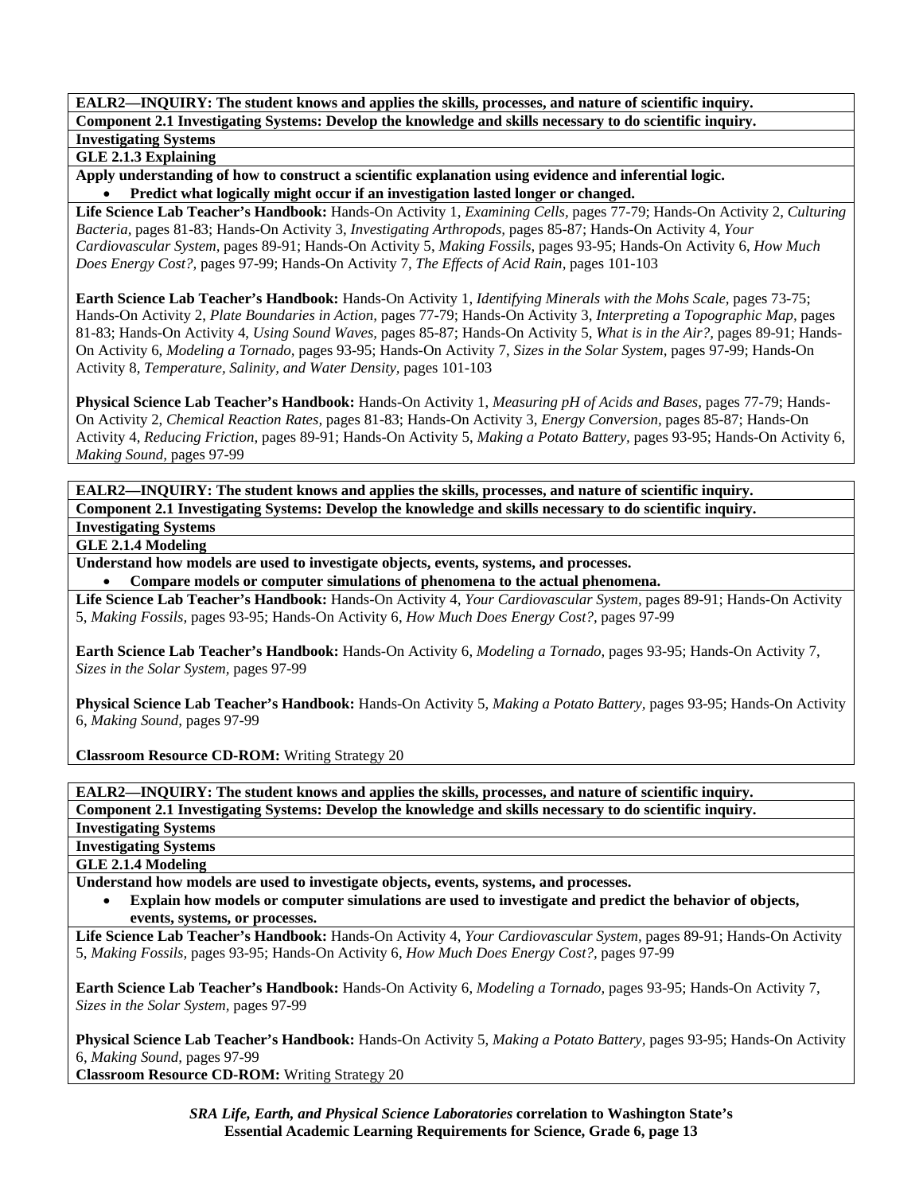**EALR2—INQUIRY: The student knows and applies the skills, processes, and nature of scientific inquiry.**

**Component 2.1 Investigating Systems: Develop the knowledge and skills necessary to do scientific inquiry.**

**Investigating Systems**

**GLE 2.1.3 Explaining**

**Apply understanding of how to construct a scientific explanation using evidence and inferential logic.**

- **Predict what logically might occur if an investigation lasted longer or changed.**

**Life Science Lab Teacher's Handbook:** Hands-On Activity 1, *Examining Cells,* pages 77-79; Hands-On Activity 2, *Culturing Bacteria,* pages 81-83; Hands-On Activity 3, *Investigating Arthropods,* pages 85-87; Hands-On Activity 4, *Your Cardiovascular System,* pages 89-91; Hands-On Activity 5, *Making Fossils,* pages 93-95; Hands-On Activity 6, *How Much Does Energy Cost?,* pages 97-99; Hands-On Activity 7, *The Effects of Acid Rain,* pages 101-103

**Earth Science Lab Teacher's Handbook:** Hands-On Activity 1, *Identifying Minerals with the Mohs Scale,* pages 73-75; Hands-On Activity 2, *Plate Boundaries in Action,* pages 77-79; Hands-On Activity 3, *Interpreting a Topographic Map,* pages 81-83; Hands-On Activity 4, *Using Sound Waves,* pages 85-87; Hands-On Activity 5, *What is in the Air?,* pages 89-91; Hands-On Activity 6, *Modeling a Tornado,* pages 93-95; Hands-On Activity 7, *Sizes in the Solar System,* pages 97-99; Hands-On Activity 8, *Temperature, Salinity, and Water Density,* pages 101-103

**Physical Science Lab Teacher's Handbook:** Hands-On Activity 1, *Measuring pH of Acids and Bases,* pages 77-79; Hands-On Activity 2, *Chemical Reaction Rates,* pages 81-83; Hands-On Activity 3, *Energy Conversion,* pages 85-87; Hands-On Activity 4, *Reducing Friction,* pages 89-91; Hands-On Activity 5, *Making a Potato Battery,* pages 93-95; Hands-On Activity 6, *Making Sound,* pages 97-99

**EALR2—INQUIRY: The student knows and applies the skills, processes, and nature of scientific inquiry.**

**Component 2.1 Investigating Systems: Develop the knowledge and skills necessary to do scientific inquiry.**

**Investigating Systems**

**GLE 2.1.4 Modeling**

**Understand how models are used to investigate objects, events, systems, and processes.**

- **Compare models or computer simulations of phenomena to the actual phenomena.**

**Life Science Lab Teacher's Handbook:** Hands-On Activity 4, *Your Cardiovascular System,* pages 89-91; Hands-On Activity 5, *Making Fossils,* pages 93-95; Hands-On Activity 6, *How Much Does Energy Cost?,* pages 97-99

**Earth Science Lab Teacher's Handbook:** Hands-On Activity 6, *Modeling a Tornado,* pages 93-95; Hands-On Activity 7, *Sizes in the Solar System,* pages 97-99

**Physical Science Lab Teacher's Handbook:** Hands-On Activity 5, *Making a Potato Battery,* pages 93-95; Hands-On Activity 6, *Making Sound,* pages 97-99

**Classroom Resource CD-ROM:** Writing Strategy 20

**EALR2—INQUIRY: The student knows and applies the skills, processes, and nature of scientific inquiry.**

**Component 2.1 Investigating Systems: Develop the knowledge and skills necessary to do scientific inquiry.**

**Investigating Systems**

**Investigating Systems**

**GLE 2.1.4 Modeling**

**Understand how models are used to investigate objects, events, systems, and processes.**

- **Explain how models or computer simulations are used to investigate and predict the behavior of objects, events, systems, or processes.**

**Life Science Lab Teacher's Handbook:** Hands-On Activity 4, *Your Cardiovascular System,* pages 89-91; Hands-On Activity 5, *Making Fossils,* pages 93-95; Hands-On Activity 6, *How Much Does Energy Cost?,* pages 97-99

**Earth Science Lab Teacher's Handbook:** Hands-On Activity 6, *Modeling a Tornado,* pages 93-95; Hands-On Activity 7, *Sizes in the Solar System,* pages 97-99

**Physical Science Lab Teacher's Handbook:** Hands-On Activity 5, *Making a Potato Battery,* pages 93-95; Hands-On Activity 6, *Making Sound,* pages 97-99

**Classroom Resource CD-ROM:** Writing Strategy 20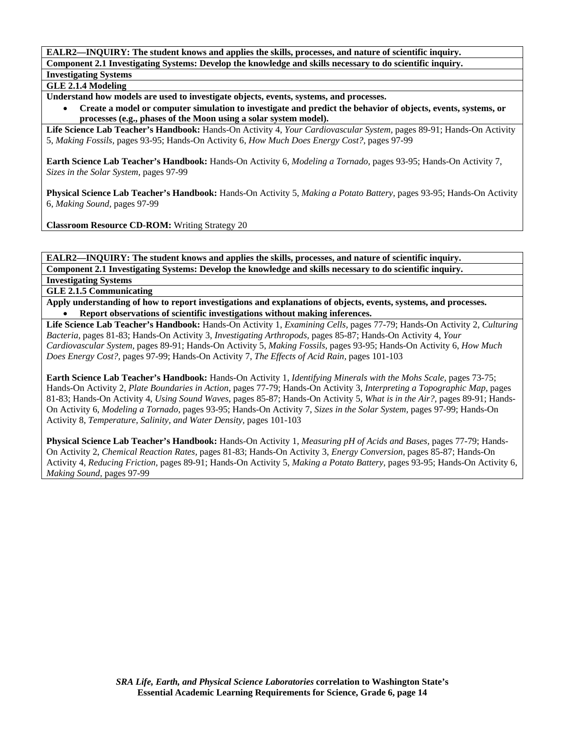**EALR2—INQUIRY: The student knows and applies the skills, processes, and nature of scientific inquiry.**

**Component 2.1 Investigating Systems: Develop the knowledge and skills necessary to do scientific inquiry.**

**Investigating Systems**

**GLE 2.1.4 Modeling**

**Understand how models are used to investigate objects, events, systems, and processes.**

- **Create a model or computer simulation to investigate and predict the behavior of objects, events, systems, or processes (e.g., phases of the Moon using a solar system model).**

**Life Science Lab Teacher's Handbook:** Hands-On Activity 4, *Your Cardiovascular System,* pages 89-91; Hands-On Activity 5, *Making Fossils,* pages 93-95; Hands-On Activity 6, *How Much Does Energy Cost?,* pages 97-99

**Earth Science Lab Teacher's Handbook:** Hands-On Activity 6, *Modeling a Tornado,* pages 93-95; Hands-On Activity 7, *Sizes in the Solar System,* pages 97-99

**Physical Science Lab Teacher's Handbook:** Hands-On Activity 5, *Making a Potato Battery,* pages 93-95; Hands-On Activity 6, *Making Sound,* pages 97-99

**Classroom Resource CD-ROM:** Writing Strategy 20

---

**EALR2—INQUIRY: The student knows and applies the skills, processes, and nature of scientific inquiry.**

**Component 2.1 Investigating Systems: Develop the knowledge and skills necessary to do scientific inquiry.**

**Investigating Systems**

**GLE 2.1.5 Communicating**

**Apply understanding of how to report investigations and explanations of objects, events, systems, and processes.**

- **Report observations of scientific investigations without making inferences.**

**Life Science Lab Teacher's Handbook:** Hands-On Activity 1, *Examining Cells,* pages 77-79; Hands-On Activity 2, *Culturing Bacteria,* pages 81-83; Hands-On Activity 3, *Investigating Arthropods,* pages 85-87; Hands-On Activity 4, *Your Cardiovascular System,* pages 89-91; Hands-On Activity 5, *Making Fossils,* pages 93-95; Hands-On Activity 6, *How Much Does Energy Cost?,* pages 97-99; Hands-On Activity 7, *The Effects of Acid Rain,* pages 101-103

**Earth Science Lab Teacher's Handbook:** Hands-On Activity 1, *Identifying Minerals with the Mohs Scale,* pages 73-75; Hands-On Activity 2, *Plate Boundaries in Action,* pages 77-79; Hands-On Activity 3, *Interpreting a Topographic Map,* pages 81-83; Hands-On Activity 4, *Using Sound Waves,* pages 85-87; Hands-On Activity 5, *What is in the Air?,* pages 89-91; Hands-On Activity 6, *Modeling a Tornado,* pages 93-95; Hands-On Activity 7, *Sizes in the Solar System,* pages 97-99; Hands-On Activity 8, *Temperature, Salinity, and Water Density,* pages 101-103

**Physical Science Lab Teacher's Handbook:** Hands-On Activity 1, *Measuring pH of Acids and Bases,* pages 77-79; Hands-On Activity 2, *Chemical Reaction Rates,* pages 81-83; Hands-On Activity 3, *Energy Conversion,* pages 85-87; Hands-On Activity 4, *Reducing Friction,* pages 89-91; Hands-On Activity 5, *Making a Potato Battery,* pages 93-95; Hands-On Activity 6, *Making Sound,* pages 97-99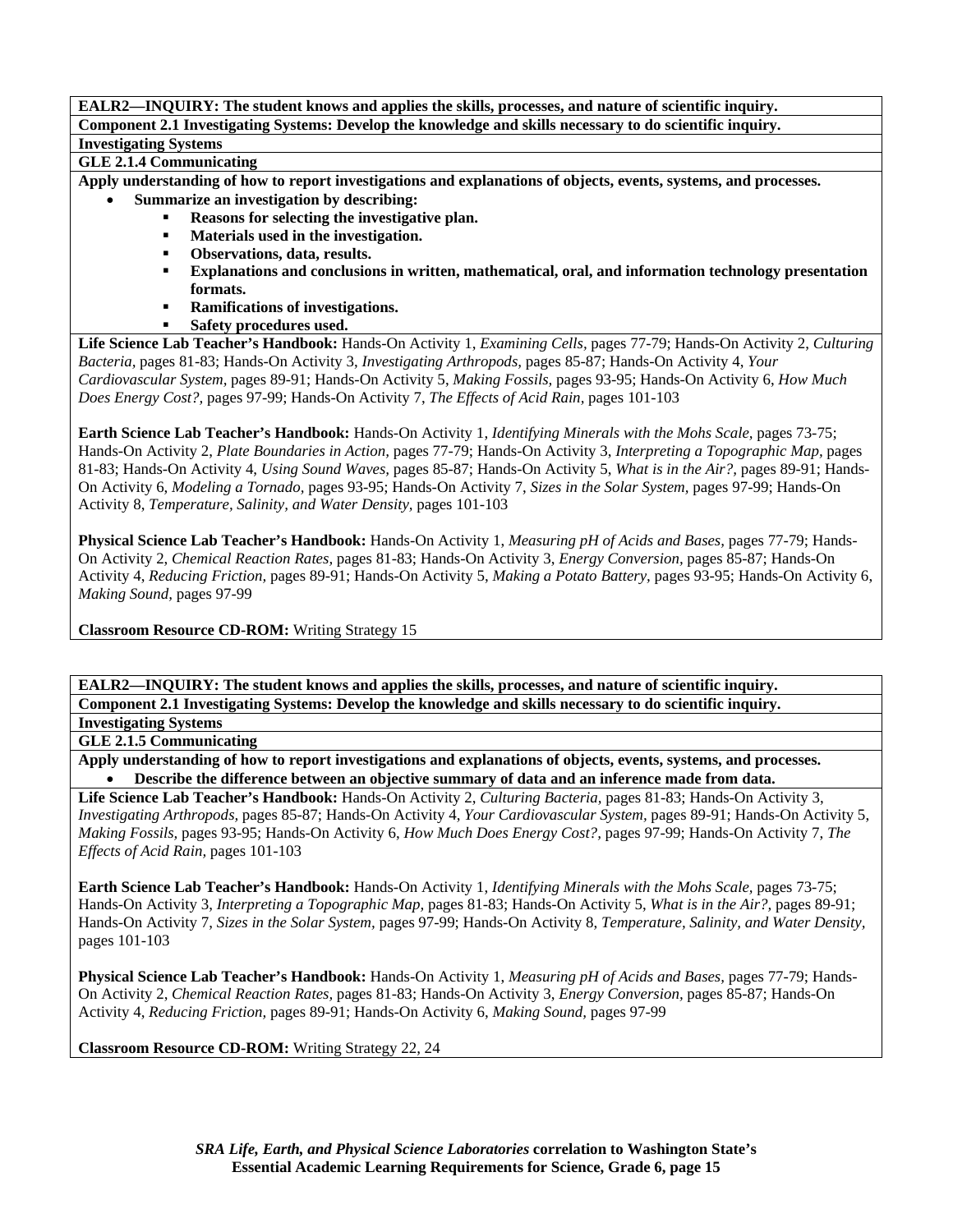**EALR2—INQUIRY: The student knows and applies the skills, processes, and nature of scientific inquiry.**

**Component 2.1 Investigating Systems: Develop the knowledge and skills necessary to do scientific inquiry.**

**Investigating Systems**

**GLE 2.1.4 Communicating**

**Apply understanding of how to report investigations and explanations of objects, events, systems, and processes.**

- **Summarize an investigation by describing:**
  - **Reasons for selecting the investigative plan.**
  - **Materials used in the investigation.**
  - **Observations, data, results.**
  - **Explanations and conclusions in written, mathematical, oral, and information technology presentation formats.**
  - **Ramifications of investigations.**
  - **Safety procedures used.**

**Life Science Lab Teacher's Handbook:** Hands-On Activity 1, *Examining Cells,* pages 77-79; Hands-On Activity 2, *Culturing Bacteria,* pages 81-83; Hands-On Activity 3, *Investigating Arthropods,* pages 85-87; Hands-On Activity 4, *Your Cardiovascular System,* pages 89-91; Hands-On Activity 5, *Making Fossils,* pages 93-95; Hands-On Activity 6, *How Much Does Energy Cost?,* pages 97-99; Hands-On Activity 7, *The Effects of Acid Rain,* pages 101-103

**Earth Science Lab Teacher's Handbook:** Hands-On Activity 1, *Identifying Minerals with the Mohs Scale,* pages 73-75; Hands-On Activity 2, *Plate Boundaries in Action,* pages 77-79; Hands-On Activity 3, *Interpreting a Topographic Map,* pages 81-83; Hands-On Activity 4, *Using Sound Waves,* pages 85-87; Hands-On Activity 5, *What is in the Air?,* pages 89-91; Hands-On Activity 6, *Modeling a Tornado,* pages 93-95; Hands-On Activity 7, *Sizes in the Solar System,* pages 97-99; Hands-On Activity 8, *Temperature, Salinity, and Water Density,* pages 101-103

**Physical Science Lab Teacher's Handbook:** Hands-On Activity 1, *Measuring pH of Acids and Bases,* pages 77-79; Hands-On Activity 2, *Chemical Reaction Rates,* pages 81-83; Hands-On Activity 3, *Energy Conversion,* pages 85-87; Hands-On Activity 4, *Reducing Friction,* pages 89-91; Hands-On Activity 5, *Making a Potato Battery,* pages 93-95; Hands-On Activity 6, *Making Sound,* pages 97-99

**Classroom Resource CD-ROM:** Writing Strategy 15

**EALR2—INQUIRY: The student knows and applies the skills, processes, and nature of scientific inquiry.**

**Component 2.1 Investigating Systems: Develop the knowledge and skills necessary to do scientific inquiry.**

**Investigating Systems**

**GLE 2.1.5 Communicating**

**Apply understanding of how to report investigations and explanations of objects, events, systems, and processes.**

- **Describe the difference between an objective summary of data and an inference made from data.**

**Life Science Lab Teacher's Handbook:** Hands-On Activity 2, *Culturing Bacteria,* pages 81-83; Hands-On Activity 3, *Investigating Arthropods,* pages 85-87; Hands-On Activity 4, *Your Cardiovascular System,* pages 89-91; Hands-On Activity 5, *Making Fossils,* pages 93-95; Hands-On Activity 6, *How Much Does Energy Cost?,* pages 97-99; Hands-On Activity 7, *The Effects of Acid Rain,* pages 101-103

**Earth Science Lab Teacher's Handbook:** Hands-On Activity 1, *Identifying Minerals with the Mohs Scale,* pages 73-75; Hands-On Activity 3, *Interpreting a Topographic Map,* pages 81-83; Hands-On Activity 5, *What is in the Air?,* pages 89-91; Hands-On Activity 7, *Sizes in the Solar System,* pages 97-99; Hands-On Activity 8, *Temperature, Salinity, and Water Density,* pages 101-103

**Physical Science Lab Teacher's Handbook:** Hands-On Activity 1, *Measuring pH of Acids and Bases,* pages 77-79; Hands-On Activity 2, *Chemical Reaction Rates,* pages 81-83; Hands-On Activity 3, *Energy Conversion,* pages 85-87; Hands-On Activity 4, *Reducing Friction,* pages 89-91; Hands-On Activity 6, *Making Sound,* pages 97-99

**Classroom Resource CD-ROM:** Writing Strategy 22, 24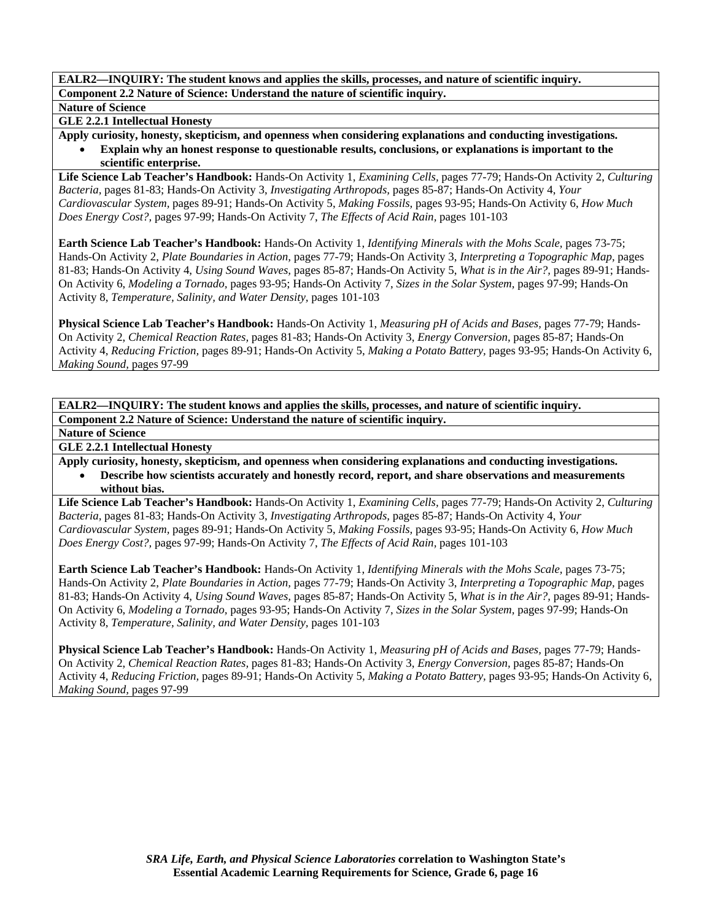**EALR2—INQUIRY: The student knows and applies the skills, processes, and nature of scientific inquiry.**

**Component 2.2 Nature of Science: Understand the nature of scientific inquiry.**

**Nature of Science**

**GLE 2.2.1 Intellectual Honesty**

**Apply curiosity, honesty, skepticism, and openness when considering explanations and conducting investigations.**

- **Explain why an honest response to questionable results, conclusions, or explanations is important to the scientific enterprise.**

**Life Science Lab Teacher's Handbook:** Hands-On Activity 1, *Examining Cells,* pages 77-79; Hands-On Activity 2, *Culturing Bacteria,* pages 81-83; Hands-On Activity 3, *Investigating Arthropods,* pages 85-87; Hands-On Activity 4, *Your Cardiovascular System,* pages 89-91; Hands-On Activity 5, *Making Fossils,* pages 93-95; Hands-On Activity 6, *How Much Does Energy Cost?,* pages 97-99; Hands-On Activity 7, *The Effects of Acid Rain,* pages 101-103

**Earth Science Lab Teacher's Handbook:** Hands-On Activity 1, *Identifying Minerals with the Mohs Scale,* pages 73-75; Hands-On Activity 2, *Plate Boundaries in Action,* pages 77-79; Hands-On Activity 3, *Interpreting a Topographic Map,* pages 81-83; Hands-On Activity 4, *Using Sound Waves,* pages 85-87; Hands-On Activity 5, *What is in the Air?,* pages 89-91; Hands-On Activity 6, *Modeling a Tornado,* pages 93-95; Hands-On Activity 7, *Sizes in the Solar System,* pages 97-99; Hands-On Activity 8, *Temperature, Salinity, and Water Density,* pages 101-103

**Physical Science Lab Teacher's Handbook:** Hands-On Activity 1, *Measuring pH of Acids and Bases,* pages 77-79; Hands-On Activity 2, *Chemical Reaction Rates,* pages 81-83; Hands-On Activity 3, *Energy Conversion,* pages 85-87; Hands-On Activity 4, *Reducing Friction,* pages 89-91; Hands-On Activity 5, *Making a Potato Battery,* pages 93-95; Hands-On Activity 6, *Making Sound,* pages 97-99

**EALR2—INQUIRY: The student knows and applies the skills, processes, and nature of scientific inquiry.**

**Component 2.2 Nature of Science: Understand the nature of scientific inquiry.**

**Nature of Science**

**GLE 2.2.1 Intellectual Honesty**

**Apply curiosity, honesty, skepticism, and openness when considering explanations and conducting investigations.**

- **Describe how scientists accurately and honestly record, report, and share observations and measurements without bias.**

**Life Science Lab Teacher's Handbook:** Hands-On Activity 1, *Examining Cells,* pages 77-79; Hands-On Activity 2, *Culturing Bacteria,* pages 81-83; Hands-On Activity 3, *Investigating Arthropods,* pages 85-87; Hands-On Activity 4, *Your Cardiovascular System,* pages 89-91; Hands-On Activity 5, *Making Fossils,* pages 93-95; Hands-On Activity 6, *How Much Does Energy Cost?,* pages 97-99; Hands-On Activity 7, *The Effects of Acid Rain,* pages 101-103

**Earth Science Lab Teacher's Handbook:** Hands-On Activity 1, *Identifying Minerals with the Mohs Scale,* pages 73-75; Hands-On Activity 2, *Plate Boundaries in Action,* pages 77-79; Hands-On Activity 3, *Interpreting a Topographic Map,* pages 81-83; Hands-On Activity 4, *Using Sound Waves,* pages 85-87; Hands-On Activity 5, *What is in the Air?,* pages 89-91; Hands-On Activity 6, *Modeling a Tornado,* pages 93-95; Hands-On Activity 7, *Sizes in the Solar System,* pages 97-99; Hands-On Activity 8, *Temperature, Salinity, and Water Density,* pages 101-103

**Physical Science Lab Teacher's Handbook:** Hands-On Activity 1, *Measuring pH of Acids and Bases,* pages 77-79; Hands-On Activity 2, *Chemical Reaction Rates,* pages 81-83; Hands-On Activity 3, *Energy Conversion,* pages 85-87; Hands-On Activity 4, *Reducing Friction,* pages 89-91; Hands-On Activity 5, *Making a Potato Battery,* pages 93-95; Hands-On Activity 6, *Making Sound,* pages 97-99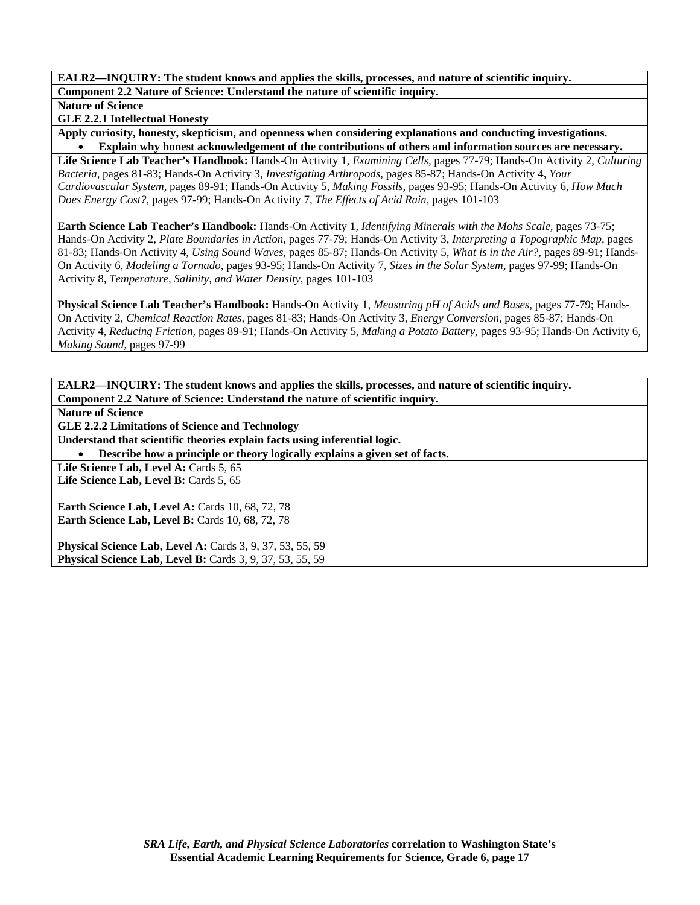**EALR2—INQUIRY: The student knows and applies the skills, processes, and nature of scientific inquiry.**

**Component 2.2 Nature of Science: Understand the nature of scientific inquiry.**

**Nature of Science**

**GLE 2.2.1 Intellectual Honesty**

**Apply curiosity, honesty, skepticism, and openness when considering explanations and conducting investigations.**

- **Explain why honest acknowledgement of the contributions of others and information sources are necessary.**

**Life Science Lab Teacher's Handbook:** Hands-On Activity 1, *Examining Cells,* pages 77-79; Hands-On Activity 2, *Culturing Bacteria,* pages 81-83; Hands-On Activity 3, *Investigating Arthropods,* pages 85-87; Hands-On Activity 4, *Your Cardiovascular System,* pages 89-91; Hands-On Activity 5, *Making Fossils,* pages 93-95; Hands-On Activity 6, *How Much Does Energy Cost?,* pages 97-99; Hands-On Activity 7, *The Effects of Acid Rain,* pages 101-103

**Earth Science Lab Teacher's Handbook:** Hands-On Activity 1, *Identifying Minerals with the Mohs Scale,* pages 73-75; Hands-On Activity 2, *Plate Boundaries in Action,* pages 77-79; Hands-On Activity 3, *Interpreting a Topographic Map,* pages 81-83; Hands-On Activity 4, *Using Sound Waves,* pages 85-87; Hands-On Activity 5, *What is in the Air?,* pages 89-91; Hands-On Activity 6, *Modeling a Tornado,* pages 93-95; Hands-On Activity 7, *Sizes in the Solar System,* pages 97-99; Hands-On Activity 8, *Temperature, Salinity, and Water Density,* pages 101-103

**Physical Science Lab Teacher's Handbook:** Hands-On Activity 1, *Measuring pH of Acids and Bases,* pages 77-79; Hands-On Activity 2, *Chemical Reaction Rates,* pages 81-83; Hands-On Activity 3, *Energy Conversion,* pages 85-87; Hands-On Activity 4, *Reducing Friction,* pages 89-91; Hands-On Activity 5, *Making a Potato Battery,* pages 93-95; Hands-On Activity 6, *Making Sound,* pages 97-99

**EALR2—INQUIRY: The student knows and applies the skills, processes, and nature of scientific inquiry.**

**Component 2.2 Nature of Science: Understand the nature of scientific inquiry.**

**Nature of Science**

**GLE 2.2.2 Limitations of Science and Technology**

**Understand that scientific theories explain facts using inferential logic.**

- **Describe how a principle or theory logically explains a given set of facts.**

**Life Science Lab, Level A:** Cards 5, 65
**Life Science Lab, Level B:** Cards 5, 65

**Earth Science Lab, Level A:** Cards 10, 68, 72, 78
**Earth Science Lab, Level B:** Cards 10, 68, 72, 78

**Physical Science Lab, Level A:** Cards 3, 9, 37, 53, 55, 59
**Physical Science Lab, Level B:** Cards 3, 9, 37, 53, 55, 59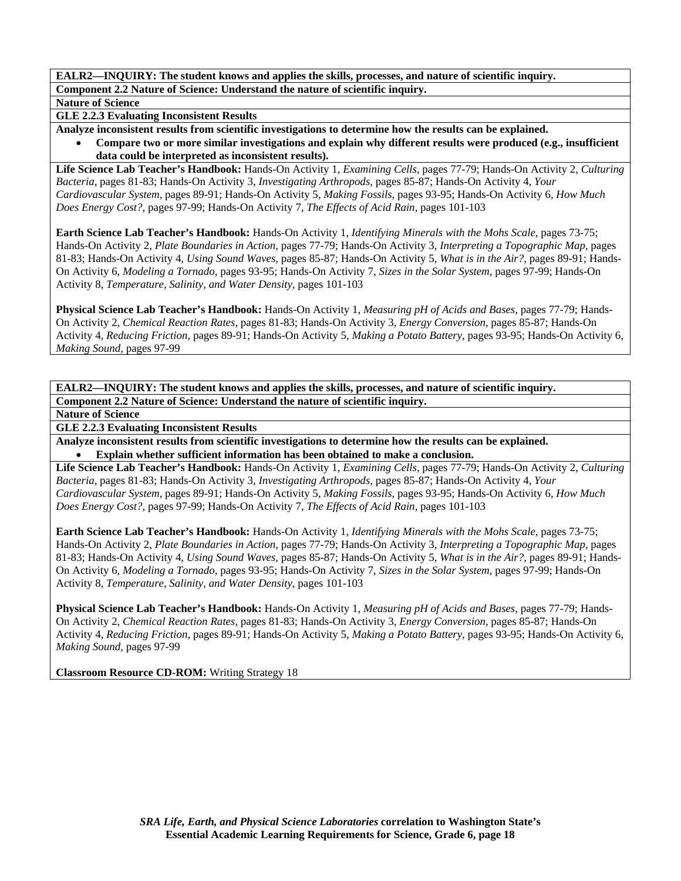**EALR2—INQUIRY: The student knows and applies the skills, processes, and nature of scientific inquiry.**

**Component 2.2 Nature of Science: Understand the nature of scientific inquiry.**

**Nature of Science**

**GLE 2.2.3 Evaluating Inconsistent Results**

**Analyze inconsistent results from scientific investigations to determine how the results can be explained.**

- **Compare two or more similar investigations and explain why different results were produced (e.g., insufficient data could be interpreted as inconsistent results).**

**Life Science Lab Teacher's Handbook:** Hands-On Activity 1, *Examining Cells*, pages 77-79; Hands-On Activity 2, *Culturing Bacteria*, pages 81-83; Hands-On Activity 3, *Investigating Arthropods,* pages 85-87; Hands-On Activity 4, *Your Cardiovascular System,* pages 89-91; Hands-On Activity 5, *Making Fossils,* pages 93-95; Hands-On Activity 6, *How Much Does Energy Cost?,* pages 97-99; Hands-On Activity 7, *The Effects of Acid Rain,* pages 101-103

**Earth Science Lab Teacher's Handbook:** Hands-On Activity 1, *Identifying Minerals with the Mohs Scale,* pages 73-75; Hands-On Activity 2, *Plate Boundaries in Action*, pages 77-79; Hands-On Activity 3, *Interpreting a Topographic Map,* pages 81-83; Hands-On Activity 4, *Using Sound Waves,* pages 85-87; Hands-On Activity 5, *What is in the Air?,* pages 89-91; Hands-On Activity 6, *Modeling a Tornado,* pages 93-95; Hands-On Activity 7, *Sizes in the Solar System,* pages 97-99; Hands-On Activity 8, *Temperature, Salinity, and Water Density,* pages 101-103

**Physical Science Lab Teacher's Handbook:** Hands-On Activity 1, *Measuring pH of Acids and Bases,* pages 77-79; Hands-On Activity 2, *Chemical Reaction Rates,* pages 81-83; Hands-On Activity 3, *Energy Conversion,* pages 85-87; Hands-On Activity 4, *Reducing Friction,* pages 89-91; Hands-On Activity 5, *Making a Potato Battery,* pages 93-95; Hands-On Activity 6, *Making Sound,* pages 97-99

**EALR2—INQUIRY: The student knows and applies the skills, processes, and nature of scientific inquiry.**

**Component 2.2 Nature of Science: Understand the nature of scientific inquiry.**

**Nature of Science**

**GLE 2.2.3 Evaluating Inconsistent Results**

**Analyze inconsistent results from scientific investigations to determine how the results can be explained.**

- **Explain whether sufficient information has been obtained to make a conclusion.**

**Life Science Lab Teacher's Handbook:** Hands-On Activity 1, *Examining Cells*, pages 77-79; Hands-On Activity 2, *Culturing Bacteria,* pages 81-83; Hands-On Activity 3, *Investigating Arthropods,* pages 85-87; Hands-On Activity 4, *Your Cardiovascular System,* pages 89-91; Hands-On Activity 5, *Making Fossils,* pages 93-95; Hands-On Activity 6, *How Much Does Energy Cost?,* pages 97-99; Hands-On Activity 7, *The Effects of Acid Rain,* pages 101-103

**Earth Science Lab Teacher's Handbook:** Hands-On Activity 1, *Identifying Minerals with the Mohs Scale,* pages 73-75; Hands-On Activity 2, *Plate Boundaries in Action*, pages 77-79; Hands-On Activity 3, *Interpreting a Topographic Map,* pages 81-83; Hands-On Activity 4, *Using Sound Waves,* pages 85-87; Hands-On Activity 5, *What is in the Air?,* pages 89-91; Hands-On Activity 6, *Modeling a Tornado,* pages 93-95; Hands-On Activity 7, *Sizes in the Solar System,* pages 97-99; Hands-On Activity 8, *Temperature, Salinity, and Water Density,* pages 101-103

**Physical Science Lab Teacher's Handbook:** Hands-On Activity 1, *Measuring pH of Acids and Bases,* pages 77-79; Hands-On Activity 2, *Chemical Reaction Rates,* pages 81-83; Hands-On Activity 3, *Energy Conversion,* pages 85-87; Hands-On Activity 4, *Reducing Friction,* pages 89-91; Hands-On Activity 5, *Making a Potato Battery,* pages 93-95; Hands-On Activity 6, *Making Sound,* pages 97-99

**Classroom Resource CD-ROM:** Writing Strategy 18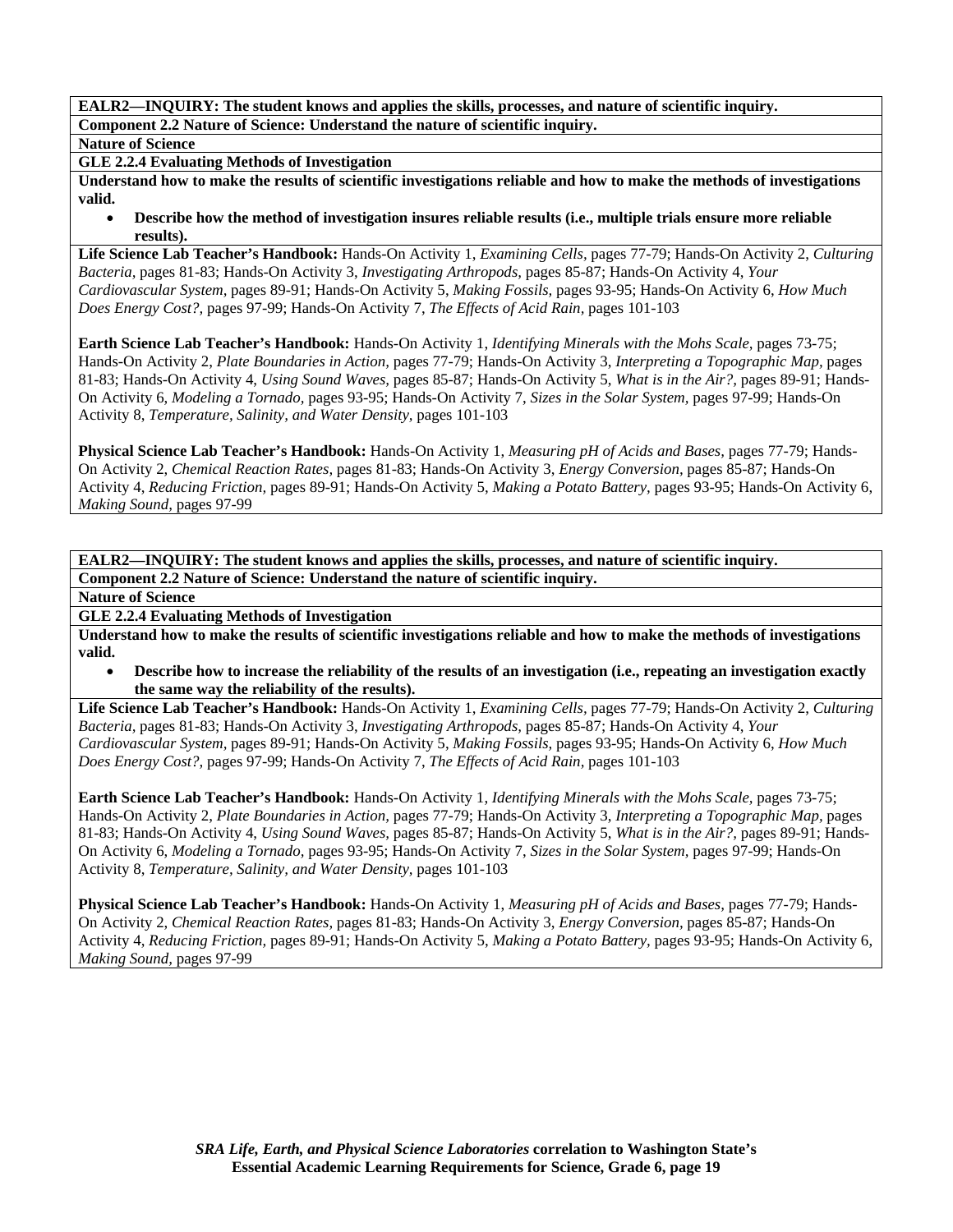**EALR2—INQUIRY: The student knows and applies the skills, processes, and nature of scientific inquiry.**

**Component 2.2 Nature of Science: Understand the nature of scientific inquiry.**

**Nature of Science**

**GLE 2.2.4 Evaluating Methods of Investigation**

**Understand how to make the results of scientific investigations reliable and how to make the methods of investigations valid.**

- **Describe how the method of investigation insures reliable results (i.e., multiple trials ensure more reliable results).**

**Life Science Lab Teacher's Handbook:** Hands-On Activity 1, *Examining Cells,* pages 77-79; Hands-On Activity 2, *Culturing Bacteria,* pages 81-83; Hands-On Activity 3, *Investigating Arthropods,* pages 85-87; Hands-On Activity 4, *Your Cardiovascular System,* pages 89-91; Hands-On Activity 5, *Making Fossils,* pages 93-95; Hands-On Activity 6, *How Much Does Energy Cost?,* pages 97-99; Hands-On Activity 7, *The Effects of Acid Rain,* pages 101-103

**Earth Science Lab Teacher's Handbook:** Hands-On Activity 1, *Identifying Minerals with the Mohs Scale,* pages 73-75; Hands-On Activity 2, *Plate Boundaries in Action,* pages 77-79; Hands-On Activity 3, *Interpreting a Topographic Map,* pages 81-83; Hands-On Activity 4, *Using Sound Waves,* pages 85-87; Hands-On Activity 5, *What is in the Air?,* pages 89-91; Hands-On Activity 6, *Modeling a Tornado,* pages 93-95; Hands-On Activity 7, *Sizes in the Solar System,* pages 97-99; Hands-On Activity 8, *Temperature, Salinity, and Water Density,* pages 101-103

**Physical Science Lab Teacher's Handbook:** Hands-On Activity 1, *Measuring pH of Acids and Bases,* pages 77-79; Hands-On Activity 2, *Chemical Reaction Rates,* pages 81-83; Hands-On Activity 3, *Energy Conversion,* pages 85-87; Hands-On Activity 4, *Reducing Friction,* pages 89-91; Hands-On Activity 5, *Making a Potato Battery,* pages 93-95; Hands-On Activity 6, *Making Sound,* pages 97-99

**EALR2—INQUIRY: The student knows and applies the skills, processes, and nature of scientific inquiry.**

**Component 2.2 Nature of Science: Understand the nature of scientific inquiry.**

**Nature of Science**

**GLE 2.2.4 Evaluating Methods of Investigation**

**Understand how to make the results of scientific investigations reliable and how to make the methods of investigations valid.**

- **Describe how to increase the reliability of the results of an investigation (i.e., repeating an investigation exactly the same way the reliability of the results).**

**Life Science Lab Teacher's Handbook:** Hands-On Activity 1, *Examining Cells,* pages 77-79; Hands-On Activity 2, *Culturing Bacteria,* pages 81-83; Hands-On Activity 3, *Investigating Arthropods,* pages 85-87; Hands-On Activity 4, *Your Cardiovascular System,* pages 89-91; Hands-On Activity 5, *Making Fossils,* pages 93-95; Hands-On Activity 6, *How Much Does Energy Cost?,* pages 97-99; Hands-On Activity 7, *The Effects of Acid Rain,* pages 101-103

**Earth Science Lab Teacher's Handbook:** Hands-On Activity 1, *Identifying Minerals with the Mohs Scale,* pages 73-75; Hands-On Activity 2, *Plate Boundaries in Action,* pages 77-79; Hands-On Activity 3, *Interpreting a Topographic Map,* pages 81-83; Hands-On Activity 4, *Using Sound Waves,* pages 85-87; Hands-On Activity 5, *What is in the Air?,* pages 89-91; Hands-On Activity 6, *Modeling a Tornado,* pages 93-95; Hands-On Activity 7, *Sizes in the Solar System,* pages 97-99; Hands-On Activity 8, *Temperature, Salinity, and Water Density,* pages 101-103

**Physical Science Lab Teacher's Handbook:** Hands-On Activity 1, *Measuring pH of Acids and Bases,* pages 77-79; Hands-On Activity 2, *Chemical Reaction Rates,* pages 81-83; Hands-On Activity 3, *Energy Conversion,* pages 85-87; Hands-On Activity 4, *Reducing Friction,* pages 89-91; Hands-On Activity 5, *Making a Potato Battery,* pages 93-95; Hands-On Activity 6, *Making Sound,* pages 97-99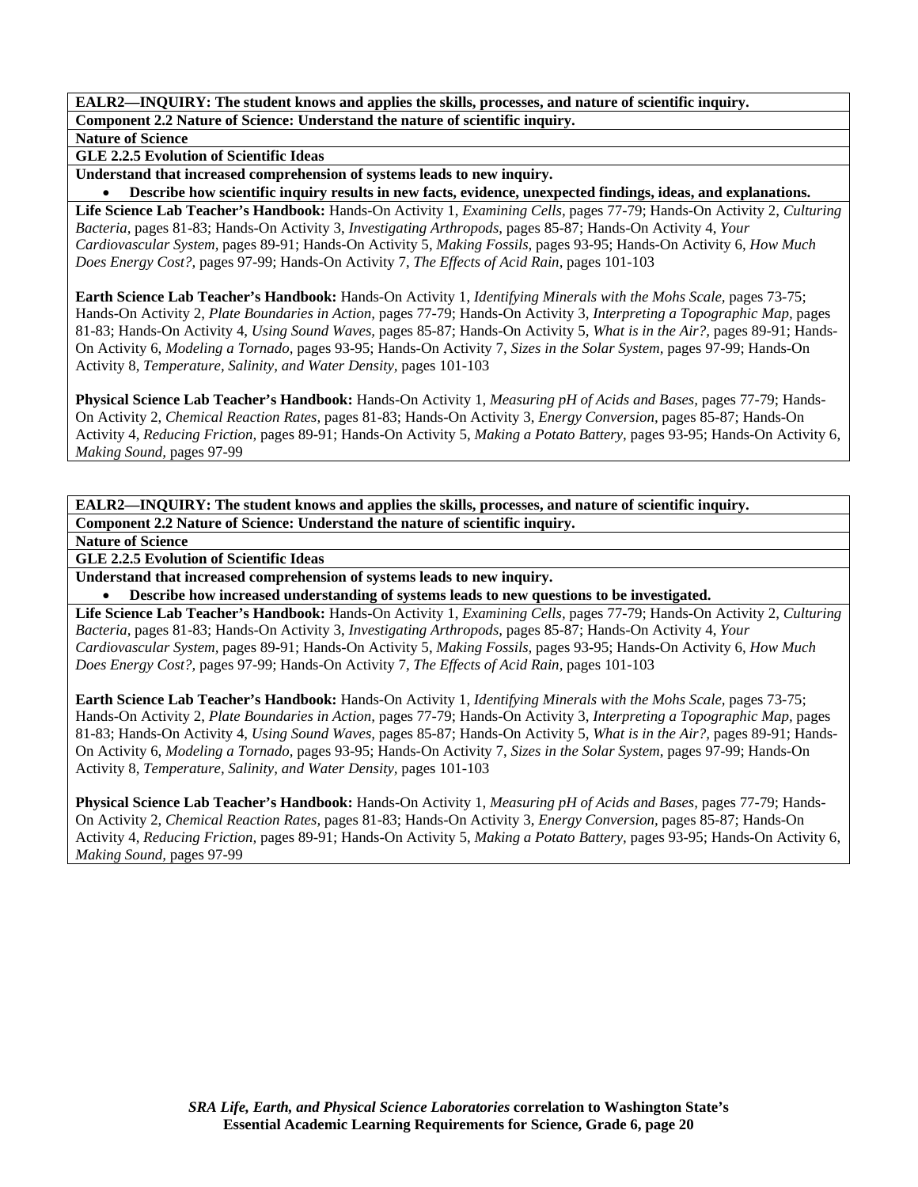**EALR2—INQUIRY: The student knows and applies the skills, processes, and nature of scientific inquiry.**

**Component 2.2 Nature of Science: Understand the nature of scientific inquiry.**

**Nature of Science**

**GLE 2.2.5 Evolution of Scientific Ideas**

**Understand that increased comprehension of systems leads to new inquiry.**

- **Describe how scientific inquiry results in new facts, evidence, unexpected findings, ideas, and explanations.**

**Life Science Lab Teacher's Handbook:** Hands-On Activity 1, *Examining Cells,* pages 77-79; Hands-On Activity 2, *Culturing Bacteria,* pages 81-83; Hands-On Activity 3, *Investigating Arthropods,* pages 85-87; Hands-On Activity 4, *Your Cardiovascular System,* pages 89-91; Hands-On Activity 5, *Making Fossils,* pages 93-95; Hands-On Activity 6, *How Much Does Energy Cost?,* pages 97-99; Hands-On Activity 7, *The Effects of Acid Rain,* pages 101-103

**Earth Science Lab Teacher's Handbook:** Hands-On Activity 1, *Identifying Minerals with the Mohs Scale,* pages 73-75; Hands-On Activity 2, *Plate Boundaries in Action,* pages 77-79; Hands-On Activity 3, *Interpreting a Topographic Map,* pages 81-83; Hands-On Activity 4, *Using Sound Waves,* pages 85-87; Hands-On Activity 5, *What is in the Air?,* pages 89-91; Hands-On Activity 6, *Modeling a Tornado,* pages 93-95; Hands-On Activity 7, *Sizes in the Solar System,* pages 97-99; Hands-On Activity 8, *Temperature, Salinity, and Water Density,* pages 101-103

**Physical Science Lab Teacher's Handbook:** Hands-On Activity 1, *Measuring pH of Acids and Bases,* pages 77-79; Hands-On Activity 2, *Chemical Reaction Rates,* pages 81-83; Hands-On Activity 3, *Energy Conversion,* pages 85-87; Hands-On Activity 4, *Reducing Friction,* pages 89-91; Hands-On Activity 5, *Making a Potato Battery,* pages 93-95; Hands-On Activity 6, *Making Sound,* pages 97-99

**EALR2—INQUIRY: The student knows and applies the skills, processes, and nature of scientific inquiry.**

**Component 2.2 Nature of Science: Understand the nature of scientific inquiry.**

**Nature of Science**

**GLE 2.2.5 Evolution of Scientific Ideas**

**Understand that increased comprehension of systems leads to new inquiry.**

- **Describe how increased understanding of systems leads to new questions to be investigated.**

**Life Science Lab Teacher's Handbook:** Hands-On Activity 1, *Examining Cells,* pages 77-79; Hands-On Activity 2, *Culturing Bacteria,* pages 81-83; Hands-On Activity 3, *Investigating Arthropods,* pages 85-87; Hands-On Activity 4, *Your Cardiovascular System,* pages 89-91; Hands-On Activity 5, *Making Fossils,* pages 93-95; Hands-On Activity 6, *How Much Does Energy Cost?,* pages 97-99; Hands-On Activity 7, *The Effects of Acid Rain,* pages 101-103

**Earth Science Lab Teacher's Handbook:** Hands-On Activity 1, *Identifying Minerals with the Mohs Scale,* pages 73-75; Hands-On Activity 2, *Plate Boundaries in Action,* pages 77-79; Hands-On Activity 3, *Interpreting a Topographic Map,* pages 81-83; Hands-On Activity 4, *Using Sound Waves,* pages 85-87; Hands-On Activity 5, *What is in the Air?,* pages 89-91; Hands-On Activity 6, *Modeling a Tornado,* pages 93-95; Hands-On Activity 7, *Sizes in the Solar System,* pages 97-99; Hands-On Activity 8, *Temperature, Salinity, and Water Density,* pages 101-103

**Physical Science Lab Teacher's Handbook:** Hands-On Activity 1, *Measuring pH of Acids and Bases,* pages 77-79; Hands-On Activity 2, *Chemical Reaction Rates,* pages 81-83; Hands-On Activity 3, *Energy Conversion,* pages 85-87; Hands-On Activity 4, *Reducing Friction,* pages 89-91; Hands-On Activity 5, *Making a Potato Battery,* pages 93-95; Hands-On Activity 6, *Making Sound,* pages 97-99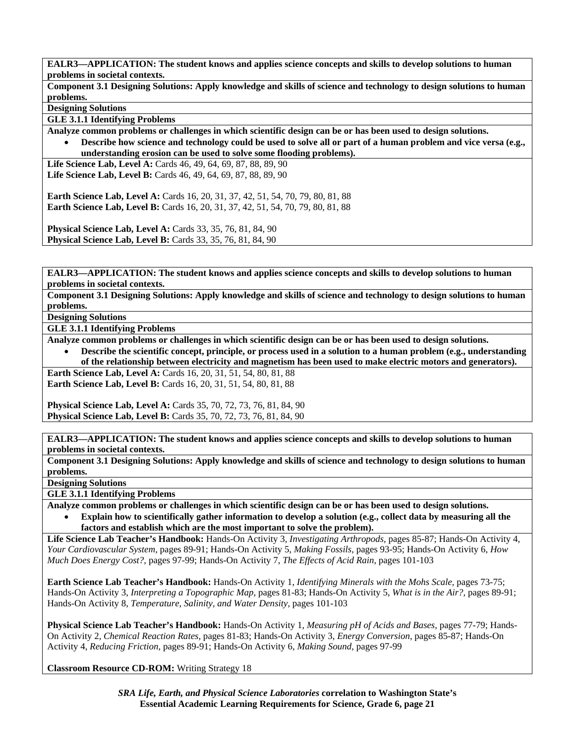**EALR3—APPLICATION: The student knows and applies science concepts and skills to develop solutions to human problems in societal contexts.**

**Component 3.1 Designing Solutions: Apply knowledge and skills of science and technology to design solutions to human problems.**

**Designing Solutions**

**GLE 3.1.1 Identifying Problems**

**Analyze common problems or challenges in which scientific design can be or has been used to design solutions.**

- **Describe how science and technology could be used to solve all or part of a human problem and vice versa (e.g., understanding erosion can be used to solve some flooding problems).**

**Life Science Lab, Level A:** Cards 46, 49, 64, 69, 87, 88, 89, 90
**Life Science Lab, Level B:** Cards 46, 49, 64, 69, 87, 88, 89, 90

**Earth Science Lab, Level A:** Cards 16, 20, 31, 37, 42, 51, 54, 70, 79, 80, 81, 88
**Earth Science Lab, Level B:** Cards 16, 20, 31, 37, 42, 51, 54, 70, 79, 80, 81, 88

**Physical Science Lab, Level A:** Cards 33, 35, 76, 81, 84, 90
**Physical Science Lab, Level B:** Cards 33, 35, 76, 81, 84, 90

---

**EALR3—APPLICATION: The student knows and applies science concepts and skills to develop solutions to human problems in societal contexts.**

**Component 3.1 Designing Solutions: Apply knowledge and skills of science and technology to design solutions to human problems.**

**Designing Solutions**

**GLE 3.1.1 Identifying Problems**

**Analyze common problems or challenges in which scientific design can be or has been used to design solutions.**

- **Describe the scientific concept, principle, or process used in a solution to a human problem (e.g., understanding of the relationship between electricity and magnetism has been used to make electric motors and generators).**

**Earth Science Lab, Level A:** Cards 16, 20, 31, 51, 54, 80, 81, 88
**Earth Science Lab, Level B:** Cards 16, 20, 31, 51, 54, 80, 81, 88

**Physical Science Lab, Level A:** Cards 35, 70, 72, 73, 76, 81, 84, 90
**Physical Science Lab, Level B:** Cards 35, 70, 72, 73, 76, 81, 84, 90

---

**EALR3—APPLICATION: The student knows and applies science concepts and skills to develop solutions to human problems in societal contexts.**

**Component 3.1 Designing Solutions: Apply knowledge and skills of science and technology to design solutions to human problems.**

**Designing Solutions**

**GLE 3.1.1 Identifying Problems**

**Analyze common problems or challenges in which scientific design can be or has been used to design solutions.**

- **Explain how to scientifically gather information to develop a solution (e.g., collect data by measuring all the factors and establish which are the most important to solve the problem).**

**Life Science Lab Teacher's Handbook:** Hands-On Activity 3, *Investigating Arthropods,* pages 85-87; Hands-On Activity 4, *Your Cardiovascular System,* pages 89-91; Hands-On Activity 5, *Making Fossils,* pages 93-95; Hands-On Activity 6, *How Much Does Energy Cost?,* pages 97-99; Hands-On Activity 7, *The Effects of Acid Rain,* pages 101-103

**Earth Science Lab Teacher's Handbook:** Hands-On Activity 1, *Identifying Minerals with the Mohs Scale,* pages 73-75; Hands-On Activity 3, *Interpreting a Topographic Map,* pages 81-83; Hands-On Activity 5, *What is in the Air?,* pages 89-91; Hands-On Activity 8, *Temperature, Salinity, and Water Density,* pages 101-103

**Physical Science Lab Teacher's Handbook:** Hands-On Activity 1, *Measuring pH of Acids and Bases,* pages 77-79; Hands-On Activity 2, *Chemical Reaction Rates,* pages 81-83; Hands-On Activity 3, *Energy Conversion,* pages 85-87; Hands-On Activity 4, *Reducing Friction,* pages 89-91; Hands-On Activity 6, *Making Sound,* pages 97-99

**Classroom Resource CD-ROM:** Writing Strategy 18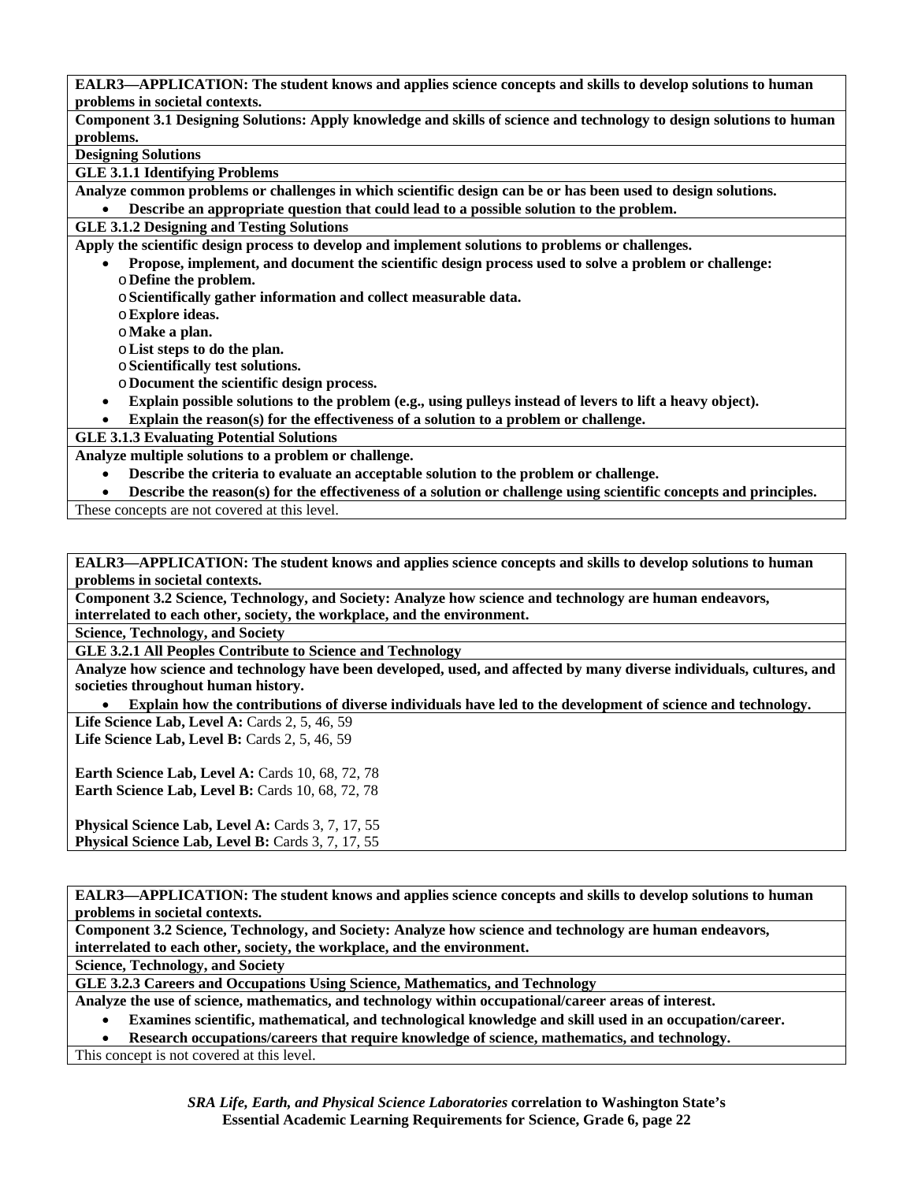**EALR3—APPLICATION: The student knows and applies science concepts and skills to develop solutions to human problems in societal contexts.**

**Component 3.1 Designing Solutions: Apply knowledge and skills of science and technology to design solutions to human problems.**

**Designing Solutions**

**GLE 3.1.1 Identifying Problems**

**Analyze common problems or challenges in which scientific design can be or has been used to design solutions.**

- **Describe an appropriate question that could lead to a possible solution to the problem.**

**GLE 3.1.2 Designing and Testing Solutions**

**Apply the scientific design process to develop and implement solutions to problems or challenges.**

- **Propose, implement, and document the scientific design process used to solve a problem or challenge:**
  - **Define the problem.**
  - **Scientifically gather information and collect measurable data.**
  - **Explore ideas.**
  - **Make a plan.**
  - **List steps to do the plan.**
  - **Scientifically test solutions.**
  - **Document the scientific design process.**
- **Explain possible solutions to the problem (e.g., using pulleys instead of levers to lift a heavy object).**
- **Explain the reason(s) for the effectiveness of a solution to a problem or challenge.**

**GLE 3.1.3 Evaluating Potential Solutions**

**Analyze multiple solutions to a problem or challenge.**

- **Describe the criteria to evaluate an acceptable solution to the problem or challenge.**
- **Describe the reason(s) for the effectiveness of a solution or challenge using scientific concepts and principles.**

These concepts are not covered at this level.

---

**EALR3—APPLICATION: The student knows and applies science concepts and skills to develop solutions to human problems in societal contexts.**

**Component 3.2 Science, Technology, and Society: Analyze how science and technology are human endeavors, interrelated to each other, society, the workplace, and the environment.**

**Science, Technology, and Society**

**GLE 3.2.1 All Peoples Contribute to Science and Technology**

**Analyze how science and technology have been developed, used, and affected by many diverse individuals, cultures, and societies throughout human history.**

- **Explain how the contributions of diverse individuals have led to the development of science and technology.**

**Life Science Lab, Level A:** Cards 2, 5, 46, 59
**Life Science Lab, Level B:** Cards 2, 5, 46, 59

**Earth Science Lab, Level A:** Cards 10, 68, 72, 78
**Earth Science Lab, Level B:** Cards 10, 68, 72, 78

**Physical Science Lab, Level A:** Cards 3, 7, 17, 55
**Physical Science Lab, Level B:** Cards 3, 7, 17, 55

---

**EALR3—APPLICATION: The student knows and applies science concepts and skills to develop solutions to human problems in societal contexts.**

**Component 3.2 Science, Technology, and Society: Analyze how science and technology are human endeavors, interrelated to each other, society, the workplace, and the environment.**

**Science, Technology, and Society**

**GLE 3.2.3 Careers and Occupations Using Science, Mathematics, and Technology**

**Analyze the use of science, mathematics, and technology within occupational/career areas of interest.**

- **Examines scientific, mathematical, and technological knowledge and skill used in an occupation/career.**
- **Research occupations/careers that require knowledge of science, mathematics, and technology.**

This concept is not covered at this level.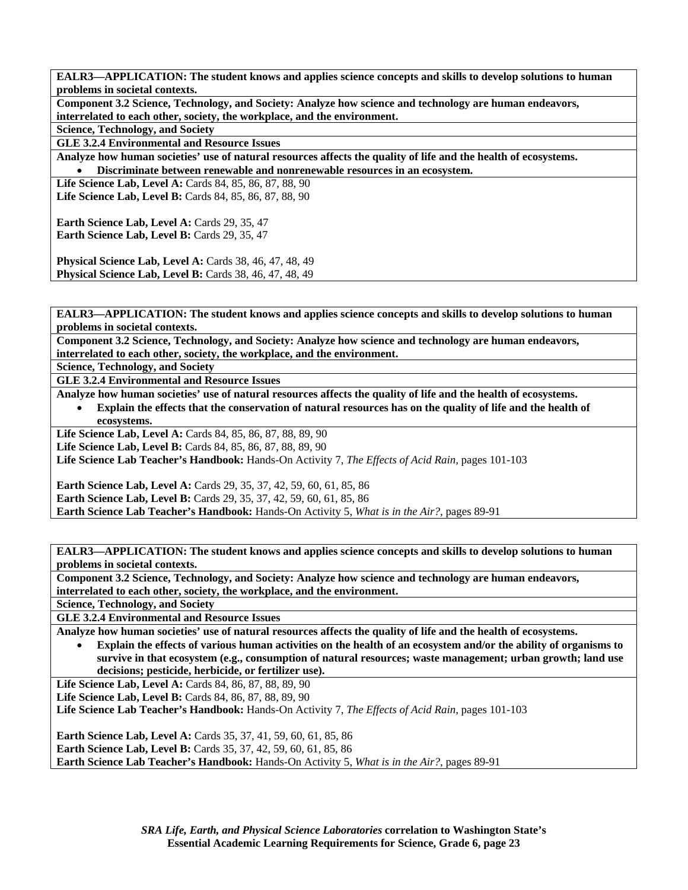**EALR3—APPLICATION: The student knows and applies science concepts and skills to develop solutions to human problems in societal contexts.**

**Component 3.2 Science, Technology, and Society: Analyze how science and technology are human endeavors, interrelated to each other, society, the workplace, and the environment.**

**Science, Technology, and Society**

**GLE 3.2.4 Environmental and Resource Issues**

**Analyze how human societies' use of natural resources affects the quality of life and the health of ecosystems.**

- **Discriminate between renewable and nonrenewable resources in an ecosystem.**

**Life Science Lab, Level A:** Cards 84, 85, 86, 87, 88, 90
**Life Science Lab, Level B:** Cards 84, 85, 86, 87, 88, 90

**Earth Science Lab, Level A:** Cards 29, 35, 47
**Earth Science Lab, Level B:** Cards 29, 35, 47

**Physical Science Lab, Level A:** Cards 38, 46, 47, 48, 49
**Physical Science Lab, Level B:** Cards 38, 46, 47, 48, 49

---

**EALR3—APPLICATION: The student knows and applies science concepts and skills to develop solutions to human problems in societal contexts.**

**Component 3.2 Science, Technology, and Society: Analyze how science and technology are human endeavors, interrelated to each other, society, the workplace, and the environment.**

**Science, Technology, and Society**

**GLE 3.2.4 Environmental and Resource Issues**

**Analyze how human societies' use of natural resources affects the quality of life and the health of ecosystems.**

- **Explain the effects that the conservation of natural resources has on the quality of life and the health of ecosystems.**

**Life Science Lab, Level A:** Cards 84, 85, 86, 87, 88, 89, 90
**Life Science Lab, Level B:** Cards 84, 85, 86, 87, 88, 89, 90
**Life Science Lab Teacher's Handbook:** Hands-On Activity 7, *The Effects of Acid Rain,* pages 101-103

**Earth Science Lab, Level A:** Cards 29, 35, 37, 42, 59, 60, 61, 85, 86
**Earth Science Lab, Level B:** Cards 29, 35, 37, 42, 59, 60, 61, 85, 86
**Earth Science Lab Teacher's Handbook:** Hands-On Activity 5, *What is in the Air?,* pages 89-91

---

**EALR3—APPLICATION: The student knows and applies science concepts and skills to develop solutions to human problems in societal contexts.**

**Component 3.2 Science, Technology, and Society: Analyze how science and technology are human endeavors, interrelated to each other, society, the workplace, and the environment.**

**Science, Technology, and Society**

**GLE 3.2.4 Environmental and Resource Issues**

**Analyze how human societies' use of natural resources affects the quality of life and the health of ecosystems.**

- **Explain the effects of various human activities on the health of an ecosystem and/or the ability of organisms to survive in that ecosystem (e.g., consumption of natural resources; waste management; urban growth; land use decisions; pesticide, herbicide, or fertilizer use).**

**Life Science Lab, Level A:** Cards 84, 86, 87, 88, 89, 90
**Life Science Lab, Level B:** Cards 84, 86, 87, 88, 89, 90
**Life Science Lab Teacher's Handbook:** Hands-On Activity 7, *The Effects of Acid Rain,* pages 101-103

**Earth Science Lab, Level A:** Cards 35, 37, 41, 59, 60, 61, 85, 86
**Earth Science Lab, Level B:** Cards 35, 37, 42, 59, 60, 61, 85, 86
**Earth Science Lab Teacher's Handbook:** Hands-On Activity 5, *What is in the Air?,* pages 89-91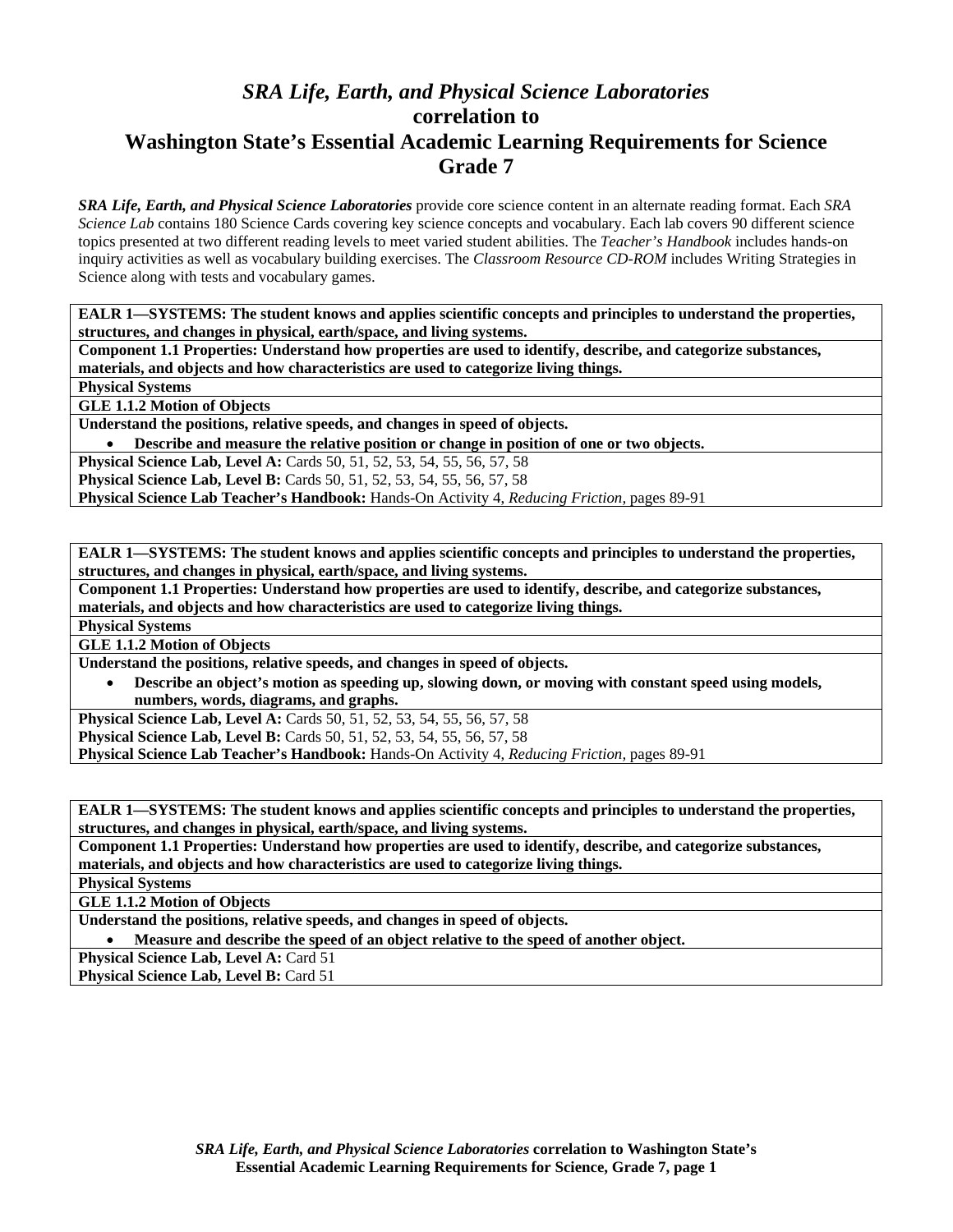# *SRA Life, Earth, and Physical Science Laboratories*
## correlation to
## Washington State's Essential Academic Learning Requirements for Science
## Grade 7

***SRA Life, Earth, and Physical Science Laboratories*** provide core science content in an alternate reading format. Each *SRA Science Lab* contains 180 Science Cards covering key science concepts and vocabulary. Each lab covers 90 different science topics presented at two different reading levels to meet varied student abilities. The *Teacher's Handbook* includes hands-on inquiry activities as well as vocabulary building exercises. The *Classroom Resource CD-ROM* includes Writing Strategies in Science along with tests and vocabulary games.

| **EALR 1—SYSTEMS: The student knows and applies scientific concepts and principles to understand the properties, structures, and changes in physical, earth/space, and living systems.** |
|---|
| **Component 1.1 Properties: Understand how properties are used to identify, describe, and categorize substances, materials, and objects and how characteristics are used to categorize living things.** |
| **Physical Systems** |
| **GLE 1.1.2 Motion of Objects** |
| **Understand the positions, relative speeds, and changes in speed of objects.**<br>• **Describe and measure the relative position or change in position of one or two objects.** |
| **Physical Science Lab, Level A:** Cards 50, 51, 52, 53, 54, 55, 56, 57, 58<br>**Physical Science Lab, Level B:** Cards 50, 51, 52, 53, 54, 55, 56, 57, 58<br>**Physical Science Lab Teacher's Handbook:** Hands-On Activity 4, *Reducing Friction,* pages 89-91 |

| **EALR 1—SYSTEMS: The student knows and applies scientific concepts and principles to understand the properties, structures, and changes in physical, earth/space, and living systems.** |
|---|
| **Component 1.1 Properties: Understand how properties are used to identify, describe, and categorize substances, materials, and objects and how characteristics are used to categorize living things.** |
| **Physical Systems** |
| **GLE 1.1.2 Motion of Objects** |
| **Understand the positions, relative speeds, and changes in speed of objects.**<br>• **Describe an object's motion as speeding up, slowing down, or moving with constant speed using models, numbers, words, diagrams, and graphs.** |
| **Physical Science Lab, Level A:** Cards 50, 51, 52, 53, 54, 55, 56, 57, 58<br>**Physical Science Lab, Level B:** Cards 50, 51, 52, 53, 54, 55, 56, 57, 58<br>**Physical Science Lab Teacher's Handbook:** Hands-On Activity 4, *Reducing Friction,* pages 89-91 |

| **EALR 1—SYSTEMS: The student knows and applies scientific concepts and principles to understand the properties, structures, and changes in physical, earth/space, and living systems.** |
|---|
| **Component 1.1 Properties: Understand how properties are used to identify, describe, and categorize substances, materials, and objects and how characteristics are used to categorize living things.** |
| **Physical Systems** |
| **GLE 1.1.2 Motion of Objects** |
| **Understand the positions, relative speeds, and changes in speed of objects.**<br>• **Measure and describe the speed of an object relative to the speed of another object.** |
| **Physical Science Lab, Level A:** Card 51<br>**Physical Science Lab, Level B:** Card 51 |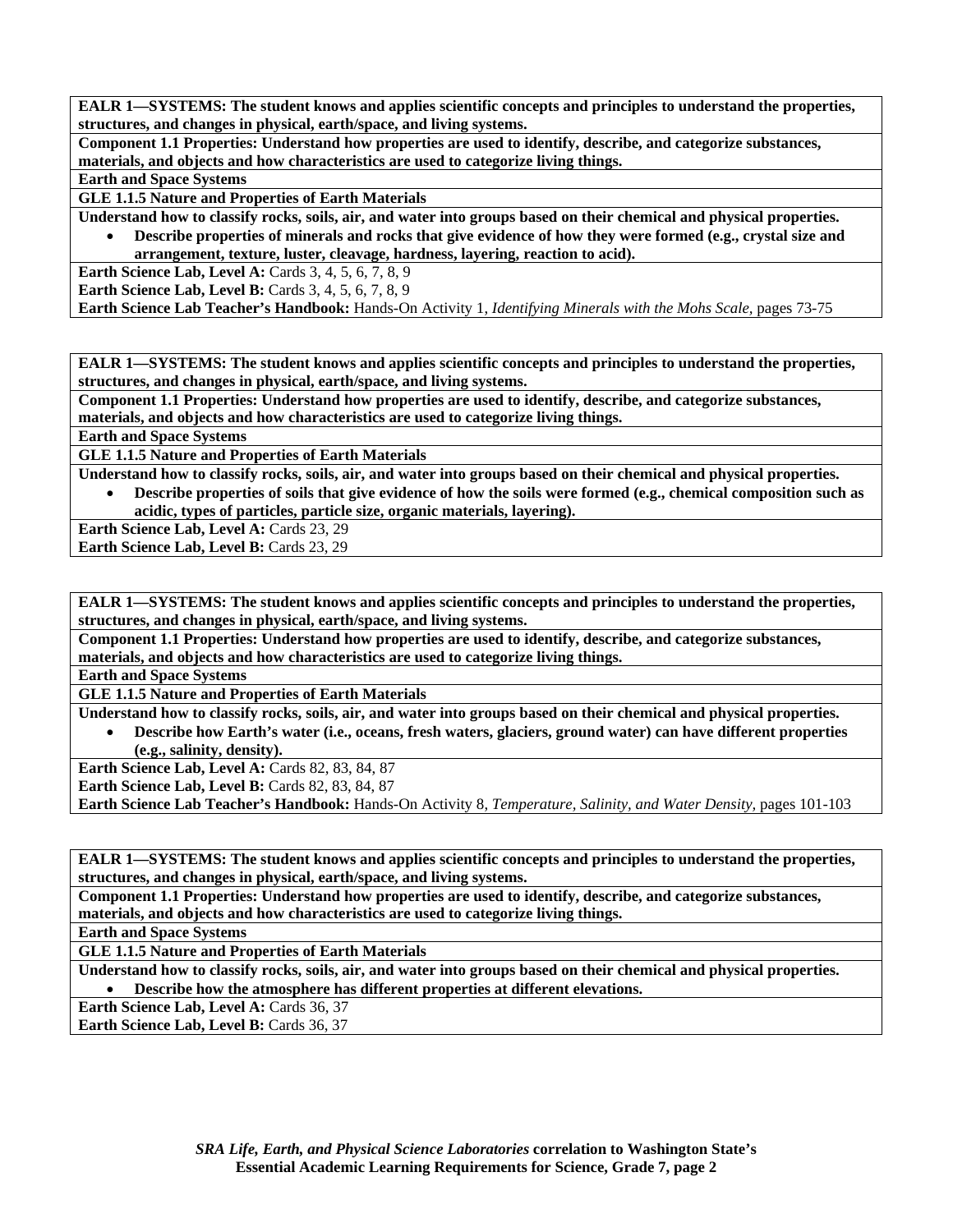**EALR 1—SYSTEMS: The student knows and applies scientific concepts and principles to understand the properties, structures, and changes in physical, earth/space, and living systems.**

**Component 1.1 Properties: Understand how properties are used to identify, describe, and categorize substances, materials, and objects and how characteristics are used to categorize living things.**

**Earth and Space Systems**

**GLE 1.1.5 Nature and Properties of Earth Materials**

**Understand how to classify rocks, soils, air, and water into groups based on their chemical and physical properties.**

- **Describe properties of minerals and rocks that give evidence of how they were formed (e.g., crystal size and arrangement, texture, luster, cleavage, hardness, layering, reaction to acid).**

**Earth Science Lab, Level A:** Cards 3, 4, 5, 6, 7, 8, 9
**Earth Science Lab, Level B:** Cards 3, 4, 5, 6, 7, 8, 9
**Earth Science Lab Teacher's Handbook:** Hands-On Activity 1, *Identifying Minerals with the Mohs Scale,* pages 73-75

---

**EALR 1—SYSTEMS: The student knows and applies scientific concepts and principles to understand the properties, structures, and changes in physical, earth/space, and living systems.**

**Component 1.1 Properties: Understand how properties are used to identify, describe, and categorize substances, materials, and objects and how characteristics are used to categorize living things.**

**Earth and Space Systems**

**GLE 1.1.5 Nature and Properties of Earth Materials**

**Understand how to classify rocks, soils, air, and water into groups based on their chemical and physical properties.**

- **Describe properties of soils that give evidence of how the soils were formed (e.g., chemical composition such as acidic, types of particles, particle size, organic materials, layering).**

**Earth Science Lab, Level A:** Cards 23, 29
**Earth Science Lab, Level B:** Cards 23, 29

---

**EALR 1—SYSTEMS: The student knows and applies scientific concepts and principles to understand the properties, structures, and changes in physical, earth/space, and living systems.**

**Component 1.1 Properties: Understand how properties are used to identify, describe, and categorize substances, materials, and objects and how characteristics are used to categorize living things.**

**Earth and Space Systems**

**GLE 1.1.5 Nature and Properties of Earth Materials**

**Understand how to classify rocks, soils, air, and water into groups based on their chemical and physical properties.**

- **Describe how Earth's water (i.e., oceans, fresh waters, glaciers, ground water) can have different properties (e.g., salinity, density).**

**Earth Science Lab, Level A:** Cards 82, 83, 84, 87
**Earth Science Lab, Level B:** Cards 82, 83, 84, 87
**Earth Science Lab Teacher's Handbook:** Hands-On Activity 8, *Temperature, Salinity, and Water Density,* pages 101-103

---

**EALR 1—SYSTEMS: The student knows and applies scientific concepts and principles to understand the properties, structures, and changes in physical, earth/space, and living systems.**

**Component 1.1 Properties: Understand how properties are used to identify, describe, and categorize substances, materials, and objects and how characteristics are used to categorize living things.**

**Earth and Space Systems**

**GLE 1.1.5 Nature and Properties of Earth Materials**

**Understand how to classify rocks, soils, air, and water into groups based on their chemical and physical properties.**

- **Describe how the atmosphere has different properties at different elevations.**

**Earth Science Lab, Level A:** Cards 36, 37
**Earth Science Lab, Level B:** Cards 36, 37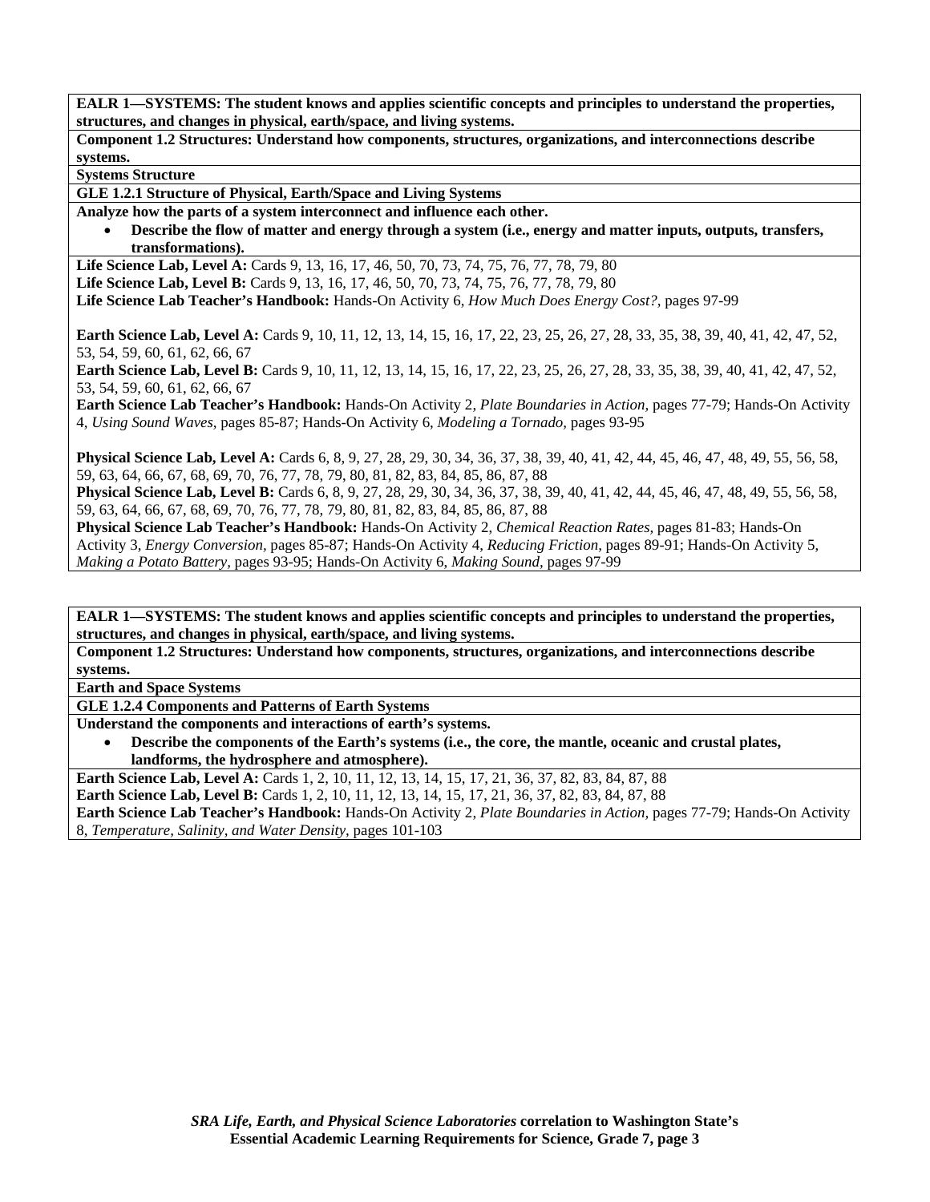**EALR 1—SYSTEMS: The student knows and applies scientific concepts and principles to understand the properties, structures, and changes in physical, earth/space, and living systems.**

**Component 1.2 Structures: Understand how components, structures, organizations, and interconnections describe systems.**

**Systems Structure**

**GLE 1.2.1 Structure of Physical, Earth/Space and Living Systems**

**Analyze how the parts of a system interconnect and influence each other.**

- **Describe the flow of matter and energy through a system (i.e., energy and matter inputs, outputs, transfers, transformations).**

**Life Science Lab, Level A:** Cards 9, 13, 16, 17, 46, 50, 70, 73, 74, 75, 76, 77, 78, 79, 80
**Life Science Lab, Level B:** Cards 9, 13, 16, 17, 46, 50, 70, 73, 74, 75, 76, 77, 78, 79, 80
**Life Science Lab Teacher's Handbook:** Hands-On Activity 6, *How Much Does Energy Cost?,* pages 97-99

**Earth Science Lab, Level A:** Cards 9, 10, 11, 12, 13, 14, 15, 16, 17, 22, 23, 25, 26, 27, 28, 33, 35, 38, 39, 40, 41, 42, 47, 52, 53, 54, 59, 60, 61, 62, 66, 67
**Earth Science Lab, Level B:** Cards 9, 10, 11, 12, 13, 14, 15, 16, 17, 22, 23, 25, 26, 27, 28, 33, 35, 38, 39, 40, 41, 42, 47, 52, 53, 54, 59, 60, 61, 62, 66, 67
**Earth Science Lab Teacher's Handbook:** Hands-On Activity 2, *Plate Boundaries in Action,* pages 77-79; Hands-On Activity 4, *Using Sound Waves,* pages 85-87; Hands-On Activity 6, *Modeling a Tornado,* pages 93-95

**Physical Science Lab, Level A:** Cards 6, 8, 9, 27, 28, 29, 30, 34, 36, 37, 38, 39, 40, 41, 42, 44, 45, 46, 47, 48, 49, 55, 56, 58, 59, 63, 64, 66, 67, 68, 69, 70, 76, 77, 78, 79, 80, 81, 82, 83, 84, 85, 86, 87, 88
**Physical Science Lab, Level B:** Cards 6, 8, 9, 27, 28, 29, 30, 34, 36, 37, 38, 39, 40, 41, 42, 44, 45, 46, 47, 48, 49, 55, 56, 58, 59, 63, 64, 66, 67, 68, 69, 70, 76, 77, 78, 79, 80, 81, 82, 83, 84, 85, 86, 87, 88
**Physical Science Lab Teacher's Handbook:** Hands-On Activity 2, *Chemical Reaction Rates,* pages 81-83; Hands-On Activity 3, *Energy Conversion,* pages 85-87; Hands-On Activity 4, *Reducing Friction,* pages 89-91; Hands-On Activity 5, *Making a Potato Battery,* pages 93-95; Hands-On Activity 6, *Making Sound,* pages 97-99

**EALR 1—SYSTEMS: The student knows and applies scientific concepts and principles to understand the properties, structures, and changes in physical, earth/space, and living systems.**

**Component 1.2 Structures: Understand how components, structures, organizations, and interconnections describe systems.**

**Earth and Space Systems**

**GLE 1.2.4 Components and Patterns of Earth Systems**

**Understand the components and interactions of earth's systems.**

- **Describe the components of the Earth's systems (i.e., the core, the mantle, oceanic and crustal plates, landforms, the hydrosphere and atmosphere).**

**Earth Science Lab, Level A:** Cards 1, 2, 10, 11, 12, 13, 14, 15, 17, 21, 36, 37, 82, 83, 84, 87, 88
**Earth Science Lab, Level B:** Cards 1, 2, 10, 11, 12, 13, 14, 15, 17, 21, 36, 37, 82, 83, 84, 87, 88
**Earth Science Lab Teacher's Handbook:** Hands-On Activity 2, *Plate Boundaries in Action,* pages 77-79; Hands-On Activity 8, *Temperature, Salinity, and Water Density,* pages 101-103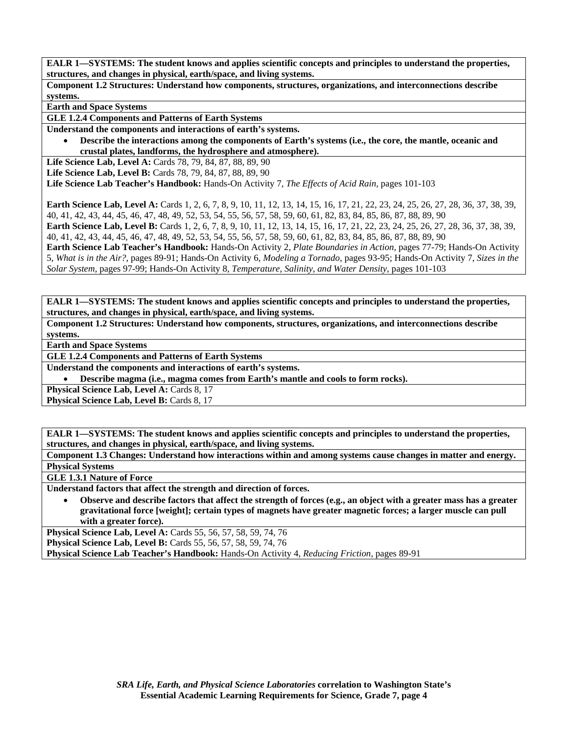**EALR 1—SYSTEMS: The student knows and applies scientific concepts and principles to understand the properties, structures, and changes in physical, earth/space, and living systems.**

**Component 1.2 Structures: Understand how components, structures, organizations, and interconnections describe systems.**

**Earth and Space Systems**

**GLE 1.2.4 Components and Patterns of Earth Systems**

**Understand the components and interactions of earth's systems.**

- **Describe the interactions among the components of Earth's systems (i.e., the core, the mantle, oceanic and crustal plates, landforms, the hydrosphere and atmosphere).**

**Life Science Lab, Level A:** Cards 78, 79, 84, 87, 88, 89, 90
**Life Science Lab, Level B:** Cards 78, 79, 84, 87, 88, 89, 90
**Life Science Lab Teacher's Handbook:** Hands-On Activity 7, *The Effects of Acid Rain,* pages 101-103

**Earth Science Lab, Level A:** Cards 1, 2, 6, 7, 8, 9, 10, 11, 12, 13, 14, 15, 16, 17, 21, 22, 23, 24, 25, 26, 27, 28, 36, 37, 38, 39, 40, 41, 42, 43, 44, 45, 46, 47, 48, 49, 52, 53, 54, 55, 56, 57, 58, 59, 60, 61, 82, 83, 84, 85, 86, 87, 88, 89, 90
**Earth Science Lab, Level B:** Cards 1, 2, 6, 7, 8, 9, 10, 11, 12, 13, 14, 15, 16, 17, 21, 22, 23, 24, 25, 26, 27, 28, 36, 37, 38, 39, 40, 41, 42, 43, 44, 45, 46, 47, 48, 49, 52, 53, 54, 55, 56, 57, 58, 59, 60, 61, 82, 83, 84, 85, 86, 87, 88, 89, 90
**Earth Science Lab Teacher's Handbook:** Hands-On Activity 2, *Plate Boundaries in Action,* pages 77-79; Hands-On Activity 5, *What is in the Air?,* pages 89-91; Hands-On Activity 6, *Modeling a Tornado,* pages 93-95; Hands-On Activity 7, *Sizes in the Solar System,* pages 97-99; Hands-On Activity 8, *Temperature, Salinity, and Water Density,* pages 101-103

**EALR 1—SYSTEMS: The student knows and applies scientific concepts and principles to understand the properties, structures, and changes in physical, earth/space, and living systems.**

**Component 1.2 Structures: Understand how components, structures, organizations, and interconnections describe systems.**

**Earth and Space Systems**

**GLE 1.2.4 Components and Patterns of Earth Systems**

**Understand the components and interactions of earth's systems.**

- **Describe magma (i.e., magma comes from Earth's mantle and cools to form rocks).**

**Physical Science Lab, Level A:** Cards 8, 17
**Physical Science Lab, Level B:** Cards 8, 17

**EALR 1—SYSTEMS: The student knows and applies scientific concepts and principles to understand the properties, structures, and changes in physical, earth/space, and living systems.**

**Component 1.3 Changes: Understand how interactions within and among systems cause changes in matter and energy.**

**Physical Systems**

**GLE 1.3.1 Nature of Force**

**Understand factors that affect the strength and direction of forces.**

- **Observe and describe factors that affect the strength of forces (e.g., an object with a greater mass has a greater gravitational force [weight]; certain types of magnets have greater magnetic forces; a larger muscle can pull with a greater force).**

**Physical Science Lab, Level A:** Cards 55, 56, 57, 58, 59, 74, 76
**Physical Science Lab, Level B:** Cards 55, 56, 57, 58, 59, 74, 76
**Physical Science Lab Teacher's Handbook:** Hands-On Activity 4, *Reducing Friction,* pages 89-91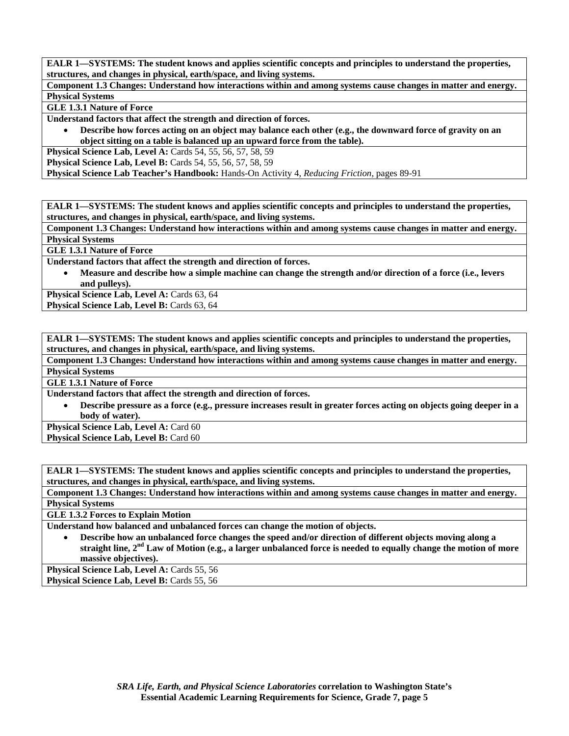**EALR 1—SYSTEMS: The student knows and applies scientific concepts and principles to understand the properties, structures, and changes in physical, earth/space, and living systems.**

**Component 1.3 Changes: Understand how interactions within and among systems cause changes in matter and energy.**

**Physical Systems**

**GLE 1.3.1 Nature of Force**

**Understand factors that affect the strength and direction of forces.**

- **Describe how forces acting on an object may balance each other (e.g., the downward force of gravity on an object sitting on a table is balanced up an upward force from the table).**

**Physical Science Lab, Level A:** Cards 54, 55, 56, 57, 58, 59

**Physical Science Lab, Level B:** Cards 54, 55, 56, 57, 58, 59

**Physical Science Lab Teacher's Handbook:** Hands-On Activity 4, *Reducing Friction,* pages 89-91

---

**EALR 1—SYSTEMS: The student knows and applies scientific concepts and principles to understand the properties, structures, and changes in physical, earth/space, and living systems.**

**Component 1.3 Changes: Understand how interactions within and among systems cause changes in matter and energy.**

**Physical Systems**

**GLE 1.3.1 Nature of Force**

**Understand factors that affect the strength and direction of forces.**

- **Measure and describe how a simple machine can change the strength and/or direction of a force (i.e., levers and pulleys).**

**Physical Science Lab, Level A:** Cards 63, 64

**Physical Science Lab, Level B:** Cards 63, 64

---

**EALR 1—SYSTEMS: The student knows and applies scientific concepts and principles to understand the properties, structures, and changes in physical, earth/space, and living systems.**

**Component 1.3 Changes: Understand how interactions within and among systems cause changes in matter and energy.**

**Physical Systems**

**GLE 1.3.1 Nature of Force**

**Understand factors that affect the strength and direction of forces.**

- **Describe pressure as a force (e.g., pressure increases result in greater forces acting on objects going deeper in a body of water).**

**Physical Science Lab, Level A:** Card 60

**Physical Science Lab, Level B:** Card 60

---

**EALR 1—SYSTEMS: The student knows and applies scientific concepts and principles to understand the properties, structures, and changes in physical, earth/space, and living systems.**

**Component 1.3 Changes: Understand how interactions within and among systems cause changes in matter and energy.**

**Physical Systems**

**GLE 1.3.2 Forces to Explain Motion**

**Understand how balanced and unbalanced forces can change the motion of objects.**

- **Describe how an unbalanced force changes the speed and/or direction of different objects moving along a straight line, 2nd Law of Motion (e.g., a larger unbalanced force is needed to equally change the motion of more massive objectives).**

**Physical Science Lab, Level A:** Cards 55, 56

**Physical Science Lab, Level B:** Cards 55, 56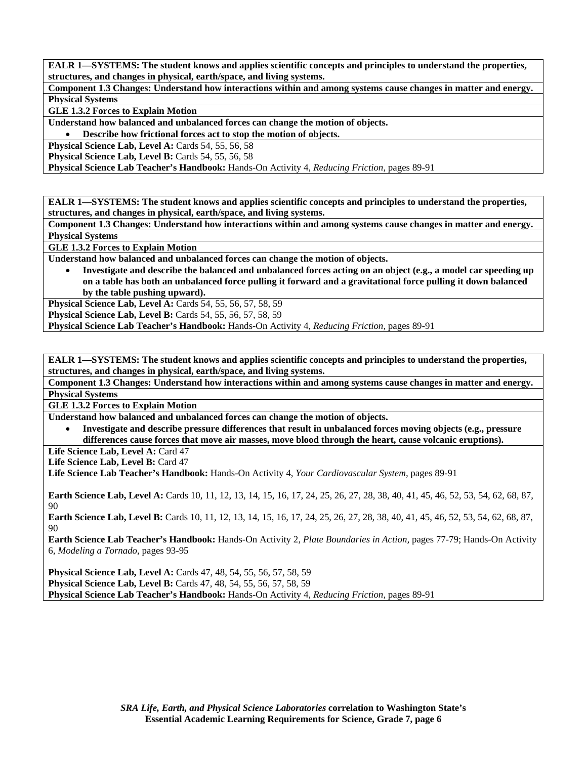**EALR 1—SYSTEMS: The student knows and applies scientific concepts and principles to understand the properties, structures, and changes in physical, earth/space, and living systems.**

**Component 1.3 Changes: Understand how interactions within and among systems cause changes in matter and energy.**

**Physical Systems**

**GLE 1.3.2 Forces to Explain Motion**

**Understand how balanced and unbalanced forces can change the motion of objects.**

- **Describe how frictional forces act to stop the motion of objects.**

**Physical Science Lab, Level A:** Cards 54, 55, 56, 58
**Physical Science Lab, Level B:** Cards 54, 55, 56, 58
**Physical Science Lab Teacher's Handbook:** Hands-On Activity 4, *Reducing Friction,* pages 89-91

---

**EALR 1—SYSTEMS: The student knows and applies scientific concepts and principles to understand the properties, structures, and changes in physical, earth/space, and living systems.**

**Component 1.3 Changes: Understand how interactions within and among systems cause changes in matter and energy.**

**Physical Systems**

**GLE 1.3.2 Forces to Explain Motion**

**Understand how balanced and unbalanced forces can change the motion of objects.**

- **Investigate and describe the balanced and unbalanced forces acting on an object (e.g., a model car speeding up on a table has both an unbalanced force pulling it forward and a gravitational force pulling it down balanced by the table pushing upward).**

**Physical Science Lab, Level A:** Cards 54, 55, 56, 57, 58, 59
**Physical Science Lab, Level B:** Cards 54, 55, 56, 57, 58, 59
**Physical Science Lab Teacher's Handbook:** Hands-On Activity 4, *Reducing Friction,* pages 89-91

---

**EALR 1—SYSTEMS: The student knows and applies scientific concepts and principles to understand the properties, structures, and changes in physical, earth/space, and living systems.**

**Component 1.3 Changes: Understand how interactions within and among systems cause changes in matter and energy.**

**Physical Systems**

**GLE 1.3.2 Forces to Explain Motion**

**Understand how balanced and unbalanced forces can change the motion of objects.**

- **Investigate and describe pressure differences that result in unbalanced forces moving objects (e.g., pressure differences cause forces that move air masses, move blood through the heart, cause volcanic eruptions).**

**Life Science Lab, Level A:** Card 47
**Life Science Lab, Level B:** Card 47
**Life Science Lab Teacher's Handbook:** Hands-On Activity 4, *Your Cardiovascular System,* pages 89-91

**Earth Science Lab, Level A:** Cards 10, 11, 12, 13, 14, 15, 16, 17, 24, 25, 26, 27, 28, 38, 40, 41, 45, 46, 52, 53, 54, 62, 68, 87, 90
**Earth Science Lab, Level B:** Cards 10, 11, 12, 13, 14, 15, 16, 17, 24, 25, 26, 27, 28, 38, 40, 41, 45, 46, 52, 53, 54, 62, 68, 87, 90
**Earth Science Lab Teacher's Handbook:** Hands-On Activity 2, *Plate Boundaries in Action,* pages 77-79; Hands-On Activity 6, *Modeling a Tornado,* pages 93-95

**Physical Science Lab, Level A:** Cards 47, 48, 54, 55, 56, 57, 58, 59
**Physical Science Lab, Level B:** Cards 47, 48, 54, 55, 56, 57, 58, 59
**Physical Science Lab Teacher's Handbook:** Hands-On Activity 4, *Reducing Friction,* pages 89-91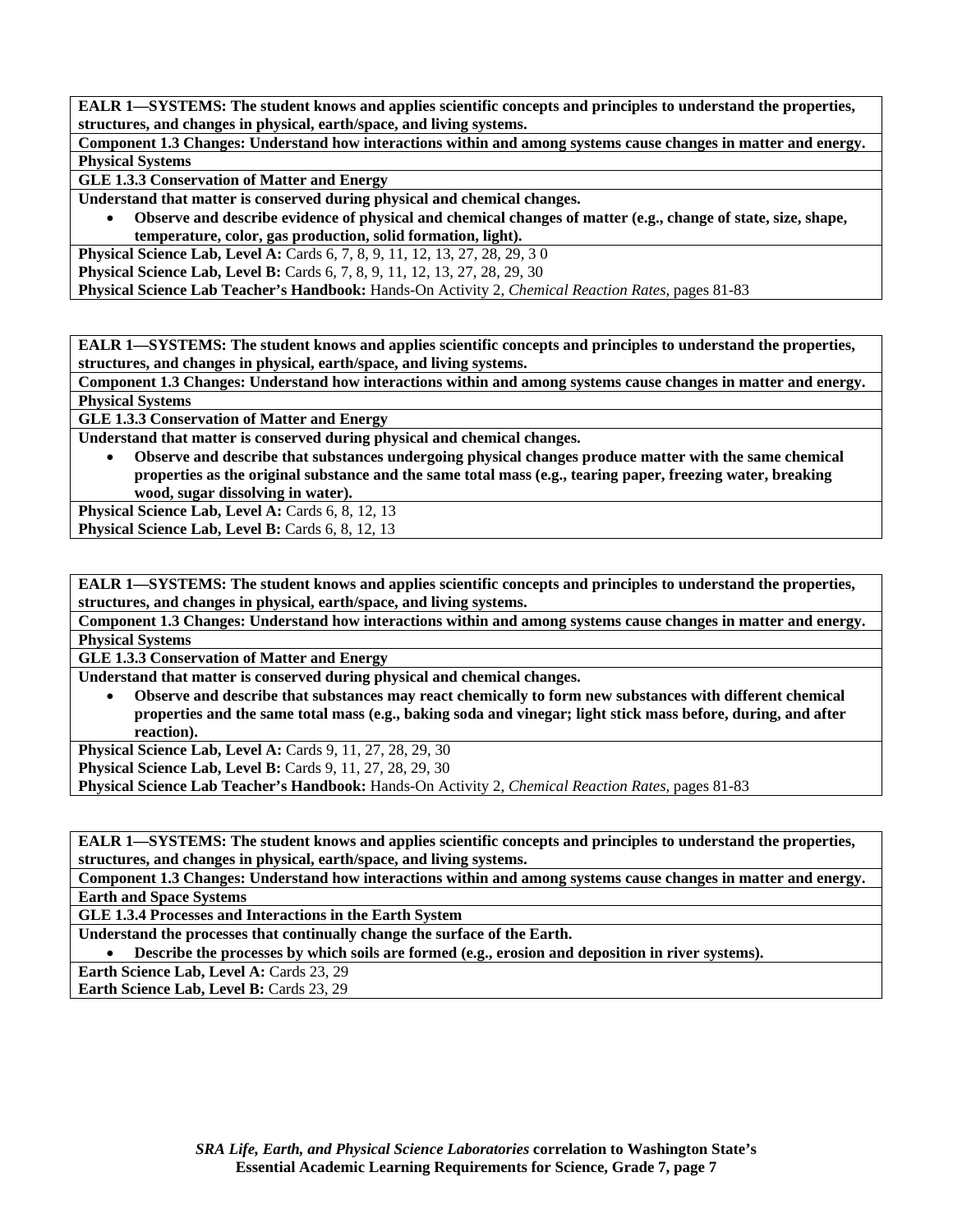**EALR 1—SYSTEMS: The student knows and applies scientific concepts and principles to understand the properties, structures, and changes in physical, earth/space, and living systems.**

**Component 1.3 Changes: Understand how interactions within and among systems cause changes in matter and energy.**

**Physical Systems**

**GLE 1.3.3 Conservation of Matter and Energy**

**Understand that matter is conserved during physical and chemical changes.**

- **Observe and describe evidence of physical and chemical changes of matter (e.g., change of state, size, shape, temperature, color, gas production, solid formation, light).**

**Physical Science Lab, Level A:** Cards 6, 7, 8, 9, 11, 12, 13, 27, 28, 29, 3 0

**Physical Science Lab, Level B:** Cards 6, 7, 8, 9, 11, 12, 13, 27, 28, 29, 30

**Physical Science Lab Teacher's Handbook:** Hands-On Activity 2, *Chemical Reaction Rates,* pages 81-83

---

**EALR 1—SYSTEMS: The student knows and applies scientific concepts and principles to understand the properties, structures, and changes in physical, earth/space, and living systems.**

**Component 1.3 Changes: Understand how interactions within and among systems cause changes in matter and energy.**

**Physical Systems**

**GLE 1.3.3 Conservation of Matter and Energy**

**Understand that matter is conserved during physical and chemical changes.**

- **Observe and describe that substances undergoing physical changes produce matter with the same chemical properties as the original substance and the same total mass (e.g., tearing paper, freezing water, breaking wood, sugar dissolving in water).**

**Physical Science Lab, Level A:** Cards 6, 8, 12, 13

**Physical Science Lab, Level B:** Cards 6, 8, 12, 13

---

**EALR 1—SYSTEMS: The student knows and applies scientific concepts and principles to understand the properties, structures, and changes in physical, earth/space, and living systems.**

**Component 1.3 Changes: Understand how interactions within and among systems cause changes in matter and energy.**

**Physical Systems**

**GLE 1.3.3 Conservation of Matter and Energy**

**Understand that matter is conserved during physical and chemical changes.**

- **Observe and describe that substances may react chemically to form new substances with different chemical properties and the same total mass (e.g., baking soda and vinegar; light stick mass before, during, and after reaction).**

**Physical Science Lab, Level A:** Cards 9, 11, 27, 28, 29, 30

**Physical Science Lab, Level B:** Cards 9, 11, 27, 28, 29, 30

**Physical Science Lab Teacher's Handbook:** Hands-On Activity 2, *Chemical Reaction Rates,* pages 81-83

---

**EALR 1—SYSTEMS: The student knows and applies scientific concepts and principles to understand the properties, structures, and changes in physical, earth/space, and living systems.**

**Component 1.3 Changes: Understand how interactions within and among systems cause changes in matter and energy.**

**Earth and Space Systems**

**GLE 1.3.4 Processes and Interactions in the Earth System**

**Understand the processes that continually change the surface of the Earth.**

- **Describe the processes by which soils are formed (e.g., erosion and deposition in river systems).**

**Earth Science Lab, Level A:** Cards 23, 29

**Earth Science Lab, Level B:** Cards 23, 29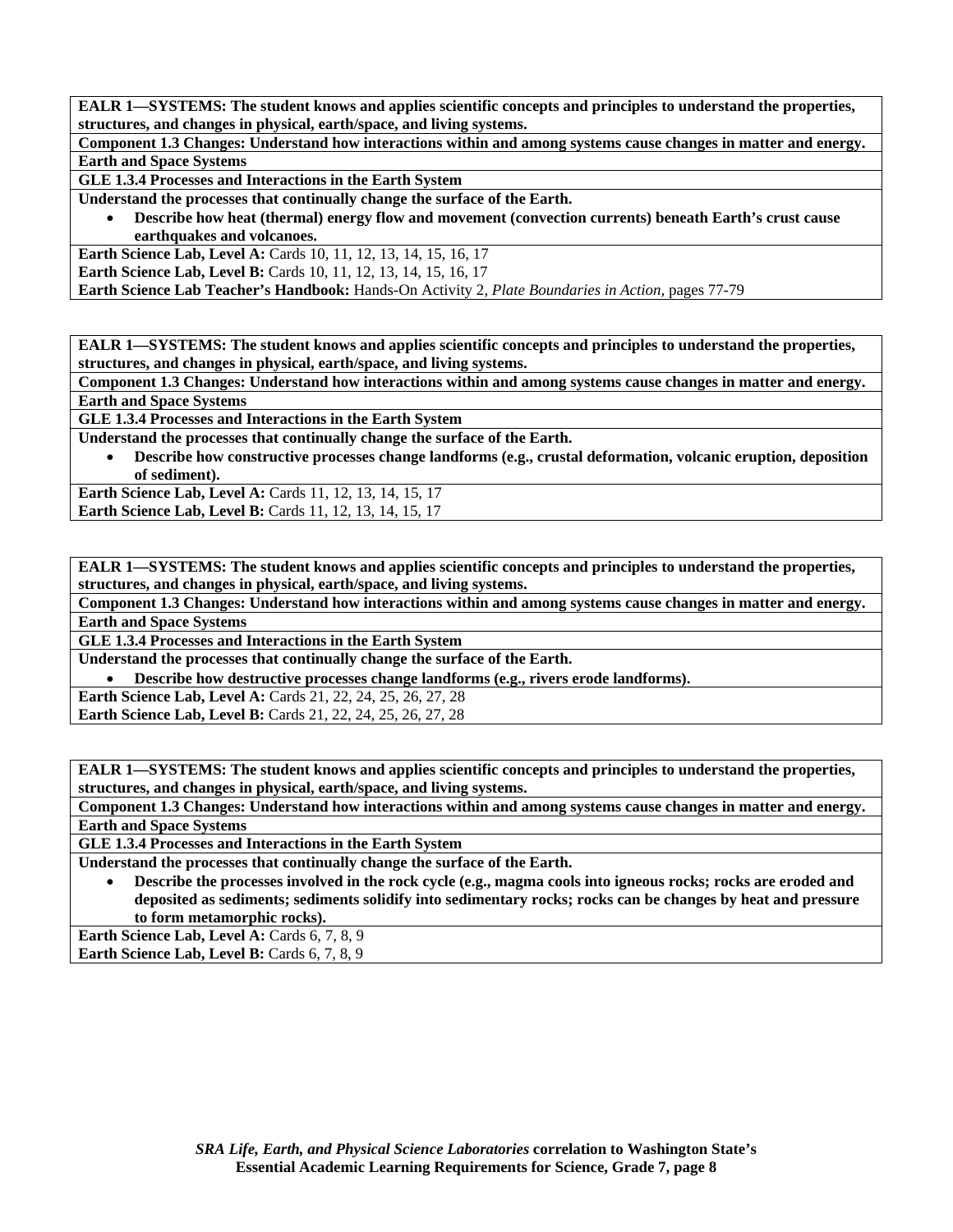**EALR 1—SYSTEMS: The student knows and applies scientific concepts and principles to understand the properties, structures, and changes in physical, earth/space, and living systems.**

**Component 1.3 Changes: Understand how interactions within and among systems cause changes in matter and energy.**

**Earth and Space Systems**

**GLE 1.3.4 Processes and Interactions in the Earth System**

**Understand the processes that continually change the surface of the Earth.**

- **Describe how heat (thermal) energy flow and movement (convection currents) beneath Earth's crust cause earthquakes and volcanoes.**

**Earth Science Lab, Level A:** Cards 10, 11, 12, 13, 14, 15, 16, 17
**Earth Science Lab, Level B:** Cards 10, 11, 12, 13, 14, 15, 16, 17
**Earth Science Lab Teacher's Handbook:** Hands-On Activity 2, *Plate Boundaries in Action,* pages 77-79

---

**EALR 1—SYSTEMS: The student knows and applies scientific concepts and principles to understand the properties, structures, and changes in physical, earth/space, and living systems.**

**Component 1.3 Changes: Understand how interactions within and among systems cause changes in matter and energy.**

**Earth and Space Systems**

**GLE 1.3.4 Processes and Interactions in the Earth System**

**Understand the processes that continually change the surface of the Earth.**

- **Describe how constructive processes change landforms (e.g., crustal deformation, volcanic eruption, deposition of sediment).**

**Earth Science Lab, Level A:** Cards 11, 12, 13, 14, 15, 17
**Earth Science Lab, Level B:** Cards 11, 12, 13, 14, 15, 17

---

**EALR 1—SYSTEMS: The student knows and applies scientific concepts and principles to understand the properties, structures, and changes in physical, earth/space, and living systems.**

**Component 1.3 Changes: Understand how interactions within and among systems cause changes in matter and energy.**

**Earth and Space Systems**

**GLE 1.3.4 Processes and Interactions in the Earth System**

**Understand the processes that continually change the surface of the Earth.**

- **Describe how destructive processes change landforms (e.g., rivers erode landforms).**

**Earth Science Lab, Level A:** Cards 21, 22, 24, 25, 26, 27, 28
**Earth Science Lab, Level B:** Cards 21, 22, 24, 25, 26, 27, 28

---

**EALR 1—SYSTEMS: The student knows and applies scientific concepts and principles to understand the properties, structures, and changes in physical, earth/space, and living systems.**

**Component 1.3 Changes: Understand how interactions within and among systems cause changes in matter and energy.**

**Earth and Space Systems**

**GLE 1.3.4 Processes and Interactions in the Earth System**

**Understand the processes that continually change the surface of the Earth.**

- **Describe the processes involved in the rock cycle (e.g., magma cools into igneous rocks; rocks are eroded and deposited as sediments; sediments solidify into sedimentary rocks; rocks can be changes by heat and pressure to form metamorphic rocks).**

**Earth Science Lab, Level A:** Cards 6, 7, 8, 9
**Earth Science Lab, Level B:** Cards 6, 7, 8, 9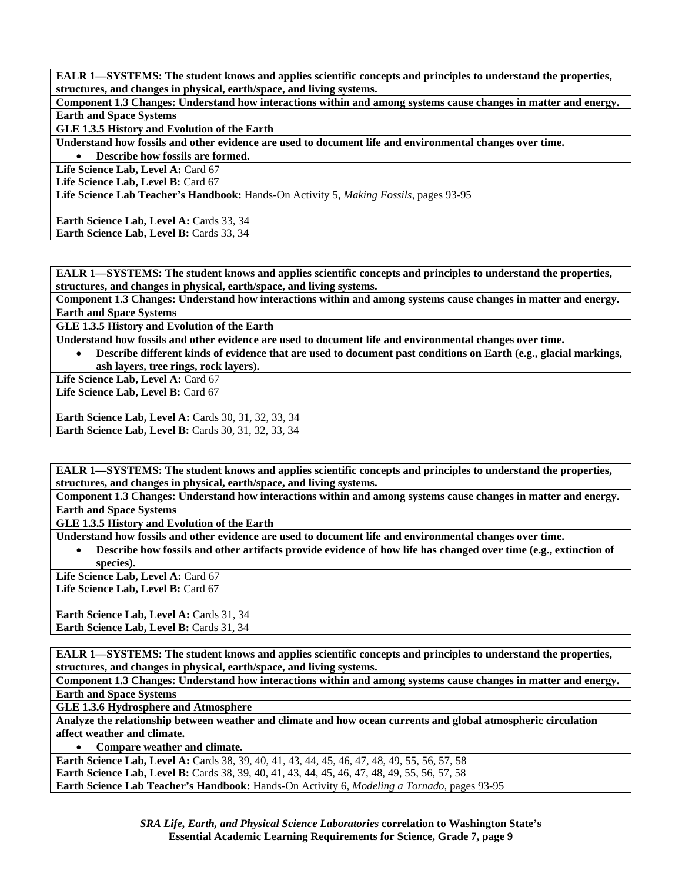**EALR 1—SYSTEMS: The student knows and applies scientific concepts and principles to understand the properties, structures, and changes in physical, earth/space, and living systems.**

**Component 1.3 Changes: Understand how interactions within and among systems cause changes in matter and energy.**

**Earth and Space Systems**

**GLE 1.3.5 History and Evolution of the Earth**

**Understand how fossils and other evidence are used to document life and environmental changes over time.**

- **Describe how fossils are formed.**

**Life Science Lab, Level A:** Card 67
**Life Science Lab, Level B:** Card 67
**Life Science Lab Teacher's Handbook:** Hands-On Activity 5, *Making Fossils,* pages 93-95

**Earth Science Lab, Level A:** Cards 33, 34
**Earth Science Lab, Level B:** Cards 33, 34

---

**EALR 1—SYSTEMS: The student knows and applies scientific concepts and principles to understand the properties, structures, and changes in physical, earth/space, and living systems.**

**Component 1.3 Changes: Understand how interactions within and among systems cause changes in matter and energy.**

**Earth and Space Systems**

**GLE 1.3.5 History and Evolution of the Earth**

**Understand how fossils and other evidence are used to document life and environmental changes over time.**

- **Describe different kinds of evidence that are used to document past conditions on Earth (e.g., glacial markings, ash layers, tree rings, rock layers).**

**Life Science Lab, Level A:** Card 67
**Life Science Lab, Level B:** Card 67

**Earth Science Lab, Level A:** Cards 30, 31, 32, 33, 34
**Earth Science Lab, Level B:** Cards 30, 31, 32, 33, 34

---

**EALR 1—SYSTEMS: The student knows and applies scientific concepts and principles to understand the properties, structures, and changes in physical, earth/space, and living systems.**

**Component 1.3 Changes: Understand how interactions within and among systems cause changes in matter and energy.**

**Earth and Space Systems**

**GLE 1.3.5 History and Evolution of the Earth**

**Understand how fossils and other evidence are used to document life and environmental changes over time.**

- **Describe how fossils and other artifacts provide evidence of how life has changed over time (e.g., extinction of species).**

**Life Science Lab, Level A:** Card 67
**Life Science Lab, Level B:** Card 67

**Earth Science Lab, Level A:** Cards 31, 34
**Earth Science Lab, Level B:** Cards 31, 34

---

**EALR 1—SYSTEMS: The student knows and applies scientific concepts and principles to understand the properties, structures, and changes in physical, earth/space, and living systems.**

**Component 1.3 Changes: Understand how interactions within and among systems cause changes in matter and energy.**

**Earth and Space Systems**

**GLE 1.3.6 Hydrosphere and Atmosphere**

**Analyze the relationship between weather and climate and how ocean currents and global atmospheric circulation affect weather and climate.**

- **Compare weather and climate.**

**Earth Science Lab, Level A:** Cards 38, 39, 40, 41, 43, 44, 45, 46, 47, 48, 49, 55, 56, 57, 58
**Earth Science Lab, Level B:** Cards 38, 39, 40, 41, 43, 44, 45, 46, 47, 48, 49, 55, 56, 57, 58
**Earth Science Lab Teacher's Handbook:** Hands-On Activity 6, *Modeling a Tornado,* pages 93-95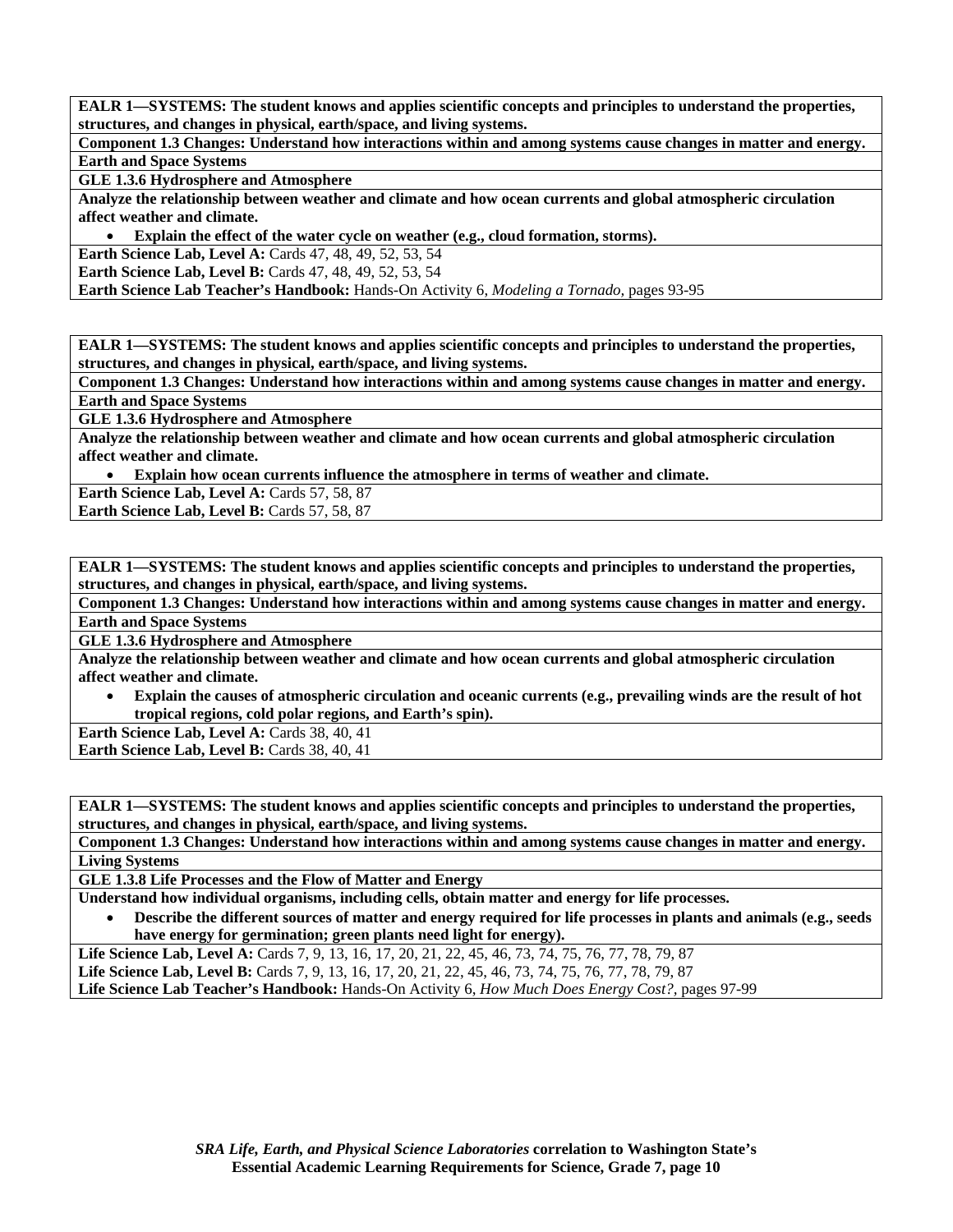**EALR 1—SYSTEMS: The student knows and applies scientific concepts and principles to understand the properties, structures, and changes in physical, earth/space, and living systems.**

**Component 1.3 Changes: Understand how interactions within and among systems cause changes in matter and energy.**

**Earth and Space Systems**

**GLE 1.3.6 Hydrosphere and Atmosphere**

**Analyze the relationship between weather and climate and how ocean currents and global atmospheric circulation affect weather and climate.**

- **Explain the effect of the water cycle on weather (e.g., cloud formation, storms).**

**Earth Science Lab, Level A:** Cards 47, 48, 49, 52, 53, 54

**Earth Science Lab, Level B:** Cards 47, 48, 49, 52, 53, 54

**Earth Science Lab Teacher's Handbook:** Hands-On Activity 6, *Modeling a Tornado,* pages 93-95

---

**EALR 1—SYSTEMS: The student knows and applies scientific concepts and principles to understand the properties, structures, and changes in physical, earth/space, and living systems.**

**Component 1.3 Changes: Understand how interactions within and among systems cause changes in matter and energy.**

**Earth and Space Systems**

**GLE 1.3.6 Hydrosphere and Atmosphere**

**Analyze the relationship between weather and climate and how ocean currents and global atmospheric circulation affect weather and climate.**

- **Explain how ocean currents influence the atmosphere in terms of weather and climate.**

**Earth Science Lab, Level A:** Cards 57, 58, 87

**Earth Science Lab, Level B:** Cards 57, 58, 87

---

**EALR 1—SYSTEMS: The student knows and applies scientific concepts and principles to understand the properties, structures, and changes in physical, earth/space, and living systems.**

**Component 1.3 Changes: Understand how interactions within and among systems cause changes in matter and energy.**

**Earth and Space Systems**

**GLE 1.3.6 Hydrosphere and Atmosphere**

**Analyze the relationship between weather and climate and how ocean currents and global atmospheric circulation affect weather and climate.**

- **Explain the causes of atmospheric circulation and oceanic currents (e.g., prevailing winds are the result of hot tropical regions, cold polar regions, and Earth's spin).**

**Earth Science Lab, Level A:** Cards 38, 40, 41

**Earth Science Lab, Level B:** Cards 38, 40, 41

---

**EALR 1—SYSTEMS: The student knows and applies scientific concepts and principles to understand the properties, structures, and changes in physical, earth/space, and living systems.**

**Component 1.3 Changes: Understand how interactions within and among systems cause changes in matter and energy.**

**Living Systems**

**GLE 1.3.8 Life Processes and the Flow of Matter and Energy**

**Understand how individual organisms, including cells, obtain matter and energy for life processes.**

- **Describe the different sources of matter and energy required for life processes in plants and animals (e.g., seeds have energy for germination; green plants need light for energy).**

**Life Science Lab, Level A:** Cards 7, 9, 13, 16, 17, 20, 21, 22, 45, 46, 73, 74, 75, 76, 77, 78, 79, 87

**Life Science Lab, Level B:** Cards 7, 9, 13, 16, 17, 20, 21, 22, 45, 46, 73, 74, 75, 76, 77, 78, 79, 87

**Life Science Lab Teacher's Handbook:** Hands-On Activity 6, *How Much Does Energy Cost?,* pages 97-99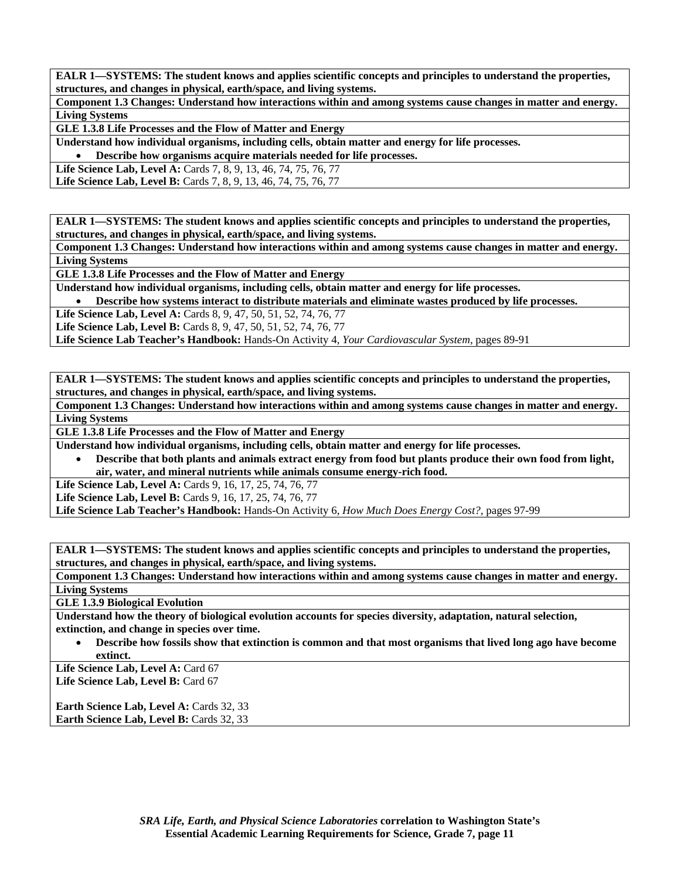**EALR 1—SYSTEMS: The student knows and applies scientific concepts and principles to understand the properties, structures, and changes in physical, earth/space, and living systems.**

**Component 1.3 Changes: Understand how interactions within and among systems cause changes in matter and energy.**

**Living Systems**

**GLE 1.3.8 Life Processes and the Flow of Matter and Energy**

**Understand how individual organisms, including cells, obtain matter and energy for life processes.**

- **Describe how organisms acquire materials needed for life processes.**

**Life Science Lab, Level A:** Cards 7, 8, 9, 13, 46, 74, 75, 76, 77
**Life Science Lab, Level B:** Cards 7, 8, 9, 13, 46, 74, 75, 76, 77

---

**EALR 1—SYSTEMS: The student knows and applies scientific concepts and principles to understand the properties, structures, and changes in physical, earth/space, and living systems.**

**Component 1.3 Changes: Understand how interactions within and among systems cause changes in matter and energy.**

**Living Systems**

**GLE 1.3.8 Life Processes and the Flow of Matter and Energy**

**Understand how individual organisms, including cells, obtain matter and energy for life processes.**

- **Describe how systems interact to distribute materials and eliminate wastes produced by life processes.**

**Life Science Lab, Level A:** Cards 8, 9, 47, 50, 51, 52, 74, 76, 77
**Life Science Lab, Level B:** Cards 8, 9, 47, 50, 51, 52, 74, 76, 77
**Life Science Lab Teacher's Handbook:** Hands-On Activity 4, *Your Cardiovascular System,* pages 89-91

---

**EALR 1—SYSTEMS: The student knows and applies scientific concepts and principles to understand the properties, structures, and changes in physical, earth/space, and living systems.**

**Component 1.3 Changes: Understand how interactions within and among systems cause changes in matter and energy.**

**Living Systems**

**GLE 1.3.8 Life Processes and the Flow of Matter and Energy**

**Understand how individual organisms, including cells, obtain matter and energy for life processes.**

- **Describe that both plants and animals extract energy from food but plants produce their own food from light, air, water, and mineral nutrients while animals consume energy-rich food.**

**Life Science Lab, Level A:** Cards 9, 16, 17, 25, 74, 76, 77
**Life Science Lab, Level B:** Cards 9, 16, 17, 25, 74, 76, 77
**Life Science Lab Teacher's Handbook:** Hands-On Activity 6, *How Much Does Energy Cost?,* pages 97-99

---

**EALR 1—SYSTEMS: The student knows and applies scientific concepts and principles to understand the properties, structures, and changes in physical, earth/space, and living systems.**

**Component 1.3 Changes: Understand how interactions within and among systems cause changes in matter and energy.**

**Living Systems**

**GLE 1.3.9 Biological Evolution**

**Understand how the theory of biological evolution accounts for species diversity, adaptation, natural selection, extinction, and change in species over time.**

- **Describe how fossils show that extinction is common and that most organisms that lived long ago have become extinct.**

**Life Science Lab, Level A:** Card 67
**Life Science Lab, Level B:** Card 67

**Earth Science Lab, Level A:** Cards 32, 33
**Earth Science Lab, Level B:** Cards 32, 33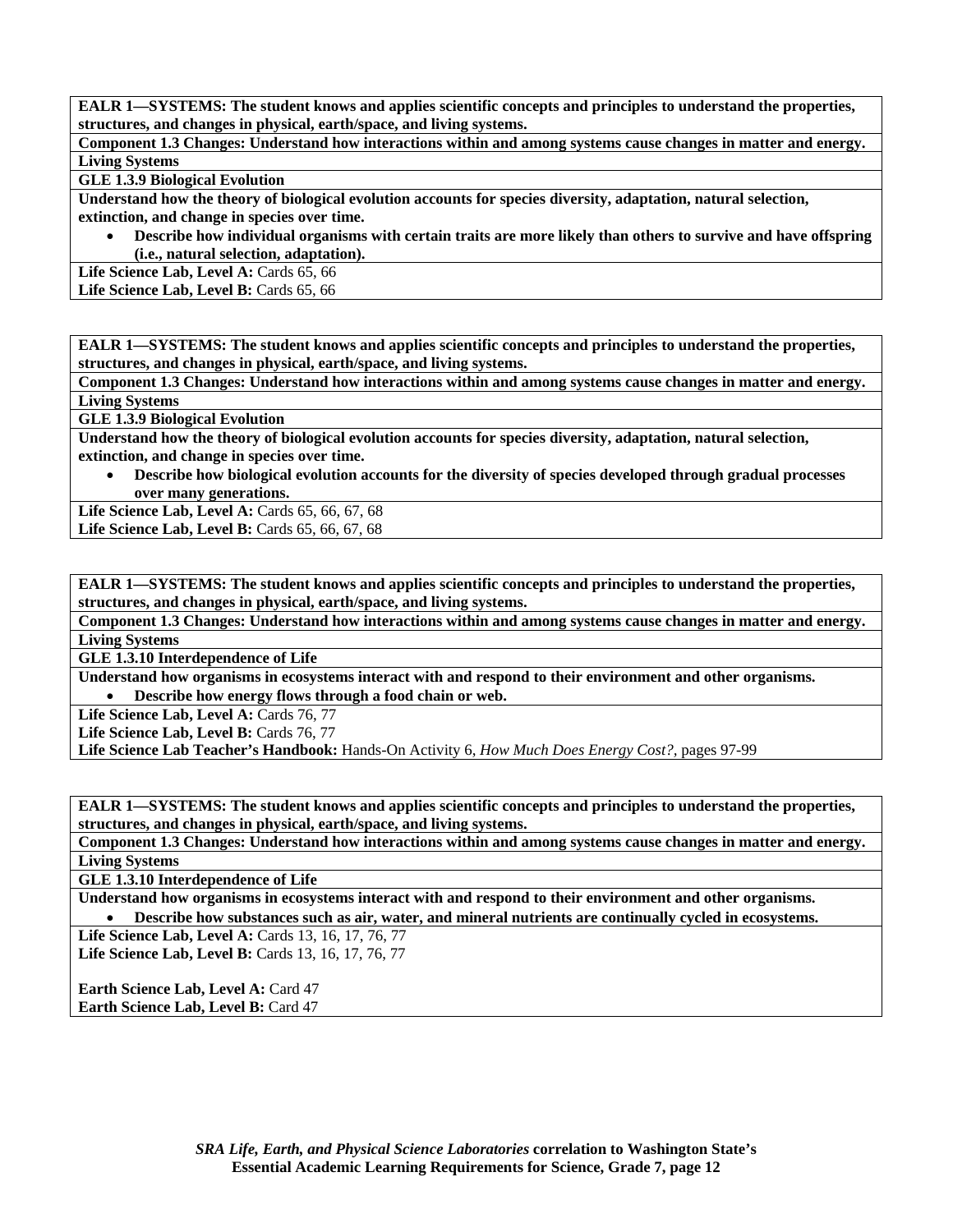**EALR 1—SYSTEMS: The student knows and applies scientific concepts and principles to understand the properties, structures, and changes in physical, earth/space, and living systems.**

**Component 1.3 Changes: Understand how interactions within and among systems cause changes in matter and energy.**

**Living Systems**

**GLE 1.3.9 Biological Evolution**

**Understand how the theory of biological evolution accounts for species diversity, adaptation, natural selection, extinction, and change in species over time.**

- **Describe how individual organisms with certain traits are more likely than others to survive and have offspring (i.e., natural selection, adaptation).**

**Life Science Lab, Level A:** Cards 65, 66
**Life Science Lab, Level B:** Cards 65, 66

---

**EALR 1—SYSTEMS: The student knows and applies scientific concepts and principles to understand the properties, structures, and changes in physical, earth/space, and living systems.**

**Component 1.3 Changes: Understand how interactions within and among systems cause changes in matter and energy.**

**Living Systems**

**GLE 1.3.9 Biological Evolution**

**Understand how the theory of biological evolution accounts for species diversity, adaptation, natural selection, extinction, and change in species over time.**

- **Describe how biological evolution accounts for the diversity of species developed through gradual processes over many generations.**

**Life Science Lab, Level A:** Cards 65, 66, 67, 68
**Life Science Lab, Level B:** Cards 65, 66, 67, 68

---

**EALR 1—SYSTEMS: The student knows and applies scientific concepts and principles to understand the properties, structures, and changes in physical, earth/space, and living systems.**

**Component 1.3 Changes: Understand how interactions within and among systems cause changes in matter and energy.**

**Living Systems**

**GLE 1.3.10 Interdependence of Life**

**Understand how organisms in ecosystems interact with and respond to their environment and other organisms.**

- **Describe how energy flows through a food chain or web.**

**Life Science Lab, Level A:** Cards 76, 77
**Life Science Lab, Level B:** Cards 76, 77
**Life Science Lab Teacher's Handbook:** Hands-On Activity 6, *How Much Does Energy Cost?,* pages 97-99

---

**EALR 1—SYSTEMS: The student knows and applies scientific concepts and principles to understand the properties, structures, and changes in physical, earth/space, and living systems.**

**Component 1.3 Changes: Understand how interactions within and among systems cause changes in matter and energy.**

**Living Systems**

**GLE 1.3.10 Interdependence of Life**

**Understand how organisms in ecosystems interact with and respond to their environment and other organisms.**

- **Describe how substances such as air, water, and mineral nutrients are continually cycled in ecosystems.**

**Life Science Lab, Level A:** Cards 13, 16, 17, 76, 77
**Life Science Lab, Level B:** Cards 13, 16, 17, 76, 77

**Earth Science Lab, Level A:** Card 47
**Earth Science Lab, Level B:** Card 47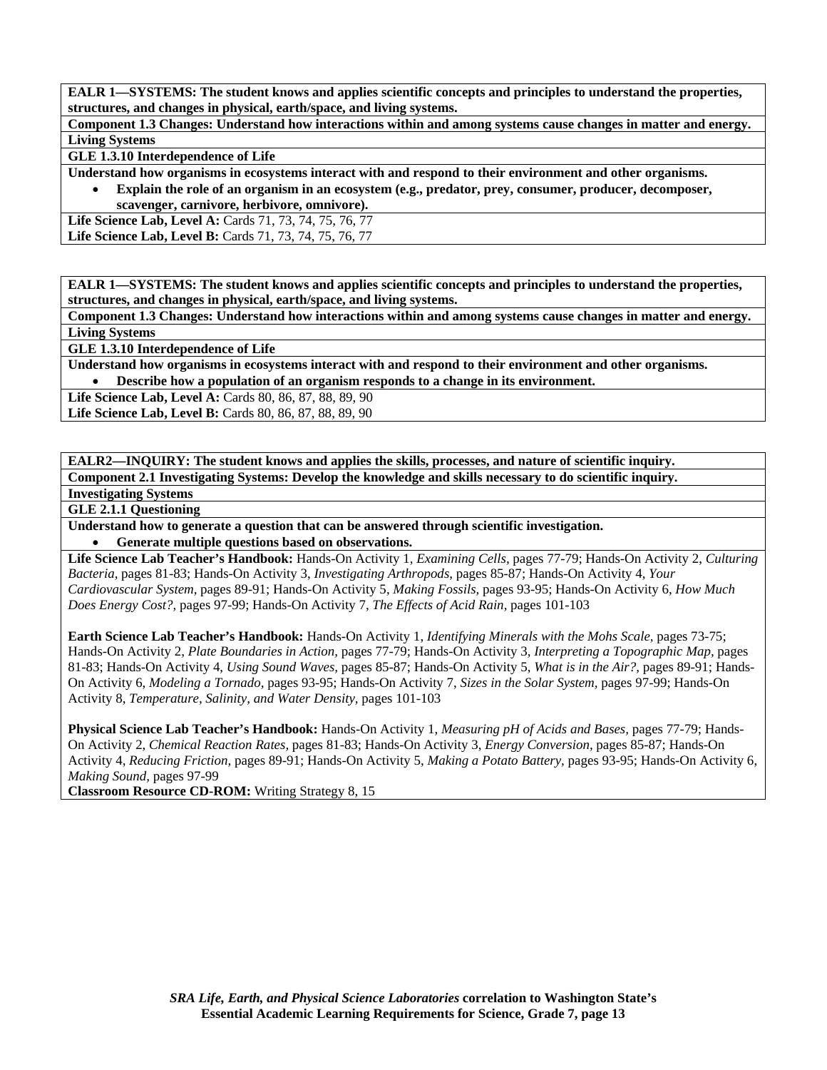**EALR 1—SYSTEMS: The student knows and applies scientific concepts and principles to understand the properties, structures, and changes in physical, earth/space, and living systems.**

**Component 1.3 Changes: Understand how interactions within and among systems cause changes in matter and energy.**

**Living Systems**

**GLE 1.3.10 Interdependence of Life**

**Understand how organisms in ecosystems interact with and respond to their environment and other organisms.**

- **Explain the role of an organism in an ecosystem (e.g., predator, prey, consumer, producer, decomposer, scavenger, carnivore, herbivore, omnivore).**

**Life Science Lab, Level A:** Cards 71, 73, 74, 75, 76, 77
**Life Science Lab, Level B:** Cards 71, 73, 74, 75, 76, 77

---

**EALR 1—SYSTEMS: The student knows and applies scientific concepts and principles to understand the properties, structures, and changes in physical, earth/space, and living systems.**

**Component 1.3 Changes: Understand how interactions within and among systems cause changes in matter and energy.**

**Living Systems**

**GLE 1.3.10 Interdependence of Life**

**Understand how organisms in ecosystems interact with and respond to their environment and other organisms.**

- **Describe how a population of an organism responds to a change in its environment.**

**Life Science Lab, Level A:** Cards 80, 86, 87, 88, 89, 90
**Life Science Lab, Level B:** Cards 80, 86, 87, 88, 89, 90

---

**EALR2—INQUIRY: The student knows and applies the skills, processes, and nature of scientific inquiry.**

**Component 2.1 Investigating Systems: Develop the knowledge and skills necessary to do scientific inquiry.**

**Investigating Systems**

**GLE 2.1.1 Questioning**

**Understand how to generate a question that can be answered through scientific investigation.**

- **Generate multiple questions based on observations.**

**Life Science Lab Teacher's Handbook:** Hands-On Activity 1, *Examining Cells,* pages 77-79; Hands-On Activity 2, *Culturing Bacteria,* pages 81-83; Hands-On Activity 3, *Investigating Arthropods,* pages 85-87; Hands-On Activity 4, *Your Cardiovascular System,* pages 89-91; Hands-On Activity 5, *Making Fossils,* pages 93-95; Hands-On Activity 6, *How Much Does Energy Cost?,* pages 97-99; Hands-On Activity 7, *The Effects of Acid Rain,* pages 101-103

**Earth Science Lab Teacher's Handbook:** Hands-On Activity 1, *Identifying Minerals with the Mohs Scale,* pages 73-75; Hands-On Activity 2, *Plate Boundaries in Action,* pages 77-79; Hands-On Activity 3, *Interpreting a Topographic Map,* pages 81-83; Hands-On Activity 4, *Using Sound Waves,* pages 85-87; Hands-On Activity 5, *What is in the Air?,* pages 89-91; Hands-On Activity 6, *Modeling a Tornado,* pages 93-95; Hands-On Activity 7, *Sizes in the Solar System,* pages 97-99; Hands-On Activity 8, *Temperature, Salinity, and Water Density,* pages 101-103

**Physical Science Lab Teacher's Handbook:** Hands-On Activity 1, *Measuring pH of Acids and Bases,* pages 77-79; Hands-On Activity 2, *Chemical Reaction Rates,* pages 81-83; Hands-On Activity 3, *Energy Conversion,* pages 85-87; Hands-On Activity 4, *Reducing Friction,* pages 89-91; Hands-On Activity 5, *Making a Potato Battery,* pages 93-95; Hands-On Activity 6, *Making Sound,* pages 97-99

**Classroom Resource CD-ROM:** Writing Strategy 8, 15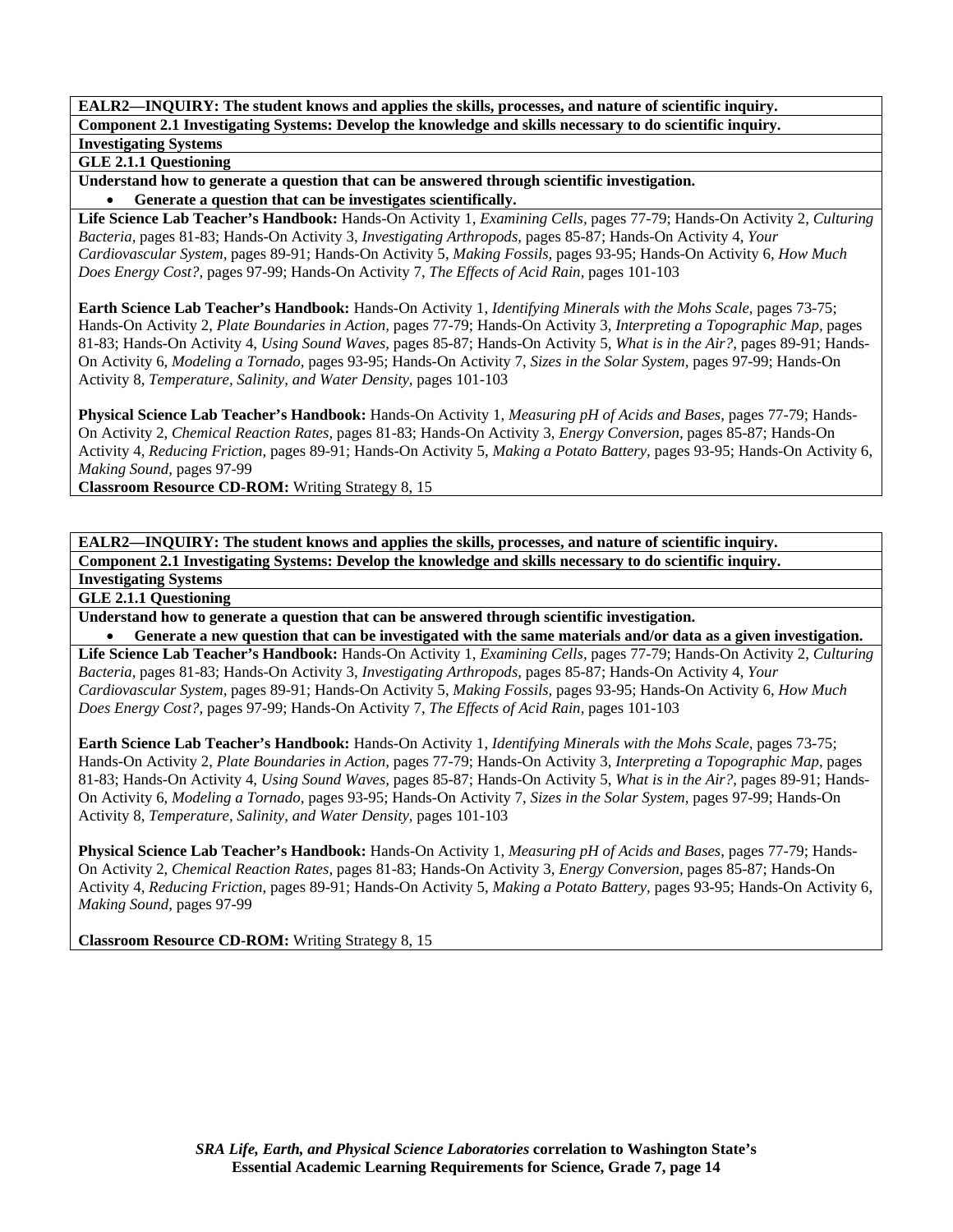**EALR2—INQUIRY: The student knows and applies the skills, processes, and nature of scientific inquiry.**

**Component 2.1 Investigating Systems: Develop the knowledge and skills necessary to do scientific inquiry.**

**Investigating Systems**

**GLE 2.1.1 Questioning**

**Understand how to generate a question that can be answered through scientific investigation.**

- **Generate a question that can be investigates scientifically.**

**Life Science Lab Teacher's Handbook:** Hands-On Activity 1, *Examining Cells,* pages 77-79; Hands-On Activity 2, *Culturing Bacteria,* pages 81-83; Hands-On Activity 3, *Investigating Arthropods,* pages 85-87; Hands-On Activity 4, *Your Cardiovascular System,* pages 89-91; Hands-On Activity 5, *Making Fossils,* pages 93-95; Hands-On Activity 6, *How Much Does Energy Cost?,* pages 97-99; Hands-On Activity 7, *The Effects of Acid Rain,* pages 101-103

**Earth Science Lab Teacher's Handbook:** Hands-On Activity 1, *Identifying Minerals with the Mohs Scale,* pages 73-75; Hands-On Activity 2, *Plate Boundaries in Action,* pages 77-79; Hands-On Activity 3, *Interpreting a Topographic Map,* pages 81-83; Hands-On Activity 4, *Using Sound Waves,* pages 85-87; Hands-On Activity 5, *What is in the Air?,* pages 89-91; Hands-On Activity 6, *Modeling a Tornado,* pages 93-95; Hands-On Activity 7, *Sizes in the Solar System,* pages 97-99; Hands-On Activity 8, *Temperature, Salinity, and Water Density,* pages 101-103

**Physical Science Lab Teacher's Handbook:** Hands-On Activity 1, *Measuring pH of Acids and Bases,* pages 77-79; Hands-On Activity 2, *Chemical Reaction Rates,* pages 81-83; Hands-On Activity 3, *Energy Conversion,* pages 85-87; Hands-On Activity 4, *Reducing Friction,* pages 89-91; Hands-On Activity 5, *Making a Potato Battery,* pages 93-95; Hands-On Activity 6, *Making Sound,* pages 97-99

**Classroom Resource CD-ROM:** Writing Strategy 8, 15

---

**EALR2—INQUIRY: The student knows and applies the skills, processes, and nature of scientific inquiry.**

**Component 2.1 Investigating Systems: Develop the knowledge and skills necessary to do scientific inquiry.**

**Investigating Systems**

**GLE 2.1.1 Questioning**

**Understand how to generate a question that can be answered through scientific investigation.**

- **Generate a new question that can be investigated with the same materials and/or data as a given investigation.**

**Life Science Lab Teacher's Handbook:** Hands-On Activity 1, *Examining Cells,* pages 77-79; Hands-On Activity 2, *Culturing Bacteria,* pages 81-83; Hands-On Activity 3, *Investigating Arthropods,* pages 85-87; Hands-On Activity 4, *Your Cardiovascular System,* pages 89-91; Hands-On Activity 5, *Making Fossils,* pages 93-95; Hands-On Activity 6, *How Much Does Energy Cost?,* pages 97-99; Hands-On Activity 7, *The Effects of Acid Rain,* pages 101-103

**Earth Science Lab Teacher's Handbook:** Hands-On Activity 1, *Identifying Minerals with the Mohs Scale,* pages 73-75; Hands-On Activity 2, *Plate Boundaries in Action,* pages 77-79; Hands-On Activity 3, *Interpreting a Topographic Map,* pages 81-83; Hands-On Activity 4, *Using Sound Waves,* pages 85-87; Hands-On Activity 5, *What is in the Air?,* pages 89-91; Hands-On Activity 6, *Modeling a Tornado,* pages 93-95; Hands-On Activity 7, *Sizes in the Solar System,* pages 97-99; Hands-On Activity 8, *Temperature, Salinity, and Water Density,* pages 101-103

**Physical Science Lab Teacher's Handbook:** Hands-On Activity 1, *Measuring pH of Acids and Bases,* pages 77-79; Hands-On Activity 2, *Chemical Reaction Rates,* pages 81-83; Hands-On Activity 3, *Energy Conversion,* pages 85-87; Hands-On Activity 4, *Reducing Friction,* pages 89-91; Hands-On Activity 5, *Making a Potato Battery,* pages 93-95; Hands-On Activity 6, *Making Sound,* pages 97-99

**Classroom Resource CD-ROM:** Writing Strategy 8, 15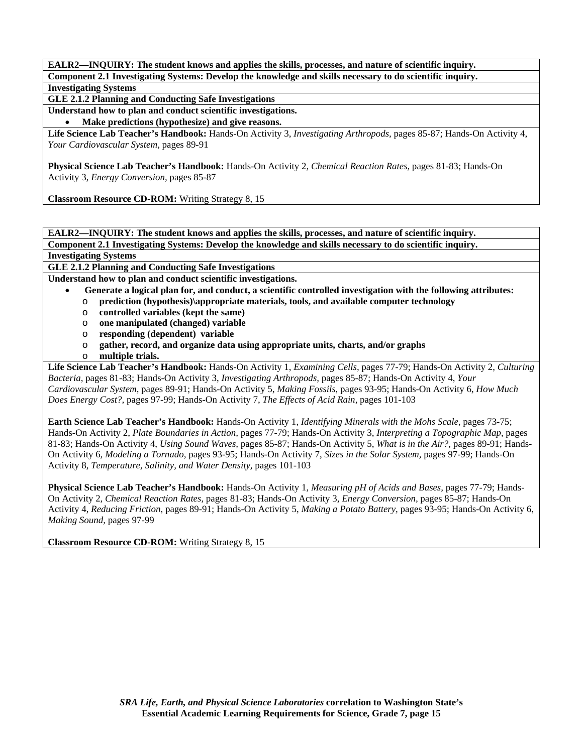**EALR2—INQUIRY: The student knows and applies the skills, processes, and nature of scientific inquiry.**

**Component 2.1 Investigating Systems: Develop the knowledge and skills necessary to do scientific inquiry.**

**Investigating Systems**

**GLE 2.1.2 Planning and Conducting Safe Investigations**

**Understand how to plan and conduct scientific investigations.**

- **Make predictions (hypothesize) and give reasons.**

**Life Science Lab Teacher's Handbook:** Hands-On Activity 3, *Investigating Arthropods,* pages 85-87; Hands-On Activity 4, *Your Cardiovascular System,* pages 89-91

**Physical Science Lab Teacher's Handbook:** Hands-On Activity 2, *Chemical Reaction Rates,* pages 81-83; Hands-On Activity 3, *Energy Conversion,* pages 85-87

**Classroom Resource CD-ROM:** Writing Strategy 8, 15

---

**EALR2—INQUIRY: The student knows and applies the skills, processes, and nature of scientific inquiry.**

**Component 2.1 Investigating Systems: Develop the knowledge and skills necessary to do scientific inquiry.**

**Investigating Systems**

**GLE 2.1.2 Planning and Conducting Safe Investigations**

**Understand how to plan and conduct scientific investigations.**

- **Generate a logical plan for, and conduct, a scientific controlled investigation with the following attributes:**
  - **prediction (hypothesis)\appropriate materials, tools, and available computer technology**
  - **controlled variables (kept the same)**
  - **one manipulated (changed) variable**
  - **responding (dependent) variable**
  - **gather, record, and organize data using appropriate units, charts, and/or graphs**
  - **multiple trials.**

**Life Science Lab Teacher's Handbook:** Hands-On Activity 1, *Examining Cells,* pages 77-79; Hands-On Activity 2, *Culturing Bacteria,* pages 81-83; Hands-On Activity 3, *Investigating Arthropods,* pages 85-87; Hands-On Activity 4, *Your Cardiovascular System,* pages 89-91; Hands-On Activity 5, *Making Fossils,* pages 93-95; Hands-On Activity 6, *How Much Does Energy Cost?,* pages 97-99; Hands-On Activity 7, *The Effects of Acid Rain,* pages 101-103

**Earth Science Lab Teacher's Handbook:** Hands-On Activity 1, *Identifying Minerals with the Mohs Scale,* pages 73-75; Hands-On Activity 2, *Plate Boundaries in Action,* pages 77-79; Hands-On Activity 3, *Interpreting a Topographic Map,* pages 81-83; Hands-On Activity 4, *Using Sound Waves,* pages 85-87; Hands-On Activity 5, *What is in the Air?,* pages 89-91; Hands-On Activity 6, *Modeling a Tornado,* pages 93-95; Hands-On Activity 7, *Sizes in the Solar System,* pages 97-99; Hands-On Activity 8, *Temperature, Salinity, and Water Density,* pages 101-103

**Physical Science Lab Teacher's Handbook:** Hands-On Activity 1, *Measuring pH of Acids and Bases,* pages 77-79; Hands-On Activity 2, *Chemical Reaction Rates,* pages 81-83; Hands-On Activity 3, *Energy Conversion,* pages 85-87; Hands-On Activity 4, *Reducing Friction,* pages 89-91; Hands-On Activity 5, *Making a Potato Battery,* pages 93-95; Hands-On Activity 6, *Making Sound,* pages 97-99

**Classroom Resource CD-ROM:** Writing Strategy 8, 15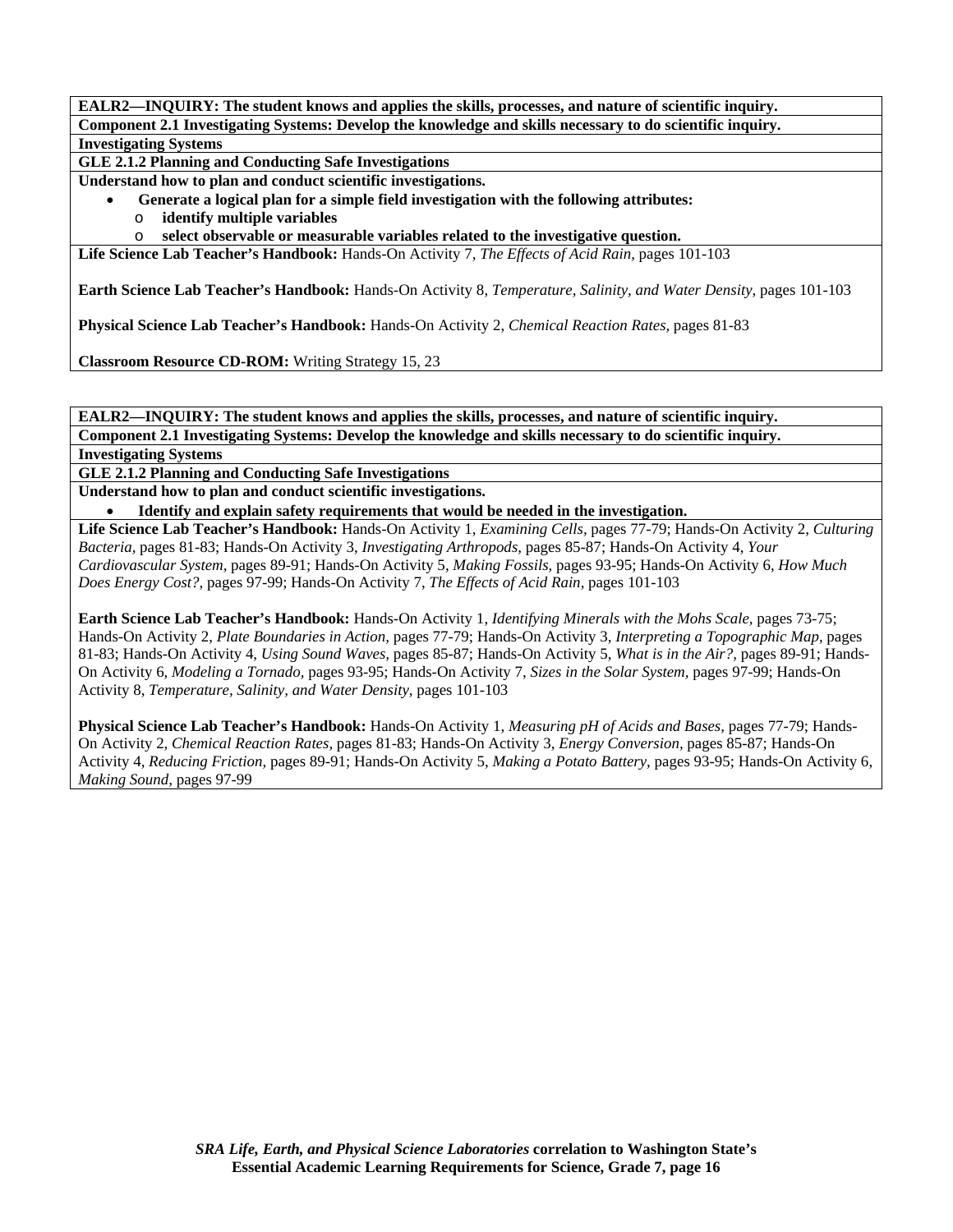**EALR2—INQUIRY: The student knows and applies the skills, processes, and nature of scientific inquiry.**

**Component 2.1 Investigating Systems: Develop the knowledge and skills necessary to do scientific inquiry.**

**Investigating Systems**

**GLE 2.1.2 Planning and Conducting Safe Investigations**

**Understand how to plan and conduct scientific investigations.**

- **Generate a logical plan for a simple field investigation with the following attributes:**
  - **identify multiple variables**
  - **select observable or measurable variables related to the investigative question.**

**Life Science Lab Teacher's Handbook:** Hands-On Activity 7, *The Effects of Acid Rain,* pages 101-103

**Earth Science Lab Teacher's Handbook:** Hands-On Activity 8, *Temperature, Salinity, and Water Density,* pages 101-103

**Physical Science Lab Teacher's Handbook:** Hands-On Activity 2, *Chemical Reaction Rates,* pages 81-83

**Classroom Resource CD-ROM:** Writing Strategy 15, 23

---

**EALR2—INQUIRY: The student knows and applies the skills, processes, and nature of scientific inquiry.**

**Component 2.1 Investigating Systems: Develop the knowledge and skills necessary to do scientific inquiry.**

**Investigating Systems**

**GLE 2.1.2 Planning and Conducting Safe Investigations**

**Understand how to plan and conduct scientific investigations.**

- **Identify and explain safety requirements that would be needed in the investigation.**

**Life Science Lab Teacher's Handbook:** Hands-On Activity 1, *Examining Cells,* pages 77-79; Hands-On Activity 2, *Culturing Bacteria,* pages 81-83; Hands-On Activity 3, *Investigating Arthropods,* pages 85-87; Hands-On Activity 4, *Your Cardiovascular System,* pages 89-91; Hands-On Activity 5, *Making Fossils,* pages 93-95; Hands-On Activity 6, *How Much Does Energy Cost?,* pages 97-99; Hands-On Activity 7, *The Effects of Acid Rain,* pages 101-103

**Earth Science Lab Teacher's Handbook:** Hands-On Activity 1, *Identifying Minerals with the Mohs Scale,* pages 73-75; Hands-On Activity 2, *Plate Boundaries in Action,* pages 77-79; Hands-On Activity 3, *Interpreting a Topographic Map,* pages 81-83; Hands-On Activity 4, *Using Sound Waves,* pages 85-87; Hands-On Activity 5, *What is in the Air?,* pages 89-91; Hands-On Activity 6, *Modeling a Tornado,* pages 93-95; Hands-On Activity 7, *Sizes in the Solar System,* pages 97-99; Hands-On Activity 8, *Temperature, Salinity, and Water Density,* pages 101-103

**Physical Science Lab Teacher's Handbook:** Hands-On Activity 1, *Measuring pH of Acids and Bases,* pages 77-79; Hands-On Activity 2, *Chemical Reaction Rates,* pages 81-83; Hands-On Activity 3, *Energy Conversion,* pages 85-87; Hands-On Activity 4, *Reducing Friction,* pages 89-91; Hands-On Activity 5, *Making a Potato Battery,* pages 93-95; Hands-On Activity 6, *Making Sound,* pages 97-99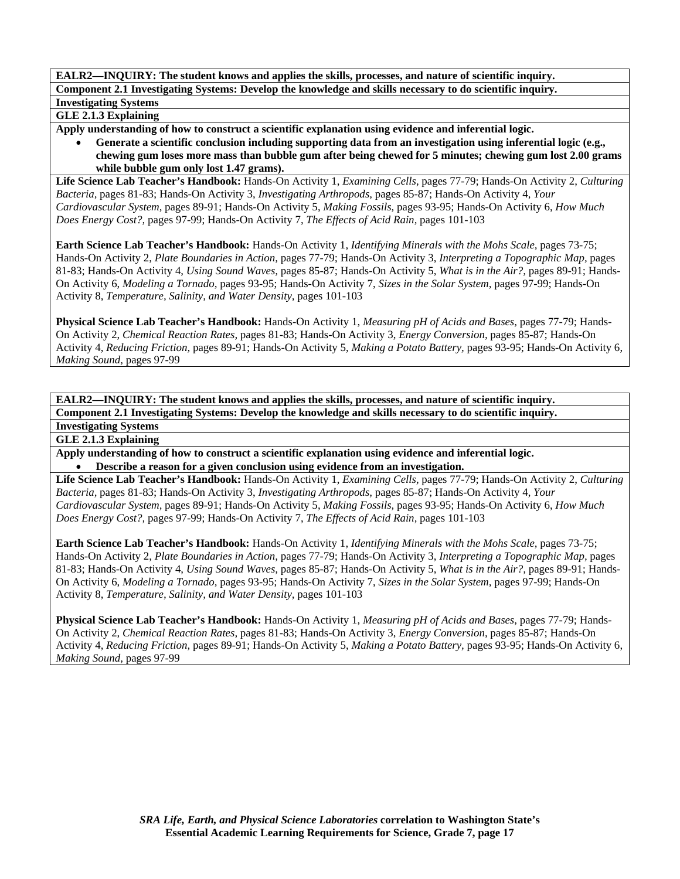**EALR2—INQUIRY: The student knows and applies the skills, processes, and nature of scientific inquiry.**

**Component 2.1 Investigating Systems: Develop the knowledge and skills necessary to do scientific inquiry.**

**Investigating Systems**

**GLE 2.1.3 Explaining**

**Apply understanding of how to construct a scientific explanation using evidence and inferential logic.**

- **Generate a scientific conclusion including supporting data from an investigation using inferential logic (e.g., chewing gum loses more mass than bubble gum after being chewed for 5 minutes; chewing gum lost 2.00 grams while bubble gum only lost 1.47 grams).**

**Life Science Lab Teacher's Handbook:** Hands-On Activity 1, *Examining Cells,* pages 77-79; Hands-On Activity 2, *Culturing Bacteria,* pages 81-83; Hands-On Activity 3, *Investigating Arthropods,* pages 85-87; Hands-On Activity 4, *Your Cardiovascular System,* pages 89-91; Hands-On Activity 5, *Making Fossils,* pages 93-95; Hands-On Activity 6, *How Much Does Energy Cost?,* pages 97-99; Hands-On Activity 7, *The Effects of Acid Rain,* pages 101-103

**Earth Science Lab Teacher's Handbook:** Hands-On Activity 1, *Identifying Minerals with the Mohs Scale,* pages 73-75; Hands-On Activity 2, *Plate Boundaries in Action,* pages 77-79; Hands-On Activity 3, *Interpreting a Topographic Map,* pages 81-83; Hands-On Activity 4, *Using Sound Waves,* pages 85-87; Hands-On Activity 5, *What is in the Air?,* pages 89-91; Hands-On Activity 6, *Modeling a Tornado,* pages 93-95; Hands-On Activity 7, *Sizes in the Solar System,* pages 97-99; Hands-On Activity 8, *Temperature, Salinity, and Water Density,* pages 101-103

**Physical Science Lab Teacher's Handbook:** Hands-On Activity 1, *Measuring pH of Acids and Bases,* pages 77-79; Hands-On Activity 2, *Chemical Reaction Rates,* pages 81-83; Hands-On Activity 3, *Energy Conversion,* pages 85-87; Hands-On Activity 4, *Reducing Friction,* pages 89-91; Hands-On Activity 5, *Making a Potato Battery,* pages 93-95; Hands-On Activity 6, *Making Sound,* pages 97-99

---

**EALR2—INQUIRY: The student knows and applies the skills, processes, and nature of scientific inquiry.**

**Component 2.1 Investigating Systems: Develop the knowledge and skills necessary to do scientific inquiry.**

**Investigating Systems**

**GLE 2.1.3 Explaining**

**Apply understanding of how to construct a scientific explanation using evidence and inferential logic.**

- **Describe a reason for a given conclusion using evidence from an investigation.**

**Life Science Lab Teacher's Handbook:** Hands-On Activity 1, *Examining Cells,* pages 77-79; Hands-On Activity 2, *Culturing Bacteria,* pages 81-83; Hands-On Activity 3, *Investigating Arthropods,* pages 85-87; Hands-On Activity 4, *Your Cardiovascular System,* pages 89-91; Hands-On Activity 5, *Making Fossils,* pages 93-95; Hands-On Activity 6, *How Much Does Energy Cost?,* pages 97-99; Hands-On Activity 7, *The Effects of Acid Rain,* pages 101-103

**Earth Science Lab Teacher's Handbook:** Hands-On Activity 1, *Identifying Minerals with the Mohs Scale,* pages 73-75; Hands-On Activity 2, *Plate Boundaries in Action,* pages 77-79; Hands-On Activity 3, *Interpreting a Topographic Map,* pages 81-83; Hands-On Activity 4, *Using Sound Waves,* pages 85-87; Hands-On Activity 5, *What is in the Air?,* pages 89-91; Hands-On Activity 6, *Modeling a Tornado,* pages 93-95; Hands-On Activity 7, *Sizes in the Solar System,* pages 97-99; Hands-On Activity 8, *Temperature, Salinity, and Water Density,* pages 101-103

**Physical Science Lab Teacher's Handbook:** Hands-On Activity 1, *Measuring pH of Acids and Bases,* pages 77-79; Hands-On Activity 2, *Chemical Reaction Rates,* pages 81-83; Hands-On Activity 3, *Energy Conversion,* pages 85-87; Hands-On Activity 4, *Reducing Friction,* pages 89-91; Hands-On Activity 5, *Making a Potato Battery,* pages 93-95; Hands-On Activity 6, *Making Sound,* pages 97-99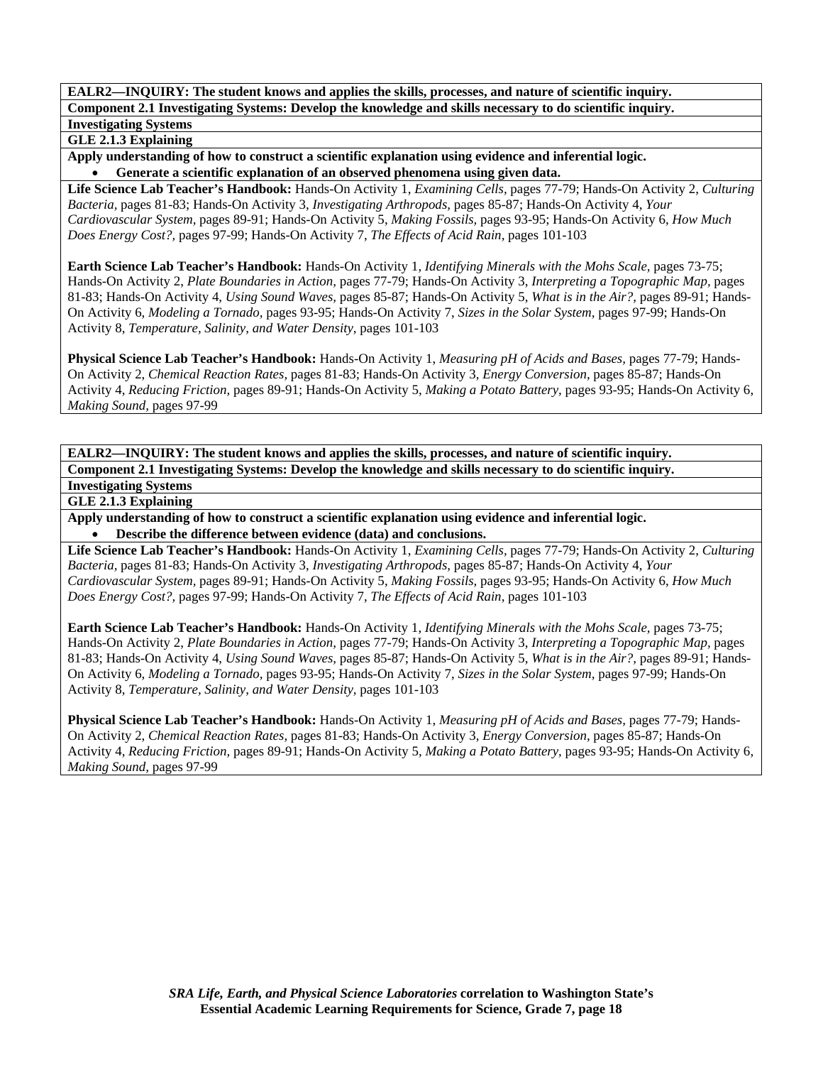**EALR2—INQUIRY: The student knows and applies the skills, processes, and nature of scientific inquiry.**

**Component 2.1 Investigating Systems: Develop the knowledge and skills necessary to do scientific inquiry.**

**Investigating Systems**

**GLE 2.1.3 Explaining**

**Apply understanding of how to construct a scientific explanation using evidence and inferential logic.**

- **Generate a scientific explanation of an observed phenomena using given data.**

**Life Science Lab Teacher's Handbook:** Hands-On Activity 1, *Examining Cells,* pages 77-79; Hands-On Activity 2, *Culturing Bacteria,* pages 81-83; Hands-On Activity 3, *Investigating Arthropods,* pages 85-87; Hands-On Activity 4, *Your Cardiovascular System,* pages 89-91; Hands-On Activity 5, *Making Fossils,* pages 93-95; Hands-On Activity 6, *How Much Does Energy Cost?,* pages 97-99; Hands-On Activity 7, *The Effects of Acid Rain,* pages 101-103

**Earth Science Lab Teacher's Handbook:** Hands-On Activity 1, *Identifying Minerals with the Mohs Scale,* pages 73-75; Hands-On Activity 2, *Plate Boundaries in Action,* pages 77-79; Hands-On Activity 3, *Interpreting a Topographic Map,* pages 81-83; Hands-On Activity 4, *Using Sound Waves,* pages 85-87; Hands-On Activity 5, *What is in the Air?,* pages 89-91; Hands-On Activity 6, *Modeling a Tornado,* pages 93-95; Hands-On Activity 7, *Sizes in the Solar System,* pages 97-99; Hands-On Activity 8, *Temperature, Salinity, and Water Density,* pages 101-103

**Physical Science Lab Teacher's Handbook:** Hands-On Activity 1, *Measuring pH of Acids and Bases,* pages 77-79; Hands-On Activity 2, *Chemical Reaction Rates,* pages 81-83; Hands-On Activity 3, *Energy Conversion,* pages 85-87; Hands-On Activity 4, *Reducing Friction,* pages 89-91; Hands-On Activity 5, *Making a Potato Battery,* pages 93-95; Hands-On Activity 6, *Making Sound,* pages 97-99

**EALR2—INQUIRY: The student knows and applies the skills, processes, and nature of scientific inquiry.**

**Component 2.1 Investigating Systems: Develop the knowledge and skills necessary to do scientific inquiry.**

**Investigating Systems**

**GLE 2.1.3 Explaining**

**Apply understanding of how to construct a scientific explanation using evidence and inferential logic.**

- **Describe the difference between evidence (data) and conclusions.**

**Life Science Lab Teacher's Handbook:** Hands-On Activity 1, *Examining Cells,* pages 77-79; Hands-On Activity 2, *Culturing Bacteria,* pages 81-83; Hands-On Activity 3, *Investigating Arthropods,* pages 85-87; Hands-On Activity 4, *Your Cardiovascular System,* pages 89-91; Hands-On Activity 5, *Making Fossils,* pages 93-95; Hands-On Activity 6, *How Much Does Energy Cost?,* pages 97-99; Hands-On Activity 7, *The Effects of Acid Rain,* pages 101-103

**Earth Science Lab Teacher's Handbook:** Hands-On Activity 1, *Identifying Minerals with the Mohs Scale,* pages 73-75; Hands-On Activity 2, *Plate Boundaries in Action,* pages 77-79; Hands-On Activity 3, *Interpreting a Topographic Map,* pages 81-83; Hands-On Activity 4, *Using Sound Waves,* pages 85-87; Hands-On Activity 5, *What is in the Air?,* pages 89-91; Hands-On Activity 6, *Modeling a Tornado,* pages 93-95; Hands-On Activity 7, *Sizes in the Solar System,* pages 97-99; Hands-On Activity 8, *Temperature, Salinity, and Water Density,* pages 101-103

**Physical Science Lab Teacher's Handbook:** Hands-On Activity 1, *Measuring pH of Acids and Bases,* pages 77-79; Hands-On Activity 2, *Chemical Reaction Rates,* pages 81-83; Hands-On Activity 3, *Energy Conversion,* pages 85-87; Hands-On Activity 4, *Reducing Friction,* pages 89-91; Hands-On Activity 5, *Making a Potato Battery,* pages 93-95; Hands-On Activity 6, *Making Sound,* pages 97-99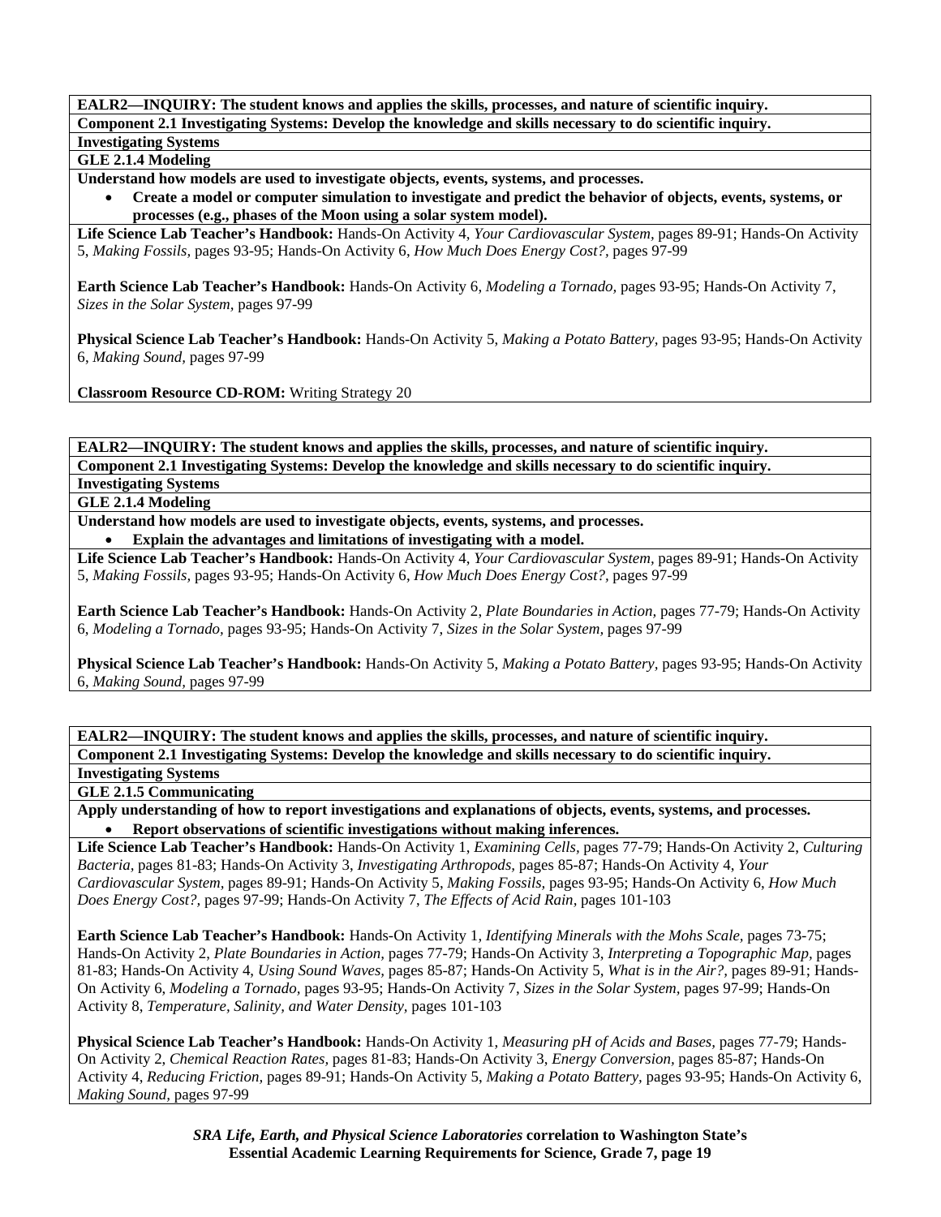**EALR2—INQUIRY: The student knows and applies the skills, processes, and nature of scientific inquiry.**

**Component 2.1 Investigating Systems: Develop the knowledge and skills necessary to do scientific inquiry.**

**Investigating Systems**

**GLE 2.1.4 Modeling**

**Understand how models are used to investigate objects, events, systems, and processes.**

- **Create a model or computer simulation to investigate and predict the behavior of objects, events, systems, or processes (e.g., phases of the Moon using a solar system model).**

**Life Science Lab Teacher's Handbook:** Hands-On Activity 4, *Your Cardiovascular System,* pages 89-91; Hands-On Activity 5, *Making Fossils,* pages 93-95; Hands-On Activity 6, *How Much Does Energy Cost?,* pages 97-99

**Earth Science Lab Teacher's Handbook:** Hands-On Activity 6, *Modeling a Tornado,* pages 93-95; Hands-On Activity 7, *Sizes in the Solar System,* pages 97-99

**Physical Science Lab Teacher's Handbook:** Hands-On Activity 5, *Making a Potato Battery,* pages 93-95; Hands-On Activity 6, *Making Sound,* pages 97-99

**Classroom Resource CD-ROM:** Writing Strategy 20

---

**EALR2—INQUIRY: The student knows and applies the skills, processes, and nature of scientific inquiry.**

**Component 2.1 Investigating Systems: Develop the knowledge and skills necessary to do scientific inquiry.**

**Investigating Systems**

**GLE 2.1.4 Modeling**

**Understand how models are used to investigate objects, events, systems, and processes.**

- **Explain the advantages and limitations of investigating with a model.**

**Life Science Lab Teacher's Handbook:** Hands-On Activity 4, *Your Cardiovascular System,* pages 89-91; Hands-On Activity 5, *Making Fossils,* pages 93-95; Hands-On Activity 6, *How Much Does Energy Cost?,* pages 97-99

**Earth Science Lab Teacher's Handbook:** Hands-On Activity 2, *Plate Boundaries in Action,* pages 77-79; Hands-On Activity 6, *Modeling a Tornado,* pages 93-95; Hands-On Activity 7, *Sizes in the Solar System,* pages 97-99

**Physical Science Lab Teacher's Handbook:** Hands-On Activity 5, *Making a Potato Battery,* pages 93-95; Hands-On Activity 6, *Making Sound,* pages 97-99

---

**EALR2—INQUIRY: The student knows and applies the skills, processes, and nature of scientific inquiry.**

**Component 2.1 Investigating Systems: Develop the knowledge and skills necessary to do scientific inquiry.**

**Investigating Systems**

**GLE 2.1.5 Communicating**

**Apply understanding of how to report investigations and explanations of objects, events, systems, and processes.**

- **Report observations of scientific investigations without making inferences.**

**Life Science Lab Teacher's Handbook:** Hands-On Activity 1, *Examining Cells,* pages 77-79; Hands-On Activity 2, *Culturing Bacteria,* pages 81-83; Hands-On Activity 3, *Investigating Arthropods,* pages 85-87; Hands-On Activity 4, *Your Cardiovascular System,* pages 89-91; Hands-On Activity 5, *Making Fossils,* pages 93-95; Hands-On Activity 6, *How Much Does Energy Cost?,* pages 97-99; Hands-On Activity 7, *The Effects of Acid Rain,* pages 101-103

**Earth Science Lab Teacher's Handbook:** Hands-On Activity 1, *Identifying Minerals with the Mohs Scale,* pages 73-75; Hands-On Activity 2, *Plate Boundaries in Action,* pages 77-79; Hands-On Activity 3, *Interpreting a Topographic Map,* pages 81-83; Hands-On Activity 4, *Using Sound Waves,* pages 85-87; Hands-On Activity 5, *What is in the Air?,* pages 89-91; Hands-On Activity 6, *Modeling a Tornado,* pages 93-95; Hands-On Activity 7, *Sizes in the Solar System,* pages 97-99; Hands-On Activity 8, *Temperature, Salinity, and Water Density,* pages 101-103

**Physical Science Lab Teacher's Handbook:** Hands-On Activity 1, *Measuring pH of Acids and Bases,* pages 77-79; Hands-On Activity 2, *Chemical Reaction Rates,* pages 81-83; Hands-On Activity 3, *Energy Conversion,* pages 85-87; Hands-On Activity 4, *Reducing Friction,* pages 89-91; Hands-On Activity 5, *Making a Potato Battery,* pages 93-95; Hands-On Activity 6, *Making Sound,* pages 97-99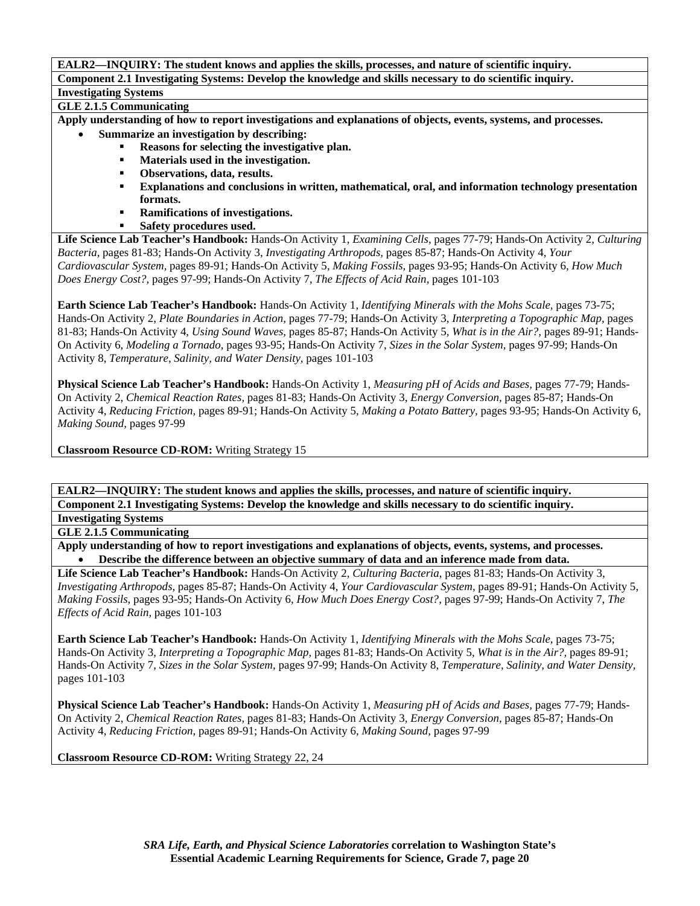**EALR2—INQUIRY: The student knows and applies the skills, processes, and nature of scientific inquiry.**

**Component 2.1 Investigating Systems: Develop the knowledge and skills necessary to do scientific inquiry.**

**Investigating Systems**

**GLE 2.1.5 Communicating**

**Apply understanding of how to report investigations and explanations of objects, events, systems, and processes.**

- **Summarize an investigation by describing:**
  - **Reasons for selecting the investigative plan.**
  - **Materials used in the investigation.**
  - **Observations, data, results.**
  - **Explanations and conclusions in written, mathematical, oral, and information technology presentation formats.**
  - **Ramifications of investigations.**
  - **Safety procedures used.**

**Life Science Lab Teacher's Handbook:** Hands-On Activity 1, *Examining Cells,* pages 77-79; Hands-On Activity 2, *Culturing Bacteria,* pages 81-83; Hands-On Activity 3, *Investigating Arthropods,* pages 85-87; Hands-On Activity 4, *Your Cardiovascular System,* pages 89-91; Hands-On Activity 5, *Making Fossils,* pages 93-95; Hands-On Activity 6, *How Much Does Energy Cost?,* pages 97-99; Hands-On Activity 7, *The Effects of Acid Rain,* pages 101-103

**Earth Science Lab Teacher's Handbook:** Hands-On Activity 1, *Identifying Minerals with the Mohs Scale,* pages 73-75; Hands-On Activity 2, *Plate Boundaries in Action,* pages 77-79; Hands-On Activity 3, *Interpreting a Topographic Map,* pages 81-83; Hands-On Activity 4, *Using Sound Waves,* pages 85-87; Hands-On Activity 5, *What is in the Air?,* pages 89-91; Hands-On Activity 6, *Modeling a Tornado,* pages 93-95; Hands-On Activity 7, *Sizes in the Solar System,* pages 97-99; Hands-On Activity 8, *Temperature, Salinity, and Water Density,* pages 101-103

**Physical Science Lab Teacher's Handbook:** Hands-On Activity 1, *Measuring pH of Acids and Bases,* pages 77-79; Hands-On Activity 2, *Chemical Reaction Rates,* pages 81-83; Hands-On Activity 3, *Energy Conversion,* pages 85-87; Hands-On Activity 4, *Reducing Friction,* pages 89-91; Hands-On Activity 5, *Making a Potato Battery,* pages 93-95; Hands-On Activity 6, *Making Sound,* pages 97-99

**Classroom Resource CD-ROM:** Writing Strategy 15

---

**EALR2—INQUIRY: The student knows and applies the skills, processes, and nature of scientific inquiry.**

**Component 2.1 Investigating Systems: Develop the knowledge and skills necessary to do scientific inquiry.**

**Investigating Systems**

**GLE 2.1.5 Communicating**

**Apply understanding of how to report investigations and explanations of objects, events, systems, and processes.**

- **Describe the difference between an objective summary of data and an inference made from data.**

**Life Science Lab Teacher's Handbook:** Hands-On Activity 2, *Culturing Bacteria,* pages 81-83; Hands-On Activity 3, *Investigating Arthropods,* pages 85-87; Hands-On Activity 4, *Your Cardiovascular System,* pages 89-91; Hands-On Activity 5, *Making Fossils,* pages 93-95; Hands-On Activity 6, *How Much Does Energy Cost?,* pages 97-99; Hands-On Activity 7, *The Effects of Acid Rain,* pages 101-103

**Earth Science Lab Teacher's Handbook:** Hands-On Activity 1, *Identifying Minerals with the Mohs Scale,* pages 73-75; Hands-On Activity 3, *Interpreting a Topographic Map,* pages 81-83; Hands-On Activity 5, *What is in the Air?,* pages 89-91; Hands-On Activity 7, *Sizes in the Solar System,* pages 97-99; Hands-On Activity 8, *Temperature, Salinity, and Water Density,* pages 101-103

**Physical Science Lab Teacher's Handbook:** Hands-On Activity 1, *Measuring pH of Acids and Bases,* pages 77-79; Hands-On Activity 2, *Chemical Reaction Rates,* pages 81-83; Hands-On Activity 3, *Energy Conversion,* pages 85-87; Hands-On Activity 4, *Reducing Friction,* pages 89-91; Hands-On Activity 6, *Making Sound,* pages 97-99

**Classroom Resource CD-ROM:** Writing Strategy 22, 24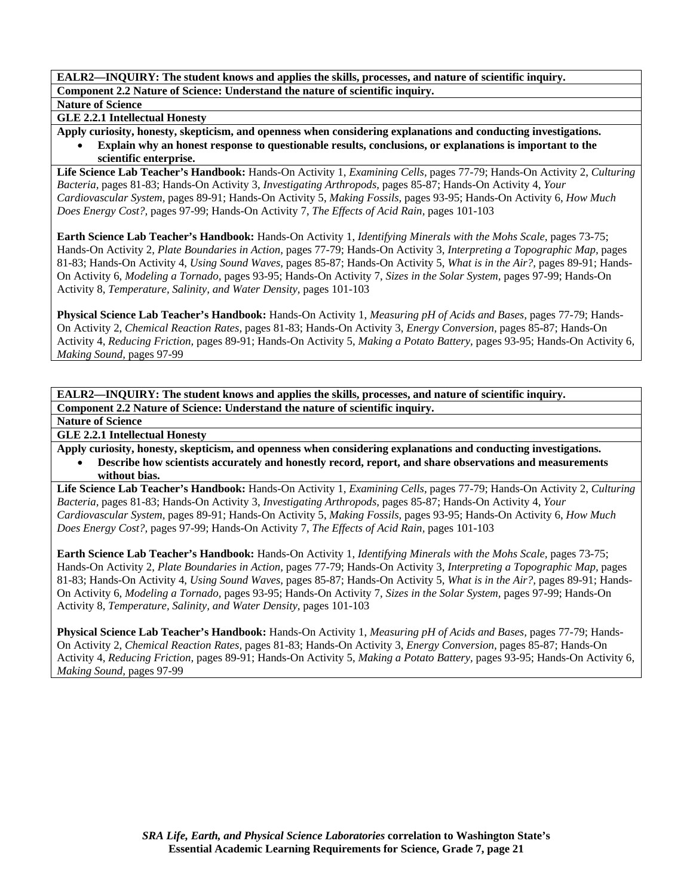**EALR2—INQUIRY: The student knows and applies the skills, processes, and nature of scientific inquiry.**

**Component 2.2 Nature of Science: Understand the nature of scientific inquiry.**

**Nature of Science**

**GLE 2.2.1 Intellectual Honesty**

**Apply curiosity, honesty, skepticism, and openness when considering explanations and conducting investigations.**

- **Explain why an honest response to questionable results, conclusions, or explanations is important to the scientific enterprise.**

**Life Science Lab Teacher's Handbook:** Hands-On Activity 1, *Examining Cells,* pages 77-79; Hands-On Activity 2, *Culturing Bacteria,* pages 81-83; Hands-On Activity 3, *Investigating Arthropods,* pages 85-87; Hands-On Activity 4, *Your Cardiovascular System,* pages 89-91; Hands-On Activity 5, *Making Fossils,* pages 93-95; Hands-On Activity 6, *How Much Does Energy Cost?,* pages 97-99; Hands-On Activity 7, *The Effects of Acid Rain,* pages 101-103

**Earth Science Lab Teacher's Handbook:** Hands-On Activity 1, *Identifying Minerals with the Mohs Scale,* pages 73-75; Hands-On Activity 2, *Plate Boundaries in Action,* pages 77-79; Hands-On Activity 3, *Interpreting a Topographic Map,* pages 81-83; Hands-On Activity 4, *Using Sound Waves,* pages 85-87; Hands-On Activity 5, *What is in the Air?,* pages 89-91; Hands-On Activity 6, *Modeling a Tornado,* pages 93-95; Hands-On Activity 7, *Sizes in the Solar System,* pages 97-99; Hands-On Activity 8, *Temperature, Salinity, and Water Density,* pages 101-103

**Physical Science Lab Teacher's Handbook:** Hands-On Activity 1, *Measuring pH of Acids and Bases,* pages 77-79; Hands-On Activity 2, *Chemical Reaction Rates,* pages 81-83; Hands-On Activity 3, *Energy Conversion,* pages 85-87; Hands-On Activity 4, *Reducing Friction,* pages 89-91; Hands-On Activity 5, *Making a Potato Battery,* pages 93-95; Hands-On Activity 6, *Making Sound,* pages 97-99

**EALR2—INQUIRY: The student knows and applies the skills, processes, and nature of scientific inquiry.**

**Component 2.2 Nature of Science: Understand the nature of scientific inquiry.**

**Nature of Science**

**GLE 2.2.1 Intellectual Honesty**

**Apply curiosity, honesty, skepticism, and openness when considering explanations and conducting investigations.**

- **Describe how scientists accurately and honestly record, report, and share observations and measurements without bias.**

**Life Science Lab Teacher's Handbook:** Hands-On Activity 1, *Examining Cells,* pages 77-79; Hands-On Activity 2, *Culturing Bacteria,* pages 81-83; Hands-On Activity 3, *Investigating Arthropods,* pages 85-87; Hands-On Activity 4, *Your Cardiovascular System,* pages 89-91; Hands-On Activity 5, *Making Fossils,* pages 93-95; Hands-On Activity 6, *How Much Does Energy Cost?,* pages 97-99; Hands-On Activity 7, *The Effects of Acid Rain,* pages 101-103

**Earth Science Lab Teacher's Handbook:** Hands-On Activity 1, *Identifying Minerals with the Mohs Scale,* pages 73-75; Hands-On Activity 2, *Plate Boundaries in Action,* pages 77-79; Hands-On Activity 3, *Interpreting a Topographic Map,* pages 81-83; Hands-On Activity 4, *Using Sound Waves,* pages 85-87; Hands-On Activity 5, *What is in the Air?,* pages 89-91; Hands-On Activity 6, *Modeling a Tornado,* pages 93-95; Hands-On Activity 7, *Sizes in the Solar System,* pages 97-99; Hands-On Activity 8, *Temperature, Salinity, and Water Density,* pages 101-103

**Physical Science Lab Teacher's Handbook:** Hands-On Activity 1, *Measuring pH of Acids and Bases,* pages 77-79; Hands-On Activity 2, *Chemical Reaction Rates,* pages 81-83; Hands-On Activity 3, *Energy Conversion,* pages 85-87; Hands-On Activity 4, *Reducing Friction,* pages 89-91; Hands-On Activity 5, *Making a Potato Battery,* pages 93-95; Hands-On Activity 6, *Making Sound,* pages 97-99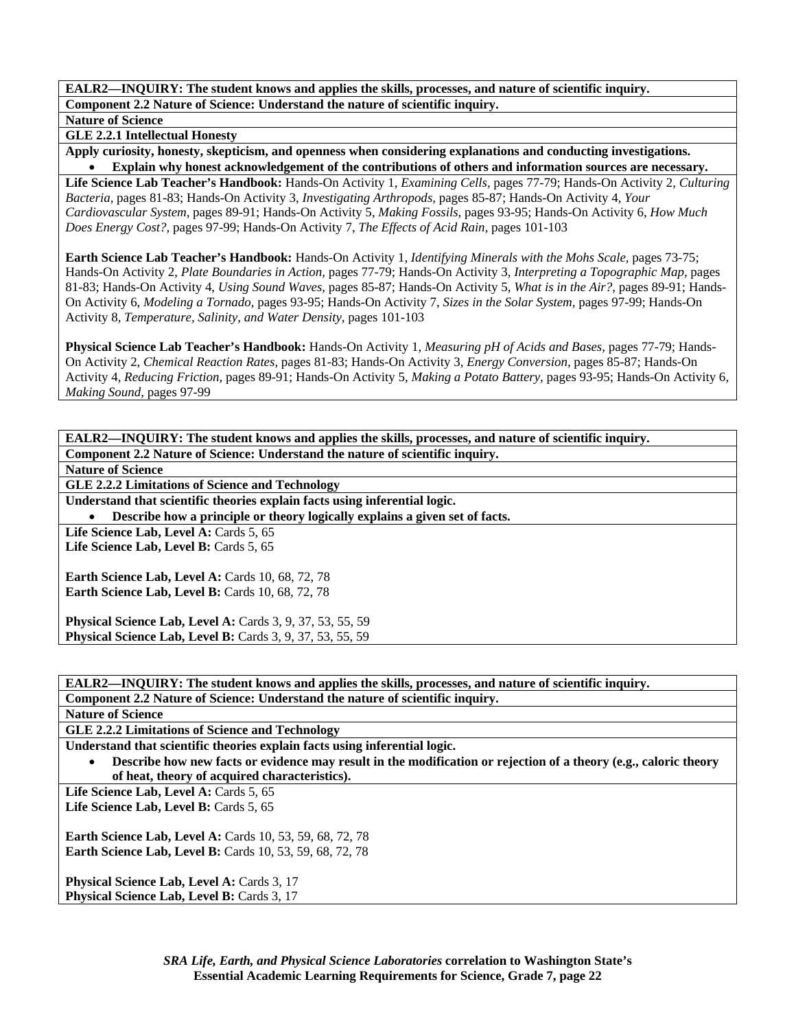**EALR2—INQUIRY: The student knows and applies the skills, processes, and nature of scientific inquiry.**

**Component 2.2 Nature of Science: Understand the nature of scientific inquiry.**

**Nature of Science**

**GLE 2.2.1 Intellectual Honesty**

**Apply curiosity, honesty, skepticism, and openness when considering explanations and conducting investigations.**

- **Explain why honest acknowledgement of the contributions of others and information sources are necessary.**

**Life Science Lab Teacher's Handbook:** Hands-On Activity 1, *Examining Cells,* pages 77-79; Hands-On Activity 2, *Culturing Bacteria,* pages 81-83; Hands-On Activity 3, *Investigating Arthropods,* pages 85-87; Hands-On Activity 4, *Your Cardiovascular System,* pages 89-91; Hands-On Activity 5, *Making Fossils,* pages 93-95; Hands-On Activity 6, *How Much Does Energy Cost?,* pages 97-99; Hands-On Activity 7, *The Effects of Acid Rain,* pages 101-103

**Earth Science Lab Teacher's Handbook:** Hands-On Activity 1, *Identifying Minerals with the Mohs Scale,* pages 73-75; Hands-On Activity 2, *Plate Boundaries in Action,* pages 77-79; Hands-On Activity 3, *Interpreting a Topographic Map,* pages 81-83; Hands-On Activity 4, *Using Sound Waves,* pages 85-87; Hands-On Activity 5, *What is in the Air?,* pages 89-91; Hands-On Activity 6, *Modeling a Tornado,* pages 93-95; Hands-On Activity 7, *Sizes in the Solar System,* pages 97-99; Hands-On Activity 8, *Temperature, Salinity, and Water Density,* pages 101-103

**Physical Science Lab Teacher's Handbook:** Hands-On Activity 1, *Measuring pH of Acids and Bases,* pages 77-79; Hands-On Activity 2, *Chemical Reaction Rates,* pages 81-83; Hands-On Activity 3, *Energy Conversion,* pages 85-87; Hands-On Activity 4, *Reducing Friction,* pages 89-91; Hands-On Activity 5, *Making a Potato Battery,* pages 93-95; Hands-On Activity 6, *Making Sound,* pages 97-99

---

**EALR2—INQUIRY: The student knows and applies the skills, processes, and nature of scientific inquiry.**

**Component 2.2 Nature of Science: Understand the nature of scientific inquiry.**

**Nature of Science**

**GLE 2.2.2 Limitations of Science and Technology**

**Understand that scientific theories explain facts using inferential logic.**

- **Describe how a principle or theory logically explains a given set of facts.**

**Life Science Lab, Level A:** Cards 5, 65
**Life Science Lab, Level B:** Cards 5, 65

**Earth Science Lab, Level A:** Cards 10, 68, 72, 78
**Earth Science Lab, Level B:** Cards 10, 68, 72, 78

**Physical Science Lab, Level A:** Cards 3, 9, 37, 53, 55, 59
**Physical Science Lab, Level B:** Cards 3, 9, 37, 53, 55, 59

---

**EALR2—INQUIRY: The student knows and applies the skills, processes, and nature of scientific inquiry.**

**Component 2.2 Nature of Science: Understand the nature of scientific inquiry.**

**Nature of Science**

**GLE 2.2.2 Limitations of Science and Technology**

**Understand that scientific theories explain facts using inferential logic.**

- **Describe how new facts or evidence may result in the modification or rejection of a theory (e.g., caloric theory of heat, theory of acquired characteristics).**

**Life Science Lab, Level A:** Cards 5, 65
**Life Science Lab, Level B:** Cards 5, 65

**Earth Science Lab, Level A:** Cards 10, 53, 59, 68, 72, 78
**Earth Science Lab, Level B:** Cards 10, 53, 59, 68, 72, 78

**Physical Science Lab, Level A:** Cards 3, 17
**Physical Science Lab, Level B:** Cards 3, 17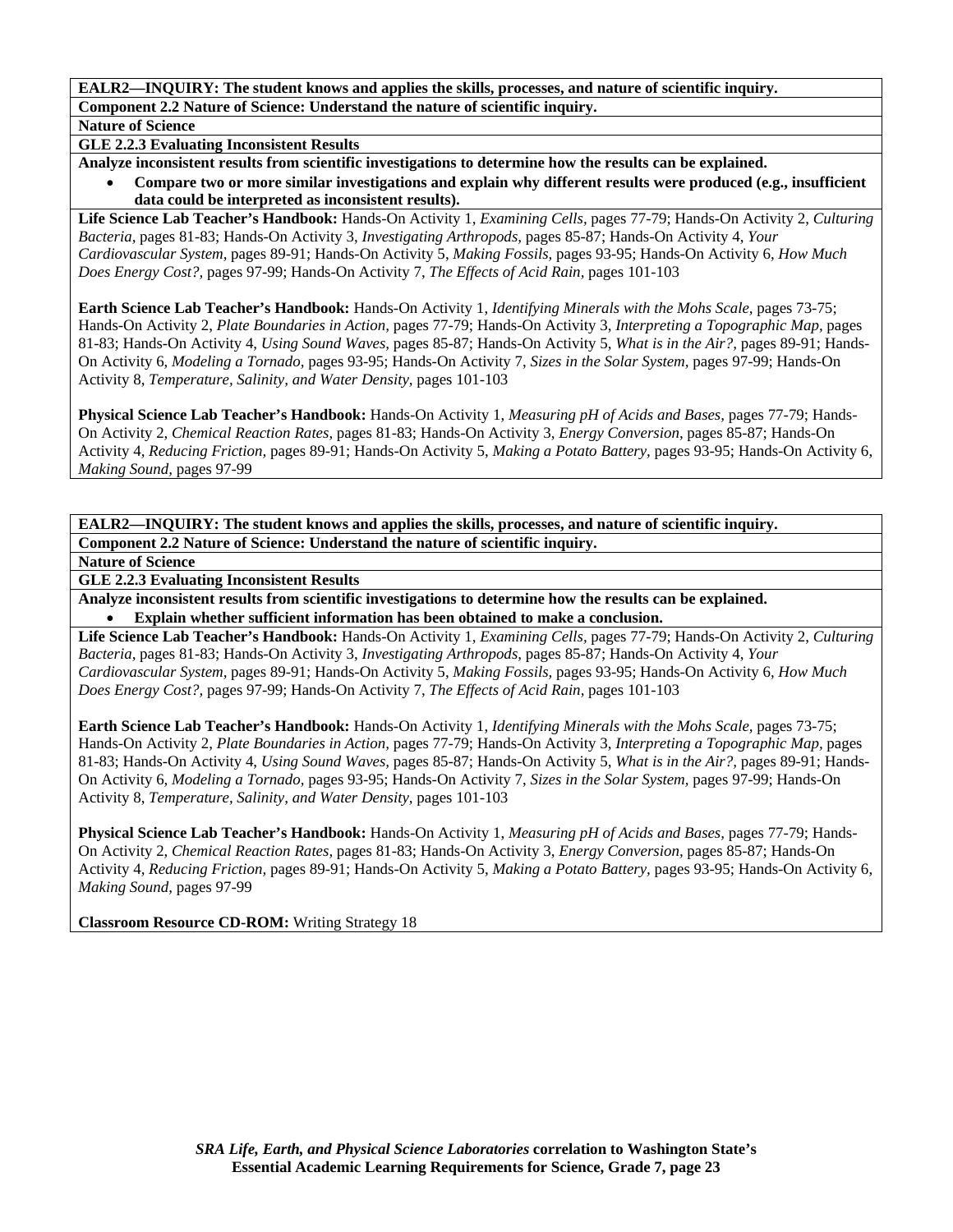**EALR2—INQUIRY: The student knows and applies the skills, processes, and nature of scientific inquiry.**

**Component 2.2 Nature of Science: Understand the nature of scientific inquiry.**

**Nature of Science**

**GLE 2.2.3 Evaluating Inconsistent Results**

**Analyze inconsistent results from scientific investigations to determine how the results can be explained.**

- **Compare two or more similar investigations and explain why different results were produced (e.g., insufficient data could be interpreted as inconsistent results).**

**Life Science Lab Teacher's Handbook:** Hands-On Activity 1, *Examining Cells,* pages 77-79; Hands-On Activity 2, *Culturing Bacteria,* pages 81-83; Hands-On Activity 3, *Investigating Arthropods,* pages 85-87; Hands-On Activity 4, *Your Cardiovascular System,* pages 89-91; Hands-On Activity 5, *Making Fossils,* pages 93-95; Hands-On Activity 6, *How Much Does Energy Cost?,* pages 97-99; Hands-On Activity 7, *The Effects of Acid Rain,* pages 101-103

**Earth Science Lab Teacher's Handbook:** Hands-On Activity 1, *Identifying Minerals with the Mohs Scale,* pages 73-75; Hands-On Activity 2, *Plate Boundaries in Action,* pages 77-79; Hands-On Activity 3, *Interpreting a Topographic Map,* pages 81-83; Hands-On Activity 4, *Using Sound Waves,* pages 85-87; Hands-On Activity 5, *What is in the Air?,* pages 89-91; Hands-On Activity 6, *Modeling a Tornado,* pages 93-95; Hands-On Activity 7, *Sizes in the Solar System,* pages 97-99; Hands-On Activity 8, *Temperature, Salinity, and Water Density,* pages 101-103

**Physical Science Lab Teacher's Handbook:** Hands-On Activity 1, *Measuring pH of Acids and Bases,* pages 77-79; Hands-On Activity 2, *Chemical Reaction Rates,* pages 81-83; Hands-On Activity 3, *Energy Conversion,* pages 85-87; Hands-On Activity 4, *Reducing Friction,* pages 89-91; Hands-On Activity 5, *Making a Potato Battery,* pages 93-95; Hands-On Activity 6, *Making Sound,* pages 97-99

---

**EALR2—INQUIRY: The student knows and applies the skills, processes, and nature of scientific inquiry.**

**Component 2.2 Nature of Science: Understand the nature of scientific inquiry.**

**Nature of Science**

**GLE 2.2.3 Evaluating Inconsistent Results**

**Analyze inconsistent results from scientific investigations to determine how the results can be explained.**

- **Explain whether sufficient information has been obtained to make a conclusion.**

**Life Science Lab Teacher's Handbook:** Hands-On Activity 1, *Examining Cells,* pages 77-79; Hands-On Activity 2, *Culturing Bacteria,* pages 81-83; Hands-On Activity 3, *Investigating Arthropods,* pages 85-87; Hands-On Activity 4, *Your Cardiovascular System,* pages 89-91; Hands-On Activity 5, *Making Fossils,* pages 93-95; Hands-On Activity 6, *How Much Does Energy Cost?,* pages 97-99; Hands-On Activity 7, *The Effects of Acid Rain,* pages 101-103

**Earth Science Lab Teacher's Handbook:** Hands-On Activity 1, *Identifying Minerals with the Mohs Scale,* pages 73-75; Hands-On Activity 2, *Plate Boundaries in Action,* pages 77-79; Hands-On Activity 3, *Interpreting a Topographic Map,* pages 81-83; Hands-On Activity 4, *Using Sound Waves,* pages 85-87; Hands-On Activity 5, *What is in the Air?,* pages 89-91; Hands-On Activity 6, *Modeling a Tornado,* pages 93-95; Hands-On Activity 7, *Sizes in the Solar System,* pages 97-99; Hands-On Activity 8, *Temperature, Salinity, and Water Density,* pages 101-103

**Physical Science Lab Teacher's Handbook:** Hands-On Activity 1, *Measuring pH of Acids and Bases,* pages 77-79; Hands-On Activity 2, *Chemical Reaction Rates,* pages 81-83; Hands-On Activity 3, *Energy Conversion,* pages 85-87; Hands-On Activity 4, *Reducing Friction,* pages 89-91; Hands-On Activity 5, *Making a Potato Battery,* pages 93-95; Hands-On Activity 6, *Making Sound,* pages 97-99

**Classroom Resource CD-ROM:** Writing Strategy 18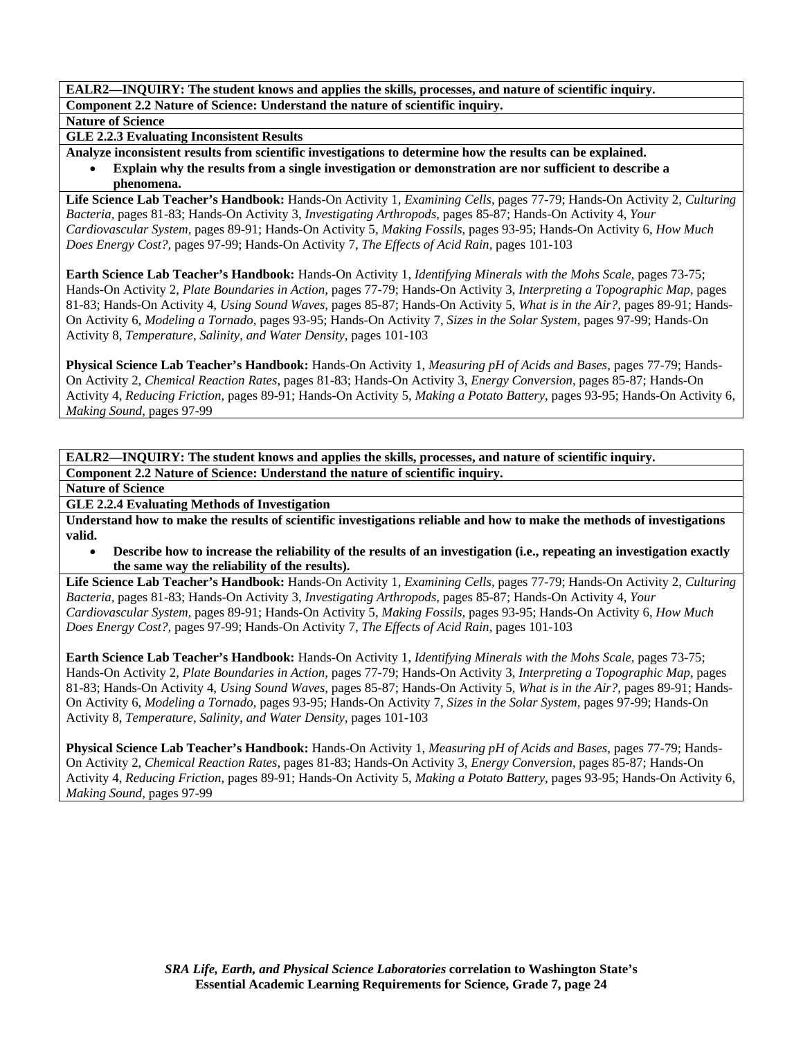**EALR2—INQUIRY: The student knows and applies the skills, processes, and nature of scientific inquiry.**

**Component 2.2 Nature of Science: Understand the nature of scientific inquiry.**

**Nature of Science**

**GLE 2.2.3 Evaluating Inconsistent Results**

**Analyze inconsistent results from scientific investigations to determine how the results can be explained.**

- **Explain why the results from a single investigation or demonstration are nor sufficient to describe a phenomena.**

**Life Science Lab Teacher's Handbook:** Hands-On Activity 1, *Examining Cells,* pages 77-79; Hands-On Activity 2, *Culturing Bacteria,* pages 81-83; Hands-On Activity 3, *Investigating Arthropods,* pages 85-87; Hands-On Activity 4, *Your Cardiovascular System,* pages 89-91; Hands-On Activity 5, *Making Fossils,* pages 93-95; Hands-On Activity 6, *How Much Does Energy Cost?,* pages 97-99; Hands-On Activity 7, *The Effects of Acid Rain,* pages 101-103

**Earth Science Lab Teacher's Handbook:** Hands-On Activity 1, *Identifying Minerals with the Mohs Scale,* pages 73-75; Hands-On Activity 2, *Plate Boundaries in Action,* pages 77-79; Hands-On Activity 3, *Interpreting a Topographic Map,* pages 81-83; Hands-On Activity 4, *Using Sound Waves,* pages 85-87; Hands-On Activity 5, *What is in the Air?,* pages 89-91; Hands-On Activity 6, *Modeling a Tornado,* pages 93-95; Hands-On Activity 7, *Sizes in the Solar System,* pages 97-99; Hands-On Activity 8, *Temperature, Salinity, and Water Density,* pages 101-103

**Physical Science Lab Teacher's Handbook:** Hands-On Activity 1, *Measuring pH of Acids and Bases,* pages 77-79; Hands-On Activity 2, *Chemical Reaction Rates,* pages 81-83; Hands-On Activity 3, *Energy Conversion,* pages 85-87; Hands-On Activity 4, *Reducing Friction,* pages 89-91; Hands-On Activity 5, *Making a Potato Battery,* pages 93-95; Hands-On Activity 6, *Making Sound,* pages 97-99

**EALR2—INQUIRY: The student knows and applies the skills, processes, and nature of scientific inquiry.**

**Component 2.2 Nature of Science: Understand the nature of scientific inquiry.**

**Nature of Science**

**GLE 2.2.4 Evaluating Methods of Investigation**

**Understand how to make the results of scientific investigations reliable and how to make the methods of investigations valid.**

- **Describe how to increase the reliability of the results of an investigation (i.e., repeating an investigation exactly the same way the reliability of the results).**

**Life Science Lab Teacher's Handbook:** Hands-On Activity 1, *Examining Cells,* pages 77-79; Hands-On Activity 2, *Culturing Bacteria,* pages 81-83; Hands-On Activity 3, *Investigating Arthropods,* pages 85-87; Hands-On Activity 4, *Your Cardiovascular System,* pages 89-91; Hands-On Activity 5, *Making Fossils,* pages 93-95; Hands-On Activity 6, *How Much Does Energy Cost?,* pages 97-99; Hands-On Activity 7, *The Effects of Acid Rain,* pages 101-103

**Earth Science Lab Teacher's Handbook:** Hands-On Activity 1, *Identifying Minerals with the Mohs Scale,* pages 73-75; Hands-On Activity 2, *Plate Boundaries in Action,* pages 77-79; Hands-On Activity 3, *Interpreting a Topographic Map,* pages 81-83; Hands-On Activity 4, *Using Sound Waves,* pages 85-87; Hands-On Activity 5, *What is in the Air?,* pages 89-91; Hands-On Activity 6, *Modeling a Tornado,* pages 93-95; Hands-On Activity 7, *Sizes in the Solar System,* pages 97-99; Hands-On Activity 8, *Temperature, Salinity, and Water Density,* pages 101-103

**Physical Science Lab Teacher's Handbook:** Hands-On Activity 1, *Measuring pH of Acids and Bases,* pages 77-79; Hands-On Activity 2, *Chemical Reaction Rates,* pages 81-83; Hands-On Activity 3, *Energy Conversion,* pages 85-87; Hands-On Activity 4, *Reducing Friction,* pages 89-91; Hands-On Activity 5, *Making a Potato Battery,* pages 93-95; Hands-On Activity 6, *Making Sound,* pages 97-99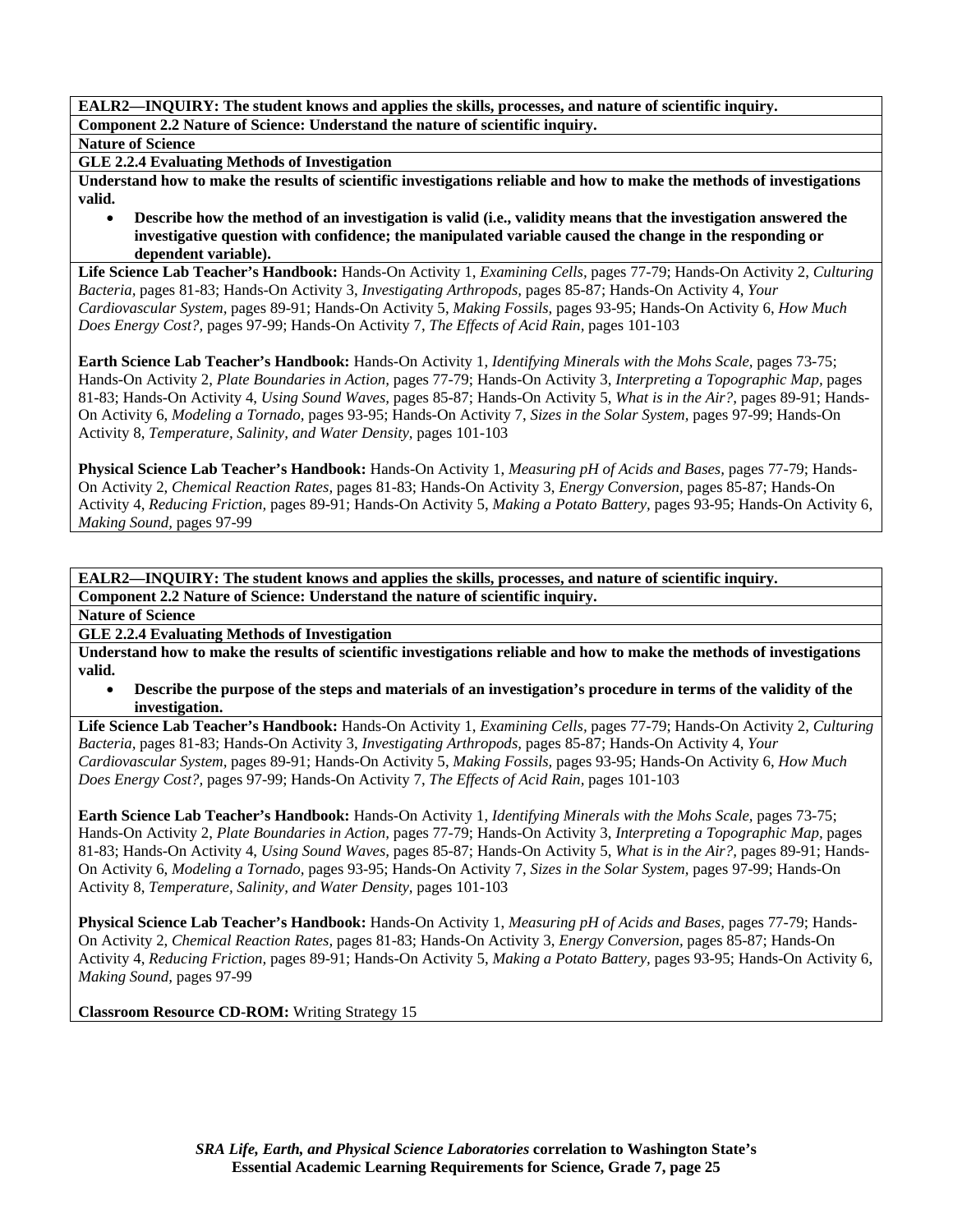**EALR2—INQUIRY: The student knows and applies the skills, processes, and nature of scientific inquiry.**

**Component 2.2 Nature of Science: Understand the nature of scientific inquiry.**

**Nature of Science**

**GLE 2.2.4 Evaluating Methods of Investigation**

**Understand how to make the results of scientific investigations reliable and how to make the methods of investigations valid.**

- **Describe how the method of an investigation is valid (i.e., validity means that the investigation answered the investigative question with confidence; the manipulated variable caused the change in the responding or dependent variable).**

**Life Science Lab Teacher's Handbook:** Hands-On Activity 1, *Examining Cells,* pages 77-79; Hands-On Activity 2, *Culturing Bacteria,* pages 81-83; Hands-On Activity 3, *Investigating Arthropods,* pages 85-87; Hands-On Activity 4, *Your Cardiovascular System,* pages 89-91; Hands-On Activity 5, *Making Fossils,* pages 93-95; Hands-On Activity 6, *How Much Does Energy Cost?,* pages 97-99; Hands-On Activity 7, *The Effects of Acid Rain,* pages 101-103

**Earth Science Lab Teacher's Handbook:** Hands-On Activity 1, *Identifying Minerals with the Mohs Scale,* pages 73-75; Hands-On Activity 2, *Plate Boundaries in Action,* pages 77-79; Hands-On Activity 3, *Interpreting a Topographic Map,* pages 81-83; Hands-On Activity 4, *Using Sound Waves,* pages 85-87; Hands-On Activity 5, *What is in the Air?,* pages 89-91; Hands-On Activity 6, *Modeling a Tornado,* pages 93-95; Hands-On Activity 7, *Sizes in the Solar System,* pages 97-99; Hands-On Activity 8, *Temperature, Salinity, and Water Density,* pages 101-103

**Physical Science Lab Teacher's Handbook:** Hands-On Activity 1, *Measuring pH of Acids and Bases,* pages 77-79; Hands-On Activity 2, *Chemical Reaction Rates,* pages 81-83; Hands-On Activity 3, *Energy Conversion,* pages 85-87; Hands-On Activity 4, *Reducing Friction,* pages 89-91; Hands-On Activity 5, *Making a Potato Battery,* pages 93-95; Hands-On Activity 6, *Making Sound,* pages 97-99

**EALR2—INQUIRY: The student knows and applies the skills, processes, and nature of scientific inquiry.**

**Component 2.2 Nature of Science: Understand the nature of scientific inquiry.**

**Nature of Science**

**GLE 2.2.4 Evaluating Methods of Investigation**

**Understand how to make the results of scientific investigations reliable and how to make the methods of investigations valid.**

- **Describe the purpose of the steps and materials of an investigation's procedure in terms of the validity of the investigation.**

**Life Science Lab Teacher's Handbook:** Hands-On Activity 1, *Examining Cells,* pages 77-79; Hands-On Activity 2, *Culturing Bacteria,* pages 81-83; Hands-On Activity 3, *Investigating Arthropods,* pages 85-87; Hands-On Activity 4, *Your Cardiovascular System,* pages 89-91; Hands-On Activity 5, *Making Fossils,* pages 93-95; Hands-On Activity 6, *How Much Does Energy Cost?,* pages 97-99; Hands-On Activity 7, *The Effects of Acid Rain,* pages 101-103

**Earth Science Lab Teacher's Handbook:** Hands-On Activity 1, *Identifying Minerals with the Mohs Scale,* pages 73-75; Hands-On Activity 2, *Plate Boundaries in Action,* pages 77-79; Hands-On Activity 3, *Interpreting a Topographic Map,* pages 81-83; Hands-On Activity 4, *Using Sound Waves,* pages 85-87; Hands-On Activity 5, *What is in the Air?,* pages 89-91; Hands-On Activity 6, *Modeling a Tornado,* pages 93-95; Hands-On Activity 7, *Sizes in the Solar System,* pages 97-99; Hands-On Activity 8, *Temperature, Salinity, and Water Density,* pages 101-103

**Physical Science Lab Teacher's Handbook:** Hands-On Activity 1, *Measuring pH of Acids and Bases,* pages 77-79; Hands-On Activity 2, *Chemical Reaction Rates,* pages 81-83; Hands-On Activity 3, *Energy Conversion,* pages 85-87; Hands-On Activity 4, *Reducing Friction,* pages 89-91; Hands-On Activity 5, *Making a Potato Battery,* pages 93-95; Hands-On Activity 6, *Making Sound,* pages 97-99

**Classroom Resource CD-ROM:** Writing Strategy 15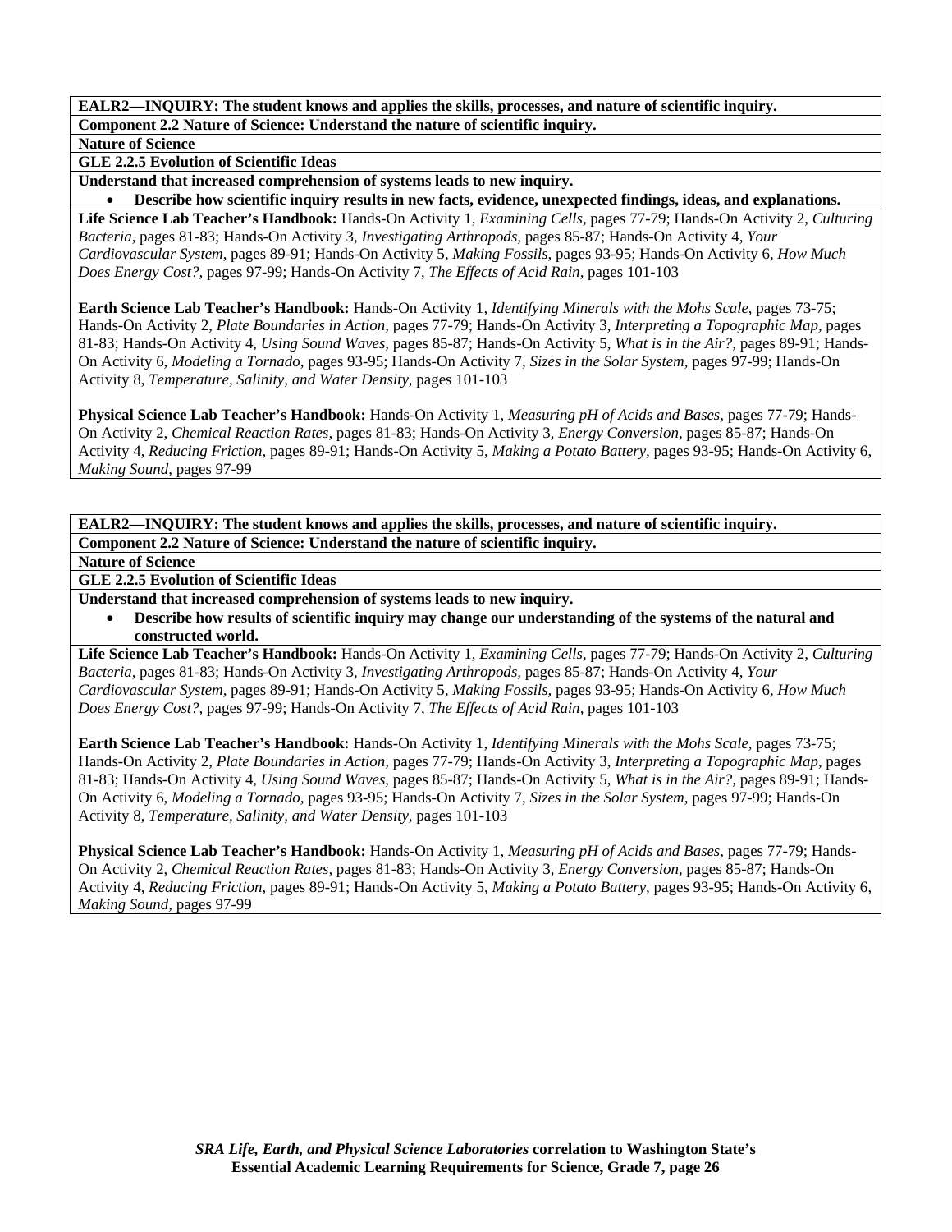**EALR2—INQUIRY: The student knows and applies the skills, processes, and nature of scientific inquiry.**

**Component 2.2 Nature of Science: Understand the nature of scientific inquiry.**

**Nature of Science**

**GLE 2.2.5 Evolution of Scientific Ideas**

**Understand that increased comprehension of systems leads to new inquiry.**

- **Describe how scientific inquiry results in new facts, evidence, unexpected findings, ideas, and explanations.**

**Life Science Lab Teacher's Handbook:** Hands-On Activity 1, *Examining Cells,* pages 77-79; Hands-On Activity 2, *Culturing Bacteria,* pages 81-83; Hands-On Activity 3, *Investigating Arthropods,* pages 85-87; Hands-On Activity 4, *Your Cardiovascular System,* pages 89-91; Hands-On Activity 5, *Making Fossils,* pages 93-95; Hands-On Activity 6, *How Much Does Energy Cost?,* pages 97-99; Hands-On Activity 7, *The Effects of Acid Rain,* pages 101-103

**Earth Science Lab Teacher's Handbook:** Hands-On Activity 1, *Identifying Minerals with the Mohs Scale,* pages 73-75; Hands-On Activity 2, *Plate Boundaries in Action,* pages 77-79; Hands-On Activity 3, *Interpreting a Topographic Map,* pages 81-83; Hands-On Activity 4, *Using Sound Waves,* pages 85-87; Hands-On Activity 5, *What is in the Air?,* pages 89-91; Hands-On Activity 6, *Modeling a Tornado,* pages 93-95; Hands-On Activity 7, *Sizes in the Solar System,* pages 97-99; Hands-On Activity 8, *Temperature, Salinity, and Water Density,* pages 101-103

**Physical Science Lab Teacher's Handbook:** Hands-On Activity 1, *Measuring pH of Acids and Bases,* pages 77-79; Hands-On Activity 2, *Chemical Reaction Rates,* pages 81-83; Hands-On Activity 3, *Energy Conversion,* pages 85-87; Hands-On Activity 4, *Reducing Friction,* pages 89-91; Hands-On Activity 5, *Making a Potato Battery,* pages 93-95; Hands-On Activity 6, *Making Sound,* pages 97-99

**EALR2—INQUIRY: The student knows and applies the skills, processes, and nature of scientific inquiry.**

**Component 2.2 Nature of Science: Understand the nature of scientific inquiry.**

**Nature of Science**

**GLE 2.2.5 Evolution of Scientific Ideas**

**Understand that increased comprehension of systems leads to new inquiry.**

- **Describe how results of scientific inquiry may change our understanding of the systems of the natural and constructed world.**

**Life Science Lab Teacher's Handbook:** Hands-On Activity 1, *Examining Cells,* pages 77-79; Hands-On Activity 2, *Culturing Bacteria,* pages 81-83; Hands-On Activity 3, *Investigating Arthropods,* pages 85-87; Hands-On Activity 4, *Your Cardiovascular System,* pages 89-91; Hands-On Activity 5, *Making Fossils,* pages 93-95; Hands-On Activity 6, *How Much Does Energy Cost?,* pages 97-99; Hands-On Activity 7, *The Effects of Acid Rain,* pages 101-103

**Earth Science Lab Teacher's Handbook:** Hands-On Activity 1, *Identifying Minerals with the Mohs Scale,* pages 73-75; Hands-On Activity 2, *Plate Boundaries in Action,* pages 77-79; Hands-On Activity 3, *Interpreting a Topographic Map,* pages 81-83; Hands-On Activity 4, *Using Sound Waves,* pages 85-87; Hands-On Activity 5, *What is in the Air?,* pages 89-91; Hands-On Activity 6, *Modeling a Tornado,* pages 93-95; Hands-On Activity 7, *Sizes in the Solar System,* pages 97-99; Hands-On Activity 8, *Temperature, Salinity, and Water Density,* pages 101-103

**Physical Science Lab Teacher's Handbook:** Hands-On Activity 1, *Measuring pH of Acids and Bases,* pages 77-79; Hands-On Activity 2, *Chemical Reaction Rates,* pages 81-83; Hands-On Activity 3, *Energy Conversion,* pages 85-87; Hands-On Activity 4, *Reducing Friction,* pages 89-91; Hands-On Activity 5, *Making a Potato Battery,* pages 93-95; Hands-On Activity 6, *Making Sound,* pages 97-99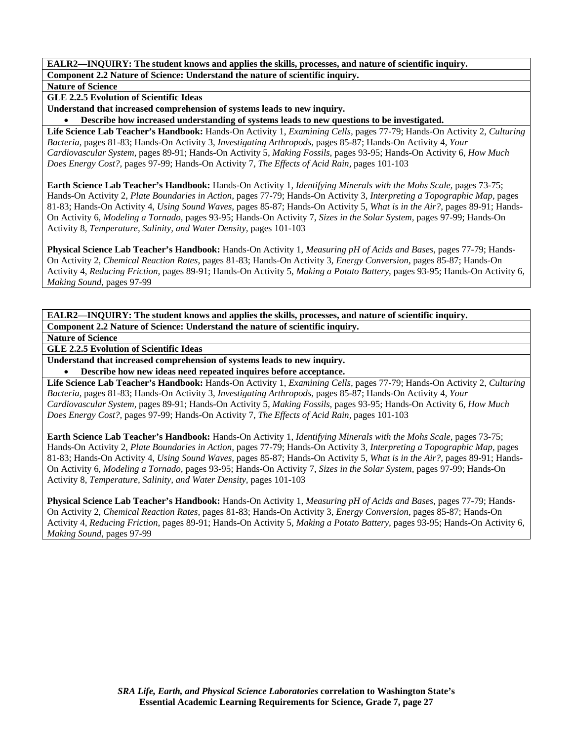**EALR2—INQUIRY: The student knows and applies the skills, processes, and nature of scientific inquiry.**

**Component 2.2 Nature of Science: Understand the nature of scientific inquiry.**

**Nature of Science**

**GLE 2.2.5 Evolution of Scientific Ideas**

**Understand that increased comprehension of systems leads to new inquiry.**

- **Describe how increased understanding of systems leads to new questions to be investigated.**

**Life Science Lab Teacher's Handbook:** Hands-On Activity 1, *Examining Cells,* pages 77-79; Hands-On Activity 2, *Culturing Bacteria,* pages 81-83; Hands-On Activity 3, *Investigating Arthropods,* pages 85-87; Hands-On Activity 4, *Your Cardiovascular System,* pages 89-91; Hands-On Activity 5, *Making Fossils,* pages 93-95; Hands-On Activity 6, *How Much Does Energy Cost?,* pages 97-99; Hands-On Activity 7, *The Effects of Acid Rain,* pages 101-103

**Earth Science Lab Teacher's Handbook:** Hands-On Activity 1, *Identifying Minerals with the Mohs Scale,* pages 73-75; Hands-On Activity 2, *Plate Boundaries in Action,* pages 77-79; Hands-On Activity 3, *Interpreting a Topographic Map,* pages 81-83; Hands-On Activity 4, *Using Sound Waves,* pages 85-87; Hands-On Activity 5, *What is in the Air?,* pages 89-91; Hands-On Activity 6, *Modeling a Tornado,* pages 93-95; Hands-On Activity 7, *Sizes in the Solar System,* pages 97-99; Hands-On Activity 8, *Temperature, Salinity, and Water Density,* pages 101-103

**Physical Science Lab Teacher's Handbook:** Hands-On Activity 1, *Measuring pH of Acids and Bases,* pages 77-79; Hands-On Activity 2, *Chemical Reaction Rates,* pages 81-83; Hands-On Activity 3, *Energy Conversion,* pages 85-87; Hands-On Activity 4, *Reducing Friction,* pages 89-91; Hands-On Activity 5, *Making a Potato Battery,* pages 93-95; Hands-On Activity 6, *Making Sound,* pages 97-99

**EALR2—INQUIRY: The student knows and applies the skills, processes, and nature of scientific inquiry.**

**Component 2.2 Nature of Science: Understand the nature of scientific inquiry.**

**Nature of Science**

**GLE 2.2.5 Evolution of Scientific Ideas**

**Understand that increased comprehension of systems leads to new inquiry.**

- **Describe how new ideas need repeated inquires before acceptance.**

**Life Science Lab Teacher's Handbook:** Hands-On Activity 1, *Examining Cells,* pages 77-79; Hands-On Activity 2, *Culturing Bacteria,* pages 81-83; Hands-On Activity 3, *Investigating Arthropods,* pages 85-87; Hands-On Activity 4, *Your Cardiovascular System,* pages 89-91; Hands-On Activity 5, *Making Fossils,* pages 93-95; Hands-On Activity 6, *How Much Does Energy Cost?,* pages 97-99; Hands-On Activity 7, *The Effects of Acid Rain,* pages 101-103

**Earth Science Lab Teacher's Handbook:** Hands-On Activity 1, *Identifying Minerals with the Mohs Scale,* pages 73-75; Hands-On Activity 2, *Plate Boundaries in Action,* pages 77-79; Hands-On Activity 3, *Interpreting a Topographic Map,* pages 81-83; Hands-On Activity 4, *Using Sound Waves,* pages 85-87; Hands-On Activity 5, *What is in the Air?,* pages 89-91; Hands-On Activity 6, *Modeling a Tornado,* pages 93-95; Hands-On Activity 7, *Sizes in the Solar System,* pages 97-99; Hands-On Activity 8, *Temperature, Salinity, and Water Density,* pages 101-103

**Physical Science Lab Teacher's Handbook:** Hands-On Activity 1, *Measuring pH of Acids and Bases,* pages 77-79; Hands-On Activity 2, *Chemical Reaction Rates,* pages 81-83; Hands-On Activity 3, *Energy Conversion,* pages 85-87; Hands-On Activity 4, *Reducing Friction,* pages 89-91; Hands-On Activity 5, *Making a Potato Battery,* pages 93-95; Hands-On Activity 6, *Making Sound,* pages 97-99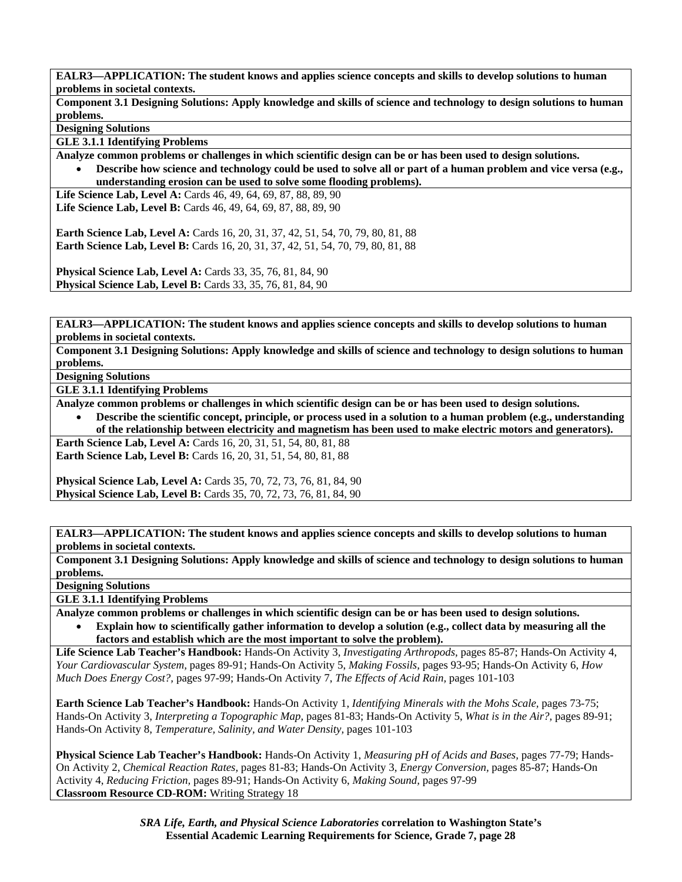**EALR3—APPLICATION: The student knows and applies science concepts and skills to develop solutions to human problems in societal contexts.**

**Component 3.1 Designing Solutions: Apply knowledge and skills of science and technology to design solutions to human problems.**

**Designing Solutions**

**GLE 3.1.1 Identifying Problems**

**Analyze common problems or challenges in which scientific design can be or has been used to design solutions.**

- **Describe how science and technology could be used to solve all or part of a human problem and vice versa (e.g., understanding erosion can be used to solve some flooding problems).**

**Life Science Lab, Level A:** Cards 46, 49, 64, 69, 87, 88, 89, 90
**Life Science Lab, Level B:** Cards 46, 49, 64, 69, 87, 88, 89, 90

**Earth Science Lab, Level A:** Cards 16, 20, 31, 37, 42, 51, 54, 70, 79, 80, 81, 88
**Earth Science Lab, Level B:** Cards 16, 20, 31, 37, 42, 51, 54, 70, 79, 80, 81, 88

**Physical Science Lab, Level A:** Cards 33, 35, 76, 81, 84, 90
**Physical Science Lab, Level B:** Cards 33, 35, 76, 81, 84, 90

---

**EALR3—APPLICATION: The student knows and applies science concepts and skills to develop solutions to human problems in societal contexts.**

**Component 3.1 Designing Solutions: Apply knowledge and skills of science and technology to design solutions to human problems.**

**Designing Solutions**

**GLE 3.1.1 Identifying Problems**

**Analyze common problems or challenges in which scientific design can be or has been used to design solutions.**

- **Describe the scientific concept, principle, or process used in a solution to a human problem (e.g., understanding of the relationship between electricity and magnetism has been used to make electric motors and generators).**

**Earth Science Lab, Level A:** Cards 16, 20, 31, 51, 54, 80, 81, 88
**Earth Science Lab, Level B:** Cards 16, 20, 31, 51, 54, 80, 81, 88

**Physical Science Lab, Level A:** Cards 35, 70, 72, 73, 76, 81, 84, 90
**Physical Science Lab, Level B:** Cards 35, 70, 72, 73, 76, 81, 84, 90

---

**EALR3—APPLICATION: The student knows and applies science concepts and skills to develop solutions to human problems in societal contexts.**

**Component 3.1 Designing Solutions: Apply knowledge and skills of science and technology to design solutions to human problems.**

**Designing Solutions**

**GLE 3.1.1 Identifying Problems**

**Analyze common problems or challenges in which scientific design can be or has been used to design solutions.**

- **Explain how to scientifically gather information to develop a solution (e.g., collect data by measuring all the factors and establish which are the most important to solve the problem).**

**Life Science Lab Teacher's Handbook:** Hands-On Activity 3, *Investigating Arthropods,* pages 85-87; Hands-On Activity 4, *Your Cardiovascular System,* pages 89-91; Hands-On Activity 5, *Making Fossils,* pages 93-95; Hands-On Activity 6, *How Much Does Energy Cost?,* pages 97-99; Hands-On Activity 7, *The Effects of Acid Rain,* pages 101-103

**Earth Science Lab Teacher's Handbook:** Hands-On Activity 1, *Identifying Minerals with the Mohs Scale,* pages 73-75; Hands-On Activity 3, *Interpreting a Topographic Map,* pages 81-83; Hands-On Activity 5, *What is in the Air?,* pages 89-91; Hands-On Activity 8, *Temperature, Salinity, and Water Density,* pages 101-103

**Physical Science Lab Teacher's Handbook:** Hands-On Activity 1, *Measuring pH of Acids and Bases,* pages 77-79; Hands-On Activity 2, *Chemical Reaction Rates,* pages 81-83; Hands-On Activity 3, *Energy Conversion,* pages 85-87; Hands-On Activity 4, *Reducing Friction,* pages 89-91; Hands-On Activity 6, *Making Sound,* pages 97-99
**Classroom Resource CD-ROM:** Writing Strategy 18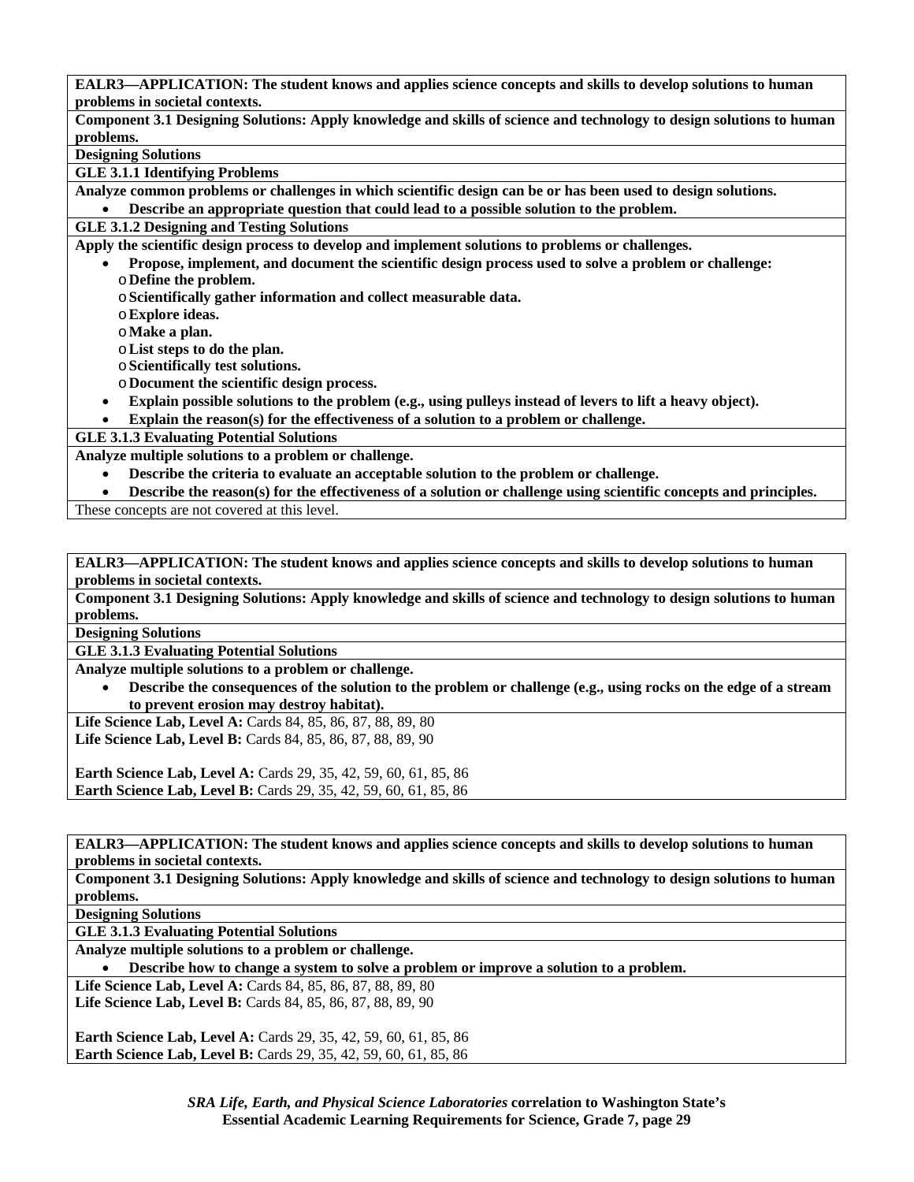**EALR3—APPLICATION: The student knows and applies science concepts and skills to develop solutions to human problems in societal contexts.**

**Component 3.1 Designing Solutions: Apply knowledge and skills of science and technology to design solutions to human problems.**

**Designing Solutions**

**GLE 3.1.1 Identifying Problems**

**Analyze common problems or challenges in which scientific design can be or has been used to design solutions.**

- **Describe an appropriate question that could lead to a possible solution to the problem.**

**GLE 3.1.2 Designing and Testing Solutions**

**Apply the scientific design process to develop and implement solutions to problems or challenges.**

- **Propose, implement, and document the scientific design process used to solve a problem or challenge:**
  - **Define the problem.**
  - **Scientifically gather information and collect measurable data.**
  - **Explore ideas.**
  - **Make a plan.**
  - **List steps to do the plan.**
  - **Scientifically test solutions.**
  - **Document the scientific design process.**
- **Explain possible solutions to the problem (e.g., using pulleys instead of levers to lift a heavy object).**
- **Explain the reason(s) for the effectiveness of a solution to a problem or challenge.**

**GLE 3.1.3 Evaluating Potential Solutions**

**Analyze multiple solutions to a problem or challenge.**

- **Describe the criteria to evaluate an acceptable solution to the problem or challenge.**
- **Describe the reason(s) for the effectiveness of a solution or challenge using scientific concepts and principles.**

These concepts are not covered at this level.

---

**EALR3—APPLICATION: The student knows and applies science concepts and skills to develop solutions to human problems in societal contexts.**

**Component 3.1 Designing Solutions: Apply knowledge and skills of science and technology to design solutions to human problems.**

**Designing Solutions**

**GLE 3.1.3 Evaluating Potential Solutions**

**Analyze multiple solutions to a problem or challenge.**

- **Describe the consequences of the solution to the problem or challenge (e.g., using rocks on the edge of a stream to prevent erosion may destroy habitat).**

**Life Science Lab, Level A:** Cards 84, 85, 86, 87, 88, 89, 80
**Life Science Lab, Level B:** Cards 84, 85, 86, 87, 88, 89, 90

**Earth Science Lab, Level A:** Cards 29, 35, 42, 59, 60, 61, 85, 86
**Earth Science Lab, Level B:** Cards 29, 35, 42, 59, 60, 61, 85, 86

---

**EALR3—APPLICATION: The student knows and applies science concepts and skills to develop solutions to human problems in societal contexts.**

**Component 3.1 Designing Solutions: Apply knowledge and skills of science and technology to design solutions to human problems.**

**Designing Solutions**

**GLE 3.1.3 Evaluating Potential Solutions**

**Analyze multiple solutions to a problem or challenge.**

- **Describe how to change a system to solve a problem or improve a solution to a problem.**

**Life Science Lab, Level A:** Cards 84, 85, 86, 87, 88, 89, 80
**Life Science Lab, Level B:** Cards 84, 85, 86, 87, 88, 89, 90

**Earth Science Lab, Level A:** Cards 29, 35, 42, 59, 60, 61, 85, 86
**Earth Science Lab, Level B:** Cards 29, 35, 42, 59, 60, 61, 85, 86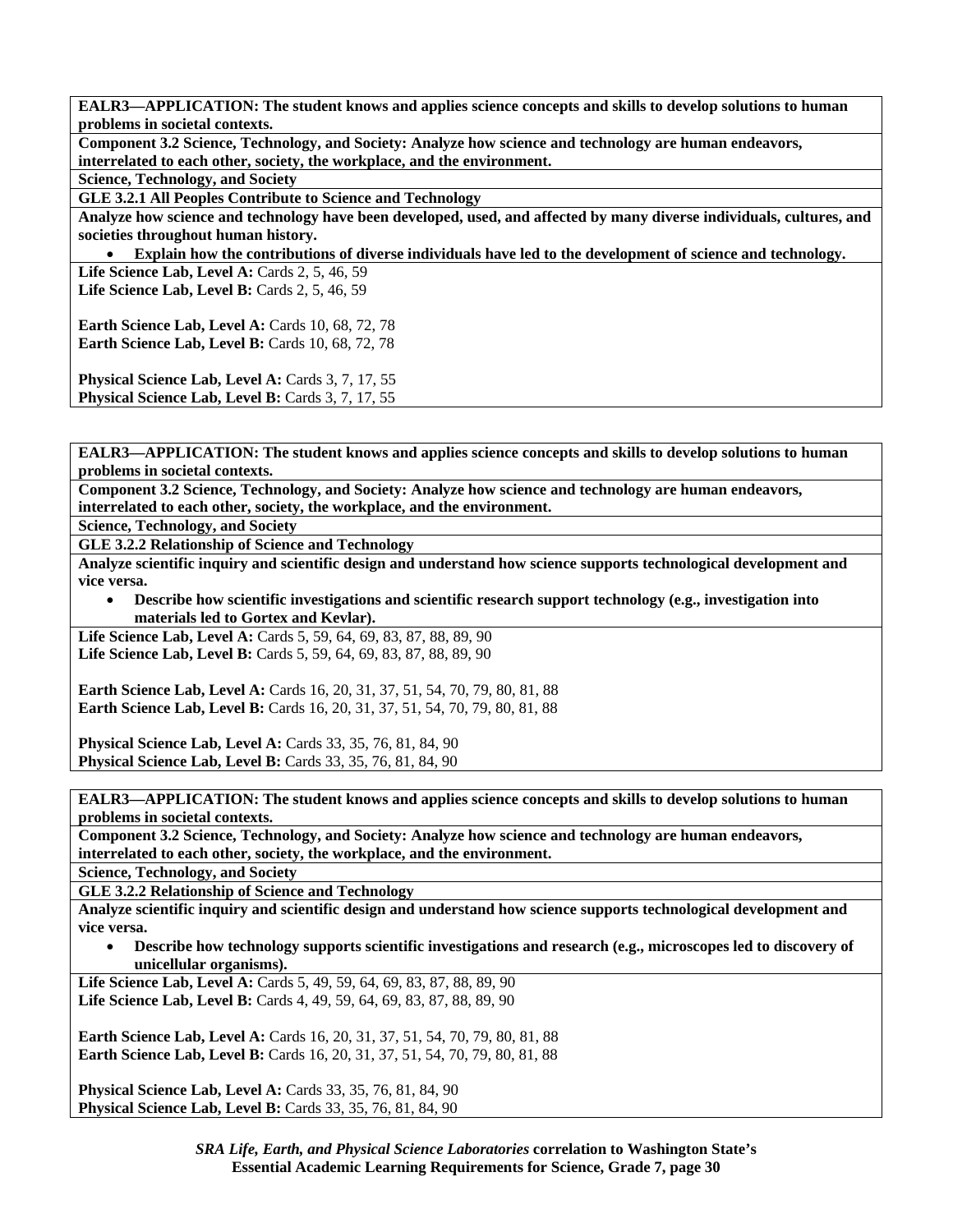**EALR3—APPLICATION: The student knows and applies science concepts and skills to develop solutions to human problems in societal contexts.**

**Component 3.2 Science, Technology, and Society: Analyze how science and technology are human endeavors, interrelated to each other, society, the workplace, and the environment.**

**Science, Technology, and Society**

**GLE 3.2.1 All Peoples Contribute to Science and Technology**

**Analyze how science and technology have been developed, used, and affected by many diverse individuals, cultures, and societies throughout human history.**

- **Explain how the contributions of diverse individuals have led to the development of science and technology.**

**Life Science Lab, Level A:** Cards 2, 5, 46, 59
**Life Science Lab, Level B:** Cards 2, 5, 46, 59

**Earth Science Lab, Level A:** Cards 10, 68, 72, 78
**Earth Science Lab, Level B:** Cards 10, 68, 72, 78

**Physical Science Lab, Level A:** Cards 3, 7, 17, 55
**Physical Science Lab, Level B:** Cards 3, 7, 17, 55

---

**EALR3—APPLICATION: The student knows and applies science concepts and skills to develop solutions to human problems in societal contexts.**

**Component 3.2 Science, Technology, and Society: Analyze how science and technology are human endeavors, interrelated to each other, society, the workplace, and the environment.**

**Science, Technology, and Society**

**GLE 3.2.2 Relationship of Science and Technology**

**Analyze scientific inquiry and scientific design and understand how science supports technological development and vice versa.**

- **Describe how scientific investigations and scientific research support technology (e.g., investigation into materials led to Gortex and Kevlar).**

**Life Science Lab, Level A:** Cards 5, 59, 64, 69, 83, 87, 88, 89, 90
**Life Science Lab, Level B:** Cards 5, 59, 64, 69, 83, 87, 88, 89, 90

**Earth Science Lab, Level A:** Cards 16, 20, 31, 37, 51, 54, 70, 79, 80, 81, 88
**Earth Science Lab, Level B:** Cards 16, 20, 31, 37, 51, 54, 70, 79, 80, 81, 88

**Physical Science Lab, Level A:** Cards 33, 35, 76, 81, 84, 90
**Physical Science Lab, Level B:** Cards 33, 35, 76, 81, 84, 90

---

**EALR3—APPLICATION: The student knows and applies science concepts and skills to develop solutions to human problems in societal contexts.**

**Component 3.2 Science, Technology, and Society: Analyze how science and technology are human endeavors, interrelated to each other, society, the workplace, and the environment.**

**Science, Technology, and Society**

**GLE 3.2.2 Relationship of Science and Technology**

**Analyze scientific inquiry and scientific design and understand how science supports technological development and vice versa.**

- **Describe how technology supports scientific investigations and research (e.g., microscopes led to discovery of unicellular organisms).**

**Life Science Lab, Level A:** Cards 5, 49, 59, 64, 69, 83, 87, 88, 89, 90
**Life Science Lab, Level B:** Cards 4, 49, 59, 64, 69, 83, 87, 88, 89, 90

**Earth Science Lab, Level A:** Cards 16, 20, 31, 37, 51, 54, 70, 79, 80, 81, 88
**Earth Science Lab, Level B:** Cards 16, 20, 31, 37, 51, 54, 70, 79, 80, 81, 88

**Physical Science Lab, Level A:** Cards 33, 35, 76, 81, 84, 90
**Physical Science Lab, Level B:** Cards 33, 35, 76, 81, 84, 90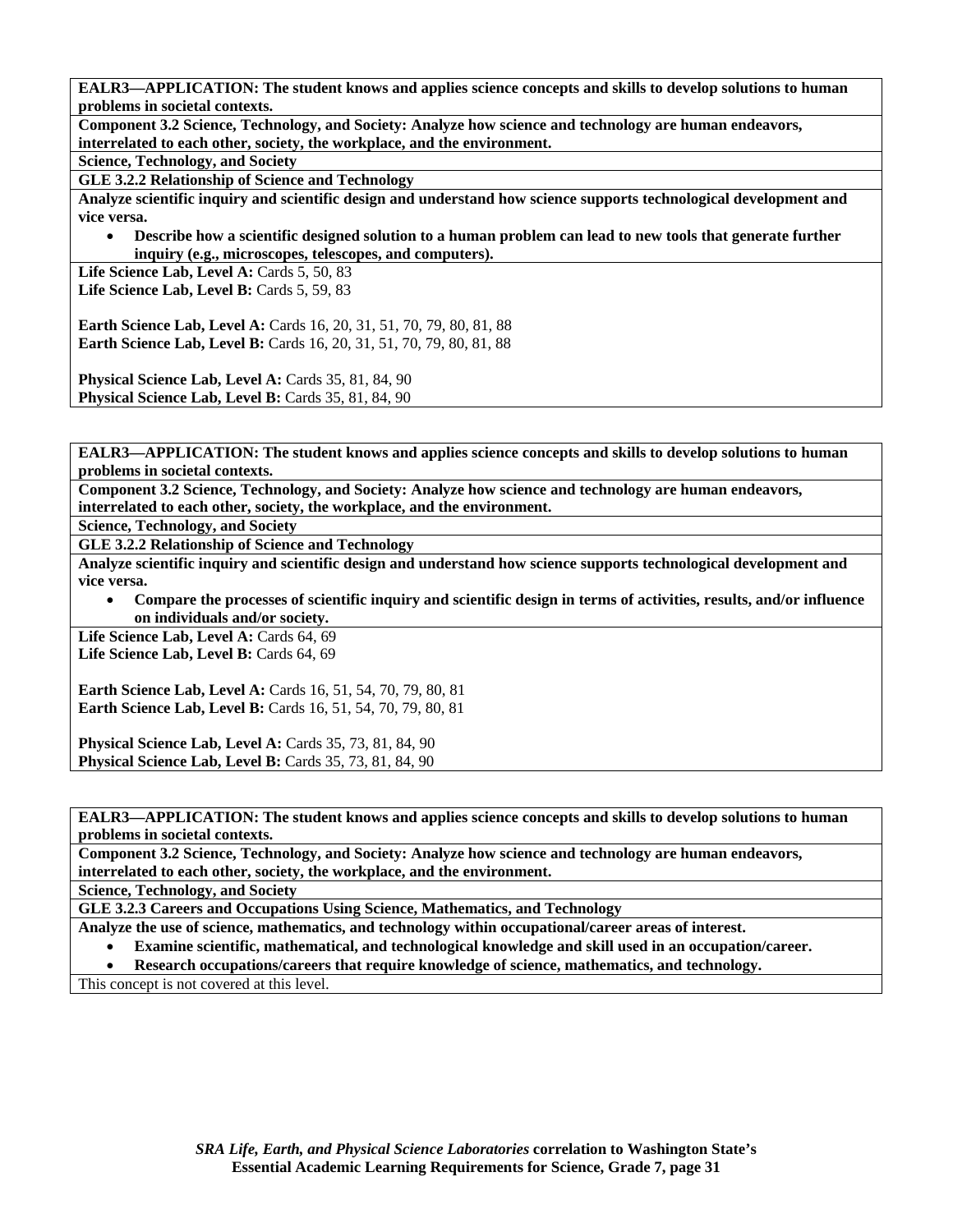**EALR3—APPLICATION: The student knows and applies science concepts and skills to develop solutions to human problems in societal contexts.**

**Component 3.2 Science, Technology, and Society: Analyze how science and technology are human endeavors, interrelated to each other, society, the workplace, and the environment.**

**Science, Technology, and Society**

**GLE 3.2.2 Relationship of Science and Technology**

**Analyze scientific inquiry and scientific design and understand how science supports technological development and vice versa.**

- **Describe how a scientific designed solution to a human problem can lead to new tools that generate further inquiry (e.g., microscopes, telescopes, and computers).**

**Life Science Lab, Level A:** Cards 5, 50, 83
**Life Science Lab, Level B:** Cards 5, 59, 83

**Earth Science Lab, Level A:** Cards 16, 20, 31, 51, 70, 79, 80, 81, 88
**Earth Science Lab, Level B:** Cards 16, 20, 31, 51, 70, 79, 80, 81, 88

**Physical Science Lab, Level A:** Cards 35, 81, 84, 90
**Physical Science Lab, Level B:** Cards 35, 81, 84, 90

---

**EALR3—APPLICATION: The student knows and applies science concepts and skills to develop solutions to human problems in societal contexts.**

**Component 3.2 Science, Technology, and Society: Analyze how science and technology are human endeavors, interrelated to each other, society, the workplace, and the environment.**

**Science, Technology, and Society**

**GLE 3.2.2 Relationship of Science and Technology**

**Analyze scientific inquiry and scientific design and understand how science supports technological development and vice versa.**

- **Compare the processes of scientific inquiry and scientific design in terms of activities, results, and/or influence on individuals and/or society.**

**Life Science Lab, Level A:** Cards 64, 69
**Life Science Lab, Level B:** Cards 64, 69

**Earth Science Lab, Level A:** Cards 16, 51, 54, 70, 79, 80, 81
**Earth Science Lab, Level B:** Cards 16, 51, 54, 70, 79, 80, 81

**Physical Science Lab, Level A:** Cards 35, 73, 81, 84, 90
**Physical Science Lab, Level B:** Cards 35, 73, 81, 84, 90

---

**EALR3—APPLICATION: The student knows and applies science concepts and skills to develop solutions to human problems in societal contexts.**

**Component 3.2 Science, Technology, and Society: Analyze how science and technology are human endeavors, interrelated to each other, society, the workplace, and the environment.**

**Science, Technology, and Society**

**GLE 3.2.3 Careers and Occupations Using Science, Mathematics, and Technology**

**Analyze the use of science, mathematics, and technology within occupational/career areas of interest.**

- **Examine scientific, mathematical, and technological knowledge and skill used in an occupation/career.**
- **Research occupations/careers that require knowledge of science, mathematics, and technology.**

This concept is not covered at this level.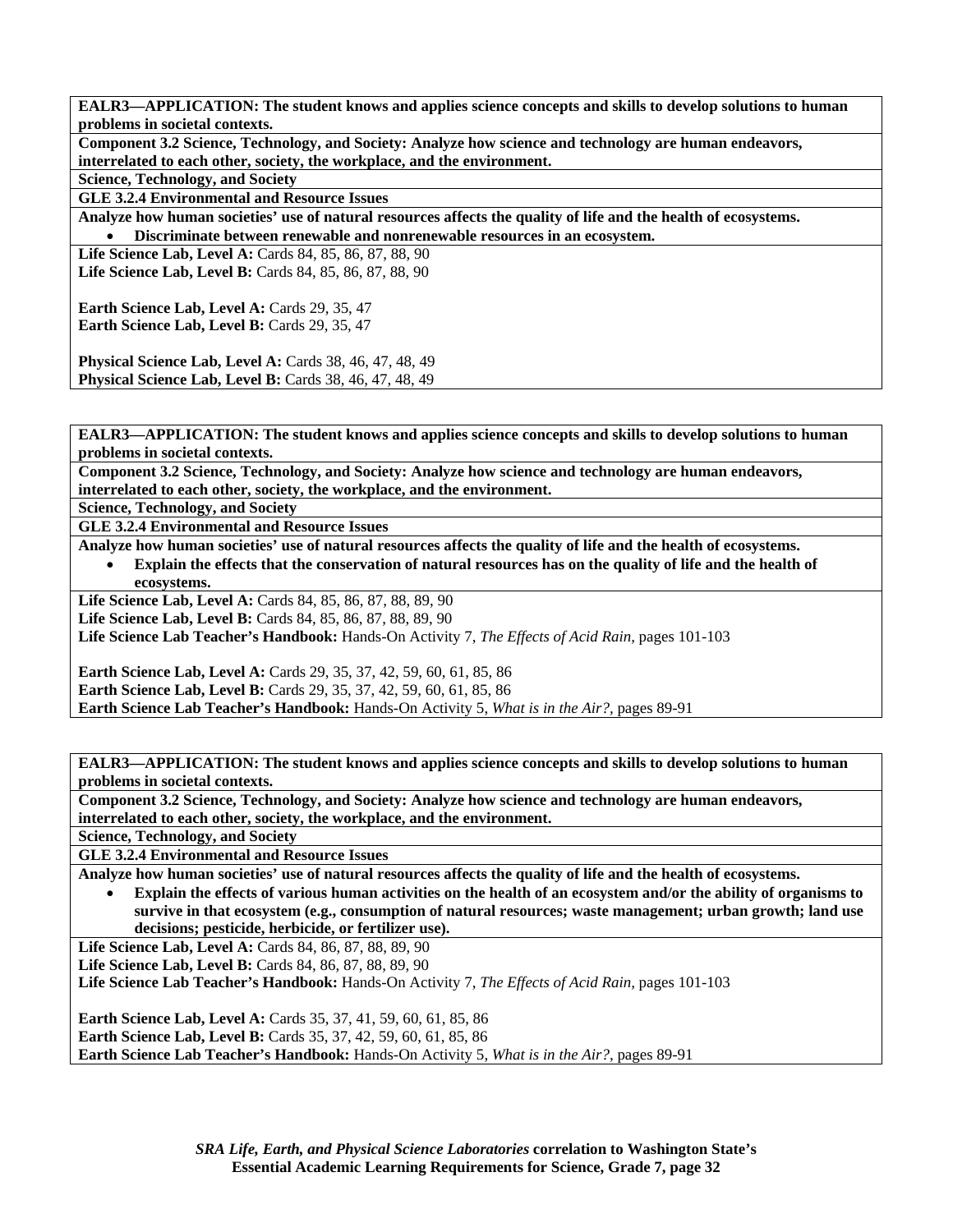**EALR3—APPLICATION: The student knows and applies science concepts and skills to develop solutions to human problems in societal contexts.**

**Component 3.2 Science, Technology, and Society: Analyze how science and technology are human endeavors, interrelated to each other, society, the workplace, and the environment.**

**Science, Technology, and Society**

**GLE 3.2.4 Environmental and Resource Issues**

**Analyze how human societies' use of natural resources affects the quality of life and the health of ecosystems.**

- **Discriminate between renewable and nonrenewable resources in an ecosystem.**

**Life Science Lab, Level A:** Cards 84, 85, 86, 87, 88, 90
**Life Science Lab, Level B:** Cards 84, 85, 86, 87, 88, 90

**Earth Science Lab, Level A:** Cards 29, 35, 47
**Earth Science Lab, Level B:** Cards 29, 35, 47

**Physical Science Lab, Level A:** Cards 38, 46, 47, 48, 49
**Physical Science Lab, Level B:** Cards 38, 46, 47, 48, 49

---

**EALR3—APPLICATION: The student knows and applies science concepts and skills to develop solutions to human problems in societal contexts.**

**Component 3.2 Science, Technology, and Society: Analyze how science and technology are human endeavors, interrelated to each other, society, the workplace, and the environment.**

**Science, Technology, and Society**

**GLE 3.2.4 Environmental and Resource Issues**

**Analyze how human societies' use of natural resources affects the quality of life and the health of ecosystems.**

- **Explain the effects that the conservation of natural resources has on the quality of life and the health of ecosystems.**

**Life Science Lab, Level A:** Cards 84, 85, 86, 87, 88, 89, 90
**Life Science Lab, Level B:** Cards 84, 85, 86, 87, 88, 89, 90
**Life Science Lab Teacher's Handbook:** Hands-On Activity 7, *The Effects of Acid Rain,* pages 101-103

**Earth Science Lab, Level A:** Cards 29, 35, 37, 42, 59, 60, 61, 85, 86
**Earth Science Lab, Level B:** Cards 29, 35, 37, 42, 59, 60, 61, 85, 86
**Earth Science Lab Teacher's Handbook:** Hands-On Activity 5, *What is in the Air?,* pages 89-91

---

**EALR3—APPLICATION: The student knows and applies science concepts and skills to develop solutions to human problems in societal contexts.**

**Component 3.2 Science, Technology, and Society: Analyze how science and technology are human endeavors, interrelated to each other, society, the workplace, and the environment.**

**Science, Technology, and Society**

**GLE 3.2.4 Environmental and Resource Issues**

**Analyze how human societies' use of natural resources affects the quality of life and the health of ecosystems.**

- **Explain the effects of various human activities on the health of an ecosystem and/or the ability of organisms to survive in that ecosystem (e.g., consumption of natural resources; waste management; urban growth; land use decisions; pesticide, herbicide, or fertilizer use).**

**Life Science Lab, Level A:** Cards 84, 86, 87, 88, 89, 90
**Life Science Lab, Level B:** Cards 84, 86, 87, 88, 89, 90
**Life Science Lab Teacher's Handbook:** Hands-On Activity 7, *The Effects of Acid Rain,* pages 101-103

**Earth Science Lab, Level A:** Cards 35, 37, 41, 59, 60, 61, 85, 86
**Earth Science Lab, Level B:** Cards 35, 37, 42, 59, 60, 61, 85, 86
**Earth Science Lab Teacher's Handbook:** Hands-On Activity 5, *What is in the Air?,* pages 89-91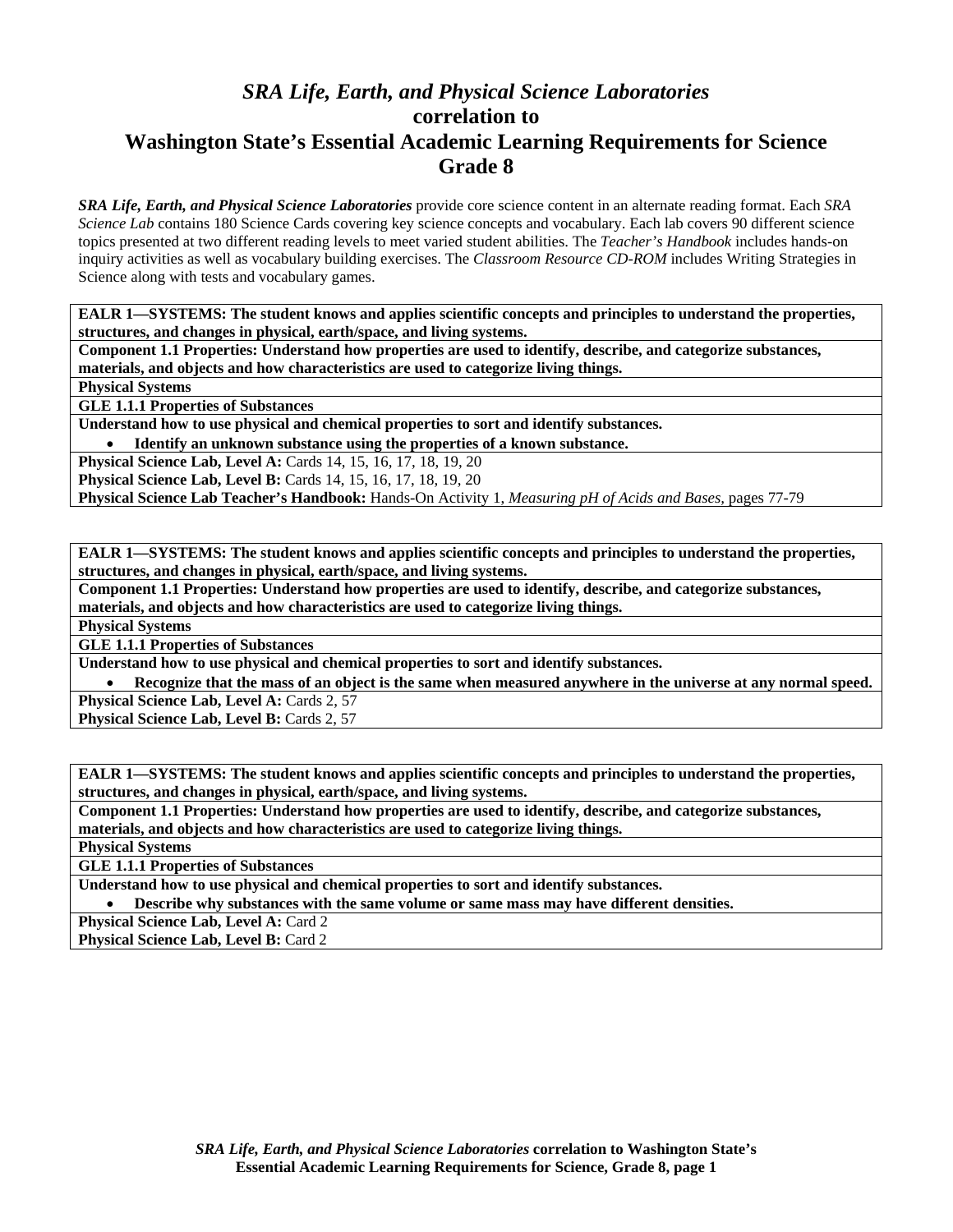# *SRA Life, Earth, and Physical Science Laboratories*
## correlation to
## Washington State's Essential Academic Learning Requirements for Science
## Grade 8

***SRA Life, Earth, and Physical Science Laboratories*** provide core science content in an alternate reading format. Each *SRA Science Lab* contains 180 Science Cards covering key science concepts and vocabulary. Each lab covers 90 different science topics presented at two different reading levels to meet varied student abilities. The *Teacher's Handbook* includes hands-on inquiry activities as well as vocabulary building exercises. The *Classroom Resource CD-ROM* includes Writing Strategies in Science along with tests and vocabulary games.

---

**EALR 1—SYSTEMS: The student knows and applies scientific concepts and principles to understand the properties, structures, and changes in physical, earth/space, and living systems.**

**Component 1.1 Properties: Understand how properties are used to identify, describe, and categorize substances, materials, and objects and how characteristics are used to categorize living things.**

**Physical Systems**

**GLE 1.1.1 Properties of Substances**

**Understand how to use physical and chemical properties to sort and identify substances.**

- **Identify an unknown substance using the properties of a known substance.**

**Physical Science Lab, Level A:** Cards 14, 15, 16, 17, 18, 19, 20
**Physical Science Lab, Level B:** Cards 14, 15, 16, 17, 18, 19, 20
**Physical Science Lab Teacher's Handbook:** Hands-On Activity 1, *Measuring pH of Acids and Bases,* pages 77-79

---

**EALR 1—SYSTEMS: The student knows and applies scientific concepts and principles to understand the properties, structures, and changes in physical, earth/space, and living systems.**

**Component 1.1 Properties: Understand how properties are used to identify, describe, and categorize substances, materials, and objects and how characteristics are used to categorize living things.**

**Physical Systems**

**GLE 1.1.1 Properties of Substances**

**Understand how to use physical and chemical properties to sort and identify substances.**

- **Recognize that the mass of an object is the same when measured anywhere in the universe at any normal speed.**

**Physical Science Lab, Level A:** Cards 2, 57
**Physical Science Lab, Level B:** Cards 2, 57

---

**EALR 1—SYSTEMS: The student knows and applies scientific concepts and principles to understand the properties, structures, and changes in physical, earth/space, and living systems.**

**Component 1.1 Properties: Understand how properties are used to identify, describe, and categorize substances, materials, and objects and how characteristics are used to categorize living things.**

**Physical Systems**

**GLE 1.1.1 Properties of Substances**

**Understand how to use physical and chemical properties to sort and identify substances.**

- **Describe why substances with the same volume or same mass may have different densities.**

**Physical Science Lab, Level A:** Card 2
**Physical Science Lab, Level B:** Card 2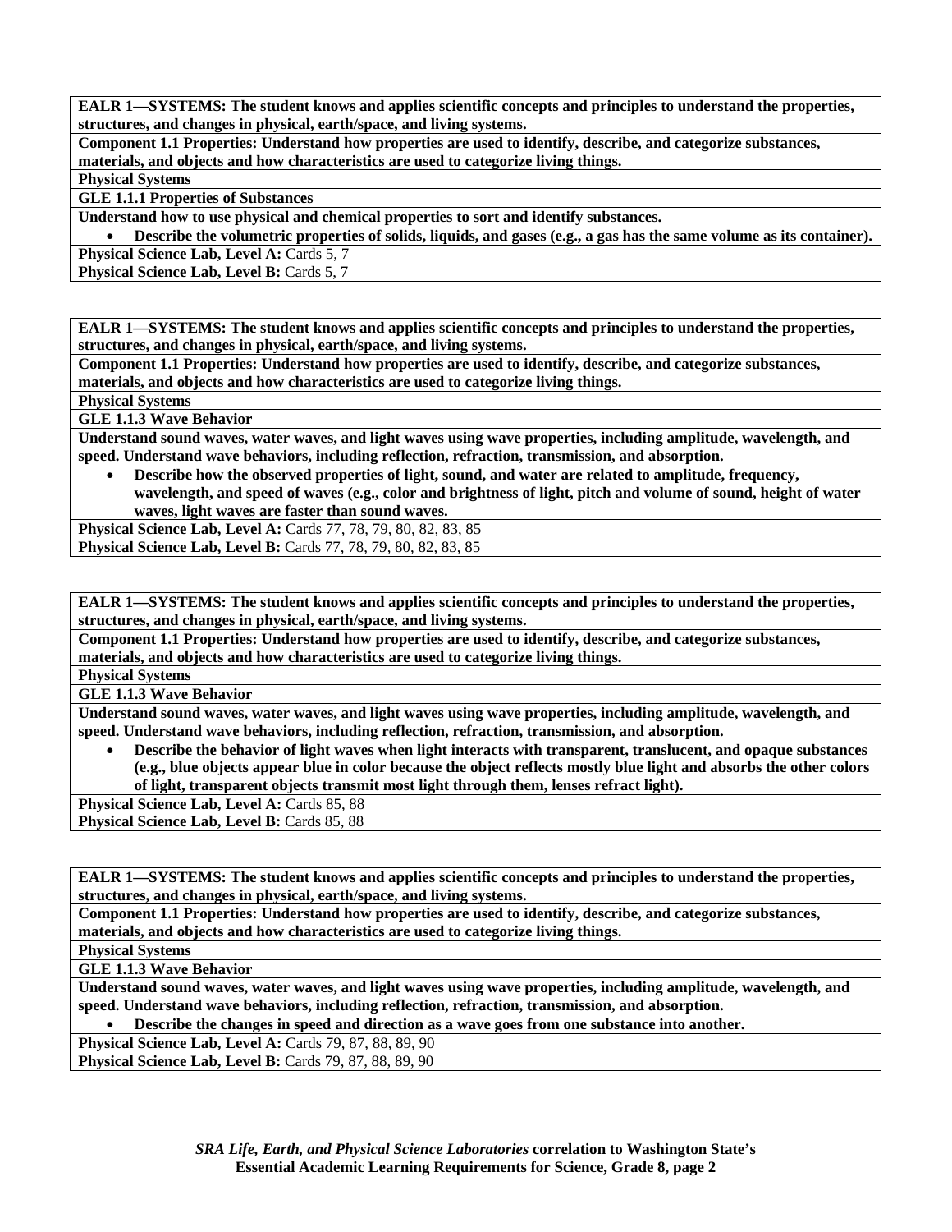**EALR 1—SYSTEMS: The student knows and applies scientific concepts and principles to understand the properties, structures, and changes in physical, earth/space, and living systems.**

**Component 1.1 Properties: Understand how properties are used to identify, describe, and categorize substances, materials, and objects and how characteristics are used to categorize living things.**

**Physical Systems**

**GLE 1.1.1 Properties of Substances**

**Understand how to use physical and chemical properties to sort and identify substances.**

- **Describe the volumetric properties of solids, liquids, and gases (e.g., a gas has the same volume as its container).**

**Physical Science Lab, Level A:** Cards 5, 7

**Physical Science Lab, Level B:** Cards 5, 7

---

**EALR 1—SYSTEMS: The student knows and applies scientific concepts and principles to understand the properties, structures, and changes in physical, earth/space, and living systems.**

**Component 1.1 Properties: Understand how properties are used to identify, describe, and categorize substances, materials, and objects and how characteristics are used to categorize living things.**

**Physical Systems**

**GLE 1.1.3 Wave Behavior**

**Understand sound waves, water waves, and light waves using wave properties, including amplitude, wavelength, and speed. Understand wave behaviors, including reflection, refraction, transmission, and absorption.**

- **Describe how the observed properties of light, sound, and water are related to amplitude, frequency, wavelength, and speed of waves (e.g., color and brightness of light, pitch and volume of sound, height of water waves, light waves are faster than sound waves.**

**Physical Science Lab, Level A:** Cards 77, 78, 79, 80, 82, 83, 85

**Physical Science Lab, Level B:** Cards 77, 78, 79, 80, 82, 83, 85

---

**EALR 1—SYSTEMS: The student knows and applies scientific concepts and principles to understand the properties, structures, and changes in physical, earth/space, and living systems.**

**Component 1.1 Properties: Understand how properties are used to identify, describe, and categorize substances, materials, and objects and how characteristics are used to categorize living things.**

**Physical Systems**

**GLE 1.1.3 Wave Behavior**

**Understand sound waves, water waves, and light waves using wave properties, including amplitude, wavelength, and speed. Understand wave behaviors, including reflection, refraction, transmission, and absorption.**

- **Describe the behavior of light waves when light interacts with transparent, translucent, and opaque substances (e.g., blue objects appear blue in color because the object reflects mostly blue light and absorbs the other colors of light, transparent objects transmit most light through them, lenses refract light).**

**Physical Science Lab, Level A:** Cards 85, 88

**Physical Science Lab, Level B:** Cards 85, 88

---

**EALR 1—SYSTEMS: The student knows and applies scientific concepts and principles to understand the properties, structures, and changes in physical, earth/space, and living systems.**

**Component 1.1 Properties: Understand how properties are used to identify, describe, and categorize substances, materials, and objects and how characteristics are used to categorize living things.**

**Physical Systems**

**GLE 1.1.3 Wave Behavior**

**Understand sound waves, water waves, and light waves using wave properties, including amplitude, wavelength, and speed. Understand wave behaviors, including reflection, refraction, transmission, and absorption.**

- **Describe the changes in speed and direction as a wave goes from one substance into another.**

**Physical Science Lab, Level A:** Cards 79, 87, 88, 89, 90

**Physical Science Lab, Level B:** Cards 79, 87, 88, 89, 90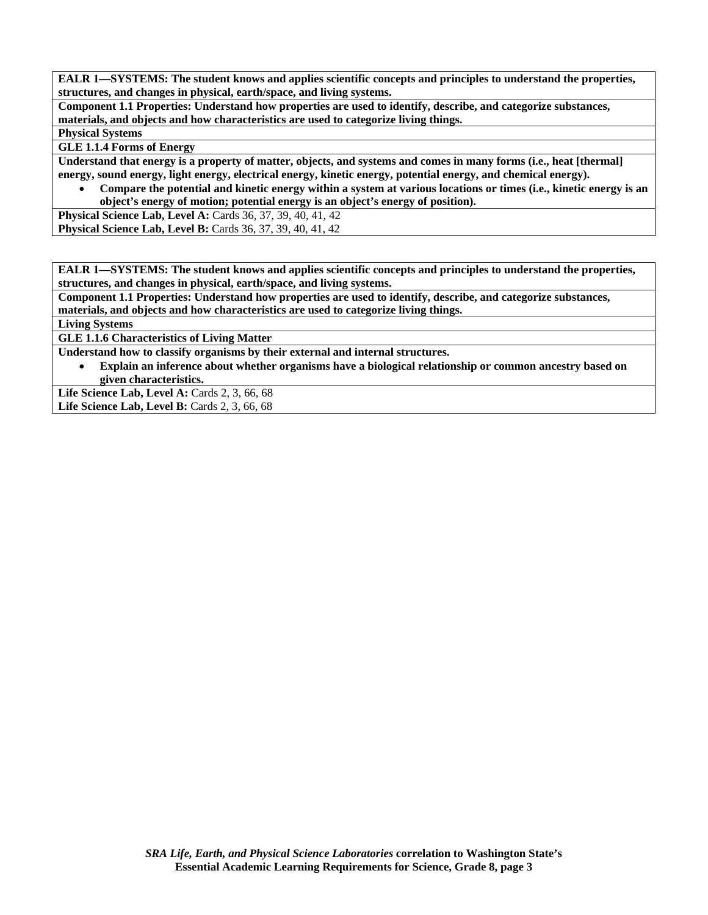**EALR 1—SYSTEMS: The student knows and applies scientific concepts and principles to understand the properties, structures, and changes in physical, earth/space, and living systems.**

**Component 1.1 Properties: Understand how properties are used to identify, describe, and categorize substances, materials, and objects and how characteristics are used to categorize living things.**

**Physical Systems**

**GLE 1.1.4 Forms of Energy**

**Understand that energy is a property of matter, objects, and systems and comes in many forms (i.e., heat [thermal] energy, sound energy, light energy, electrical energy, kinetic energy, potential energy, and chemical energy).**

- **Compare the potential and kinetic energy within a system at various locations or times (i.e., kinetic energy is an object's energy of motion; potential energy is an object's energy of position).**

**Physical Science Lab, Level A:** Cards 36, 37, 39, 40, 41, 42
**Physical Science Lab, Level B:** Cards 36, 37, 39, 40, 41, 42

---

**EALR 1—SYSTEMS: The student knows and applies scientific concepts and principles to understand the properties, structures, and changes in physical, earth/space, and living systems.**

**Component 1.1 Properties: Understand how properties are used to identify, describe, and categorize substances, materials, and objects and how characteristics are used to categorize living things.**

**Living Systems**

**GLE 1.1.6 Characteristics of Living Matter**

**Understand how to classify organisms by their external and internal structures.**

- **Explain an inference about whether organisms have a biological relationship or common ancestry based on given characteristics.**

**Life Science Lab, Level A:** Cards 2, 3, 66, 68
**Life Science Lab, Level B:** Cards 2, 3, 66, 68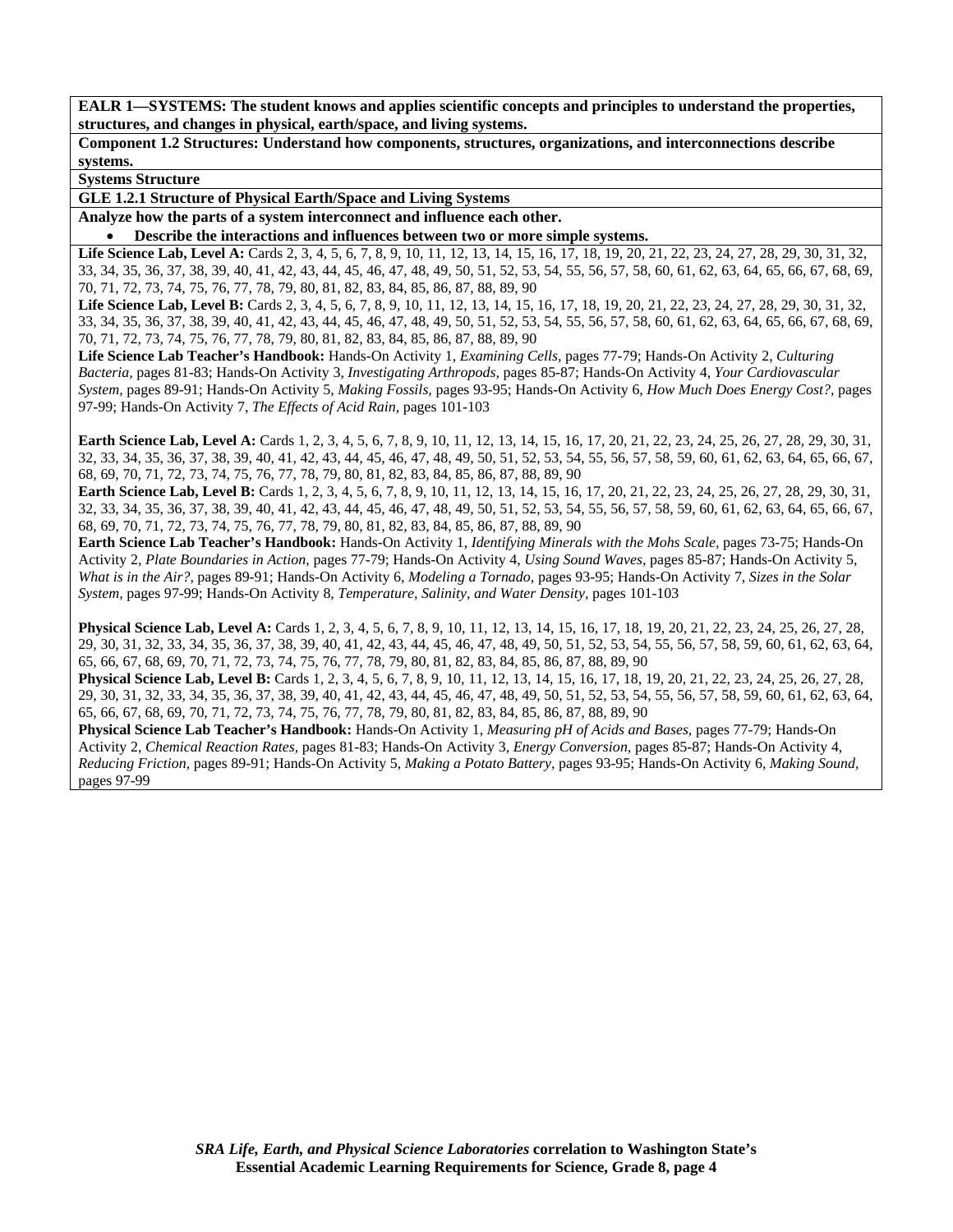**EALR 1—SYSTEMS: The student knows and applies scientific concepts and principles to understand the properties, structures, and changes in physical, earth/space, and living systems.**

**Component 1.2 Structures: Understand how components, structures, organizations, and interconnections describe systems.**

**Systems Structure**

**GLE 1.2.1 Structure of Physical Earth/Space and Living Systems**

**Analyze how the parts of a system interconnect and influence each other.**

- **Describe the interactions and influences between two or more simple systems.**

**Life Science Lab, Level A:** Cards 2, 3, 4, 5, 6, 7, 8, 9, 10, 11, 12, 13, 14, 15, 16, 17, 18, 19, 20, 21, 22, 23, 24, 27, 28, 29, 30, 31, 32, 33, 34, 35, 36, 37, 38, 39, 40, 41, 42, 43, 44, 45, 46, 47, 48, 49, 50, 51, 52, 53, 54, 55, 56, 57, 58, 60, 61, 62, 63, 64, 65, 66, 67, 68, 69, 70, 71, 72, 73, 74, 75, 76, 77, 78, 79, 80, 81, 82, 83, 84, 85, 86, 87, 88, 89, 90

**Life Science Lab, Level B:** Cards 2, 3, 4, 5, 6, 7, 8, 9, 10, 11, 12, 13, 14, 15, 16, 17, 18, 19, 20, 21, 22, 23, 24, 27, 28, 29, 30, 31, 32, 33, 34, 35, 36, 37, 38, 39, 40, 41, 42, 43, 44, 45, 46, 47, 48, 49, 50, 51, 52, 53, 54, 55, 56, 57, 58, 60, 61, 62, 63, 64, 65, 66, 67, 68, 69, 70, 71, 72, 73, 74, 75, 76, 77, 78, 79, 80, 81, 82, 83, 84, 85, 86, 87, 88, 89, 90

**Life Science Lab Teacher's Handbook:** Hands-On Activity 1, *Examining Cells,* pages 77-79; Hands-On Activity 2, *Culturing Bacteria,* pages 81-83; Hands-On Activity 3, *Investigating Arthropods,* pages 85-87; Hands-On Activity 4, *Your Cardiovascular System,* pages 89-91; Hands-On Activity 5, *Making Fossils,* pages 93-95; Hands-On Activity 6, *How Much Does Energy Cost?,* pages 97-99; Hands-On Activity 7, *The Effects of Acid Rain,* pages 101-103

**Earth Science Lab, Level A:** Cards 1, 2, 3, 4, 5, 6, 7, 8, 9, 10, 11, 12, 13, 14, 15, 16, 17, 20, 21, 22, 23, 24, 25, 26, 27, 28, 29, 30, 31, 32, 33, 34, 35, 36, 37, 38, 39, 40, 41, 42, 43, 44, 45, 46, 47, 48, 49, 50, 51, 52, 53, 54, 55, 56, 57, 58, 59, 60, 61, 62, 63, 64, 65, 66, 67, 68, 69, 70, 71, 72, 73, 74, 75, 76, 77, 78, 79, 80, 81, 82, 83, 84, 85, 86, 87, 88, 89, 90

**Earth Science Lab, Level B:** Cards 1, 2, 3, 4, 5, 6, 7, 8, 9, 10, 11, 12, 13, 14, 15, 16, 17, 20, 21, 22, 23, 24, 25, 26, 27, 28, 29, 30, 31, 32, 33, 34, 35, 36, 37, 38, 39, 40, 41, 42, 43, 44, 45, 46, 47, 48, 49, 50, 51, 52, 53, 54, 55, 56, 57, 58, 59, 60, 61, 62, 63, 64, 65, 66, 67, 68, 69, 70, 71, 72, 73, 74, 75, 76, 77, 78, 79, 80, 81, 82, 83, 84, 85, 86, 87, 88, 89, 90

**Earth Science Lab Teacher's Handbook:** Hands-On Activity 1, *Identifying Minerals with the Mohs Scale,* pages 73-75; Hands-On Activity 2, *Plate Boundaries in Action,* pages 77-79; Hands-On Activity 4, *Using Sound Waves,* pages 85-87; Hands-On Activity 5, *What is in the Air?,* pages 89-91; Hands-On Activity 6, *Modeling a Tornado,* pages 93-95; Hands-On Activity 7, *Sizes in the Solar System,* pages 97-99; Hands-On Activity 8, *Temperature, Salinity, and Water Density,* pages 101-103

**Physical Science Lab, Level A:** Cards 1, 2, 3, 4, 5, 6, 7, 8, 9, 10, 11, 12, 13, 14, 15, 16, 17, 18, 19, 20, 21, 22, 23, 24, 25, 26, 27, 28, 29, 30, 31, 32, 33, 34, 35, 36, 37, 38, 39, 40, 41, 42, 43, 44, 45, 46, 47, 48, 49, 50, 51, 52, 53, 54, 55, 56, 57, 58, 59, 60, 61, 62, 63, 64, 65, 66, 67, 68, 69, 70, 71, 72, 73, 74, 75, 76, 77, 78, 79, 80, 81, 82, 83, 84, 85, 86, 87, 88, 89, 90

**Physical Science Lab, Level B:** Cards 1, 2, 3, 4, 5, 6, 7, 8, 9, 10, 11, 12, 13, 14, 15, 16, 17, 18, 19, 20, 21, 22, 23, 24, 25, 26, 27, 28, 29, 30, 31, 32, 33, 34, 35, 36, 37, 38, 39, 40, 41, 42, 43, 44, 45, 46, 47, 48, 49, 50, 51, 52, 53, 54, 55, 56, 57, 58, 59, 60, 61, 62, 63, 64, 65, 66, 67, 68, 69, 70, 71, 72, 73, 74, 75, 76, 77, 78, 79, 80, 81, 82, 83, 84, 85, 86, 87, 88, 89, 90

**Physical Science Lab Teacher's Handbook:** Hands-On Activity 1, *Measuring pH of Acids and Bases,* pages 77-79; Hands-On Activity 2, *Chemical Reaction Rates,* pages 81-83; Hands-On Activity 3, *Energy Conversion,* pages 85-87; Hands-On Activity 4, *Reducing Friction,* pages 89-91; Hands-On Activity 5, *Making a Potato Battery,* pages 93-95; Hands-On Activity 6, *Making Sound,* pages 97-99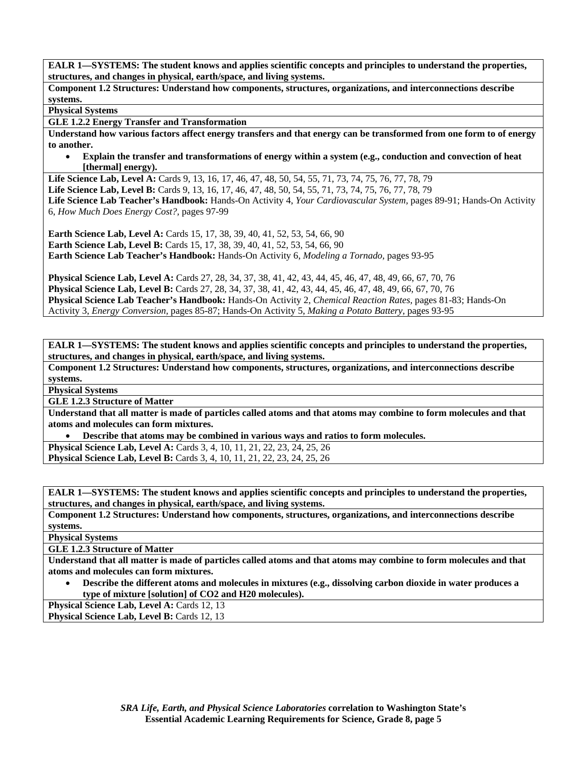**EALR 1—SYSTEMS: The student knows and applies scientific concepts and principles to understand the properties, structures, and changes in physical, earth/space, and living systems.**

**Component 1.2 Structures: Understand how components, structures, organizations, and interconnections describe systems.**

**Physical Systems**

**GLE 1.2.2 Energy Transfer and Transformation**

**Understand how various factors affect energy transfers and that energy can be transformed from one form to of energy to another.**

- **Explain the transfer and transformations of energy within a system (e.g., conduction and convection of heat [thermal] energy).**

**Life Science Lab, Level A:** Cards 9, 13, 16, 17, 46, 47, 48, 50, 54, 55, 71, 73, 74, 75, 76, 77, 78, 79
**Life Science Lab, Level B:** Cards 9, 13, 16, 17, 46, 47, 48, 50, 54, 55, 71, 73, 74, 75, 76, 77, 78, 79
**Life Science Lab Teacher's Handbook:** Hands-On Activity 4, *Your Cardiovascular System,* pages 89-91; Hands-On Activity 6, *How Much Does Energy Cost?,* pages 97-99

**Earth Science Lab, Level A:** Cards 15, 17, 38, 39, 40, 41, 52, 53, 54, 66, 90
**Earth Science Lab, Level B:** Cards 15, 17, 38, 39, 40, 41, 52, 53, 54, 66, 90
**Earth Science Lab Teacher's Handbook:** Hands-On Activity 6, *Modeling a Tornado,* pages 93-95

**Physical Science Lab, Level A:** Cards 27, 28, 34, 37, 38, 41, 42, 43, 44, 45, 46, 47, 48, 49, 66, 67, 70, 76
**Physical Science Lab, Level B:** Cards 27, 28, 34, 37, 38, 41, 42, 43, 44, 45, 46, 47, 48, 49, 66, 67, 70, 76
**Physical Science Lab Teacher's Handbook:** Hands-On Activity 2, *Chemical Reaction Rates,* pages 81-83; Hands-On Activity 3, *Energy Conversion,* pages 85-87; Hands-On Activity 5, *Making a Potato Battery,* pages 93-95

---

**EALR 1—SYSTEMS: The student knows and applies scientific concepts and principles to understand the properties, structures, and changes in physical, earth/space, and living systems.**

**Component 1.2 Structures: Understand how components, structures, organizations, and interconnections describe systems.**

**Physical Systems**

**GLE 1.2.3 Structure of Matter**

**Understand that all matter is made of particles called atoms and that atoms may combine to form molecules and that atoms and molecules can form mixtures.**

- **Describe that atoms may be combined in various ways and ratios to form molecules.**

**Physical Science Lab, Level A:** Cards 3, 4, 10, 11, 21, 22, 23, 24, 25, 26
**Physical Science Lab, Level B:** Cards 3, 4, 10, 11, 21, 22, 23, 24, 25, 26

---

**EALR 1—SYSTEMS: The student knows and applies scientific concepts and principles to understand the properties, structures, and changes in physical, earth/space, and living systems.**

**Component 1.2 Structures: Understand how components, structures, organizations, and interconnections describe systems.**

**Physical Systems**

**GLE 1.2.3 Structure of Matter**

**Understand that all matter is made of particles called atoms and that atoms may combine to form molecules and that atoms and molecules can form mixtures.**

- **Describe the different atoms and molecules in mixtures (e.g., dissolving carbon dioxide in water produces a type of mixture [solution] of CO2 and H20 molecules).**

**Physical Science Lab, Level A:** Cards 12, 13
**Physical Science Lab, Level B:** Cards 12, 13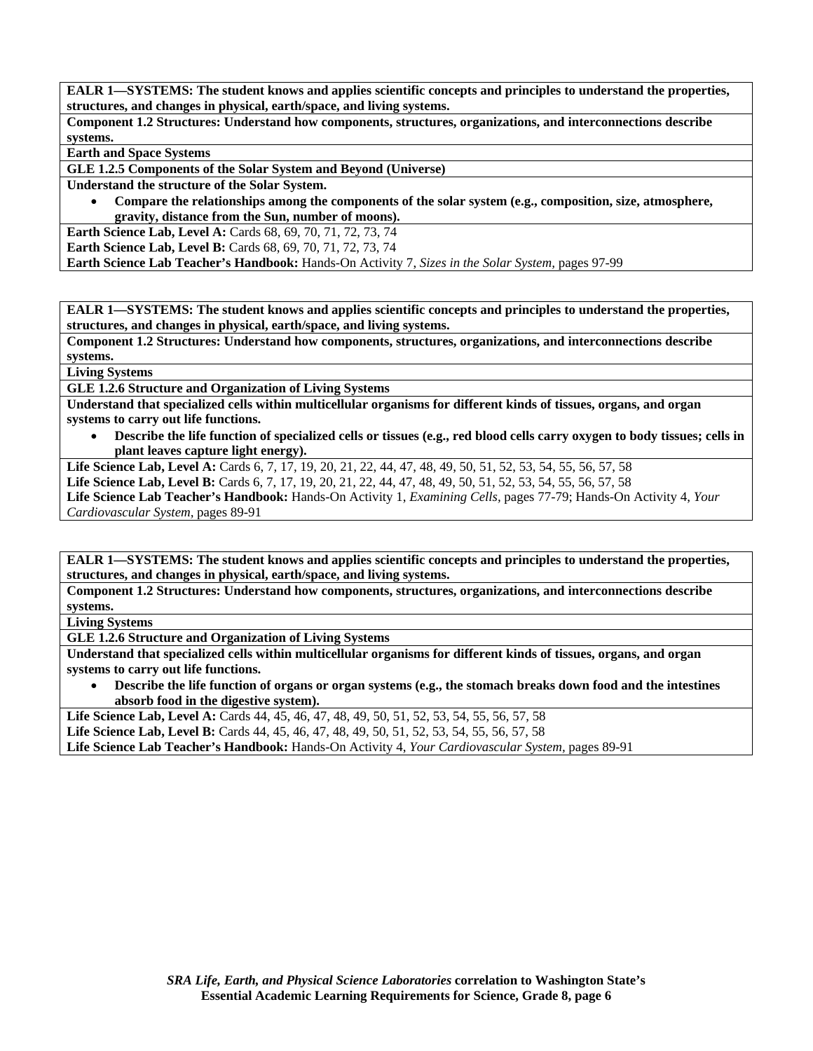**EALR 1—SYSTEMS: The student knows and applies scientific concepts and principles to understand the properties, structures, and changes in physical, earth/space, and living systems.**

**Component 1.2 Structures: Understand how components, structures, organizations, and interconnections describe systems.**

**Earth and Space Systems**

**GLE 1.2.5 Components of the Solar System and Beyond (Universe)**

**Understand the structure of the Solar System.**

- **Compare the relationships among the components of the solar system (e.g., composition, size, atmosphere, gravity, distance from the Sun, number of moons).**

**Earth Science Lab, Level A:** Cards 68, 69, 70, 71, 72, 73, 74
**Earth Science Lab, Level B:** Cards 68, 69, 70, 71, 72, 73, 74
**Earth Science Lab Teacher's Handbook:** Hands-On Activity 7, *Sizes in the Solar System,* pages 97-99

---

**EALR 1—SYSTEMS: The student knows and applies scientific concepts and principles to understand the properties, structures, and changes in physical, earth/space, and living systems.**

**Component 1.2 Structures: Understand how components, structures, organizations, and interconnections describe systems.**

**Living Systems**

**GLE 1.2.6 Structure and Organization of Living Systems**

**Understand that specialized cells within multicellular organisms for different kinds of tissues, organs, and organ systems to carry out life functions.**

- **Describe the life function of specialized cells or tissues (e.g., red blood cells carry oxygen to body tissues; cells in plant leaves capture light energy).**

**Life Science Lab, Level A:** Cards 6, 7, 17, 19, 20, 21, 22, 44, 47, 48, 49, 50, 51, 52, 53, 54, 55, 56, 57, 58
**Life Science Lab, Level B:** Cards 6, 7, 17, 19, 20, 21, 22, 44, 47, 48, 49, 50, 51, 52, 53, 54, 55, 56, 57, 58
**Life Science Lab Teacher's Handbook:** Hands-On Activity 1, *Examining Cells,* pages 77-79; Hands-On Activity 4, *Your Cardiovascular System,* pages 89-91

---

**EALR 1—SYSTEMS: The student knows and applies scientific concepts and principles to understand the properties, structures, and changes in physical, earth/space, and living systems.**

**Component 1.2 Structures: Understand how components, structures, organizations, and interconnections describe systems.**

**Living Systems**

**GLE 1.2.6 Structure and Organization of Living Systems**

**Understand that specialized cells within multicellular organisms for different kinds of tissues, organs, and organ systems to carry out life functions.**

- **Describe the life function of organs or organ systems (e.g., the stomach breaks down food and the intestines absorb food in the digestive system).**

**Life Science Lab, Level A:** Cards 44, 45, 46, 47, 48, 49, 50, 51, 52, 53, 54, 55, 56, 57, 58
**Life Science Lab, Level B:** Cards 44, 45, 46, 47, 48, 49, 50, 51, 52, 53, 54, 55, 56, 57, 58
**Life Science Lab Teacher's Handbook:** Hands-On Activity 4, *Your Cardiovascular System,* pages 89-91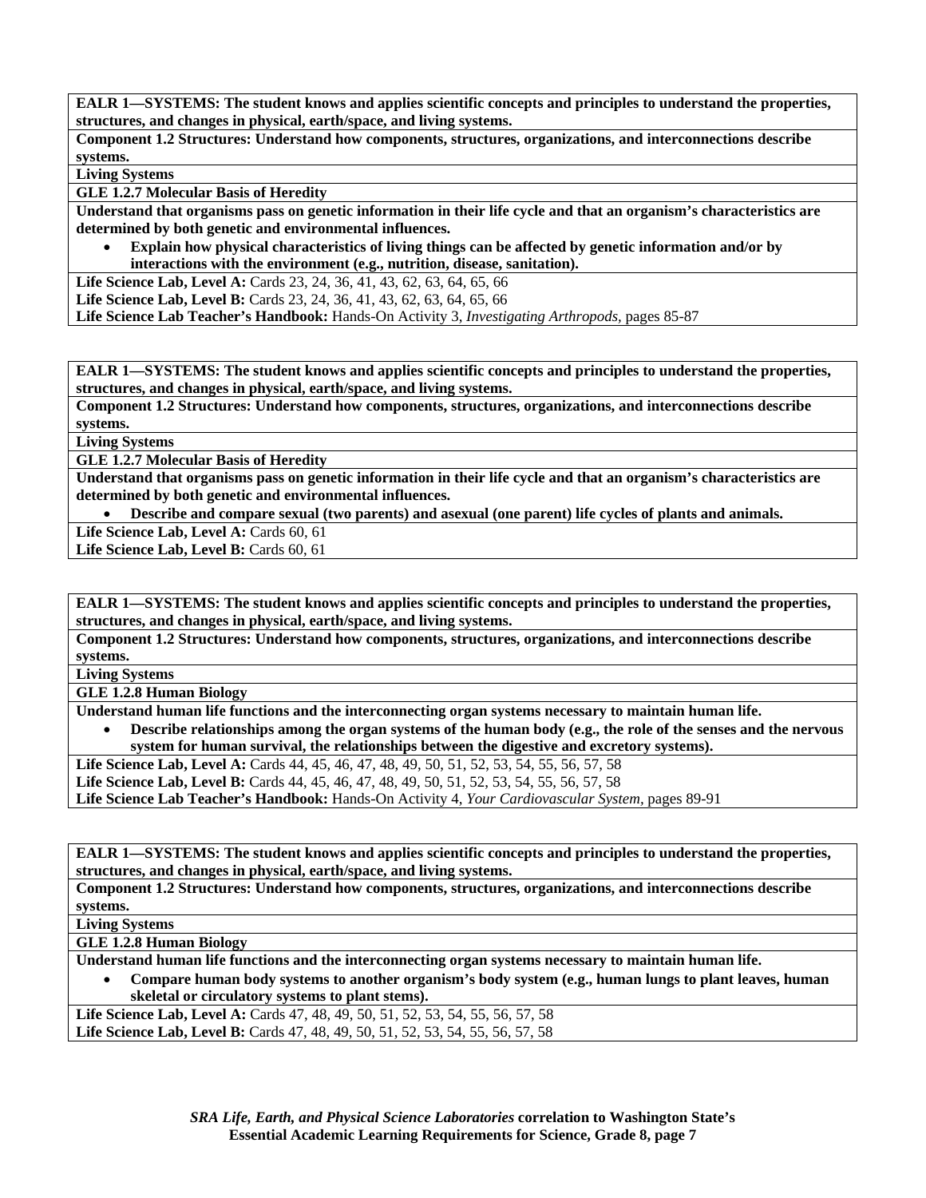**EALR 1—SYSTEMS: The student knows and applies scientific concepts and principles to understand the properties, structures, and changes in physical, earth/space, and living systems.**

**Component 1.2 Structures: Understand how components, structures, organizations, and interconnections describe systems.**

**Living Systems**

**GLE 1.2.7 Molecular Basis of Heredity**

**Understand that organisms pass on genetic information in their life cycle and that an organism's characteristics are determined by both genetic and environmental influences.**

- **Explain how physical characteristics of living things can be affected by genetic information and/or by interactions with the environment (e.g., nutrition, disease, sanitation).**

**Life Science Lab, Level A:** Cards 23, 24, 36, 41, 43, 62, 63, 64, 65, 66
**Life Science Lab, Level B:** Cards 23, 24, 36, 41, 43, 62, 63, 64, 65, 66
**Life Science Lab Teacher's Handbook:** Hands-On Activity 3, *Investigating Arthropods,* pages 85-87

---

**EALR 1—SYSTEMS: The student knows and applies scientific concepts and principles to understand the properties, structures, and changes in physical, earth/space, and living systems.**

**Component 1.2 Structures: Understand how components, structures, organizations, and interconnections describe systems.**

**Living Systems**

**GLE 1.2.7 Molecular Basis of Heredity**

**Understand that organisms pass on genetic information in their life cycle and that an organism's characteristics are determined by both genetic and environmental influences.**

- **Describe and compare sexual (two parents) and asexual (one parent) life cycles of plants and animals.**

**Life Science Lab, Level A:** Cards 60, 61
**Life Science Lab, Level B:** Cards 60, 61

---

**EALR 1—SYSTEMS: The student knows and applies scientific concepts and principles to understand the properties, structures, and changes in physical, earth/space, and living systems.**

**Component 1.2 Structures: Understand how components, structures, organizations, and interconnections describe systems.**

**Living Systems**

**GLE 1.2.8 Human Biology**

**Understand human life functions and the interconnecting organ systems necessary to maintain human life.**

- **Describe relationships among the organ systems of the human body (e.g., the role of the senses and the nervous system for human survival, the relationships between the digestive and excretory systems).**

**Life Science Lab, Level A:** Cards 44, 45, 46, 47, 48, 49, 50, 51, 52, 53, 54, 55, 56, 57, 58
**Life Science Lab, Level B:** Cards 44, 45, 46, 47, 48, 49, 50, 51, 52, 53, 54, 55, 56, 57, 58
**Life Science Lab Teacher's Handbook:** Hands-On Activity 4, *Your Cardiovascular System,* pages 89-91

---

**EALR 1—SYSTEMS: The student knows and applies scientific concepts and principles to understand the properties, structures, and changes in physical, earth/space, and living systems.**

**Component 1.2 Structures: Understand how components, structures, organizations, and interconnections describe systems.**

**Living Systems**

**GLE 1.2.8 Human Biology**

**Understand human life functions and the interconnecting organ systems necessary to maintain human life.**

- **Compare human body systems to another organism's body system (e.g., human lungs to plant leaves, human skeletal or circulatory systems to plant stems).**

**Life Science Lab, Level A:** Cards 47, 48, 49, 50, 51, 52, 53, 54, 55, 56, 57, 58
**Life Science Lab, Level B:** Cards 47, 48, 49, 50, 51, 52, 53, 54, 55, 56, 57, 58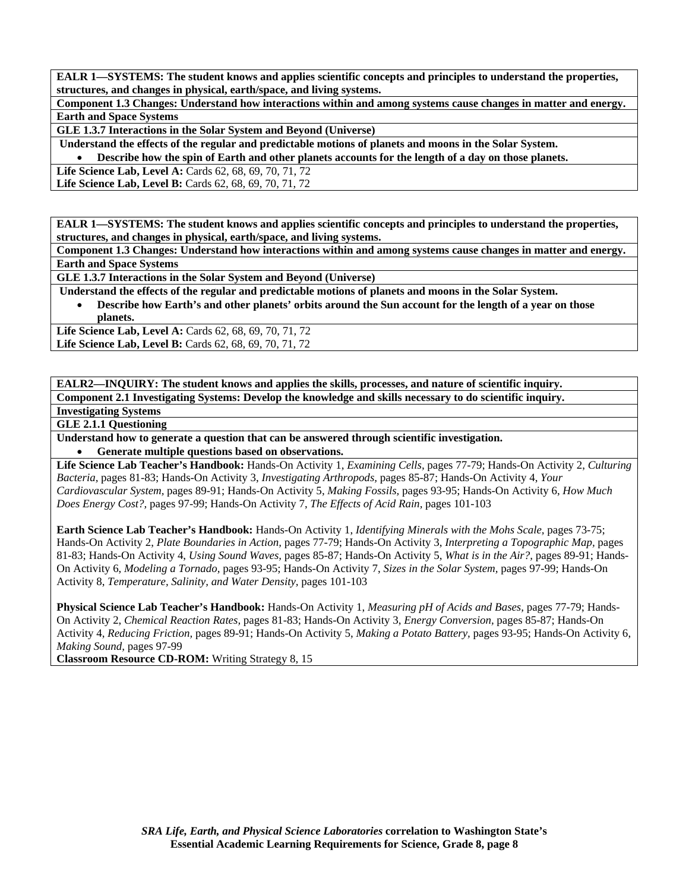**EALR 1—SYSTEMS: The student knows and applies scientific concepts and principles to understand the properties, structures, and changes in physical, earth/space, and living systems.**

**Component 1.3 Changes: Understand how interactions within and among systems cause changes in matter and energy.**

**Earth and Space Systems**

**GLE 1.3.7 Interactions in the Solar System and Beyond (Universe)**

**Understand the effects of the regular and predictable motions of planets and moons in the Solar System.**

- **Describe how the spin of Earth and other planets accounts for the length of a day on those planets.**

**Life Science Lab, Level A:** Cards 62, 68, 69, 70, 71, 72
**Life Science Lab, Level B:** Cards 62, 68, 69, 70, 71, 72

---

**EALR 1—SYSTEMS: The student knows and applies scientific concepts and principles to understand the properties, structures, and changes in physical, earth/space, and living systems.**

**Component 1.3 Changes: Understand how interactions within and among systems cause changes in matter and energy.**

**Earth and Space Systems**

**GLE 1.3.7 Interactions in the Solar System and Beyond (Universe)**

**Understand the effects of the regular and predictable motions of planets and moons in the Solar System.**

- **Describe how Earth's and other planets' orbits around the Sun account for the length of a year on those planets.**

**Life Science Lab, Level A:** Cards 62, 68, 69, 70, 71, 72
**Life Science Lab, Level B:** Cards 62, 68, 69, 70, 71, 72

---

**EALR2—INQUIRY: The student knows and applies the skills, processes, and nature of scientific inquiry.**

**Component 2.1 Investigating Systems: Develop the knowledge and skills necessary to do scientific inquiry.**

**Investigating Systems**

**GLE 2.1.1 Questioning**

**Understand how to generate a question that can be answered through scientific investigation.**

- **Generate multiple questions based on observations.**

**Life Science Lab Teacher's Handbook:** Hands-On Activity 1, *Examining Cells,* pages 77-79; Hands-On Activity 2, *Culturing Bacteria,* pages 81-83; Hands-On Activity 3, *Investigating Arthropods,* pages 85-87; Hands-On Activity 4, *Your Cardiovascular System,* pages 89-91; Hands-On Activity 5, *Making Fossils,* pages 93-95; Hands-On Activity 6, *How Much Does Energy Cost?,* pages 97-99; Hands-On Activity 7, *The Effects of Acid Rain,* pages 101-103

**Earth Science Lab Teacher's Handbook:** Hands-On Activity 1, *Identifying Minerals with the Mohs Scale,* pages 73-75; Hands-On Activity 2, *Plate Boundaries in Action,* pages 77-79; Hands-On Activity 3, *Interpreting a Topographic Map,* pages 81-83; Hands-On Activity 4, *Using Sound Waves,* pages 85-87; Hands-On Activity 5, *What is in the Air?,* pages 89-91; Hands-On Activity 6, *Modeling a Tornado,* pages 93-95; Hands-On Activity 7, *Sizes in the Solar System,* pages 97-99; Hands-On Activity 8, *Temperature, Salinity, and Water Density,* pages 101-103

**Physical Science Lab Teacher's Handbook:** Hands-On Activity 1, *Measuring pH of Acids and Bases,* pages 77-79; Hands-On Activity 2, *Chemical Reaction Rates,* pages 81-83; Hands-On Activity 3, *Energy Conversion,* pages 85-87; Hands-On Activity 4, *Reducing Friction,* pages 89-91; Hands-On Activity 5, *Making a Potato Battery,* pages 93-95; Hands-On Activity 6, *Making Sound,* pages 97-99
**Classroom Resource CD-ROM:** Writing Strategy 8, 15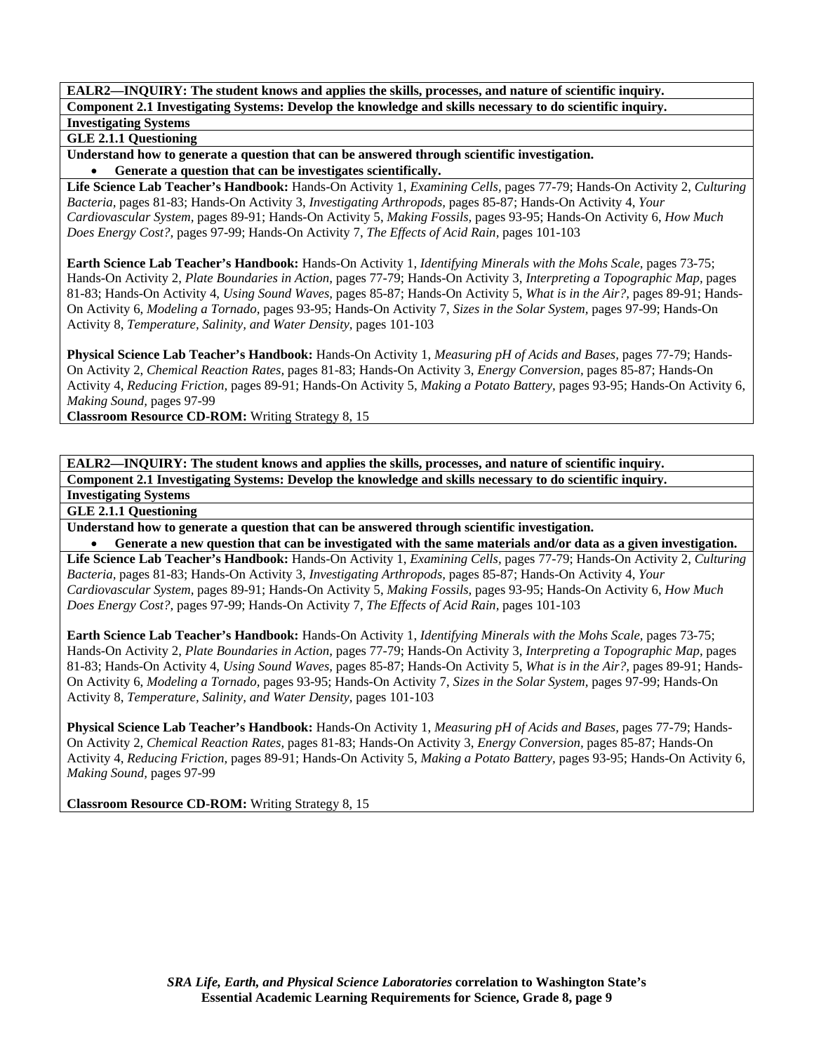**EALR2—INQUIRY: The student knows and applies the skills, processes, and nature of scientific inquiry.**

**Component 2.1 Investigating Systems: Develop the knowledge and skills necessary to do scientific inquiry.**

**Investigating Systems**

**GLE 2.1.1 Questioning**

**Understand how to generate a question that can be answered through scientific investigation.**

- **Generate a question that can be investigates scientifically.**

**Life Science Lab Teacher's Handbook:** Hands-On Activity 1, *Examining Cells,* pages 77-79; Hands-On Activity 2, *Culturing Bacteria,* pages 81-83; Hands-On Activity 3, *Investigating Arthropods,* pages 85-87; Hands-On Activity 4, *Your Cardiovascular System,* pages 89-91; Hands-On Activity 5, *Making Fossils,* pages 93-95; Hands-On Activity 6, *How Much Does Energy Cost?,* pages 97-99; Hands-On Activity 7, *The Effects of Acid Rain,* pages 101-103

**Earth Science Lab Teacher's Handbook:** Hands-On Activity 1, *Identifying Minerals with the Mohs Scale,* pages 73-75; Hands-On Activity 2, *Plate Boundaries in Action,* pages 77-79; Hands-On Activity 3, *Interpreting a Topographic Map,* pages 81-83; Hands-On Activity 4, *Using Sound Waves,* pages 85-87; Hands-On Activity 5, *What is in the Air?,* pages 89-91; Hands-On Activity 6, *Modeling a Tornado,* pages 93-95; Hands-On Activity 7, *Sizes in the Solar System,* pages 97-99; Hands-On Activity 8, *Temperature, Salinity, and Water Density,* pages 101-103

**Physical Science Lab Teacher's Handbook:** Hands-On Activity 1, *Measuring pH of Acids and Bases,* pages 77-79; Hands-On Activity 2, *Chemical Reaction Rates,* pages 81-83; Hands-On Activity 3, *Energy Conversion,* pages 85-87; Hands-On Activity 4, *Reducing Friction,* pages 89-91; Hands-On Activity 5, *Making a Potato Battery,* pages 93-95; Hands-On Activity 6, *Making Sound,* pages 97-99

**Classroom Resource CD-ROM:** Writing Strategy 8, 15

---

**EALR2—INQUIRY: The student knows and applies the skills, processes, and nature of scientific inquiry.**

**Component 2.1 Investigating Systems: Develop the knowledge and skills necessary to do scientific inquiry.**

**Investigating Systems**

**GLE 2.1.1 Questioning**

**Understand how to generate a question that can be answered through scientific investigation.**

- **Generate a new question that can be investigated with the same materials and/or data as a given investigation.**

**Life Science Lab Teacher's Handbook:** Hands-On Activity 1, *Examining Cells,* pages 77-79; Hands-On Activity 2, *Culturing Bacteria,* pages 81-83; Hands-On Activity 3, *Investigating Arthropods,* pages 85-87; Hands-On Activity 4, *Your Cardiovascular System,* pages 89-91; Hands-On Activity 5, *Making Fossils,* pages 93-95; Hands-On Activity 6, *How Much Does Energy Cost?,* pages 97-99; Hands-On Activity 7, *The Effects of Acid Rain,* pages 101-103

**Earth Science Lab Teacher's Handbook:** Hands-On Activity 1, *Identifying Minerals with the Mohs Scale,* pages 73-75; Hands-On Activity 2, *Plate Boundaries in Action,* pages 77-79; Hands-On Activity 3, *Interpreting a Topographic Map,* pages 81-83; Hands-On Activity 4, *Using Sound Waves,* pages 85-87; Hands-On Activity 5, *What is in the Air?,* pages 89-91; Hands-On Activity 6, *Modeling a Tornado,* pages 93-95; Hands-On Activity 7, *Sizes in the Solar System,* pages 97-99; Hands-On Activity 8, *Temperature, Salinity, and Water Density,* pages 101-103

**Physical Science Lab Teacher's Handbook:** Hands-On Activity 1, *Measuring pH of Acids and Bases,* pages 77-79; Hands-On Activity 2, *Chemical Reaction Rates,* pages 81-83; Hands-On Activity 3, *Energy Conversion,* pages 85-87; Hands-On Activity 4, *Reducing Friction,* pages 89-91; Hands-On Activity 5, *Making a Potato Battery,* pages 93-95; Hands-On Activity 6, *Making Sound,* pages 97-99

**Classroom Resource CD-ROM:** Writing Strategy 8, 15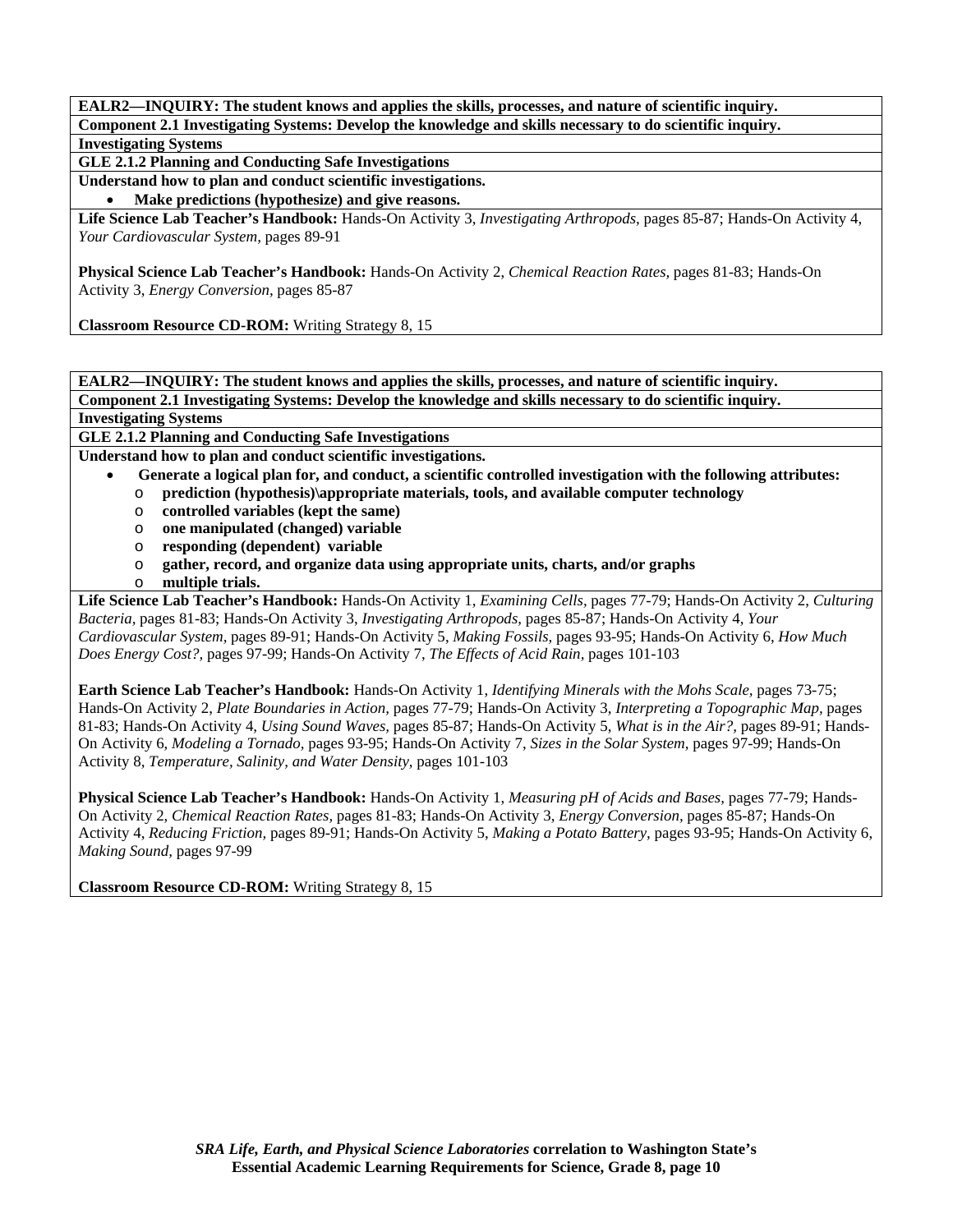**EALR2—INQUIRY: The student knows and applies the skills, processes, and nature of scientific inquiry.**

**Component 2.1 Investigating Systems: Develop the knowledge and skills necessary to do scientific inquiry.**

**Investigating Systems**

**GLE 2.1.2 Planning and Conducting Safe Investigations**

**Understand how to plan and conduct scientific investigations.**

- **Make predictions (hypothesize) and give reasons.**

**Life Science Lab Teacher's Handbook:** Hands-On Activity 3, *Investigating Arthropods,* pages 85-87; Hands-On Activity 4, *Your Cardiovascular System,* pages 89-91

**Physical Science Lab Teacher's Handbook:** Hands-On Activity 2, *Chemical Reaction Rates,* pages 81-83; Hands-On Activity 3, *Energy Conversion,* pages 85-87

**Classroom Resource CD-ROM:** Writing Strategy 8, 15

---

**EALR2—INQUIRY: The student knows and applies the skills, processes, and nature of scientific inquiry.**

**Component 2.1 Investigating Systems: Develop the knowledge and skills necessary to do scientific inquiry.**

**Investigating Systems**

**GLE 2.1.2 Planning and Conducting Safe Investigations**

**Understand how to plan and conduct scientific investigations.**

- **Generate a logical plan for, and conduct, a scientific controlled investigation with the following attributes:**
  - **prediction (hypothesis)\appropriate materials, tools, and available computer technology**
  - **controlled variables (kept the same)**
  - **one manipulated (changed) variable**
  - **responding (dependent) variable**
  - **gather, record, and organize data using appropriate units, charts, and/or graphs**
  - **multiple trials.**

**Life Science Lab Teacher's Handbook:** Hands-On Activity 1, *Examining Cells,* pages 77-79; Hands-On Activity 2, *Culturing Bacteria,* pages 81-83; Hands-On Activity 3, *Investigating Arthropods,* pages 85-87; Hands-On Activity 4, *Your Cardiovascular System,* pages 89-91; Hands-On Activity 5, *Making Fossils,* pages 93-95; Hands-On Activity 6, *How Much Does Energy Cost?,* pages 97-99; Hands-On Activity 7, *The Effects of Acid Rain,* pages 101-103

**Earth Science Lab Teacher's Handbook:** Hands-On Activity 1, *Identifying Minerals with the Mohs Scale,* pages 73-75; Hands-On Activity 2, *Plate Boundaries in Action,* pages 77-79; Hands-On Activity 3, *Interpreting a Topographic Map,* pages 81-83; Hands-On Activity 4, *Using Sound Waves,* pages 85-87; Hands-On Activity 5, *What is in the Air?,* pages 89-91; Hands-On Activity 6, *Modeling a Tornado,* pages 93-95; Hands-On Activity 7, *Sizes in the Solar System,* pages 97-99; Hands-On Activity 8, *Temperature, Salinity, and Water Density,* pages 101-103

**Physical Science Lab Teacher's Handbook:** Hands-On Activity 1, *Measuring pH of Acids and Bases,* pages 77-79; Hands-On Activity 2, *Chemical Reaction Rates,* pages 81-83; Hands-On Activity 3, *Energy Conversion,* pages 85-87; Hands-On Activity 4, *Reducing Friction,* pages 89-91; Hands-On Activity 5, *Making a Potato Battery,* pages 93-95; Hands-On Activity 6, *Making Sound,* pages 97-99

**Classroom Resource CD-ROM:** Writing Strategy 8, 15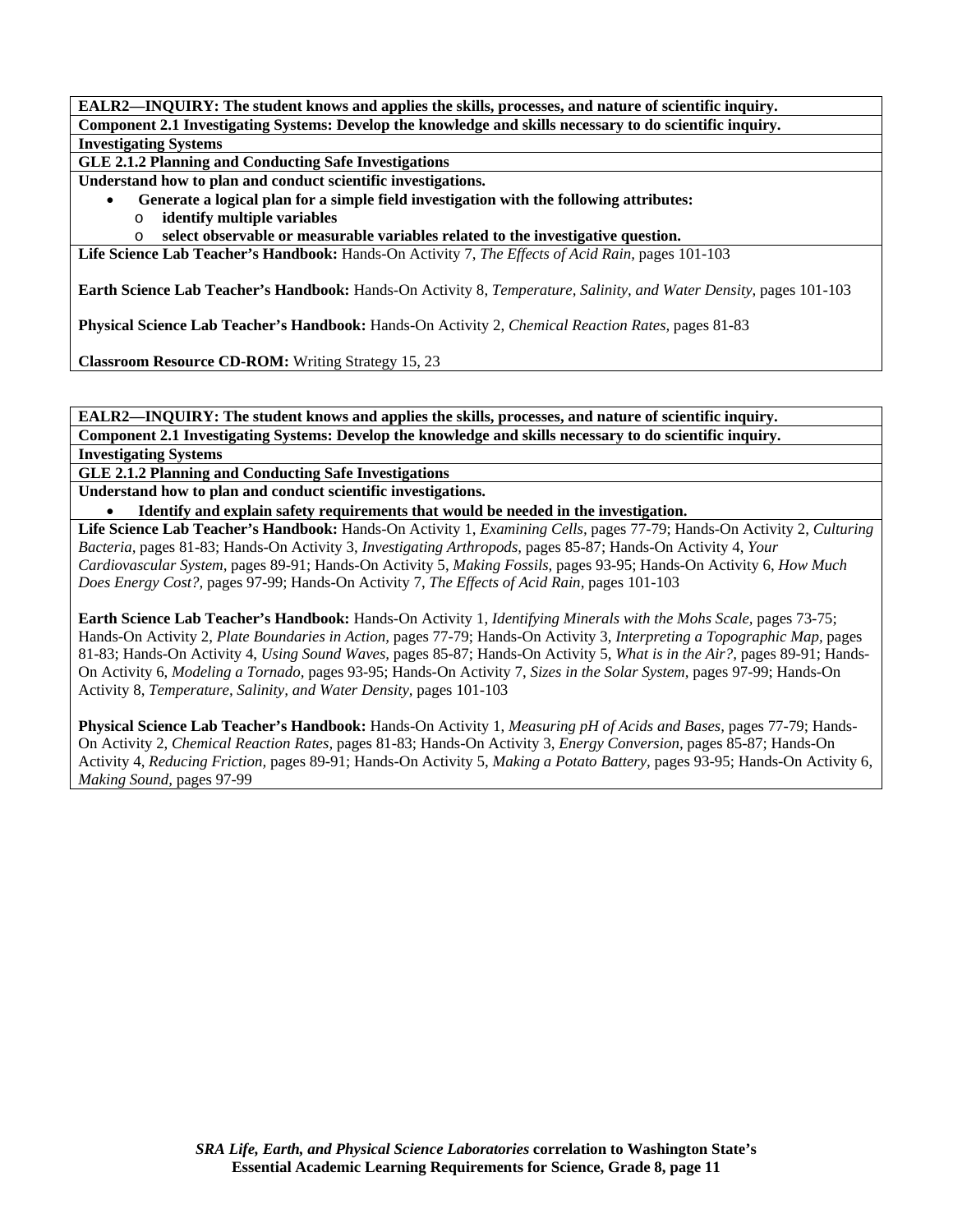**EALR2—INQUIRY: The student knows and applies the skills, processes, and nature of scientific inquiry.**

**Component 2.1 Investigating Systems: Develop the knowledge and skills necessary to do scientific inquiry.**

**Investigating Systems**

**GLE 2.1.2 Planning and Conducting Safe Investigations**

**Understand how to plan and conduct scientific investigations.**

- **Generate a logical plan for a simple field investigation with the following attributes:**
  - **identify multiple variables**
  - **select observable or measurable variables related to the investigative question.**

**Life Science Lab Teacher's Handbook:** Hands-On Activity 7, *The Effects of Acid Rain,* pages 101-103

**Earth Science Lab Teacher's Handbook:** Hands-On Activity 8, *Temperature, Salinity, and Water Density,* pages 101-103

**Physical Science Lab Teacher's Handbook:** Hands-On Activity 2, *Chemical Reaction Rates,* pages 81-83

**Classroom Resource CD-ROM:** Writing Strategy 15, 23

---

**EALR2—INQUIRY: The student knows and applies the skills, processes, and nature of scientific inquiry.**

**Component 2.1 Investigating Systems: Develop the knowledge and skills necessary to do scientific inquiry.**

**Investigating Systems**

**GLE 2.1.2 Planning and Conducting Safe Investigations**

**Understand how to plan and conduct scientific investigations.**

- **Identify and explain safety requirements that would be needed in the investigation.**

**Life Science Lab Teacher's Handbook:** Hands-On Activity 1, *Examining Cells,* pages 77-79; Hands-On Activity 2, *Culturing Bacteria,* pages 81-83; Hands-On Activity 3, *Investigating Arthropods,* pages 85-87; Hands-On Activity 4, *Your Cardiovascular System,* pages 89-91; Hands-On Activity 5, *Making Fossils,* pages 93-95; Hands-On Activity 6, *How Much Does Energy Cost?,* pages 97-99; Hands-On Activity 7, *The Effects of Acid Rain,* pages 101-103

**Earth Science Lab Teacher's Handbook:** Hands-On Activity 1, *Identifying Minerals with the Mohs Scale,* pages 73-75; Hands-On Activity 2, *Plate Boundaries in Action,* pages 77-79; Hands-On Activity 3, *Interpreting a Topographic Map,* pages 81-83; Hands-On Activity 4, *Using Sound Waves,* pages 85-87; Hands-On Activity 5, *What is in the Air?,* pages 89-91; Hands-On Activity 6, *Modeling a Tornado,* pages 93-95; Hands-On Activity 7, *Sizes in the Solar System,* pages 97-99; Hands-On Activity 8, *Temperature, Salinity, and Water Density,* pages 101-103

**Physical Science Lab Teacher's Handbook:** Hands-On Activity 1, *Measuring pH of Acids and Bases,* pages 77-79; Hands-On Activity 2, *Chemical Reaction Rates,* pages 81-83; Hands-On Activity 3, *Energy Conversion,* pages 85-87; Hands-On Activity 4, *Reducing Friction,* pages 89-91; Hands-On Activity 5, *Making a Potato Battery,* pages 93-95; Hands-On Activity 6, *Making Sound,* pages 97-99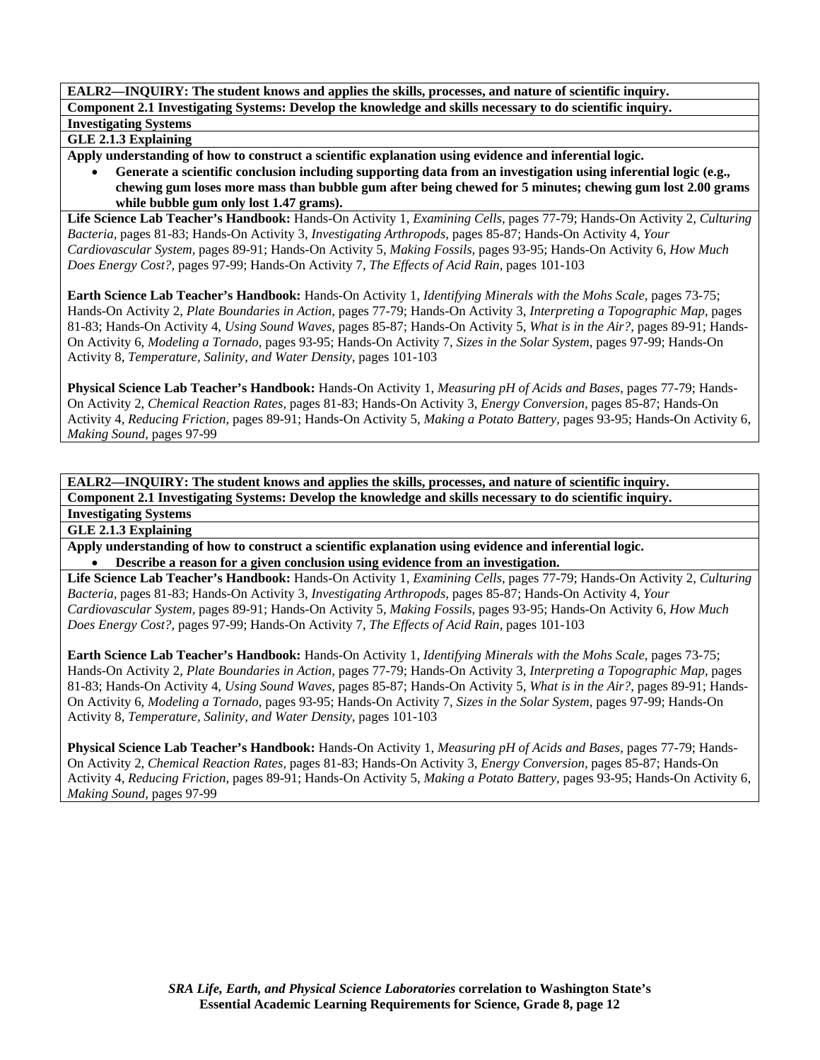**EALR2—INQUIRY: The student knows and applies the skills, processes, and nature of scientific inquiry.**

**Component 2.1 Investigating Systems: Develop the knowledge and skills necessary to do scientific inquiry.**

**Investigating Systems**

**GLE 2.1.3 Explaining**

**Apply understanding of how to construct a scientific explanation using evidence and inferential logic.**

- **Generate a scientific conclusion including supporting data from an investigation using inferential logic (e.g., chewing gum loses more mass than bubble gum after being chewed for 5 minutes; chewing gum lost 2.00 grams while bubble gum only lost 1.47 grams).**

**Life Science Lab Teacher's Handbook:** Hands-On Activity 1, *Examining Cells,* pages 77-79; Hands-On Activity 2, *Culturing Bacteria,* pages 81-83; Hands-On Activity 3, *Investigating Arthropods,* pages 85-87; Hands-On Activity 4, *Your Cardiovascular System,* pages 89-91; Hands-On Activity 5, *Making Fossils,* pages 93-95; Hands-On Activity 6, *How Much Does Energy Cost?,* pages 97-99; Hands-On Activity 7, *The Effects of Acid Rain,* pages 101-103

**Earth Science Lab Teacher's Handbook:** Hands-On Activity 1, *Identifying Minerals with the Mohs Scale,* pages 73-75; Hands-On Activity 2, *Plate Boundaries in Action,* pages 77-79; Hands-On Activity 3, *Interpreting a Topographic Map,* pages 81-83; Hands-On Activity 4, *Using Sound Waves,* pages 85-87; Hands-On Activity 5, *What is in the Air?,* pages 89-91; Hands-On Activity 6, *Modeling a Tornado,* pages 93-95; Hands-On Activity 7, *Sizes in the Solar System,* pages 97-99; Hands-On Activity 8, *Temperature, Salinity, and Water Density,* pages 101-103

**Physical Science Lab Teacher's Handbook:** Hands-On Activity 1, *Measuring pH of Acids and Bases,* pages 77-79; Hands-On Activity 2, *Chemical Reaction Rates,* pages 81-83; Hands-On Activity 3, *Energy Conversion,* pages 85-87; Hands-On Activity 4, *Reducing Friction,* pages 89-91; Hands-On Activity 5, *Making a Potato Battery,* pages 93-95; Hands-On Activity 6, *Making Sound,* pages 97-99

**EALR2—INQUIRY: The student knows and applies the skills, processes, and nature of scientific inquiry.**

**Component 2.1 Investigating Systems: Develop the knowledge and skills necessary to do scientific inquiry.**

**Investigating Systems**

**GLE 2.1.3 Explaining**

**Apply understanding of how to construct a scientific explanation using evidence and inferential logic.**

- **Describe a reason for a given conclusion using evidence from an investigation.**

**Life Science Lab Teacher's Handbook:** Hands-On Activity 1, *Examining Cells,* pages 77-79; Hands-On Activity 2, *Culturing Bacteria,* pages 81-83; Hands-On Activity 3, *Investigating Arthropods,* pages 85-87; Hands-On Activity 4, *Your Cardiovascular System,* pages 89-91; Hands-On Activity 5, *Making Fossils,* pages 93-95; Hands-On Activity 6, *How Much Does Energy Cost?,* pages 97-99; Hands-On Activity 7, *The Effects of Acid Rain,* pages 101-103

**Earth Science Lab Teacher's Handbook:** Hands-On Activity 1, *Identifying Minerals with the Mohs Scale,* pages 73-75; Hands-On Activity 2, *Plate Boundaries in Action,* pages 77-79; Hands-On Activity 3, *Interpreting a Topographic Map,* pages 81-83; Hands-On Activity 4, *Using Sound Waves,* pages 85-87; Hands-On Activity 5, *What is in the Air?,* pages 89-91; Hands-On Activity 6, *Modeling a Tornado,* pages 93-95; Hands-On Activity 7, *Sizes in the Solar System,* pages 97-99; Hands-On Activity 8, *Temperature, Salinity, and Water Density,* pages 101-103

**Physical Science Lab Teacher's Handbook:** Hands-On Activity 1, *Measuring pH of Acids and Bases,* pages 77-79; Hands-On Activity 2, *Chemical Reaction Rates,* pages 81-83; Hands-On Activity 3, *Energy Conversion,* pages 85-87; Hands-On Activity 4, *Reducing Friction,* pages 89-91; Hands-On Activity 5, *Making a Potato Battery,* pages 93-95; Hands-On Activity 6, *Making Sound,* pages 97-99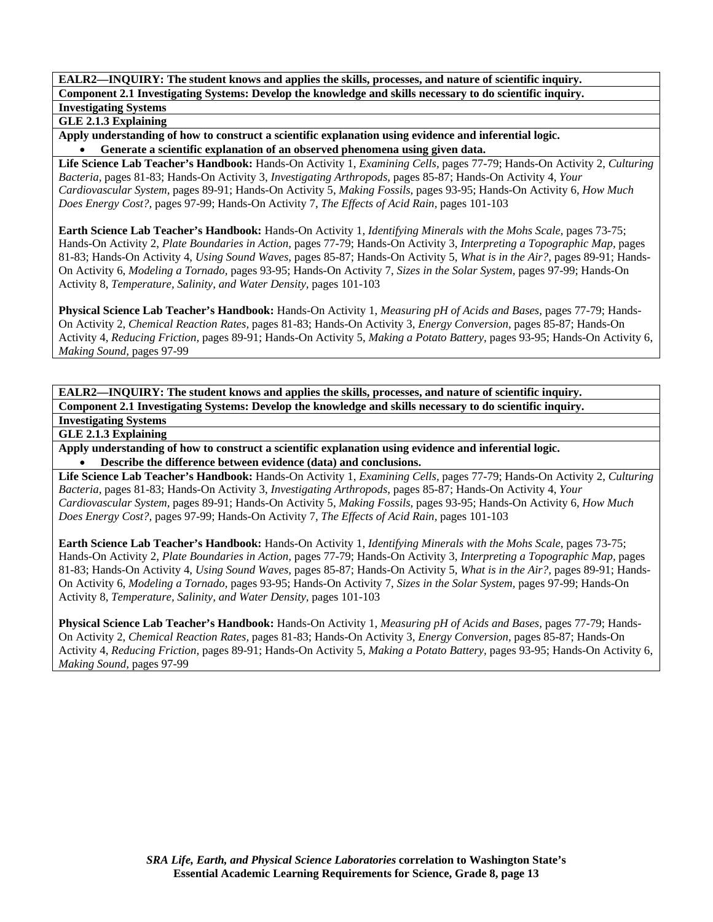**EALR2—INQUIRY: The student knows and applies the skills, processes, and nature of scientific inquiry.**

**Component 2.1 Investigating Systems: Develop the knowledge and skills necessary to do scientific inquiry.**

**Investigating Systems**

**GLE 2.1.3 Explaining**

**Apply understanding of how to construct a scientific explanation using evidence and inferential logic.**

- **Generate a scientific explanation of an observed phenomena using given data.**

**Life Science Lab Teacher's Handbook:** Hands-On Activity 1, *Examining Cells,* pages 77-79; Hands-On Activity 2, *Culturing Bacteria,* pages 81-83; Hands-On Activity 3, *Investigating Arthropods,* pages 85-87; Hands-On Activity 4, *Your Cardiovascular System,* pages 89-91; Hands-On Activity 5, *Making Fossils,* pages 93-95; Hands-On Activity 6, *How Much Does Energy Cost?,* pages 97-99; Hands-On Activity 7, *The Effects of Acid Rain,* pages 101-103

**Earth Science Lab Teacher's Handbook:** Hands-On Activity 1, *Identifying Minerals with the Mohs Scale,* pages 73-75; Hands-On Activity 2, *Plate Boundaries in Action,* pages 77-79; Hands-On Activity 3, *Interpreting a Topographic Map,* pages 81-83; Hands-On Activity 4, *Using Sound Waves,* pages 85-87; Hands-On Activity 5, *What is in the Air?,* pages 89-91; Hands-On Activity 6, *Modeling a Tornado,* pages 93-95; Hands-On Activity 7, *Sizes in the Solar System,* pages 97-99; Hands-On Activity 8, *Temperature, Salinity, and Water Density,* pages 101-103

**Physical Science Lab Teacher's Handbook:** Hands-On Activity 1, *Measuring pH of Acids and Bases,* pages 77-79; Hands-On Activity 2, *Chemical Reaction Rates,* pages 81-83; Hands-On Activity 3, *Energy Conversion,* pages 85-87; Hands-On Activity 4, *Reducing Friction,* pages 89-91; Hands-On Activity 5, *Making a Potato Battery,* pages 93-95; Hands-On Activity 6, *Making Sound,* pages 97-99

**EALR2—INQUIRY: The student knows and applies the skills, processes, and nature of scientific inquiry.**

**Component 2.1 Investigating Systems: Develop the knowledge and skills necessary to do scientific inquiry.**

**Investigating Systems**

**GLE 2.1.3 Explaining**

**Apply understanding of how to construct a scientific explanation using evidence and inferential logic.**

- **Describe the difference between evidence (data) and conclusions.**

**Life Science Lab Teacher's Handbook:** Hands-On Activity 1, *Examining Cells,* pages 77-79; Hands-On Activity 2, *Culturing Bacteria,* pages 81-83; Hands-On Activity 3, *Investigating Arthropods,* pages 85-87; Hands-On Activity 4, *Your Cardiovascular System,* pages 89-91; Hands-On Activity 5, *Making Fossils,* pages 93-95; Hands-On Activity 6, *How Much Does Energy Cost?,* pages 97-99; Hands-On Activity 7, *The Effects of Acid Rain,* pages 101-103

**Earth Science Lab Teacher's Handbook:** Hands-On Activity 1, *Identifying Minerals with the Mohs Scale,* pages 73-75; Hands-On Activity 2, *Plate Boundaries in Action,* pages 77-79; Hands-On Activity 3, *Interpreting a Topographic Map,* pages 81-83; Hands-On Activity 4, *Using Sound Waves,* pages 85-87; Hands-On Activity 5, *What is in the Air?,* pages 89-91; Hands-On Activity 6, *Modeling a Tornado,* pages 93-95; Hands-On Activity 7, *Sizes in the Solar System,* pages 97-99; Hands-On Activity 8, *Temperature, Salinity, and Water Density,* pages 101-103

**Physical Science Lab Teacher's Handbook:** Hands-On Activity 1, *Measuring pH of Acids and Bases,* pages 77-79; Hands-On Activity 2, *Chemical Reaction Rates,* pages 81-83; Hands-On Activity 3, *Energy Conversion,* pages 85-87; Hands-On Activity 4, *Reducing Friction,* pages 89-91; Hands-On Activity 5, *Making a Potato Battery,* pages 93-95; Hands-On Activity 6, *Making Sound,* pages 97-99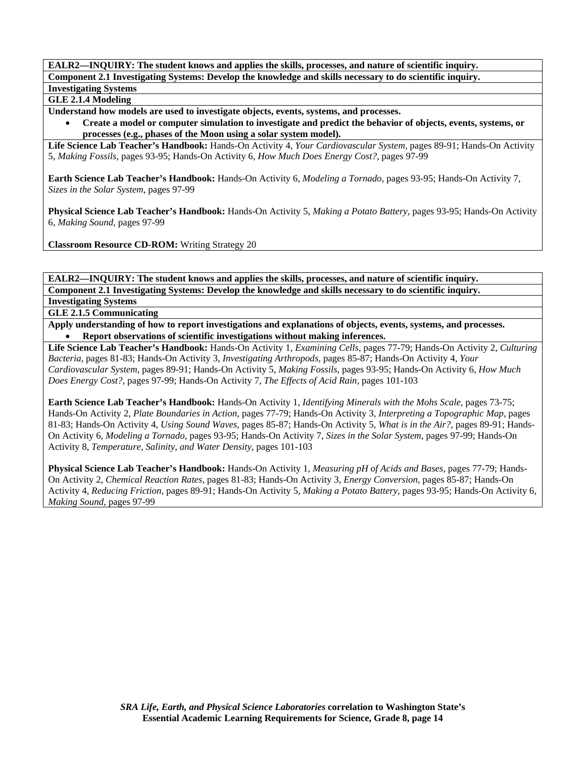**EALR2—INQUIRY: The student knows and applies the skills, processes, and nature of scientific inquiry.**

**Component 2.1 Investigating Systems: Develop the knowledge and skills necessary to do scientific inquiry.**

**Investigating Systems**

**GLE 2.1.4 Modeling**

**Understand how models are used to investigate objects, events, systems, and processes.**

- **Create a model or computer simulation to investigate and predict the behavior of objects, events, systems, or processes (e.g., phases of the Moon using a solar system model).**

**Life Science Lab Teacher's Handbook:** Hands-On Activity 4, *Your Cardiovascular System,* pages 89-91; Hands-On Activity 5, *Making Fossils,* pages 93-95; Hands-On Activity 6, *How Much Does Energy Cost?,* pages 97-99

**Earth Science Lab Teacher's Handbook:** Hands-On Activity 6, *Modeling a Tornado,* pages 93-95; Hands-On Activity 7, *Sizes in the Solar System,* pages 97-99

**Physical Science Lab Teacher's Handbook:** Hands-On Activity 5, *Making a Potato Battery,* pages 93-95; Hands-On Activity 6, *Making Sound,* pages 97-99

**Classroom Resource CD-ROM:** Writing Strategy 20

---

**EALR2—INQUIRY: The student knows and applies the skills, processes, and nature of scientific inquiry.**

**Component 2.1 Investigating Systems: Develop the knowledge and skills necessary to do scientific inquiry.**

**Investigating Systems**

**GLE 2.1.5 Communicating**

**Apply understanding of how to report investigations and explanations of objects, events, systems, and processes.**

- **Report observations of scientific investigations without making inferences.**

**Life Science Lab Teacher's Handbook:** Hands-On Activity 1, *Examining Cells,* pages 77-79; Hands-On Activity 2, *Culturing Bacteria,* pages 81-83; Hands-On Activity 3, *Investigating Arthropods,* pages 85-87; Hands-On Activity 4, *Your Cardiovascular System,* pages 89-91; Hands-On Activity 5, *Making Fossils,* pages 93-95; Hands-On Activity 6, *How Much Does Energy Cost?,* pages 97-99; Hands-On Activity 7, *The Effects of Acid Rain,* pages 101-103

**Earth Science Lab Teacher's Handbook:** Hands-On Activity 1, *Identifying Minerals with the Mohs Scale,* pages 73-75; Hands-On Activity 2, *Plate Boundaries in Action,* pages 77-79; Hands-On Activity 3, *Interpreting a Topographic Map,* pages 81-83; Hands-On Activity 4, *Using Sound Waves,* pages 85-87; Hands-On Activity 5, *What is in the Air?,* pages 89-91; Hands-On Activity 6, *Modeling a Tornado,* pages 93-95; Hands-On Activity 7, *Sizes in the Solar System,* pages 97-99; Hands-On Activity 8, *Temperature, Salinity, and Water Density,* pages 101-103

**Physical Science Lab Teacher's Handbook:** Hands-On Activity 1, *Measuring pH of Acids and Bases,* pages 77-79; Hands-On Activity 2, *Chemical Reaction Rates,* pages 81-83; Hands-On Activity 3, *Energy Conversion,* pages 85-87; Hands-On Activity 4, *Reducing Friction,* pages 89-91; Hands-On Activity 5, *Making a Potato Battery,* pages 93-95; Hands-On Activity 6, *Making Sound,* pages 97-99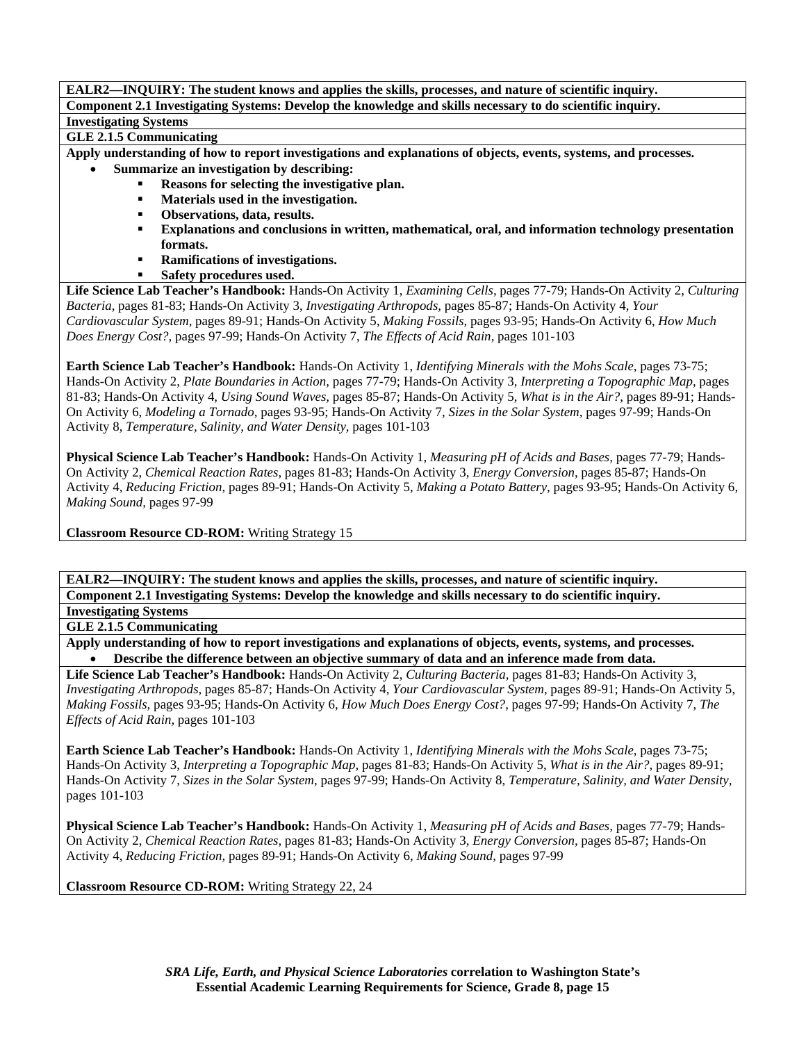**EALR2—INQUIRY: The student knows and applies the skills, processes, and nature of scientific inquiry.**

**Component 2.1 Investigating Systems: Develop the knowledge and skills necessary to do scientific inquiry.**

**Investigating Systems**

**GLE 2.1.5 Communicating**

**Apply understanding of how to report investigations and explanations of objects, events, systems, and processes.**

- **Summarize an investigation by describing:**
  - **Reasons for selecting the investigative plan.**
  - **Materials used in the investigation.**
  - **Observations, data, results.**
  - **Explanations and conclusions in written, mathematical, oral, and information technology presentation formats.**
  - **Ramifications of investigations.**
  - **Safety procedures used.**

**Life Science Lab Teacher's Handbook:** Hands-On Activity 1, *Examining Cells,* pages 77-79; Hands-On Activity 2, *Culturing Bacteria,* pages 81-83; Hands-On Activity 3, *Investigating Arthropods,* pages 85-87; Hands-On Activity 4, *Your Cardiovascular System,* pages 89-91; Hands-On Activity 5, *Making Fossils,* pages 93-95; Hands-On Activity 6, *How Much Does Energy Cost?,* pages 97-99; Hands-On Activity 7, *The Effects of Acid Rain,* pages 101-103

**Earth Science Lab Teacher's Handbook:** Hands-On Activity 1, *Identifying Minerals with the Mohs Scale,* pages 73-75; Hands-On Activity 2, *Plate Boundaries in Action,* pages 77-79; Hands-On Activity 3, *Interpreting a Topographic Map,* pages 81-83; Hands-On Activity 4, *Using Sound Waves,* pages 85-87; Hands-On Activity 5, *What is in the Air?,* pages 89-91; Hands-On Activity 6, *Modeling a Tornado,* pages 93-95; Hands-On Activity 7, *Sizes in the Solar System,* pages 97-99; Hands-On Activity 8, *Temperature, Salinity, and Water Density,* pages 101-103

**Physical Science Lab Teacher's Handbook:** Hands-On Activity 1, *Measuring pH of Acids and Bases,* pages 77-79; Hands-On Activity 2, *Chemical Reaction Rates,* pages 81-83; Hands-On Activity 3, *Energy Conversion,* pages 85-87; Hands-On Activity 4, *Reducing Friction,* pages 89-91; Hands-On Activity 5, *Making a Potato Battery,* pages 93-95; Hands-On Activity 6, *Making Sound,* pages 97-99

**Classroom Resource CD-ROM:** Writing Strategy 15

---

**EALR2—INQUIRY: The student knows and applies the skills, processes, and nature of scientific inquiry.**

**Component 2.1 Investigating Systems: Develop the knowledge and skills necessary to do scientific inquiry.**

**Investigating Systems**

**GLE 2.1.5 Communicating**

**Apply understanding of how to report investigations and explanations of objects, events, systems, and processes.**

- **Describe the difference between an objective summary of data and an inference made from data.**

**Life Science Lab Teacher's Handbook:** Hands-On Activity 2, *Culturing Bacteria,* pages 81-83; Hands-On Activity 3, *Investigating Arthropods,* pages 85-87; Hands-On Activity 4, *Your Cardiovascular System,* pages 89-91; Hands-On Activity 5, *Making Fossils,* pages 93-95; Hands-On Activity 6, *How Much Does Energy Cost?,* pages 97-99; Hands-On Activity 7, *The Effects of Acid Rain,* pages 101-103

**Earth Science Lab Teacher's Handbook:** Hands-On Activity 1, *Identifying Minerals with the Mohs Scale,* pages 73-75; Hands-On Activity 3, *Interpreting a Topographic Map,* pages 81-83; Hands-On Activity 5, *What is in the Air?,* pages 89-91; Hands-On Activity 7, *Sizes in the Solar System,* pages 97-99; Hands-On Activity 8, *Temperature, Salinity, and Water Density,* pages 101-103

**Physical Science Lab Teacher's Handbook:** Hands-On Activity 1, *Measuring pH of Acids and Bases,* pages 77-79; Hands-On Activity 2, *Chemical Reaction Rates,* pages 81-83; Hands-On Activity 3, *Energy Conversion,* pages 85-87; Hands-On Activity 4, *Reducing Friction,* pages 89-91; Hands-On Activity 6, *Making Sound,* pages 97-99

**Classroom Resource CD-ROM:** Writing Strategy 22, 24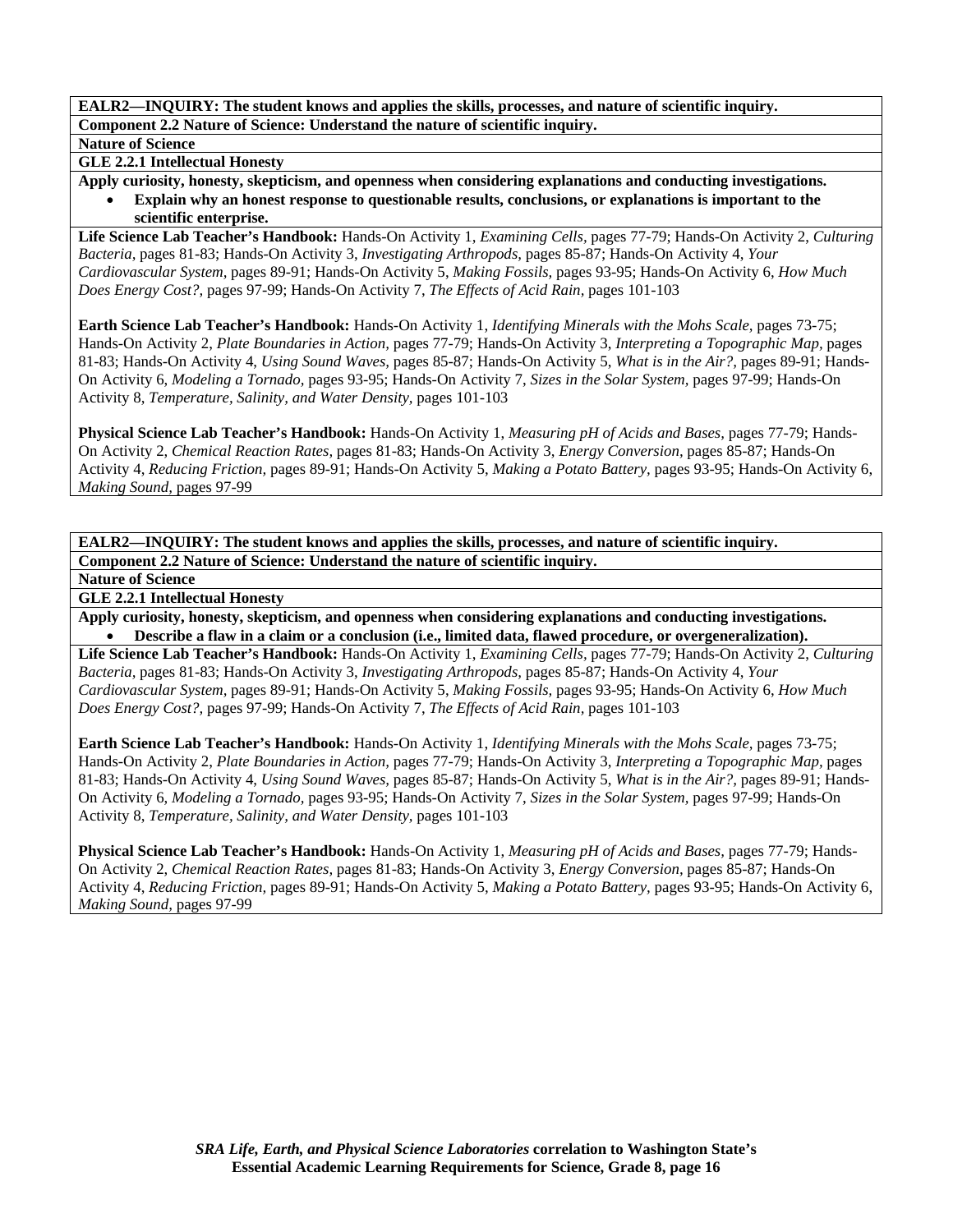**EALR2—INQUIRY: The student knows and applies the skills, processes, and nature of scientific inquiry.**

**Component 2.2 Nature of Science: Understand the nature of scientific inquiry.**

**Nature of Science**

**GLE 2.2.1 Intellectual Honesty**

**Apply curiosity, honesty, skepticism, and openness when considering explanations and conducting investigations.**

- **Explain why an honest response to questionable results, conclusions, or explanations is important to the scientific enterprise.**

**Life Science Lab Teacher's Handbook:** Hands-On Activity 1, *Examining Cells*, pages 77-79; Hands-On Activity 2, *Culturing Bacteria*, pages 81-83; Hands-On Activity 3, *Investigating Arthropods*, pages 85-87; Hands-On Activity 4, *Your Cardiovascular System*, pages 89-91; Hands-On Activity 5, *Making Fossils*, pages 93-95; Hands-On Activity 6, *How Much Does Energy Cost?*, pages 97-99; Hands-On Activity 7, *The Effects of Acid Rain*, pages 101-103

**Earth Science Lab Teacher's Handbook:** Hands-On Activity 1, *Identifying Minerals with the Mohs Scale*, pages 73-75; Hands-On Activity 2, *Plate Boundaries in Action*, pages 77-79; Hands-On Activity 3, *Interpreting a Topographic Map*, pages 81-83; Hands-On Activity 4, *Using Sound Waves*, pages 85-87; Hands-On Activity 5, *What is in the Air?*, pages 89-91; Hands-On Activity 6, *Modeling a Tornado*, pages 93-95; Hands-On Activity 7, *Sizes in the Solar System*, pages 97-99; Hands-On Activity 8, *Temperature, Salinity, and Water Density*, pages 101-103

**Physical Science Lab Teacher's Handbook:** Hands-On Activity 1, *Measuring pH of Acids and Bases*, pages 77-79; Hands-On Activity 2, *Chemical Reaction Rates*, pages 81-83; Hands-On Activity 3, *Energy Conversion*, pages 85-87; Hands-On Activity 4, *Reducing Friction*, pages 89-91; Hands-On Activity 5, *Making a Potato Battery*, pages 93-95; Hands-On Activity 6, *Making Sound*, pages 97-99

**EALR2—INQUIRY: The student knows and applies the skills, processes, and nature of scientific inquiry.**

**Component 2.2 Nature of Science: Understand the nature of scientific inquiry.**

**Nature of Science**

**GLE 2.2.1 Intellectual Honesty**

**Apply curiosity, honesty, skepticism, and openness when considering explanations and conducting investigations.**

- **Describe a flaw in a claim or a conclusion (i.e., limited data, flawed procedure, or overgeneralization).**

**Life Science Lab Teacher's Handbook:** Hands-On Activity 1, *Examining Cells*, pages 77-79; Hands-On Activity 2, *Culturing Bacteria*, pages 81-83; Hands-On Activity 3, *Investigating Arthropods*, pages 85-87; Hands-On Activity 4, *Your Cardiovascular System*, pages 89-91; Hands-On Activity 5, *Making Fossils*, pages 93-95; Hands-On Activity 6, *How Much Does Energy Cost?*, pages 97-99; Hands-On Activity 7, *The Effects of Acid Rain*, pages 101-103

**Earth Science Lab Teacher's Handbook:** Hands-On Activity 1, *Identifying Minerals with the Mohs Scale*, pages 73-75; Hands-On Activity 2, *Plate Boundaries in Action*, pages 77-79; Hands-On Activity 3, *Interpreting a Topographic Map*, pages 81-83; Hands-On Activity 4, *Using Sound Waves*, pages 85-87; Hands-On Activity 5, *What is in the Air?*, pages 89-91; Hands-On Activity 6, *Modeling a Tornado*, pages 93-95; Hands-On Activity 7, *Sizes in the Solar System*, pages 97-99; Hands-On Activity 8, *Temperature, Salinity, and Water Density*, pages 101-103

**Physical Science Lab Teacher's Handbook:** Hands-On Activity 1, *Measuring pH of Acids and Bases*, pages 77-79; Hands-On Activity 2, *Chemical Reaction Rates*, pages 81-83; Hands-On Activity 3, *Energy Conversion*, pages 85-87; Hands-On Activity 4, *Reducing Friction*, pages 89-91; Hands-On Activity 5, *Making a Potato Battery*, pages 93-95; Hands-On Activity 6, *Making Sound*, pages 97-99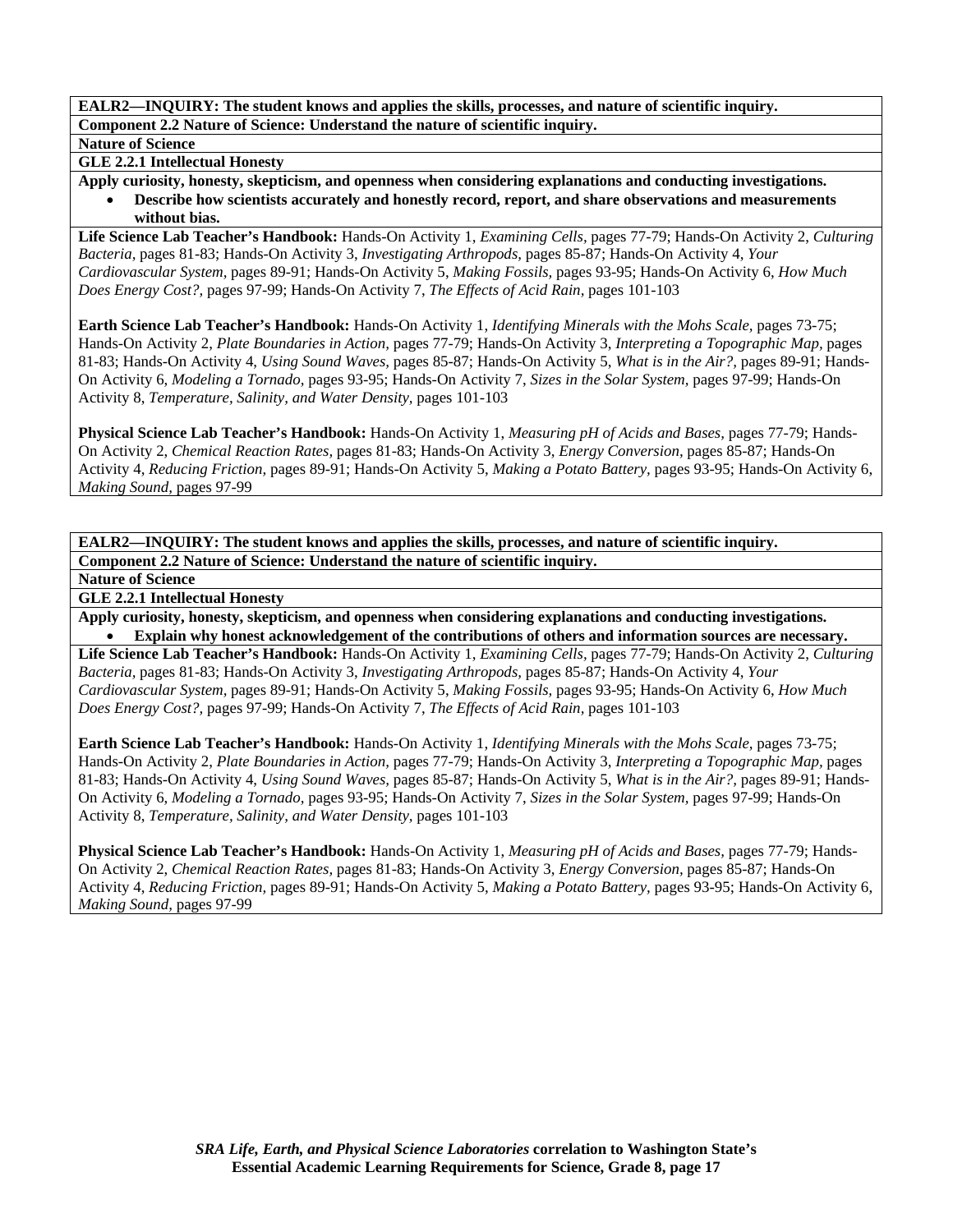**EALR2—INQUIRY: The student knows and applies the skills, processes, and nature of scientific inquiry.**

**Component 2.2 Nature of Science: Understand the nature of scientific inquiry.**

**Nature of Science**

**GLE 2.2.1 Intellectual Honesty**

**Apply curiosity, honesty, skepticism, and openness when considering explanations and conducting investigations.**

- **Describe how scientists accurately and honestly record, report, and share observations and measurements without bias.**

**Life Science Lab Teacher's Handbook:** Hands-On Activity 1, *Examining Cells*, pages 77-79; Hands-On Activity 2, *Culturing Bacteria*, pages 81-83; Hands-On Activity 3, *Investigating Arthropods,* pages 85-87; Hands-On Activity 4, *Your Cardiovascular System,* pages 89-91; Hands-On Activity 5, *Making Fossils*, pages 93-95; Hands-On Activity 6, *How Much Does Energy Cost?,* pages 97-99; Hands-On Activity 7, *The Effects of Acid Rain,* pages 101-103

**Earth Science Lab Teacher's Handbook:** Hands-On Activity 1, *Identifying Minerals with the Mohs Scale,* pages 73-75; Hands-On Activity 2, *Plate Boundaries in Action*, pages 77-79; Hands-On Activity 3, *Interpreting a Topographic Map,* pages 81-83; Hands-On Activity 4, *Using Sound Waves,* pages 85-87; Hands-On Activity 5, *What is in the Air?,* pages 89-91; Hands-On Activity 6, *Modeling a Tornado,* pages 93-95; Hands-On Activity 7, *Sizes in the Solar System,* pages 97-99; Hands-On Activity 8, *Temperature, Salinity, and Water Density,* pages 101-103

**Physical Science Lab Teacher's Handbook:** Hands-On Activity 1, *Measuring pH of Acids and Bases,* pages 77-79; Hands-On Activity 2, *Chemical Reaction Rates,* pages 81-83; Hands-On Activity 3, *Energy Conversion,* pages 85-87; Hands-On Activity 4, *Reducing Friction*, pages 89-91; Hands-On Activity 5, *Making a Potato Battery,* pages 93-95; Hands-On Activity 6, *Making Sound,* pages 97-99

**EALR2—INQUIRY: The student knows and applies the skills, processes, and nature of scientific inquiry.**

**Component 2.2 Nature of Science: Understand the nature of scientific inquiry.**

**Nature of Science**

**GLE 2.2.1 Intellectual Honesty**

**Apply curiosity, honesty, skepticism, and openness when considering explanations and conducting investigations.**

- **Explain why honest acknowledgement of the contributions of others and information sources are necessary.**

**Life Science Lab Teacher's Handbook:** Hands-On Activity 1, *Examining Cells*, pages 77-79; Hands-On Activity 2, *Culturing Bacteria*, pages 81-83; Hands-On Activity 3, *Investigating Arthropods,* pages 85-87; Hands-On Activity 4, *Your Cardiovascular System,* pages 89-91; Hands-On Activity 5, *Making Fossils,* pages 93-95; Hands-On Activity 6, *How Much Does Energy Cost?,* pages 97-99; Hands-On Activity 7, *The Effects of Acid Rain,* pages 101-103

**Earth Science Lab Teacher's Handbook:** Hands-On Activity 1, *Identifying Minerals with the Mohs Scale,* pages 73-75; Hands-On Activity 2, *Plate Boundaries in Action*, pages 77-79; Hands-On Activity 3, *Interpreting a Topographic Map,* pages 81-83; Hands-On Activity 4, *Using Sound Waves,* pages 85-87; Hands-On Activity 5, *What is in the Air?,* pages 89-91; Hands-On Activity 6, *Modeling a Tornado,* pages 93-95; Hands-On Activity 7, *Sizes in the Solar System,* pages 97-99; Hands-On Activity 8, *Temperature, Salinity, and Water Density,* pages 101-103

**Physical Science Lab Teacher's Handbook:** Hands-On Activity 1, *Measuring pH of Acids and Bases,* pages 77-79; Hands-On Activity 2, *Chemical Reaction Rates,* pages 81-83; Hands-On Activity 3, *Energy Conversion,* pages 85-87; Hands-On Activity 4, *Reducing Friction*, pages 89-91; Hands-On Activity 5, *Making a Potato Battery,* pages 93-95; Hands-On Activity 6, *Making Sound,* pages 97-99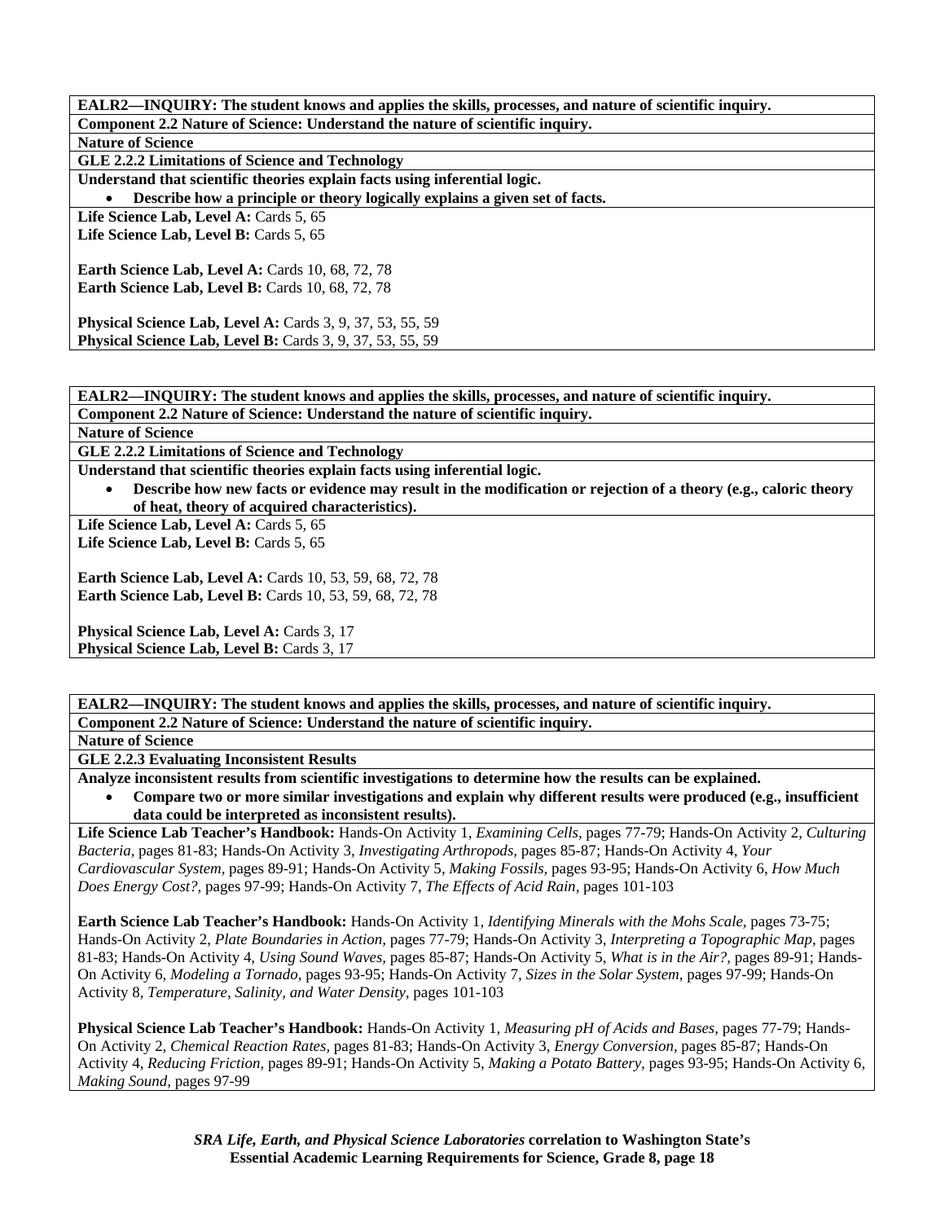**EALR2—INQUIRY: The student knows and applies the skills, processes, and nature of scientific inquiry.**

**Component 2.2 Nature of Science: Understand the nature of scientific inquiry.**

**Nature of Science**

**GLE 2.2.2 Limitations of Science and Technology**

**Understand that scientific theories explain facts using inferential logic.**

- **Describe how a principle or theory logically explains a given set of facts.**

**Life Science Lab, Level A:** Cards 5, 65
**Life Science Lab, Level B:** Cards 5, 65

**Earth Science Lab, Level A:** Cards 10, 68, 72, 78
**Earth Science Lab, Level B:** Cards 10, 68, 72, 78

**Physical Science Lab, Level A:** Cards 3, 9, 37, 53, 55, 59
**Physical Science Lab, Level B:** Cards 3, 9, 37, 53, 55, 59

---

**EALR2—INQUIRY: The student knows and applies the skills, processes, and nature of scientific inquiry.**

**Component 2.2 Nature of Science: Understand the nature of scientific inquiry.**

**Nature of Science**

**GLE 2.2.2 Limitations of Science and Technology**

**Understand that scientific theories explain facts using inferential logic.**

- **Describe how new facts or evidence may result in the modification or rejection of a theory (e.g., caloric theory of heat, theory of acquired characteristics).**

**Life Science Lab, Level A:** Cards 5, 65
**Life Science Lab, Level B:** Cards 5, 65

**Earth Science Lab, Level A:** Cards 10, 53, 59, 68, 72, 78
**Earth Science Lab, Level B:** Cards 10, 53, 59, 68, 72, 78

**Physical Science Lab, Level A:** Cards 3, 17
**Physical Science Lab, Level B:** Cards 3, 17

---

**EALR2—INQUIRY: The student knows and applies the skills, processes, and nature of scientific inquiry.**

**Component 2.2 Nature of Science: Understand the nature of scientific inquiry.**

**Nature of Science**

**GLE 2.2.3 Evaluating Inconsistent Results**

**Analyze inconsistent results from scientific investigations to determine how the results can be explained.**

- **Compare two or more similar investigations and explain why different results were produced (e.g., insufficient data could be interpreted as inconsistent results).**

**Life Science Lab Teacher's Handbook:** Hands-On Activity 1, *Examining Cells,* pages 77-79; Hands-On Activity 2, *Culturing Bacteria,* pages 81-83; Hands-On Activity 3, *Investigating Arthropods,* pages 85-87; Hands-On Activity 4, *Your Cardiovascular System,* pages 89-91; Hands-On Activity 5, *Making Fossils,* pages 93-95; Hands-On Activity 6, *How Much Does Energy Cost?,* pages 97-99; Hands-On Activity 7, *The Effects of Acid Rain,* pages 101-103

**Earth Science Lab Teacher's Handbook:** Hands-On Activity 1, *Identifying Minerals with the Mohs Scale,* pages 73-75; Hands-On Activity 2, *Plate Boundaries in Action,* pages 77-79; Hands-On Activity 3, *Interpreting a Topographic Map,* pages 81-83; Hands-On Activity 4, *Using Sound Waves,* pages 85-87; Hands-On Activity 5, *What is in the Air?,* pages 89-91; Hands-On Activity 6, *Modeling a Tornado,* pages 93-95; Hands-On Activity 7, *Sizes in the Solar System,* pages 97-99; Hands-On Activity 8, *Temperature, Salinity, and Water Density,* pages 101-103

**Physical Science Lab Teacher's Handbook:** Hands-On Activity 1, *Measuring pH of Acids and Bases,* pages 77-79; Hands-On Activity 2, *Chemical Reaction Rates,* pages 81-83; Hands-On Activity 3, *Energy Conversion,* pages 85-87; Hands-On Activity 4, *Reducing Friction,* pages 89-91; Hands-On Activity 5, *Making a Potato Battery,* pages 93-95; Hands-On Activity 6, *Making Sound,* pages 97-99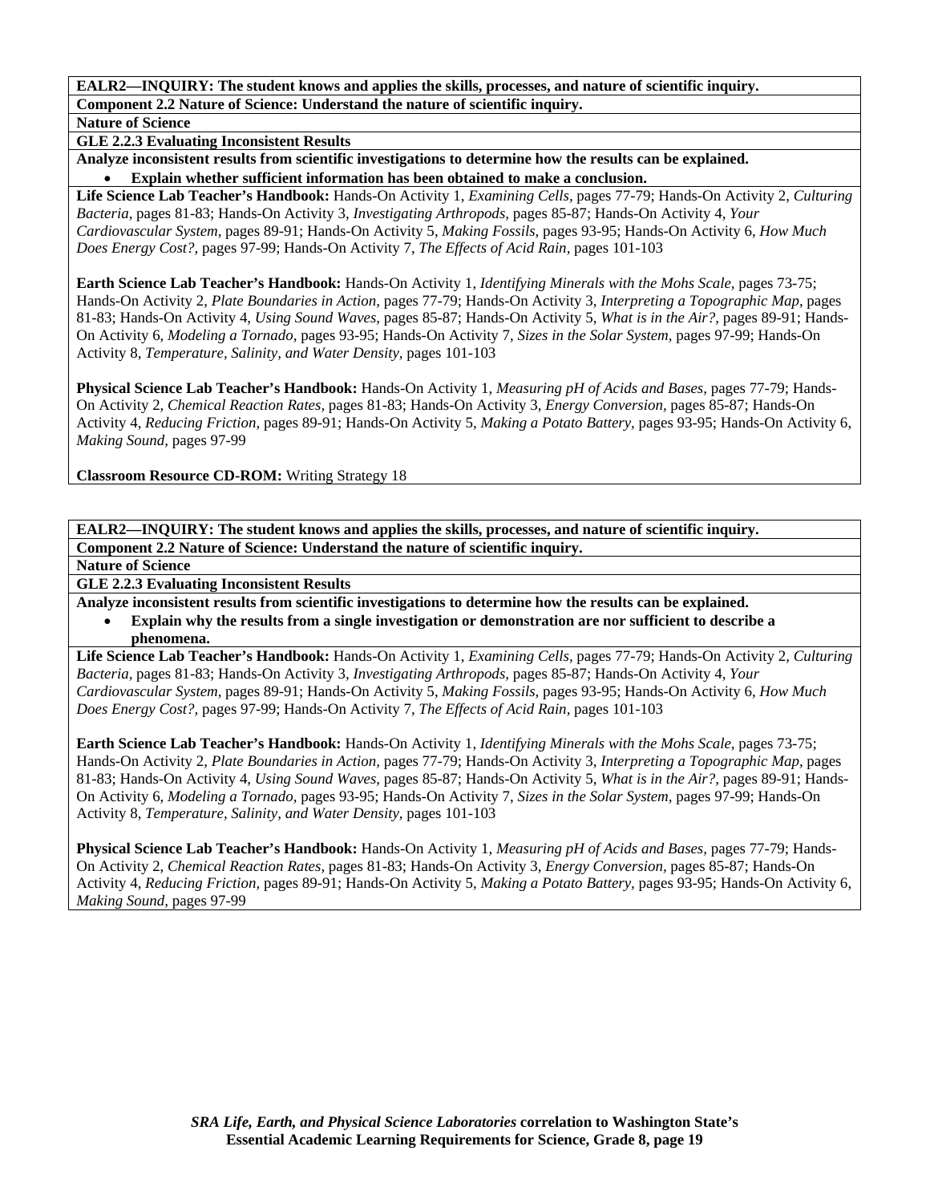**EALR2—INQUIRY: The student knows and applies the skills, processes, and nature of scientific inquiry.**

**Component 2.2 Nature of Science: Understand the nature of scientific inquiry.**

**Nature of Science**

**GLE 2.2.3 Evaluating Inconsistent Results**

**Analyze inconsistent results from scientific investigations to determine how the results can be explained.**

- **Explain whether sufficient information has been obtained to make a conclusion.**

**Life Science Lab Teacher's Handbook:** Hands-On Activity 1, *Examining Cells,* pages 77-79; Hands-On Activity 2, *Culturing Bacteria,* pages 81-83; Hands-On Activity 3, *Investigating Arthropods,* pages 85-87; Hands-On Activity 4, *Your Cardiovascular System,* pages 89-91; Hands-On Activity 5, *Making Fossils*, pages 93-95; Hands-On Activity 6, *How Much Does Energy Cost?,* pages 97-99; Hands-On Activity 7, *The Effects of Acid Rain,* pages 101-103

**Earth Science Lab Teacher's Handbook:** Hands-On Activity 1, *Identifying Minerals with the Mohs Scale,* pages 73-75; Hands-On Activity 2, *Plate Boundaries in Action,* pages 77-79; Hands-On Activity 3, *Interpreting a Topographic Map,* pages 81-83; Hands-On Activity 4, *Using Sound Waves,* pages 85-87; Hands-On Activity 5, *What is in the Air?,* pages 89-91; Hands-On Activity 6, *Modeling a Tornado,* pages 93-95; Hands-On Activity 7, *Sizes in the Solar System,* pages 97-99; Hands-On Activity 8, *Temperature, Salinity, and Water Density,* pages 101-103

**Physical Science Lab Teacher's Handbook:** Hands-On Activity 1, *Measuring pH of Acids and Bases,* pages 77-79; Hands-On Activity 2, *Chemical Reaction Rates,* pages 81-83; Hands-On Activity 3, *Energy Conversion,* pages 85-87; Hands-On Activity 4, *Reducing Friction,* pages 89-91; Hands-On Activity 5, *Making a Potato Battery,* pages 93-95; Hands-On Activity 6, *Making Sound,* pages 97-99

**Classroom Resource CD-ROM:** Writing Strategy 18

---

**EALR2—INQUIRY: The student knows and applies the skills, processes, and nature of scientific inquiry.**

**Component 2.2 Nature of Science: Understand the nature of scientific inquiry.**

**Nature of Science**

**GLE 2.2.3 Evaluating Inconsistent Results**

**Analyze inconsistent results from scientific investigations to determine how the results can be explained.**

- **Explain why the results from a single investigation or demonstration are nor sufficient to describe a phenomena.**

**Life Science Lab Teacher's Handbook:** Hands-On Activity 1, *Examining Cells,* pages 77-79; Hands-On Activity 2, *Culturing Bacteria,* pages 81-83; Hands-On Activity 3, *Investigating Arthropods,* pages 85-87; Hands-On Activity 4, *Your Cardiovascular System,* pages 89-91; Hands-On Activity 5, *Making Fossils*, pages 93-95; Hands-On Activity 6, *How Much Does Energy Cost?,* pages 97-99; Hands-On Activity 7, *The Effects of Acid Rain,* pages 101-103

**Earth Science Lab Teacher's Handbook:** Hands-On Activity 1, *Identifying Minerals with the Mohs Scale,* pages 73-75; Hands-On Activity 2, *Plate Boundaries in Action,* pages 77-79; Hands-On Activity 3, *Interpreting a Topographic Map,* pages 81-83; Hands-On Activity 4, *Using Sound Waves,* pages 85-87; Hands-On Activity 5, *What is in the Air?,* pages 89-91; Hands-On Activity 6, *Modeling a Tornado,* pages 93-95; Hands-On Activity 7, *Sizes in the Solar System,* pages 97-99; Hands-On Activity 8, *Temperature, Salinity, and Water Density,* pages 101-103

**Physical Science Lab Teacher's Handbook:** Hands-On Activity 1, *Measuring pH of Acids and Bases,* pages 77-79; Hands-On Activity 2, *Chemical Reaction Rates,* pages 81-83; Hands-On Activity 3, *Energy Conversion,* pages 85-87; Hands-On Activity 4, *Reducing Friction,* pages 89-91; Hands-On Activity 5, *Making a Potato Battery,* pages 93-95; Hands-On Activity 6, *Making Sound,* pages 97-99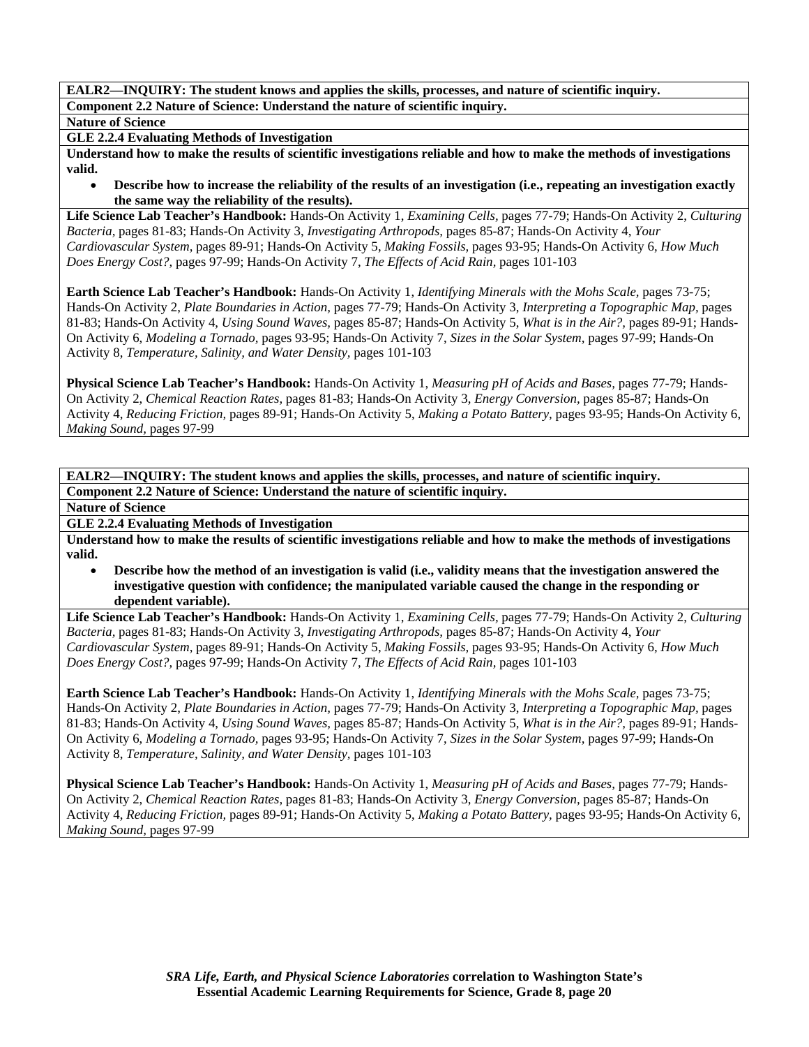**EALR2—INQUIRY: The student knows and applies the skills, processes, and nature of scientific inquiry.**

**Component 2.2 Nature of Science: Understand the nature of scientific inquiry.**

**Nature of Science**

**GLE 2.2.4 Evaluating Methods of Investigation**

**Understand how to make the results of scientific investigations reliable and how to make the methods of investigations valid.**

- **Describe how to increase the reliability of the results of an investigation (i.e., repeating an investigation exactly the same way the reliability of the results).**

**Life Science Lab Teacher's Handbook:** Hands-On Activity 1, *Examining Cells,* pages 77-79; Hands-On Activity 2, *Culturing Bacteria,* pages 81-83; Hands-On Activity 3, *Investigating Arthropods,* pages 85-87; Hands-On Activity 4, *Your Cardiovascular System,* pages 89-91; Hands-On Activity 5, *Making Fossils,* pages 93-95; Hands-On Activity 6, *How Much Does Energy Cost?,* pages 97-99; Hands-On Activity 7, *The Effects of Acid Rain,* pages 101-103

**Earth Science Lab Teacher's Handbook:** Hands-On Activity 1, *Identifying Minerals with the Mohs Scale,* pages 73-75; Hands-On Activity 2, *Plate Boundaries in Action,* pages 77-79; Hands-On Activity 3, *Interpreting a Topographic Map,* pages 81-83; Hands-On Activity 4, *Using Sound Waves,* pages 85-87; Hands-On Activity 5, *What is in the Air?,* pages 89-91; Hands-On Activity 6, *Modeling a Tornado,* pages 93-95; Hands-On Activity 7, *Sizes in the Solar System,* pages 97-99; Hands-On Activity 8, *Temperature, Salinity, and Water Density,* pages 101-103

**Physical Science Lab Teacher's Handbook:** Hands-On Activity 1, *Measuring pH of Acids and Bases,* pages 77-79; Hands-On Activity 2, *Chemical Reaction Rates,* pages 81-83; Hands-On Activity 3, *Energy Conversion,* pages 85-87; Hands-On Activity 4, *Reducing Friction,* pages 89-91; Hands-On Activity 5, *Making a Potato Battery,* pages 93-95; Hands-On Activity 6, *Making Sound,* pages 97-99

---

**EALR2—INQUIRY: The student knows and applies the skills, processes, and nature of scientific inquiry.**

**Component 2.2 Nature of Science: Understand the nature of scientific inquiry.**

**Nature of Science**

**GLE 2.2.4 Evaluating Methods of Investigation**

**Understand how to make the results of scientific investigations reliable and how to make the methods of investigations valid.**

- **Describe how the method of an investigation is valid (i.e., validity means that the investigation answered the investigative question with confidence; the manipulated variable caused the change in the responding or dependent variable).**

**Life Science Lab Teacher's Handbook:** Hands-On Activity 1, *Examining Cells,* pages 77-79; Hands-On Activity 2, *Culturing Bacteria,* pages 81-83; Hands-On Activity 3, *Investigating Arthropods,* pages 85-87; Hands-On Activity 4, *Your Cardiovascular System,* pages 89-91; Hands-On Activity 5, *Making Fossils,* pages 93-95; Hands-On Activity 6, *How Much Does Energy Cost?,* pages 97-99; Hands-On Activity 7, *The Effects of Acid Rain,* pages 101-103

**Earth Science Lab Teacher's Handbook:** Hands-On Activity 1, *Identifying Minerals with the Mohs Scale,* pages 73-75; Hands-On Activity 2, *Plate Boundaries in Action,* pages 77-79; Hands-On Activity 3, *Interpreting a Topographic Map,* pages 81-83; Hands-On Activity 4, *Using Sound Waves,* pages 85-87; Hands-On Activity 5, *What is in the Air?,* pages 89-91; Hands-On Activity 6, *Modeling a Tornado,* pages 93-95; Hands-On Activity 7, *Sizes in the Solar System,* pages 97-99; Hands-On Activity 8, *Temperature, Salinity, and Water Density,* pages 101-103

**Physical Science Lab Teacher's Handbook:** Hands-On Activity 1, *Measuring pH of Acids and Bases,* pages 77-79; Hands-On Activity 2, *Chemical Reaction Rates,* pages 81-83; Hands-On Activity 3, *Energy Conversion,* pages 85-87; Hands-On Activity 4, *Reducing Friction,* pages 89-91; Hands-On Activity 5, *Making a Potato Battery,* pages 93-95; Hands-On Activity 6, *Making Sound,* pages 97-99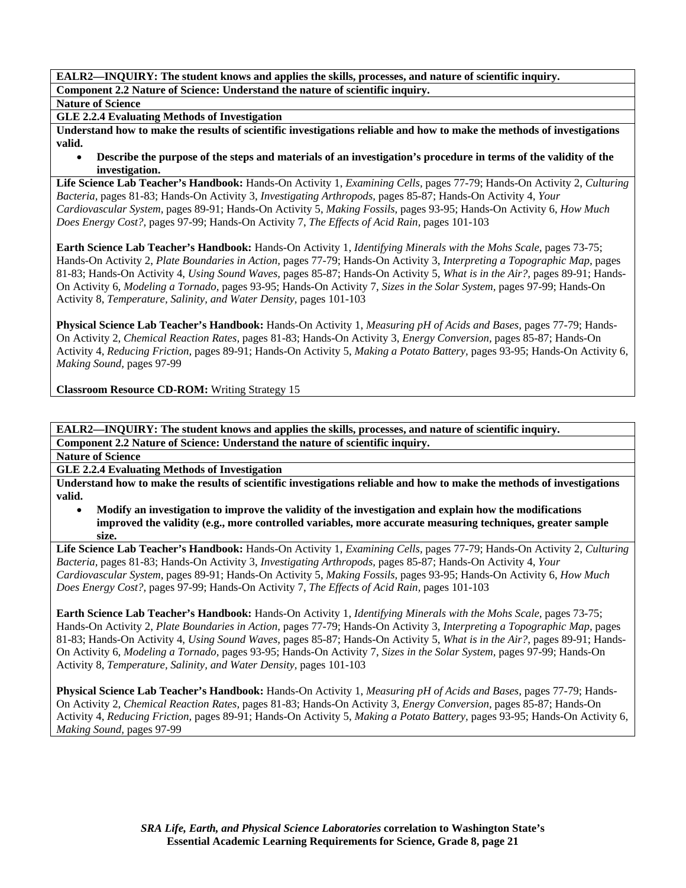**EALR2—INQUIRY: The student knows and applies the skills, processes, and nature of scientific inquiry.**

**Component 2.2 Nature of Science: Understand the nature of scientific inquiry.**

**Nature of Science**

**GLE 2.2.4 Evaluating Methods of Investigation**

**Understand how to make the results of scientific investigations reliable and how to make the methods of investigations valid.**

- **Describe the purpose of the steps and materials of an investigation's procedure in terms of the validity of the investigation.**

**Life Science Lab Teacher's Handbook:** Hands-On Activity 1, *Examining Cells,* pages 77-79; Hands-On Activity 2, *Culturing Bacteria,* pages 81-83; Hands-On Activity 3, *Investigating Arthropods,* pages 85-87; Hands-On Activity 4, *Your Cardiovascular System,* pages 89-91; Hands-On Activity 5, *Making Fossils,* pages 93-95; Hands-On Activity 6, *How Much Does Energy Cost?,* pages 97-99; Hands-On Activity 7, *The Effects of Acid Rain,* pages 101-103

**Earth Science Lab Teacher's Handbook:** Hands-On Activity 1, *Identifying Minerals with the Mohs Scale,* pages 73-75; Hands-On Activity 2, *Plate Boundaries in Action,* pages 77-79; Hands-On Activity 3, *Interpreting a Topographic Map,* pages 81-83; Hands-On Activity 4, *Using Sound Waves,* pages 85-87; Hands-On Activity 5, *What is in the Air?,* pages 89-91; Hands-On Activity 6, *Modeling a Tornado,* pages 93-95; Hands-On Activity 7, *Sizes in the Solar System,* pages 97-99; Hands-On Activity 8, *Temperature, Salinity, and Water Density,* pages 101-103

**Physical Science Lab Teacher's Handbook:** Hands-On Activity 1, *Measuring pH of Acids and Bases,* pages 77-79; Hands-On Activity 2, *Chemical Reaction Rates,* pages 81-83; Hands-On Activity 3, *Energy Conversion,* pages 85-87; Hands-On Activity 4, *Reducing Friction,* pages 89-91; Hands-On Activity 5, *Making a Potato Battery,* pages 93-95; Hands-On Activity 6, *Making Sound,* pages 97-99

**Classroom Resource CD-ROM:** Writing Strategy 15

**EALR2—INQUIRY: The student knows and applies the skills, processes, and nature of scientific inquiry.**

**Component 2.2 Nature of Science: Understand the nature of scientific inquiry.**

**Nature of Science**

**GLE 2.2.4 Evaluating Methods of Investigation**

**Understand how to make the results of scientific investigations reliable and how to make the methods of investigations valid.**

- **Modify an investigation to improve the validity of the investigation and explain how the modifications improved the validity (e.g., more controlled variables, more accurate measuring techniques, greater sample size.**

**Life Science Lab Teacher's Handbook:** Hands-On Activity 1, *Examining Cells,* pages 77-79; Hands-On Activity 2, *Culturing Bacteria,* pages 81-83; Hands-On Activity 3, *Investigating Arthropods,* pages 85-87; Hands-On Activity 4, *Your Cardiovascular System,* pages 89-91; Hands-On Activity 5, *Making Fossils,* pages 93-95; Hands-On Activity 6, *How Much Does Energy Cost?,* pages 97-99; Hands-On Activity 7, *The Effects of Acid Rain,* pages 101-103

**Earth Science Lab Teacher's Handbook:** Hands-On Activity 1, *Identifying Minerals with the Mohs Scale,* pages 73-75; Hands-On Activity 2, *Plate Boundaries in Action,* pages 77-79; Hands-On Activity 3, *Interpreting a Topographic Map,* pages 81-83; Hands-On Activity 4, *Using Sound Waves,* pages 85-87; Hands-On Activity 5, *What is in the Air?,* pages 89-91; Hands-On Activity 6, *Modeling a Tornado,* pages 93-95; Hands-On Activity 7, *Sizes in the Solar System,* pages 97-99; Hands-On Activity 8, *Temperature, Salinity, and Water Density,* pages 101-103

**Physical Science Lab Teacher's Handbook:** Hands-On Activity 1, *Measuring pH of Acids and Bases,* pages 77-79; Hands-On Activity 2, *Chemical Reaction Rates,* pages 81-83; Hands-On Activity 3, *Energy Conversion,* pages 85-87; Hands-On Activity 4, *Reducing Friction,* pages 89-91; Hands-On Activity 5, *Making a Potato Battery,* pages 93-95; Hands-On Activity 6, *Making Sound,* pages 97-99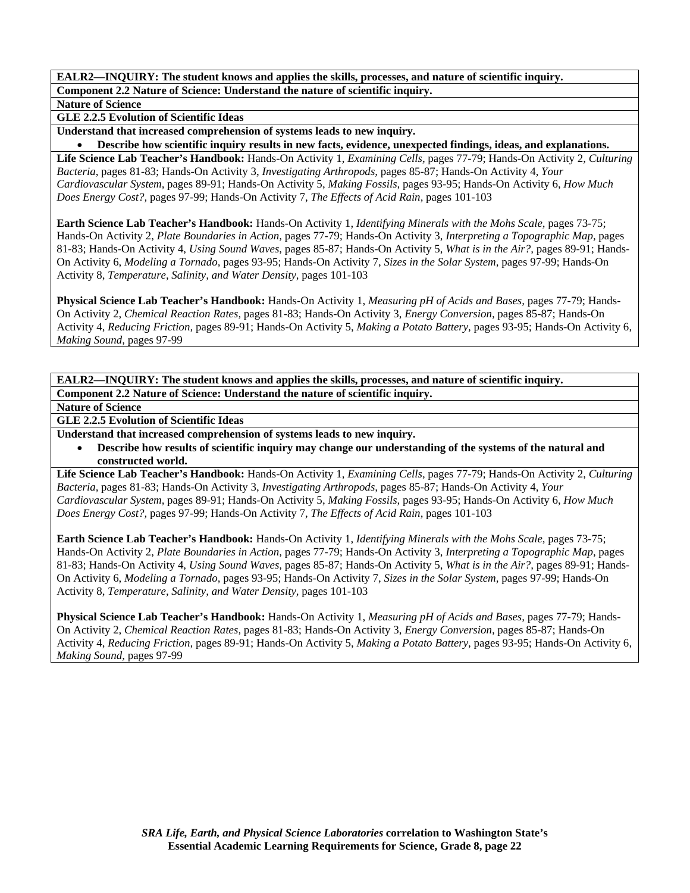**EALR2—INQUIRY: The student knows and applies the skills, processes, and nature of scientific inquiry.**

**Component 2.2 Nature of Science: Understand the nature of scientific inquiry.**

**Nature of Science**

**GLE 2.2.5 Evolution of Scientific Ideas**

**Understand that increased comprehension of systems leads to new inquiry.**

- **Describe how scientific inquiry results in new facts, evidence, unexpected findings, ideas, and explanations.**

**Life Science Lab Teacher's Handbook:** Hands-On Activity 1, *Examining Cells,* pages 77-79; Hands-On Activity 2, *Culturing Bacteria,* pages 81-83; Hands-On Activity 3, *Investigating Arthropods,* pages 85-87; Hands-On Activity 4, *Your Cardiovascular System,* pages 89-91; Hands-On Activity 5, *Making Fossils,* pages 93-95; Hands-On Activity 6, *How Much Does Energy Cost?,* pages 97-99; Hands-On Activity 7, *The Effects of Acid Rain,* pages 101-103

**Earth Science Lab Teacher's Handbook:** Hands-On Activity 1, *Identifying Minerals with the Mohs Scale,* pages 73-75; Hands-On Activity 2, *Plate Boundaries in Action,* pages 77-79; Hands-On Activity 3, *Interpreting a Topographic Map,* pages 81-83; Hands-On Activity 4, *Using Sound Waves,* pages 85-87; Hands-On Activity 5, *What is in the Air?,* pages 89-91; Hands-On Activity 6, *Modeling a Tornado,* pages 93-95; Hands-On Activity 7, *Sizes in the Solar System,* pages 97-99; Hands-On Activity 8, *Temperature, Salinity, and Water Density,* pages 101-103

**Physical Science Lab Teacher's Handbook:** Hands-On Activity 1, *Measuring pH of Acids and Bases,* pages 77-79; Hands-On Activity 2, *Chemical Reaction Rates,* pages 81-83; Hands-On Activity 3, *Energy Conversion,* pages 85-87; Hands-On Activity 4, *Reducing Friction,* pages 89-91; Hands-On Activity 5, *Making a Potato Battery,* pages 93-95; Hands-On Activity 6, *Making Sound,* pages 97-99

---

**EALR2—INQUIRY: The student knows and applies the skills, processes, and nature of scientific inquiry.**

**Component 2.2 Nature of Science: Understand the nature of scientific inquiry.**

**Nature of Science**

**GLE 2.2.5 Evolution of Scientific Ideas**

**Understand that increased comprehension of systems leads to new inquiry.**

- **Describe how results of scientific inquiry may change our understanding of the systems of the natural and constructed world.**

**Life Science Lab Teacher's Handbook:** Hands-On Activity 1, *Examining Cells,* pages 77-79; Hands-On Activity 2, *Culturing Bacteria,* pages 81-83; Hands-On Activity 3, *Investigating Arthropods,* pages 85-87; Hands-On Activity 4, *Your Cardiovascular System,* pages 89-91; Hands-On Activity 5, *Making Fossils,* pages 93-95; Hands-On Activity 6, *How Much Does Energy Cost?,* pages 97-99; Hands-On Activity 7, *The Effects of Acid Rain,* pages 101-103

**Earth Science Lab Teacher's Handbook:** Hands-On Activity 1, *Identifying Minerals with the Mohs Scale,* pages 73-75; Hands-On Activity 2, *Plate Boundaries in Action,* pages 77-79; Hands-On Activity 3, *Interpreting a Topographic Map,* pages 81-83; Hands-On Activity 4, *Using Sound Waves,* pages 85-87; Hands-On Activity 5, *What is in the Air?,* pages 89-91; Hands-On Activity 6, *Modeling a Tornado,* pages 93-95; Hands-On Activity 7, *Sizes in the Solar System,* pages 97-99; Hands-On Activity 8, *Temperature, Salinity, and Water Density,* pages 101-103

**Physical Science Lab Teacher's Handbook:** Hands-On Activity 1, *Measuring pH of Acids and Bases,* pages 77-79; Hands-On Activity 2, *Chemical Reaction Rates,* pages 81-83; Hands-On Activity 3, *Energy Conversion,* pages 85-87; Hands-On Activity 4, *Reducing Friction,* pages 89-91; Hands-On Activity 5, *Making a Potato Battery,* pages 93-95; Hands-On Activity 6, *Making Sound,* pages 97-99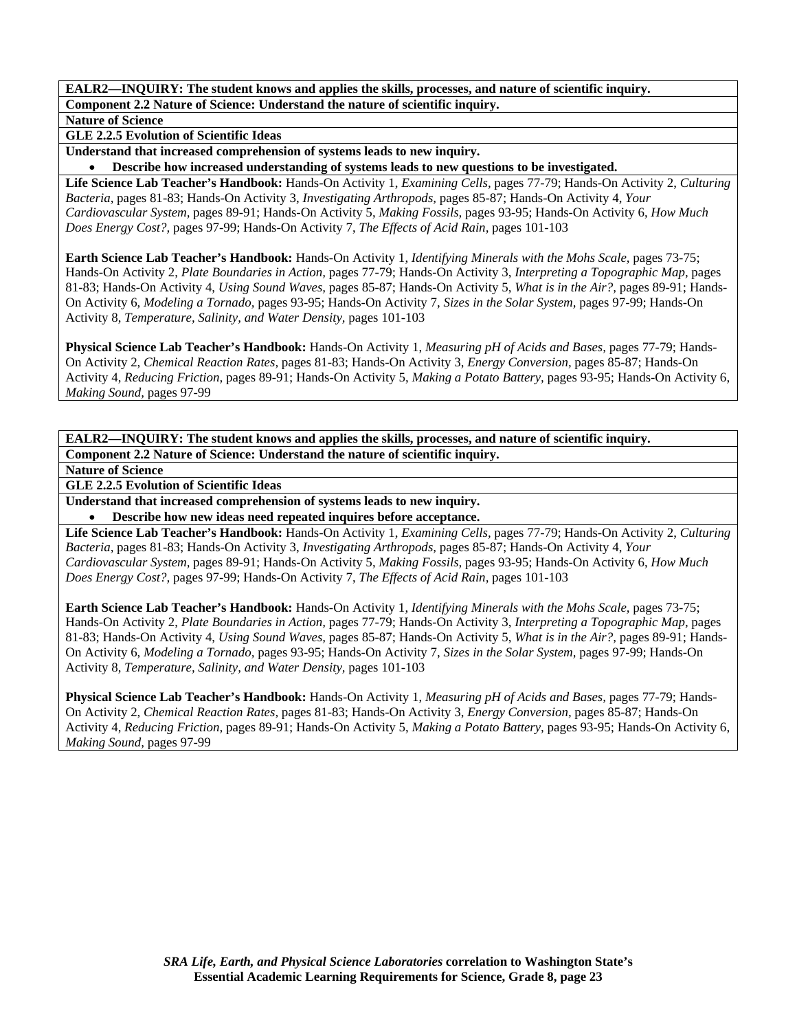**EALR2—INQUIRY: The student knows and applies the skills, processes, and nature of scientific inquiry.**

**Component 2.2 Nature of Science: Understand the nature of scientific inquiry.**

**Nature of Science**

**GLE 2.2.5 Evolution of Scientific Ideas**

**Understand that increased comprehension of systems leads to new inquiry.**

- **Describe how increased understanding of systems leads to new questions to be investigated.**

**Life Science Lab Teacher's Handbook:** Hands-On Activity 1, *Examining Cells,* pages 77-79; Hands-On Activity 2, *Culturing Bacteria,* pages 81-83; Hands-On Activity 3, *Investigating Arthropods,* pages 85-87; Hands-On Activity 4, *Your Cardiovascular System,* pages 89-91; Hands-On Activity 5, *Making Fossils,* pages 93-95; Hands-On Activity 6, *How Much Does Energy Cost?,* pages 97-99; Hands-On Activity 7, *The Effects of Acid Rain,* pages 101-103

**Earth Science Lab Teacher's Handbook:** Hands-On Activity 1, *Identifying Minerals with the Mohs Scale,* pages 73-75; Hands-On Activity 2, *Plate Boundaries in Action,* pages 77-79; Hands-On Activity 3, *Interpreting a Topographic Map,* pages 81-83; Hands-On Activity 4, *Using Sound Waves,* pages 85-87; Hands-On Activity 5, *What is in the Air?,* pages 89-91; Hands-On Activity 6, *Modeling a Tornado,* pages 93-95; Hands-On Activity 7, *Sizes in the Solar System,* pages 97-99; Hands-On Activity 8, *Temperature, Salinity, and Water Density,* pages 101-103

**Physical Science Lab Teacher's Handbook:** Hands-On Activity 1, *Measuring pH of Acids and Bases,* pages 77-79; Hands-On Activity 2, *Chemical Reaction Rates,* pages 81-83; Hands-On Activity 3, *Energy Conversion,* pages 85-87; Hands-On Activity 4, *Reducing Friction,* pages 89-91; Hands-On Activity 5, *Making a Potato Battery,* pages 93-95; Hands-On Activity 6, *Making Sound,* pages 97-99

**EALR2—INQUIRY: The student knows and applies the skills, processes, and nature of scientific inquiry.**

**Component 2.2 Nature of Science: Understand the nature of scientific inquiry.**

**Nature of Science**

**GLE 2.2.5 Evolution of Scientific Ideas**

**Understand that increased comprehension of systems leads to new inquiry.**

- **Describe how new ideas need repeated inquires before acceptance.**

**Life Science Lab Teacher's Handbook:** Hands-On Activity 1, *Examining Cells,* pages 77-79; Hands-On Activity 2, *Culturing Bacteria,* pages 81-83; Hands-On Activity 3, *Investigating Arthropods,* pages 85-87; Hands-On Activity 4, *Your Cardiovascular System,* pages 89-91; Hands-On Activity 5, *Making Fossils,* pages 93-95; Hands-On Activity 6, *How Much Does Energy Cost?,* pages 97-99; Hands-On Activity 7, *The Effects of Acid Rain,* pages 101-103

**Earth Science Lab Teacher's Handbook:** Hands-On Activity 1, *Identifying Minerals with the Mohs Scale,* pages 73-75; Hands-On Activity 2, *Plate Boundaries in Action,* pages 77-79; Hands-On Activity 3, *Interpreting a Topographic Map,* pages 81-83; Hands-On Activity 4, *Using Sound Waves,* pages 85-87; Hands-On Activity 5, *What is in the Air?,* pages 89-91; Hands-On Activity 6, *Modeling a Tornado,* pages 93-95; Hands-On Activity 7, *Sizes in the Solar System,* pages 97-99; Hands-On Activity 8, *Temperature, Salinity, and Water Density,* pages 101-103

**Physical Science Lab Teacher's Handbook:** Hands-On Activity 1, *Measuring pH of Acids and Bases,* pages 77-79; Hands-On Activity 2, *Chemical Reaction Rates,* pages 81-83; Hands-On Activity 3, *Energy Conversion,* pages 85-87; Hands-On Activity 4, *Reducing Friction,* pages 89-91; Hands-On Activity 5, *Making a Potato Battery,* pages 93-95; Hands-On Activity 6, *Making Sound,* pages 97-99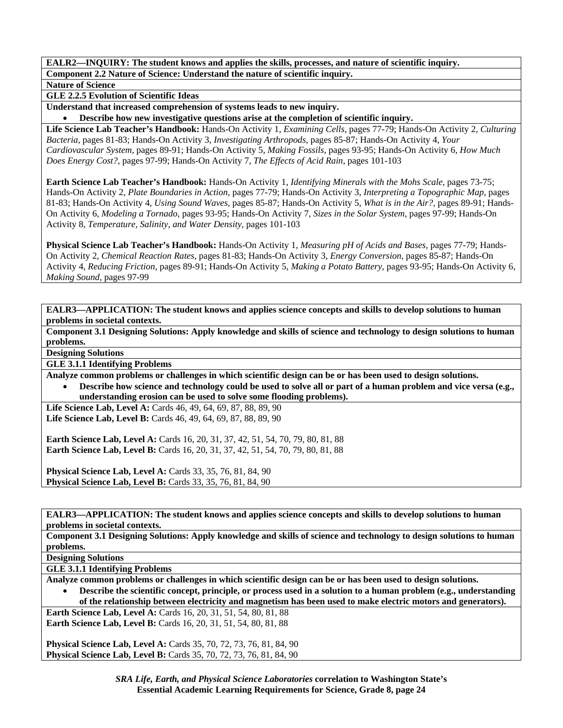**EALR2—INQUIRY: The student knows and applies the skills, processes, and nature of scientific inquiry.**

**Component 2.2 Nature of Science: Understand the nature of scientific inquiry.**

**Nature of Science**

**GLE 2.2.5 Evolution of Scientific Ideas**

**Understand that increased comprehension of systems leads to new inquiry.**

- **Describe how new investigative questions arise at the completion of scientific inquiry.**

**Life Science Lab Teacher's Handbook:** Hands-On Activity 1, *Examining Cells,* pages 77-79; Hands-On Activity 2, *Culturing Bacteria,* pages 81-83; Hands-On Activity 3, *Investigating Arthropods,* pages 85-87; Hands-On Activity 4, *Your Cardiovascular System,* pages 89-91; Hands-On Activity 5, *Making Fossils,* pages 93-95; Hands-On Activity 6, *How Much Does Energy Cost?,* pages 97-99; Hands-On Activity 7, *The Effects of Acid Rain,* pages 101-103

**Earth Science Lab Teacher's Handbook:** Hands-On Activity 1, *Identifying Minerals with the Mohs Scale,* pages 73-75; Hands-On Activity 2, *Plate Boundaries in Action,* pages 77-79; Hands-On Activity 3, *Interpreting a Topographic Map,* pages 81-83; Hands-On Activity 4, *Using Sound Waves,* pages 85-87; Hands-On Activity 5, *What is in the Air?,* pages 89-91; Hands-On Activity 6, *Modeling a Tornado,* pages 93-95; Hands-On Activity 7, *Sizes in the Solar System,* pages 97-99; Hands-On Activity 8, *Temperature, Salinity, and Water Density,* pages 101-103

**Physical Science Lab Teacher's Handbook:** Hands-On Activity 1, *Measuring pH of Acids and Bases,* pages 77-79; Hands-On Activity 2, *Chemical Reaction Rates,* pages 81-83; Hands-On Activity 3, *Energy Conversion,* pages 85-87; Hands-On Activity 4, *Reducing Friction,* pages 89-91; Hands-On Activity 5, *Making a Potato Battery,* pages 93-95; Hands-On Activity 6, *Making Sound,* pages 97-99

**EALR3—APPLICATION: The student knows and applies science concepts and skills to develop solutions to human problems in societal contexts.**

**Component 3.1 Designing Solutions: Apply knowledge and skills of science and technology to design solutions to human problems.**

**Designing Solutions**

**GLE 3.1.1 Identifying Problems**

**Analyze common problems or challenges in which scientific design can be or has been used to design solutions.**

- **Describe how science and technology could be used to solve all or part of a human problem and vice versa (e.g., understanding erosion can be used to solve some flooding problems).**

**Life Science Lab, Level A:** Cards 46, 49, 64, 69, 87, 88, 89, 90
**Life Science Lab, Level B:** Cards 46, 49, 64, 69, 87, 88, 89, 90

**Earth Science Lab, Level A:** Cards 16, 20, 31, 37, 42, 51, 54, 70, 79, 80, 81, 88
**Earth Science Lab, Level B:** Cards 16, 20, 31, 37, 42, 51, 54, 70, 79, 80, 81, 88

**Physical Science Lab, Level A:** Cards 33, 35, 76, 81, 84, 90
**Physical Science Lab, Level B:** Cards 33, 35, 76, 81, 84, 90

**EALR3—APPLICATION: The student knows and applies science concepts and skills to develop solutions to human problems in societal contexts.**

**Component 3.1 Designing Solutions: Apply knowledge and skills of science and technology to design solutions to human problems.**

**Designing Solutions**

**GLE 3.1.1 Identifying Problems**

**Analyze common problems or challenges in which scientific design can be or has been used to design solutions.**

- **Describe the scientific concept, principle, or process used in a solution to a human problem (e.g., understanding of the relationship between electricity and magnetism has been used to make electric motors and generators).**

**Earth Science Lab, Level A:** Cards 16, 20, 31, 51, 54, 80, 81, 88
**Earth Science Lab, Level B:** Cards 16, 20, 31, 51, 54, 80, 81, 88

**Physical Science Lab, Level A:** Cards 35, 70, 72, 73, 76, 81, 84, 90
**Physical Science Lab, Level B:** Cards 35, 70, 72, 73, 76, 81, 84, 90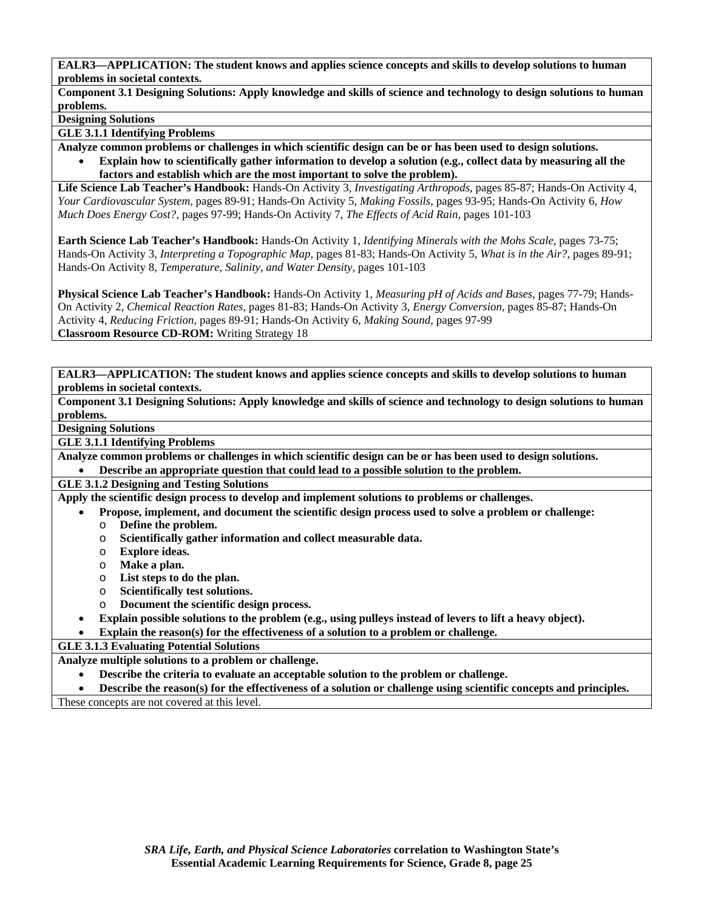**EALR3—APPLICATION: The student knows and applies science concepts and skills to develop solutions to human problems in societal contexts.**

**Component 3.1 Designing Solutions: Apply knowledge and skills of science and technology to design solutions to human problems.**

**Designing Solutions**

**GLE 3.1.1 Identifying Problems**

**Analyze common problems or challenges in which scientific design can be or has been used to design solutions.**

- **Explain how to scientifically gather information to develop a solution (e.g., collect data by measuring all the factors and establish which are the most important to solve the problem).**

**Life Science Lab Teacher's Handbook:** Hands-On Activity 3, *Investigating Arthropods,* pages 85-87; Hands-On Activity 4, *Your Cardiovascular System,* pages 89-91; Hands-On Activity 5, *Making Fossils,* pages 93-95; Hands-On Activity 6, *How Much Does Energy Cost?,* pages 97-99; Hands-On Activity 7, *The Effects of Acid Rain,* pages 101-103

**Earth Science Lab Teacher's Handbook:** Hands-On Activity 1, *Identifying Minerals with the Mohs Scale,* pages 73-75; Hands-On Activity 3, *Interpreting a Topographic Map,* pages 81-83; Hands-On Activity 5, *What is in the Air?,* pages 89-91; Hands-On Activity 8, *Temperature, Salinity, and Water Density,* pages 101-103

**Physical Science Lab Teacher's Handbook:** Hands-On Activity 1, *Measuring pH of Acids and Bases,* pages 77-79; Hands-On Activity 2, *Chemical Reaction Rates,* pages 81-83; Hands-On Activity 3, *Energy Conversion,* pages 85-87; Hands-On Activity 4, *Reducing Friction,* pages 89-91; Hands-On Activity 6, *Making Sound,* pages 97-99

**Classroom Resource CD-ROM:** Writing Strategy 18

---

**EALR3—APPLICATION: The student knows and applies science concepts and skills to develop solutions to human problems in societal contexts.**

**Component 3.1 Designing Solutions: Apply knowledge and skills of science and technology to design solutions to human problems.**

**Designing Solutions**

**GLE 3.1.1 Identifying Problems**

**Analyze common problems or challenges in which scientific design can be or has been used to design solutions.**

- **Describe an appropriate question that could lead to a possible solution to the problem.**

**GLE 3.1.2 Designing and Testing Solutions**

**Apply the scientific design process to develop and implement solutions to problems or challenges.**

- **Propose, implement, and document the scientific design process used to solve a problem or challenge:**
  - **Define the problem.**
  - **Scientifically gather information and collect measurable data.**
  - **Explore ideas.**
  - **Make a plan.**
  - **List steps to do the plan.**
  - **Scientifically test solutions.**
  - **Document the scientific design process.**
- **Explain possible solutions to the problem (e.g., using pulleys instead of levers to lift a heavy object).**
- **Explain the reason(s) for the effectiveness of a solution to a problem or challenge.**

**GLE 3.1.3 Evaluating Potential Solutions**

**Analyze multiple solutions to a problem or challenge.**

- **Describe the criteria to evaluate an acceptable solution to the problem or challenge.**
- **Describe the reason(s) for the effectiveness of a solution or challenge using scientific concepts and principles.**

These concepts are not covered at this level.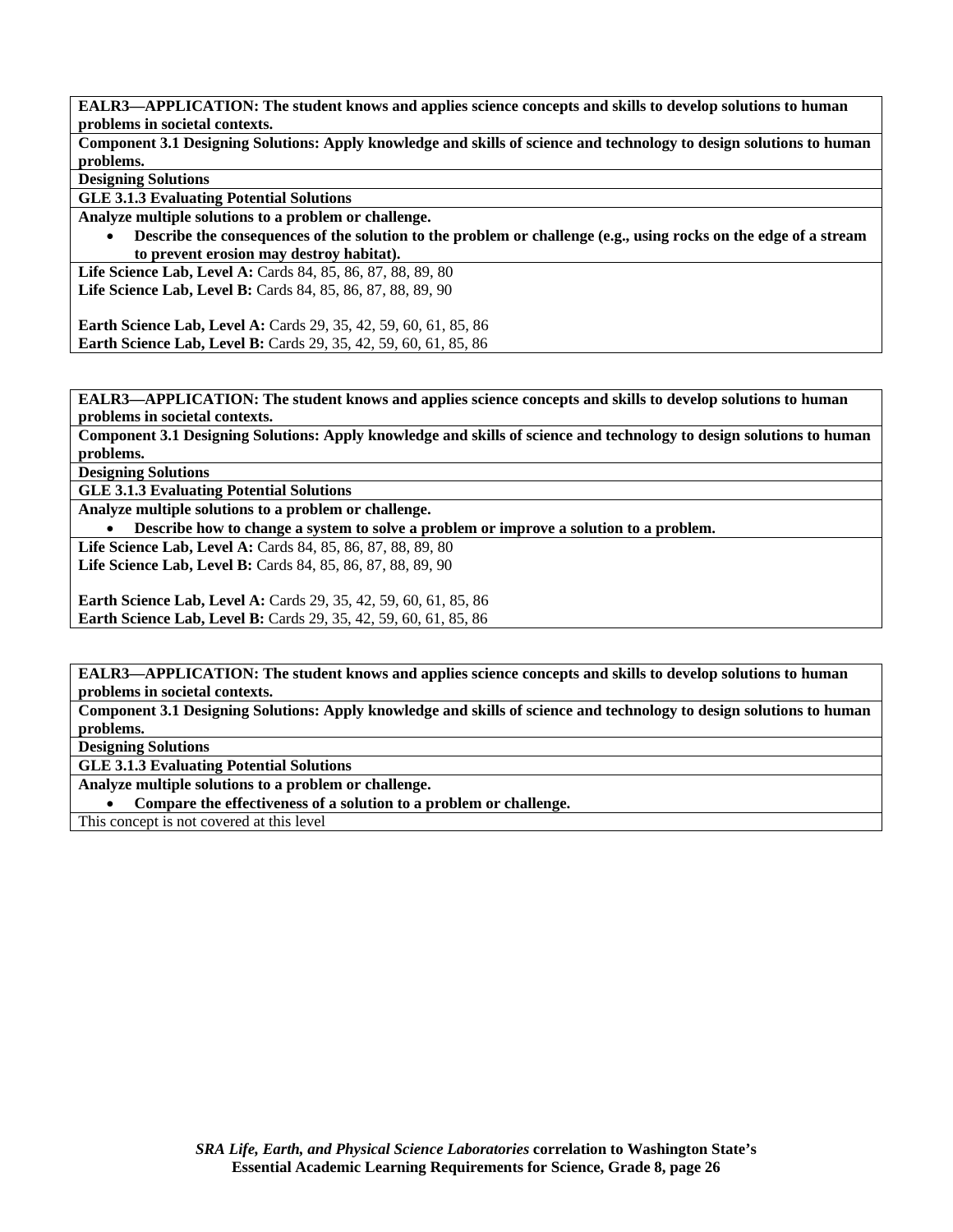**EALR3—APPLICATION: The student knows and applies science concepts and skills to develop solutions to human problems in societal contexts.**

**Component 3.1 Designing Solutions: Apply knowledge and skills of science and technology to design solutions to human problems.**

**Designing Solutions**

**GLE 3.1.3 Evaluating Potential Solutions**

**Analyze multiple solutions to a problem or challenge.**

- **Describe the consequences of the solution to the problem or challenge (e.g., using rocks on the edge of a stream to prevent erosion may destroy habitat).**

**Life Science Lab, Level A:** Cards 84, 85, 86, 87, 88, 89, 80
**Life Science Lab, Level B:** Cards 84, 85, 86, 87, 88, 89, 90

**Earth Science Lab, Level A:** Cards 29, 35, 42, 59, 60, 61, 85, 86
**Earth Science Lab, Level B:** Cards 29, 35, 42, 59, 60, 61, 85, 86

---

**EALR3—APPLICATION: The student knows and applies science concepts and skills to develop solutions to human problems in societal contexts.**

**Component 3.1 Designing Solutions: Apply knowledge and skills of science and technology to design solutions to human problems.**

**Designing Solutions**

**GLE 3.1.3 Evaluating Potential Solutions**

**Analyze multiple solutions to a problem or challenge.**

- **Describe how to change a system to solve a problem or improve a solution to a problem.**

**Life Science Lab, Level A:** Cards 84, 85, 86, 87, 88, 89, 80
**Life Science Lab, Level B:** Cards 84, 85, 86, 87, 88, 89, 90

**Earth Science Lab, Level A:** Cards 29, 35, 42, 59, 60, 61, 85, 86
**Earth Science Lab, Level B:** Cards 29, 35, 42, 59, 60, 61, 85, 86

---

**EALR3—APPLICATION: The student knows and applies science concepts and skills to develop solutions to human problems in societal contexts.**

**Component 3.1 Designing Solutions: Apply knowledge and skills of science and technology to design solutions to human problems.**

**Designing Solutions**

**GLE 3.1.3 Evaluating Potential Solutions**

**Analyze multiple solutions to a problem or challenge.**

- **Compare the effectiveness of a solution to a problem or challenge.**

This concept is not covered at this level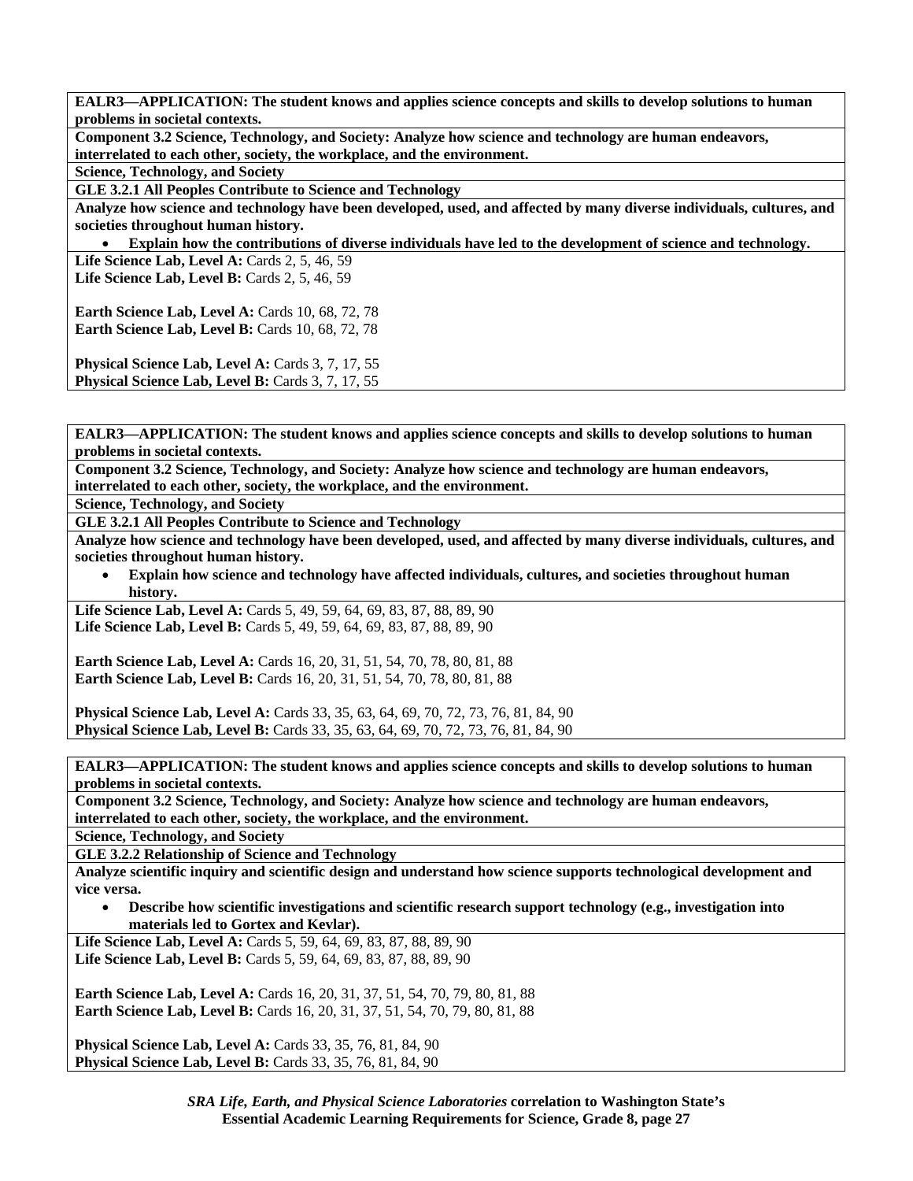**EALR3—APPLICATION: The student knows and applies science concepts and skills to develop solutions to human problems in societal contexts.**

**Component 3.2 Science, Technology, and Society: Analyze how science and technology are human endeavors, interrelated to each other, society, the workplace, and the environment.**

**Science, Technology, and Society**

**GLE 3.2.1 All Peoples Contribute to Science and Technology**

**Analyze how science and technology have been developed, used, and affected by many diverse individuals, cultures, and societies throughout human history.**

- **Explain how the contributions of diverse individuals have led to the development of science and technology.**

**Life Science Lab, Level A:** Cards 2, 5, 46, 59
**Life Science Lab, Level B:** Cards 2, 5, 46, 59

**Earth Science Lab, Level A:** Cards 10, 68, 72, 78
**Earth Science Lab, Level B:** Cards 10, 68, 72, 78

**Physical Science Lab, Level A:** Cards 3, 7, 17, 55
**Physical Science Lab, Level B:** Cards 3, 7, 17, 55

---

**EALR3—APPLICATION: The student knows and applies science concepts and skills to develop solutions to human problems in societal contexts.**

**Component 3.2 Science, Technology, and Society: Analyze how science and technology are human endeavors, interrelated to each other, society, the workplace, and the environment.**

**Science, Technology, and Society**

**GLE 3.2.1 All Peoples Contribute to Science and Technology**

**Analyze how science and technology have been developed, used, and affected by many diverse individuals, cultures, and societies throughout human history.**

- **Explain how science and technology have affected individuals, cultures, and societies throughout human history.**

**Life Science Lab, Level A:** Cards 5, 49, 59, 64, 69, 83, 87, 88, 89, 90
**Life Science Lab, Level B:** Cards 5, 49, 59, 64, 69, 83, 87, 88, 89, 90

**Earth Science Lab, Level A:** Cards 16, 20, 31, 51, 54, 70, 78, 80, 81, 88
**Earth Science Lab, Level B:** Cards 16, 20, 31, 51, 54, 70, 78, 80, 81, 88

**Physical Science Lab, Level A:** Cards 33, 35, 63, 64, 69, 70, 72, 73, 76, 81, 84, 90
**Physical Science Lab, Level B:** Cards 33, 35, 63, 64, 69, 70, 72, 73, 76, 81, 84, 90

---

**EALR3—APPLICATION: The student knows and applies science concepts and skills to develop solutions to human problems in societal contexts.**

**Component 3.2 Science, Technology, and Society: Analyze how science and technology are human endeavors, interrelated to each other, society, the workplace, and the environment.**

**Science, Technology, and Society**

**GLE 3.2.2 Relationship of Science and Technology**

**Analyze scientific inquiry and scientific design and understand how science supports technological development and vice versa.**

- **Describe how scientific investigations and scientific research support technology (e.g., investigation into materials led to Gortex and Kevlar).**

**Life Science Lab, Level A:** Cards 5, 59, 64, 69, 83, 87, 88, 89, 90
**Life Science Lab, Level B:** Cards 5, 59, 64, 69, 83, 87, 88, 89, 90

**Earth Science Lab, Level A:** Cards 16, 20, 31, 37, 51, 54, 70, 79, 80, 81, 88
**Earth Science Lab, Level B:** Cards 16, 20, 31, 37, 51, 54, 70, 79, 80, 81, 88

**Physical Science Lab, Level A:** Cards 33, 35, 76, 81, 84, 90
**Physical Science Lab, Level B:** Cards 33, 35, 76, 81, 84, 90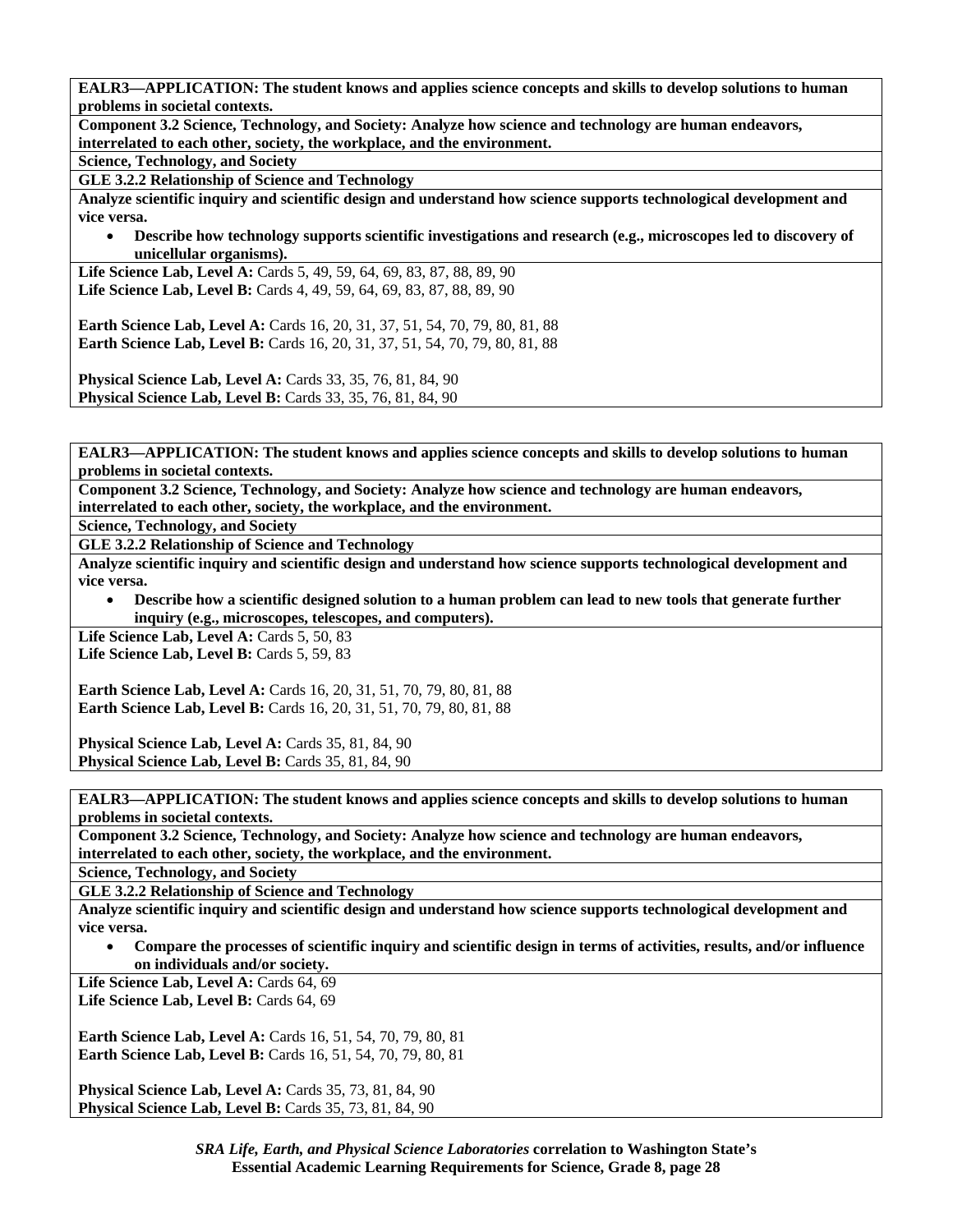**EALR3—APPLICATION: The student knows and applies science concepts and skills to develop solutions to human problems in societal contexts.**

**Component 3.2 Science, Technology, and Society: Analyze how science and technology are human endeavors, interrelated to each other, society, the workplace, and the environment.**

**Science, Technology, and Society**

**GLE 3.2.2 Relationship of Science and Technology**

**Analyze scientific inquiry and scientific design and understand how science supports technological development and vice versa.**

- **Describe how technology supports scientific investigations and research (e.g., microscopes led to discovery of unicellular organisms).**

**Life Science Lab, Level A:** Cards 5, 49, 59, 64, 69, 83, 87, 88, 89, 90
**Life Science Lab, Level B:** Cards 4, 49, 59, 64, 69, 83, 87, 88, 89, 90

**Earth Science Lab, Level A:** Cards 16, 20, 31, 37, 51, 54, 70, 79, 80, 81, 88
**Earth Science Lab, Level B:** Cards 16, 20, 31, 37, 51, 54, 70, 79, 80, 81, 88

**Physical Science Lab, Level A:** Cards 33, 35, 76, 81, 84, 90
**Physical Science Lab, Level B:** Cards 33, 35, 76, 81, 84, 90

---

**EALR3—APPLICATION: The student knows and applies science concepts and skills to develop solutions to human problems in societal contexts.**

**Component 3.2 Science, Technology, and Society: Analyze how science and technology are human endeavors, interrelated to each other, society, the workplace, and the environment.**

**Science, Technology, and Society**

**GLE 3.2.2 Relationship of Science and Technology**

**Analyze scientific inquiry and scientific design and understand how science supports technological development and vice versa.**

- **Describe how a scientific designed solution to a human problem can lead to new tools that generate further inquiry (e.g., microscopes, telescopes, and computers).**

**Life Science Lab, Level A:** Cards 5, 50, 83
**Life Science Lab, Level B:** Cards 5, 59, 83

**Earth Science Lab, Level A:** Cards 16, 20, 31, 51, 70, 79, 80, 81, 88
**Earth Science Lab, Level B:** Cards 16, 20, 31, 51, 70, 79, 80, 81, 88

**Physical Science Lab, Level A:** Cards 35, 81, 84, 90
**Physical Science Lab, Level B:** Cards 35, 81, 84, 90

---

**EALR3—APPLICATION: The student knows and applies science concepts and skills to develop solutions to human problems in societal contexts.**

**Component 3.2 Science, Technology, and Society: Analyze how science and technology are human endeavors, interrelated to each other, society, the workplace, and the environment.**

**Science, Technology, and Society**

**GLE 3.2.2 Relationship of Science and Technology**

**Analyze scientific inquiry and scientific design and understand how science supports technological development and vice versa.**

- **Compare the processes of scientific inquiry and scientific design in terms of activities, results, and/or influence on individuals and/or society.**

**Life Science Lab, Level A:** Cards 64, 69
**Life Science Lab, Level B:** Cards 64, 69

**Earth Science Lab, Level A:** Cards 16, 51, 54, 70, 79, 80, 81
**Earth Science Lab, Level B:** Cards 16, 51, 54, 70, 79, 80, 81

**Physical Science Lab, Level A:** Cards 35, 73, 81, 84, 90
**Physical Science Lab, Level B:** Cards 35, 73, 81, 84, 90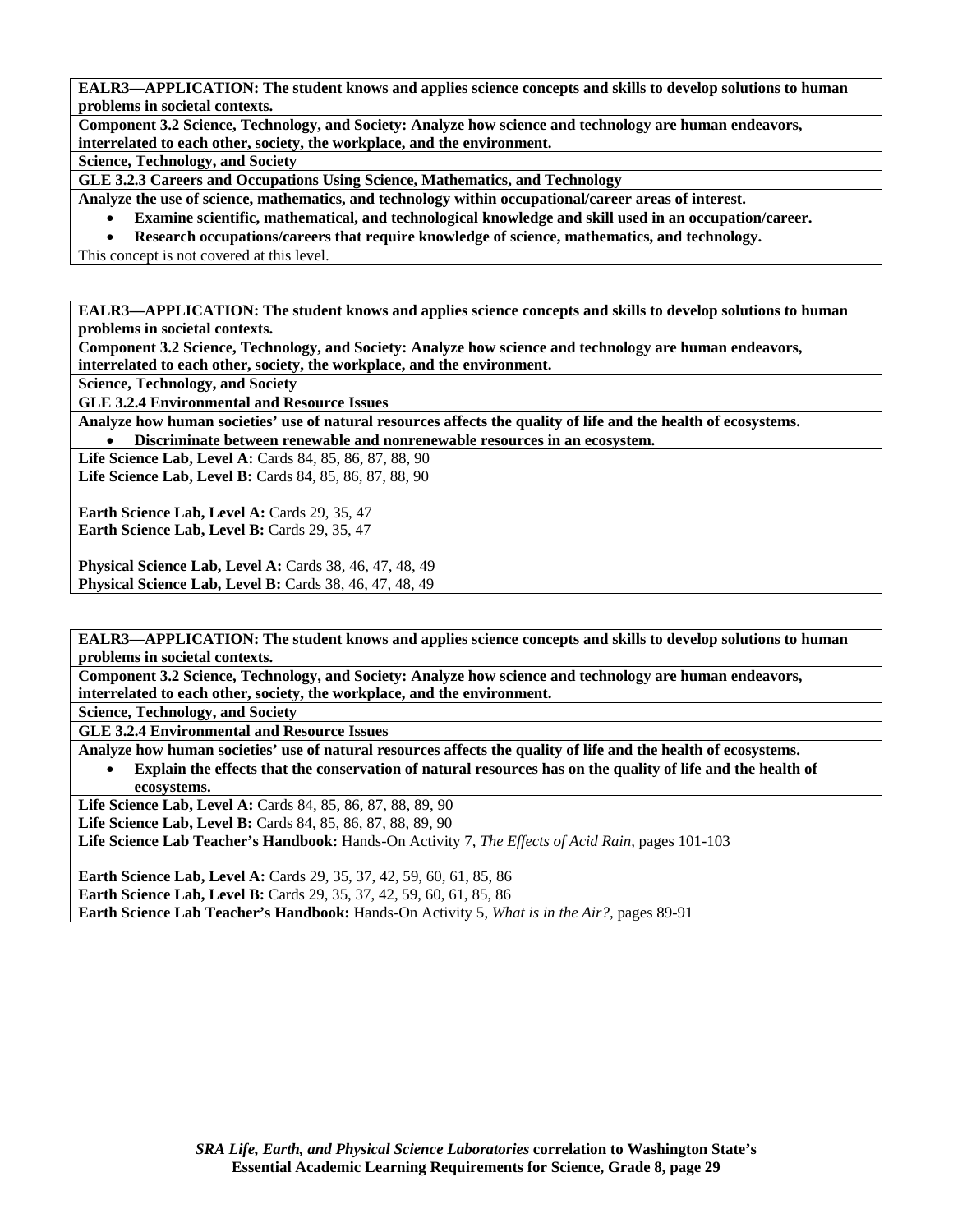**EALR3—APPLICATION: The student knows and applies science concepts and skills to develop solutions to human problems in societal contexts.**

**Component 3.2 Science, Technology, and Society: Analyze how science and technology are human endeavors, interrelated to each other, society, the workplace, and the environment.**

**Science, Technology, and Society**

**GLE 3.2.3 Careers and Occupations Using Science, Mathematics, and Technology**

**Analyze the use of science, mathematics, and technology within occupational/career areas of interest.**

- **Examine scientific, mathematical, and technological knowledge and skill used in an occupation/career.**
- **Research occupations/careers that require knowledge of science, mathematics, and technology.**

This concept is not covered at this level.

---

**EALR3—APPLICATION: The student knows and applies science concepts and skills to develop solutions to human problems in societal contexts.**

**Component 3.2 Science, Technology, and Society: Analyze how science and technology are human endeavors, interrelated to each other, society, the workplace, and the environment.**

**Science, Technology, and Society**

**GLE 3.2.4 Environmental and Resource Issues**

**Analyze how human societies' use of natural resources affects the quality of life and the health of ecosystems.**

- **Discriminate between renewable and nonrenewable resources in an ecosystem.**

**Life Science Lab, Level A:** Cards 84, 85, 86, 87, 88, 90
**Life Science Lab, Level B:** Cards 84, 85, 86, 87, 88, 90

**Earth Science Lab, Level A:** Cards 29, 35, 47
**Earth Science Lab, Level B:** Cards 29, 35, 47

**Physical Science Lab, Level A:** Cards 38, 46, 47, 48, 49
**Physical Science Lab, Level B:** Cards 38, 46, 47, 48, 49

---

**EALR3—APPLICATION: The student knows and applies science concepts and skills to develop solutions to human problems in societal contexts.**

**Component 3.2 Science, Technology, and Society: Analyze how science and technology are human endeavors, interrelated to each other, society, the workplace, and the environment.**

**Science, Technology, and Society**

**GLE 3.2.4 Environmental and Resource Issues**

**Analyze how human societies' use of natural resources affects the quality of life and the health of ecosystems.**

- **Explain the effects that the conservation of natural resources has on the quality of life and the health of ecosystems.**

**Life Science Lab, Level A:** Cards 84, 85, 86, 87, 88, 89, 90
**Life Science Lab, Level B:** Cards 84, 85, 86, 87, 88, 89, 90
**Life Science Lab Teacher's Handbook:** Hands-On Activity 7, *The Effects of Acid Rain,* pages 101-103

**Earth Science Lab, Level A:** Cards 29, 35, 37, 42, 59, 60, 61, 85, 86
**Earth Science Lab, Level B:** Cards 29, 35, 37, 42, 59, 60, 61, 85, 86
**Earth Science Lab Teacher's Handbook:** Hands-On Activity 5, *What is in the Air?,* pages 89-91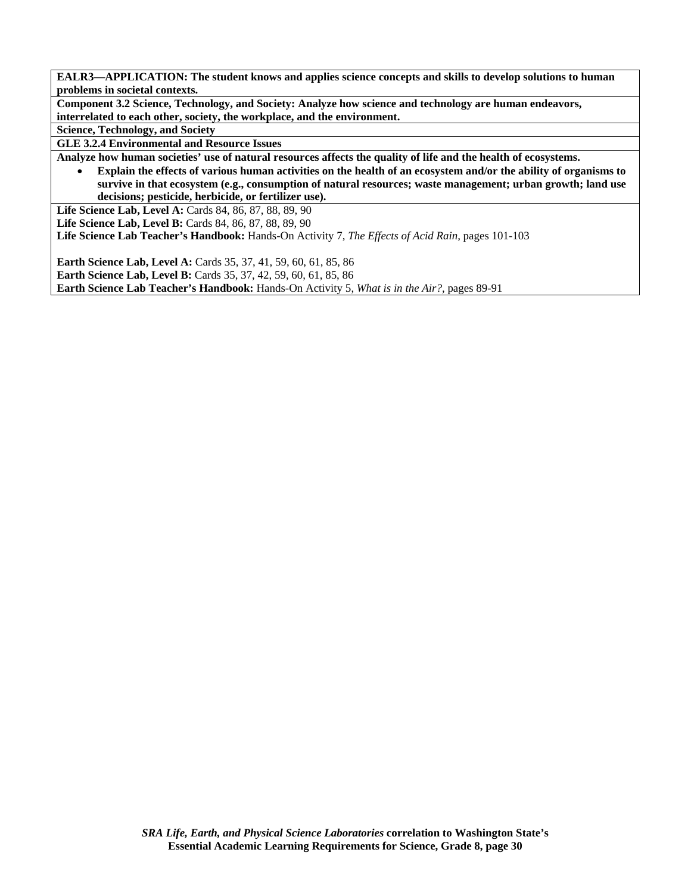**EALR3—APPLICATION: The student knows and applies science concepts and skills to develop solutions to human problems in societal contexts.**

**Component 3.2 Science, Technology, and Society: Analyze how science and technology are human endeavors, interrelated to each other, society, the workplace, and the environment.**

**Science, Technology, and Society**

**GLE 3.2.4 Environmental and Resource Issues**

**Analyze how human societies' use of natural resources affects the quality of life and the health of ecosystems.**

- **Explain the effects of various human activities on the health of an ecosystem and/or the ability of organisms to survive in that ecosystem (e.g., consumption of natural resources; waste management; urban growth; land use decisions; pesticide, herbicide, or fertilizer use).**

**Life Science Lab, Level A:** Cards 84, 86, 87, 88, 89, 90
**Life Science Lab, Level B:** Cards 84, 86, 87, 88, 89, 90
**Life Science Lab Teacher's Handbook:** Hands-On Activity 7, *The Effects of Acid Rain*, pages 101-103

**Earth Science Lab, Level A:** Cards 35, 37, 41, 59, 60, 61, 85, 86
**Earth Science Lab, Level B:** Cards 35, 37, 42, 59, 60, 61, 85, 86
**Earth Science Lab Teacher's Handbook:** Hands-On Activity 5, *What is in the Air?*, pages 89-91